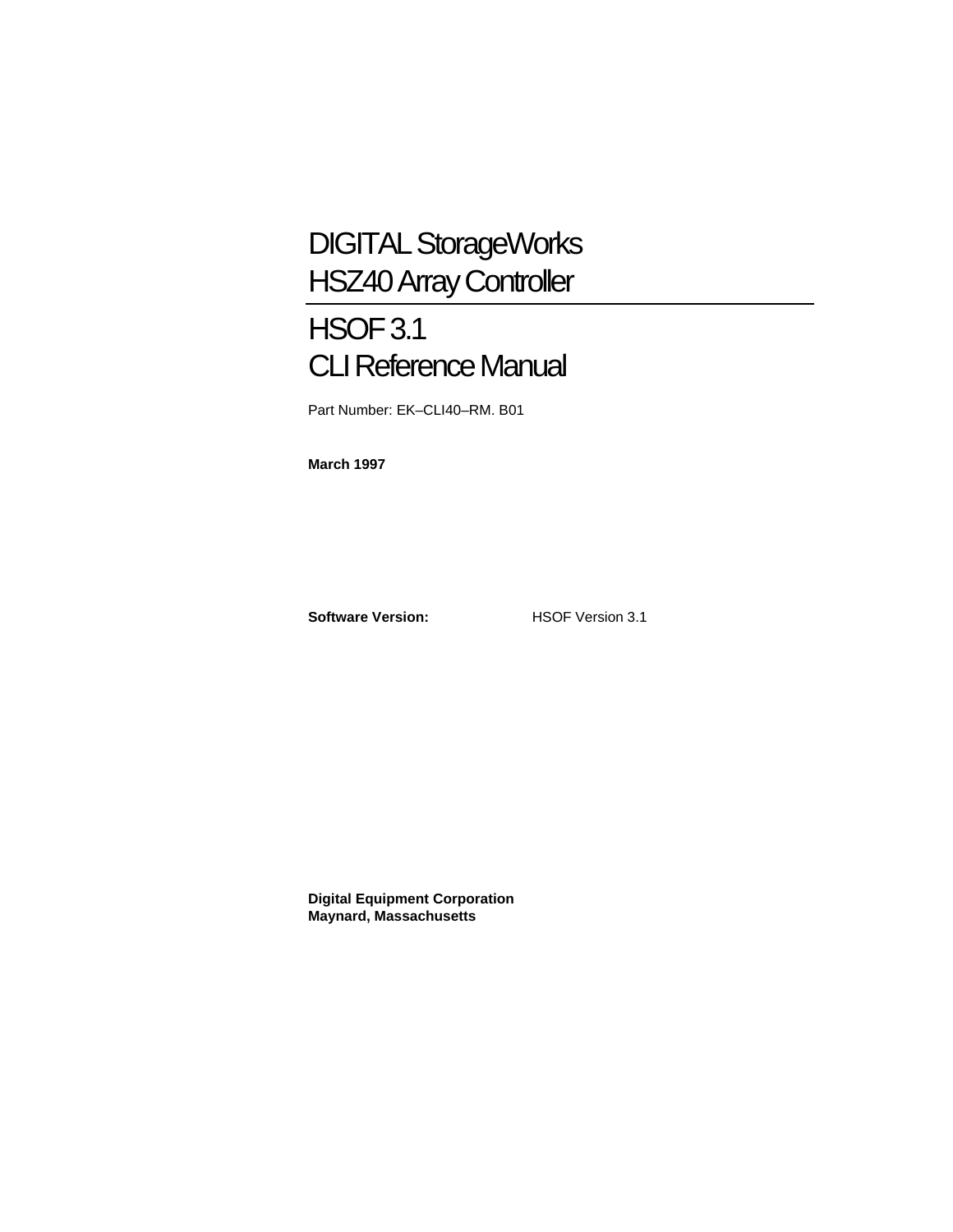# DIGITAL StorageWorks
# HSZ40 Array Controller

## HSOF 3.1
## CLI Reference Manual

Part Number: EK–CLI40–RM. B01

**March 1997**

**Software Version:** HSOF Version 3.1

**Digital Equipment Corporation**
**Maynard, Massachusetts**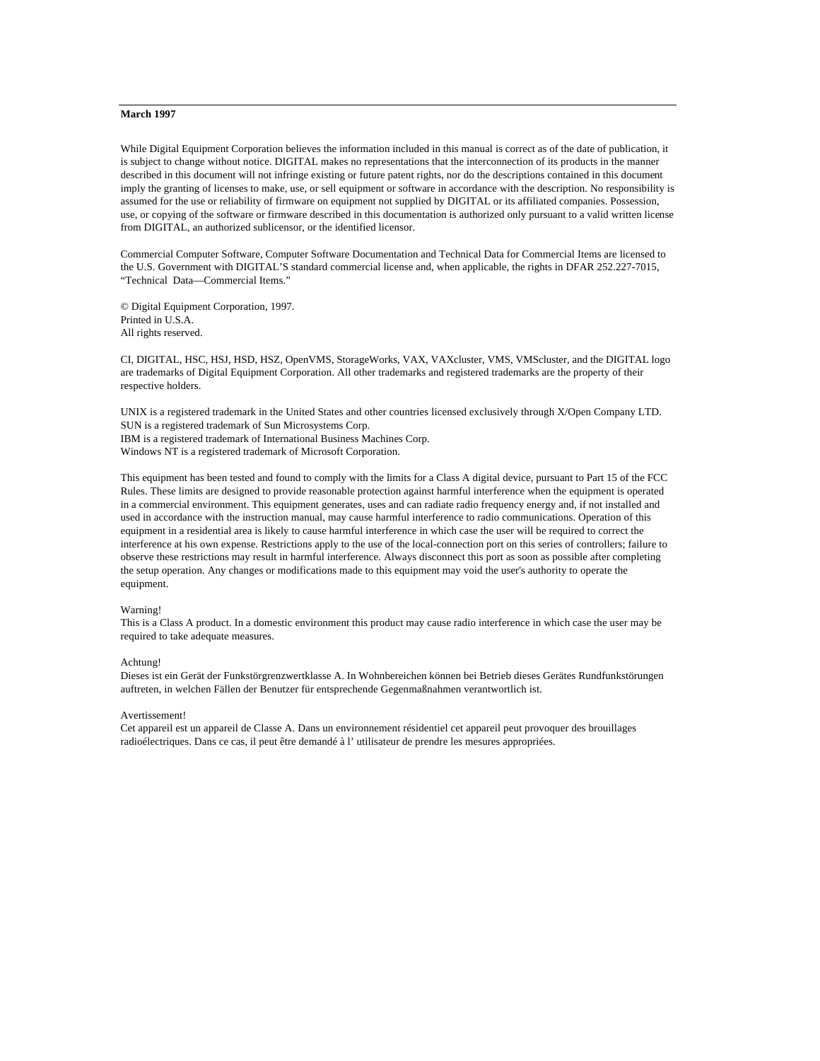**March 1997**

While Digital Equipment Corporation believes the information included in this manual is correct as of the date of publication, it is subject to change without notice. DIGITAL makes no representations that the interconnection of its products in the manner described in this document will not infringe existing or future patent rights, nor do the descriptions contained in this document imply the granting of licenses to make, use, or sell equipment or software in accordance with the description. No responsibility is assumed for the use or reliability of firmware on equipment not supplied by DIGITAL or its affiliated companies. Possession, use, or copying of the software or firmware described in this documentation is authorized only pursuant to a valid written license from DIGITAL, an authorized sublicensor, or the identified licensor.

Commercial Computer Software, Computer Software Documentation and Technical Data for Commercial Items are licensed to the U.S. Government with DIGITAL'S standard commercial license and, when applicable, the rights in DFAR 252.227-7015, "Technical Data—Commercial Items."

© Digital Equipment Corporation, 1997.
Printed in U.S.A.
All rights reserved.

CI, DIGITAL, HSC, HSJ, HSD, HSZ, OpenVMS, StorageWorks, VAX, VAXcluster, VMS, VMScluster, and the DIGITAL logo are trademarks of Digital Equipment Corporation. All other trademarks and registered trademarks are the property of their respective holders.

UNIX is a registered trademark in the United States and other countries licensed exclusively through X/Open Company LTD.
SUN is a registered trademark of Sun Microsystems Corp.
IBM is a registered trademark of International Business Machines Corp.
Windows NT is a registered trademark of Microsoft Corporation.

This equipment has been tested and found to comply with the limits for a Class A digital device, pursuant to Part 15 of the FCC Rules. These limits are designed to provide reasonable protection against harmful interference when the equipment is operated in a commercial environment. This equipment generates, uses and can radiate radio frequency energy and, if not installed and used in accordance with the instruction manual, may cause harmful interference to radio communications. Operation of this equipment in a residential area is likely to cause harmful interference in which case the user will be required to correct the interference at his own expense. Restrictions apply to the use of the local-connection port on this series of controllers; failure to observe these restrictions may result in harmful interference. Always disconnect this port as soon as possible after completing the setup operation. Any changes or modifications made to this equipment may void the user's authority to operate the equipment.

Warning!
This is a Class A product. In a domestic environment this product may cause radio interference in which case the user may be required to take adequate measures.

Achtung!
Dieses ist ein Gerät der Funkstörgrenzwertklasse A. In Wohnbereichen können bei Betrieb dieses Gerätes Rundfunkstörungen auftreten, in welchen Fällen der Benutzer für entsprechende Gegenmaßnahmen verantwortlich ist.

Avertissement!
Cet appareil est un appareil de Classe A. Dans un environnement résidentiel cet appareil peut provoquer des brouillages radioélectriques. Dans ce cas, il peut être demandé à l' utilisateur de prendre les mesures appropriées.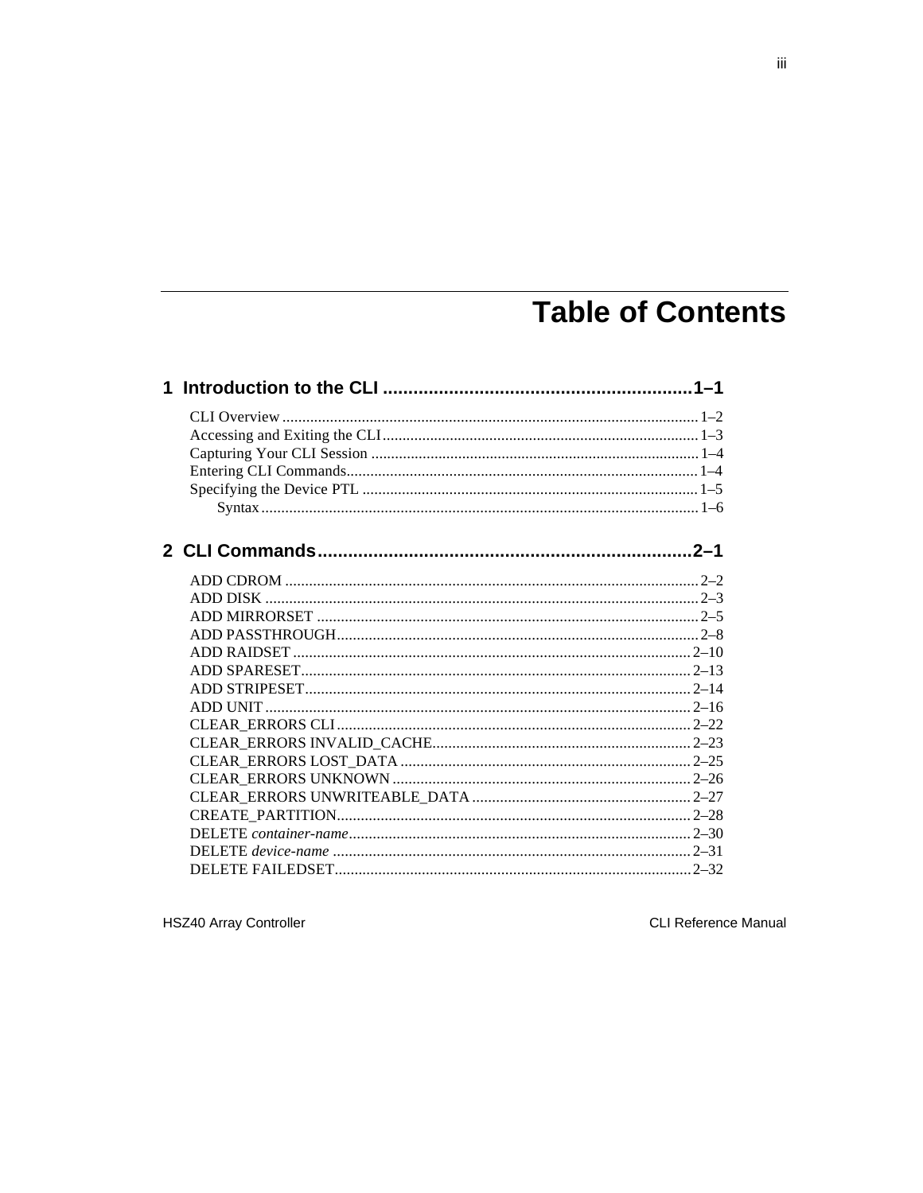# Table of Contents

## 1 Introduction to the CLI ............................................................1–1

CLI Overview ........................................................................................................1–2
Accessing and Exiting the CLI...............................................................................1–3
Capturing Your CLI Session ..................................................................................1–4
Entering CLI Commands........................................................................................1–4
Specifying the Device PTL ....................................................................................1–5
  Syntax.............................................................................................................1–6

## 2 CLI Commands..........................................................................2–1

ADD CDROM .......................................................................................................2–2
ADD DISK ............................................................................................................2–3
ADD MIRRORSET ...............................................................................................2–5
ADD PASSTHROUGH..........................................................................................2–8
ADD RAIDSET ....................................................................................................2–10
ADD SPARESET..................................................................................................2–13
ADD STRIPESET.................................................................................................2–14
ADD UNIT ...........................................................................................................2–16
CLEAR_ERRORS CLI.........................................................................................2–22
CLEAR_ERRORS INVALID_CACHE.................................................................2–23
CLEAR_ERRORS LOST_DATA .........................................................................2–25
CLEAR_ERRORS UNKNOWN ...........................................................................2–26
CLEAR_ERRORS UNWRITEABLE_DATA .......................................................2–27
CREATE_PARTITION.........................................................................................2–28
DELETE *container-name*......................................................................................2–30
DELETE *device-name* ..........................................................................................2–31
DELETE FAILEDSET..........................................................................................2–32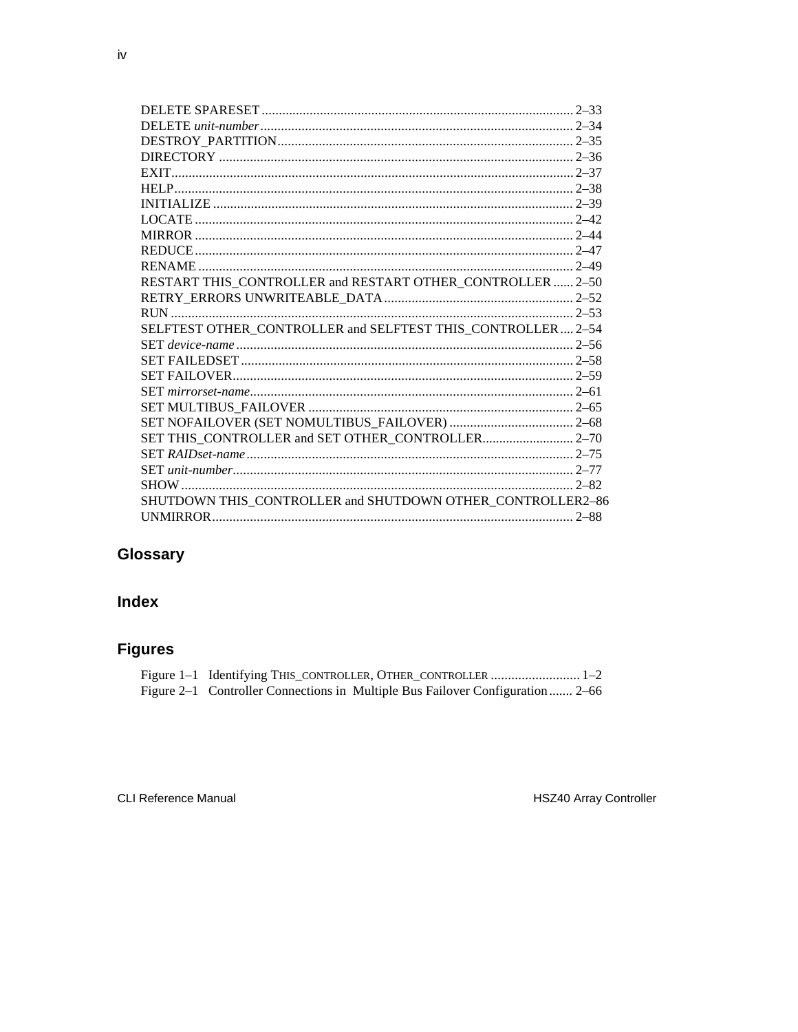DELETE SPARESET .......... 2–33
DELETE *unit-number* .......... 2–34
DESTROY_PARTITION .......... 2–35
DIRECTORY .......... 2–36
EXIT .......... 2–37
HELP .......... 2–38
INITIALIZE .......... 2–39
LOCATE .......... 2–42
MIRROR .......... 2–44
REDUCE .......... 2–47
RENAME .......... 2–49
RESTART THIS_CONTROLLER and RESTART OTHER_CONTROLLER .......... 2–50
RETRY_ERRORS UNWRITEABLE_DATA .......... 2–52
RUN .......... 2–53
SELFTEST OTHER_CONTROLLER and SELFTEST THIS_CONTROLLER .......... 2–54
SET *device-name* .......... 2–56
SET FAILEDSET .......... 2–58
SET FAILOVER .......... 2–59
SET *mirrorset-name* .......... 2–61
SET MULTIBUS_FAILOVER .......... 2–65
SET NOFAILOVER (SET NOMULTIBUS_FAILOVER) .......... 2–68
SET THIS_CONTROLLER and SET OTHER_CONTROLLER .......... 2–70
SET *RAIDset-name* .......... 2–75
SET *unit-number* .......... 2–77
SHOW .......... 2–82
SHUTDOWN THIS_CONTROLLER and SHUTDOWN OTHER_CONTROLLER 2–86
UNMIRROR .......... 2–88

## Glossary

## Index

## Figures

Figure 1–1 Identifying THIS_CONTROLLER, OTHER_CONTROLLER .......... 1–2
Figure 2–1 Controller Connections in Multiple Bus Failover Configuration .......... 2–66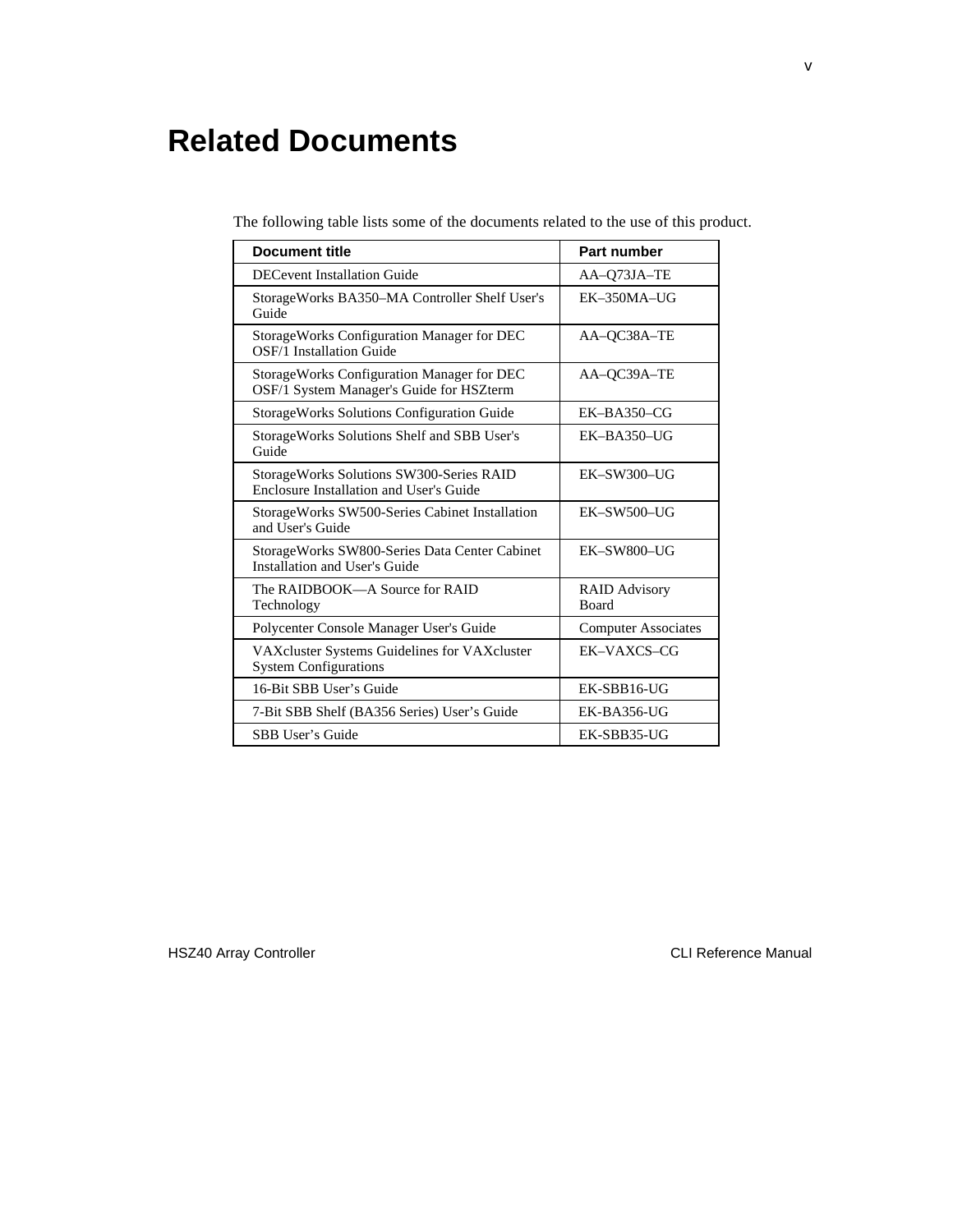# Related Documents

The following table lists some of the documents related to the use of this product.

| Document title | Part number |
| --- | --- |
| DECevent Installation Guide | AA–Q73JA–TE |
| StorageWorks BA350–MA Controller Shelf User's Guide | EK–350MA–UG |
| StorageWorks Configuration Manager for DEC OSF/1 Installation Guide | AA–QC38A–TE |
| StorageWorks Configuration Manager for DEC OSF/1 System Manager's Guide for HSZterm | AA–QC39A–TE |
| StorageWorks Solutions Configuration Guide | EK–BA350–CG |
| StorageWorks Solutions Shelf and SBB User's Guide | EK–BA350–UG |
| StorageWorks Solutions SW300-Series RAID Enclosure Installation and User's Guide | EK–SW300–UG |
| StorageWorks SW500-Series Cabinet Installation and User's Guide | EK–SW500–UG |
| StorageWorks SW800-Series Data Center Cabinet Installation and User's Guide | EK–SW800–UG |
| The RAIDBOOK—A Source for RAID Technology | RAID Advisory Board |
| Polycenter Console Manager User's Guide | Computer Associates |
| VAXcluster Systems Guidelines for VAXcluster System Configurations | EK–VAXCS–CG |
| 16-Bit SBB User’s Guide | EK-SBB16-UG |
| 7-Bit SBB Shelf (BA356 Series) User’s Guide | EK-BA356-UG |
| SBB User’s Guide | EK-SBB35-UG |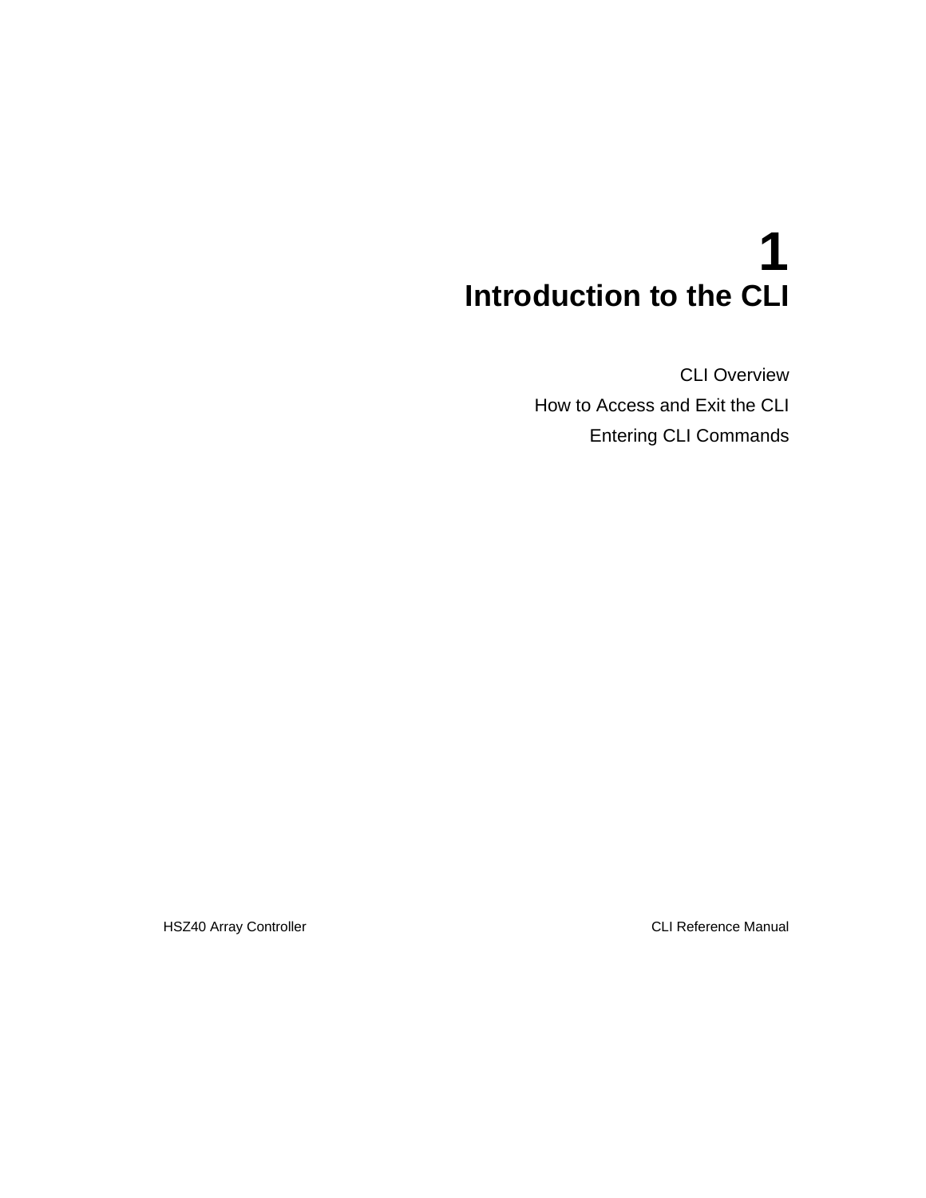# 1
# Introduction to the CLI

CLI Overview

How to Access and Exit the CLI

Entering CLI Commands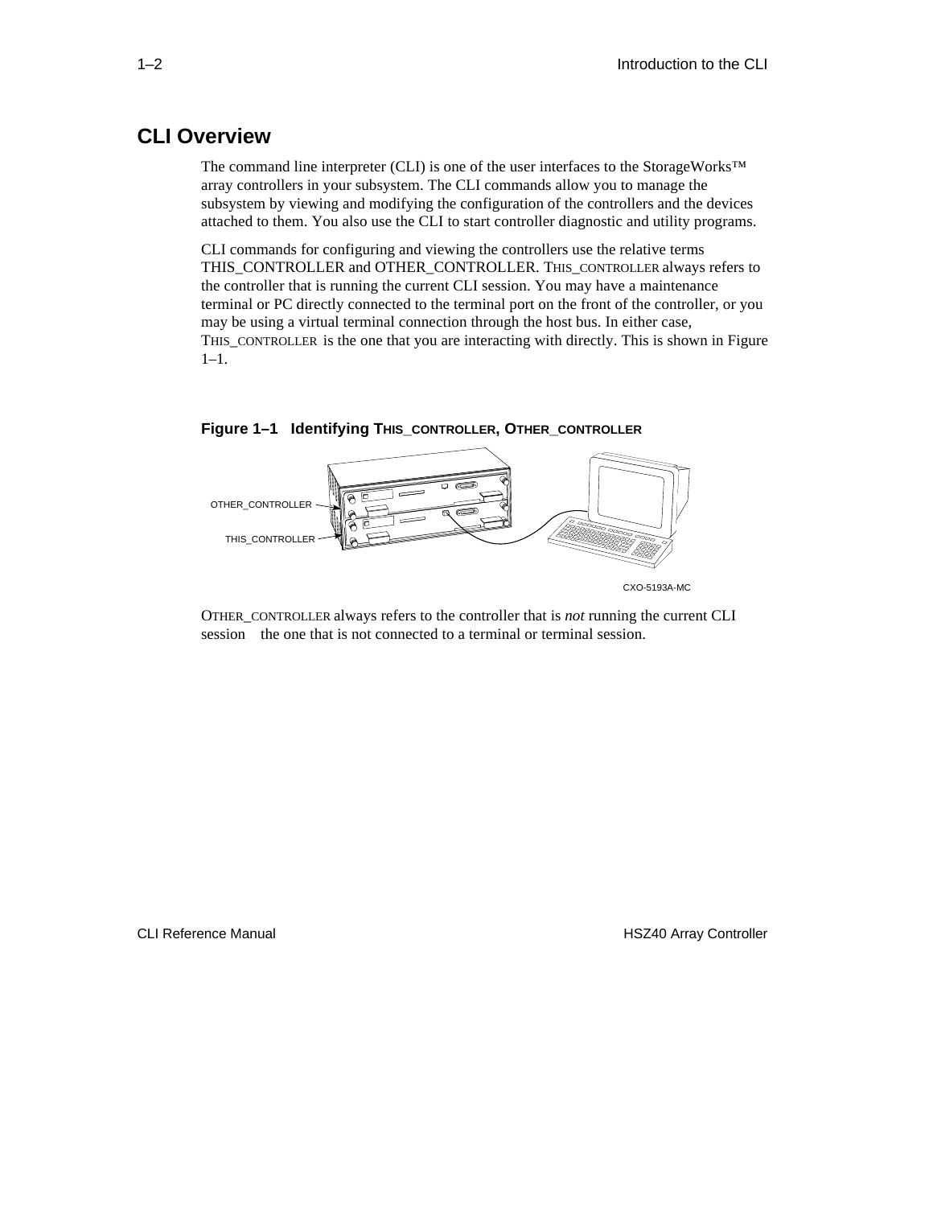## CLI Overview

The command line interpreter (CLI) is one of the user interfaces to the StorageWorks™ array controllers in your subsystem. The CLI commands allow you to manage the subsystem by viewing and modifying the configuration of the controllers and the devices attached to them. You also use the CLI to start controller diagnostic and utility programs.

CLI commands for configuring and viewing the controllers use the relative terms THIS_CONTROLLER and OTHER_CONTROLLER. THIS_CONTROLLER always refers to the controller that is running the current CLI session. You may have a maintenance terminal or PC directly connected to the terminal port on the front of the controller, or you may be using a virtual terminal connection through the host bus. In either case, THIS_CONTROLLER is the one that you are interacting with directly. This is shown in Figure 1–1.

**Figure 1–1 Identifying THIS_CONTROLLER, OTHER_CONTROLLER**

OTHER_CONTROLLER

THIS_CONTROLLER

CXO-5193A-MC

OTHER_CONTROLLER always refers to the controller that is *not* running the current CLI session the one that is not connected to a terminal or terminal session.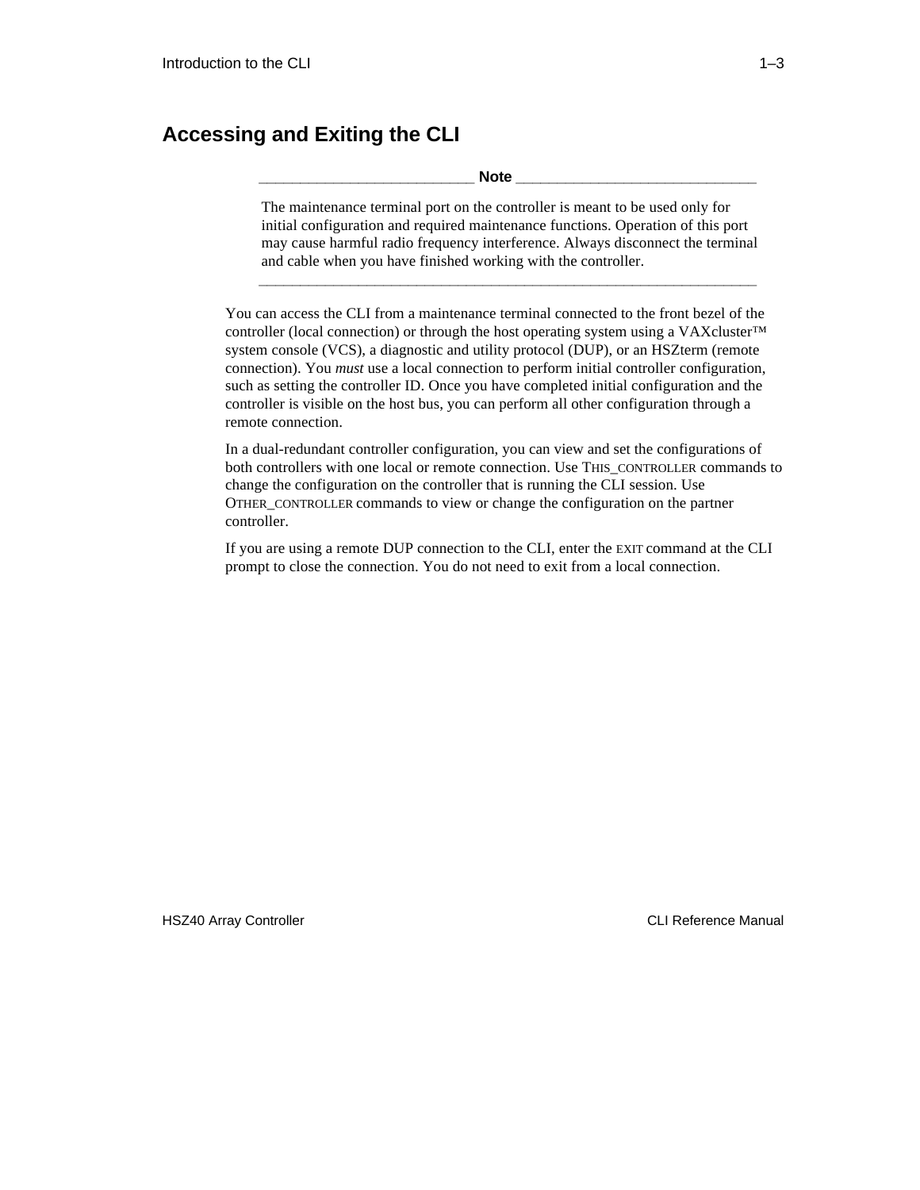## Accessing and Exiting the CLI

> **Note**
>
> The maintenance terminal port on the controller is meant to be used only for initial configuration and required maintenance functions. Operation of this port may cause harmful radio frequency interference. Always disconnect the terminal and cable when you have finished working with the controller.

You can access the CLI from a maintenance terminal connected to the front bezel of the controller (local connection) or through the host operating system using a VAXcluster™ system console (VCS), a diagnostic and utility protocol (DUP), or an HSZterm (remote connection). You *must* use a local connection to perform initial controller configuration, such as setting the controller ID. Once you have completed initial configuration and the controller is visible on the host bus, you can perform all other configuration through a remote connection.

In a dual-redundant controller configuration, you can view and set the configurations of both controllers with one local or remote connection. Use THIS_CONTROLLER commands to change the configuration on the controller that is running the CLI session. Use OTHER_CONTROLLER commands to view or change the configuration on the partner controller.

If you are using a remote DUP connection to the CLI, enter the EXIT command at the CLI prompt to close the connection. You do not need to exit from a local connection.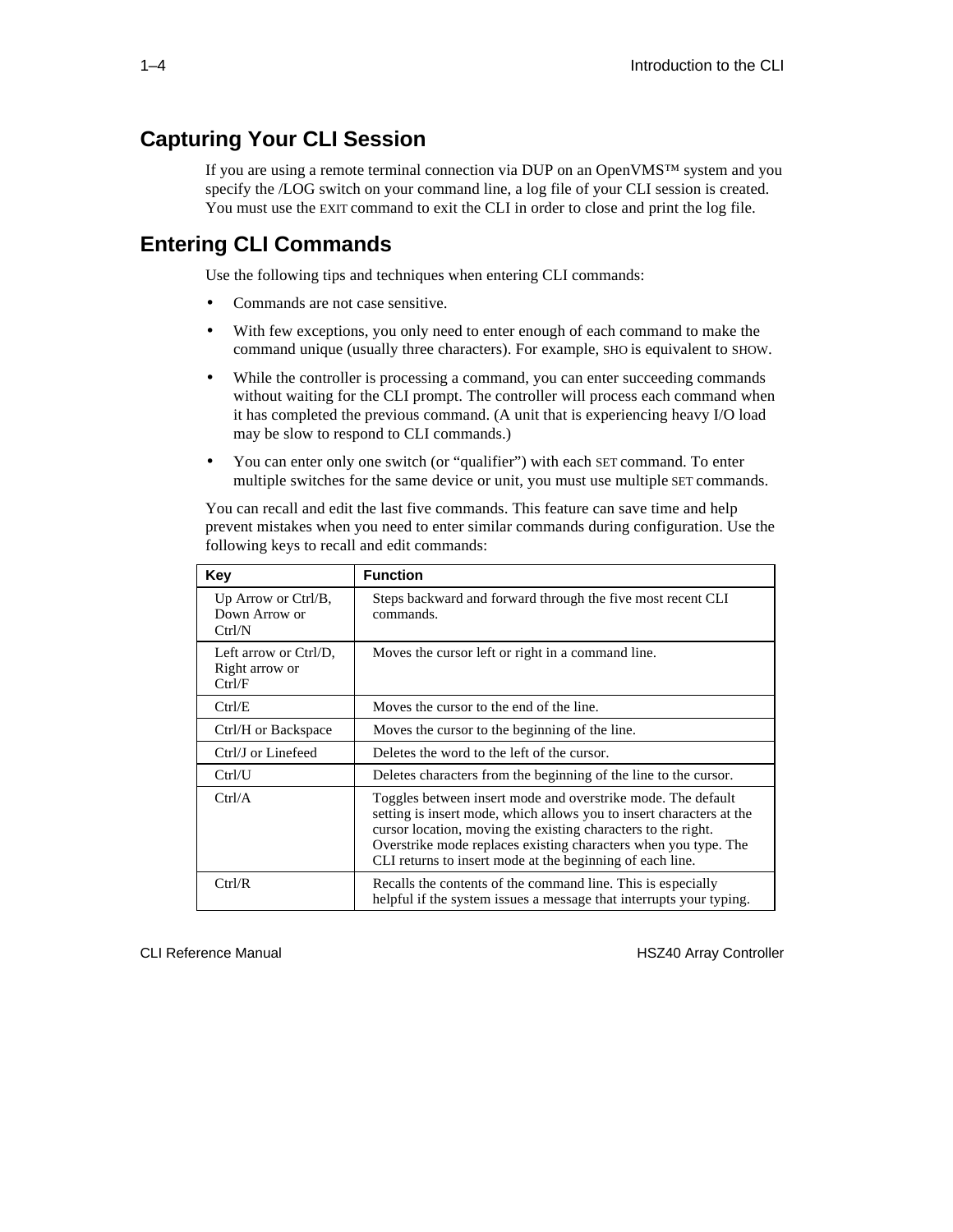## Capturing Your CLI Session

If you are using a remote terminal connection via DUP on an OpenVMS™ system and you specify the /LOG switch on your command line, a log file of your CLI session is created. You must use the EXIT command to exit the CLI in order to close and print the log file.

## Entering CLI Commands

Use the following tips and techniques when entering CLI commands:

- Commands are not case sensitive.
- With few exceptions, you only need to enter enough of each command to make the command unique (usually three characters). For example, SHO is equivalent to SHOW.
- While the controller is processing a command, you can enter succeeding commands without waiting for the CLI prompt. The controller will process each command when it has completed the previous command. (A unit that is experiencing heavy I/O load may be slow to respond to CLI commands.)
- You can enter only one switch (or "qualifier") with each SET command. To enter multiple switches for the same device or unit, you must use multiple SET commands.

You can recall and edit the last five commands. This feature can save time and help prevent mistakes when you need to enter similar commands during configuration. Use the following keys to recall and edit commands:

| Key | Function |
|---|---|
| Up Arrow or Ctrl/B, Down Arrow or Ctrl/N | Steps backward and forward through the five most recent CLI commands. |
| Left arrow or Ctrl/D, Right arrow or Ctrl/F | Moves the cursor left or right in a command line. |
| Ctrl/E | Moves the cursor to the end of the line. |
| Ctrl/H or Backspace | Moves the cursor to the beginning of the line. |
| Ctrl/J or Linefeed | Deletes the word to the left of the cursor. |
| Ctrl/U | Deletes characters from the beginning of the line to the cursor. |
| Ctrl/A | Toggles between insert mode and overstrike mode. The default setting is insert mode, which allows you to insert characters at the cursor location, moving the existing characters to the right. Overstrike mode replaces existing characters when you type. The CLI returns to insert mode at the beginning of each line. |
| Ctrl/R | Recalls the contents of the command line. This is especially helpful if the system issues a message that interrupts your typing. |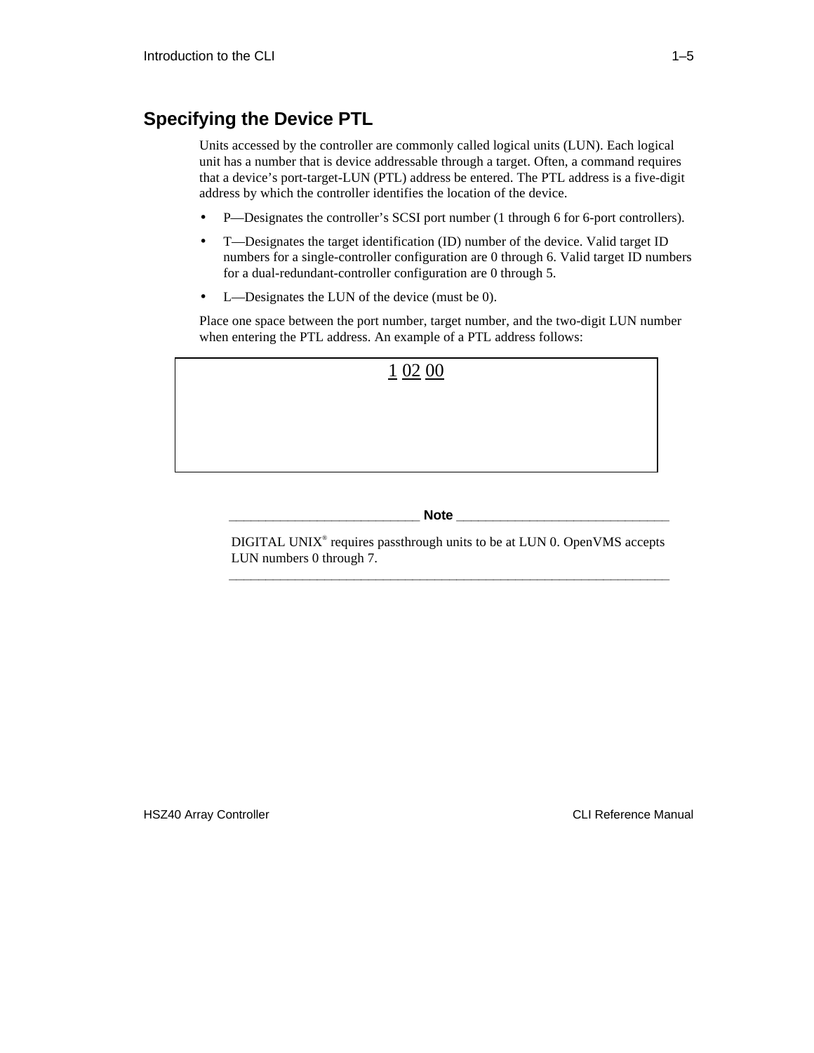## Specifying the Device PTL

Units accessed by the controller are commonly called logical units (LUN). Each logical unit has a number that is device addressable through a target. Often, a command requires that a device's port-target-LUN (PTL) address be entered. The PTL address is a five-digit address by which the controller identifies the location of the device.

- P—Designates the controller's SCSI port number (1 through 6 for 6-port controllers).
- T—Designates the target identification (ID) number of the device. Valid target ID numbers for a single-controller configuration are 0 through 6. Valid target ID numbers for a dual-redundant-controller configuration are 0 through 5.
- L—Designates the LUN of the device (must be 0).

Place one space between the port number, target number, and the two-digit LUN number when entering the PTL address. An example of a PTL address follows:

```
1 02 00
```

**Note**

DIGITAL UNIX® requires passthrough units to be at LUN 0. OpenVMS accepts LUN numbers 0 through 7.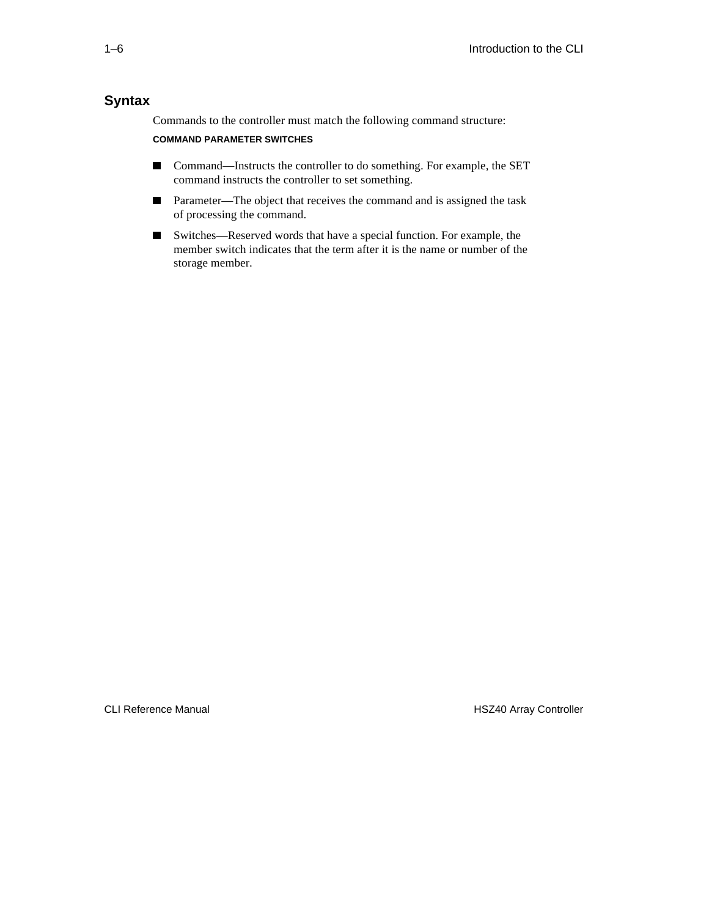## Syntax

Commands to the controller must match the following command structure:

**COMMAND PARAMETER SWITCHES**

- Command—Instructs the controller to do something. For example, the SET command instructs the controller to set something.
- Parameter—The object that receives the command and is assigned the task of processing the command.
- Switches—Reserved words that have a special function. For example, the member switch indicates that the term after it is the name or number of the storage member.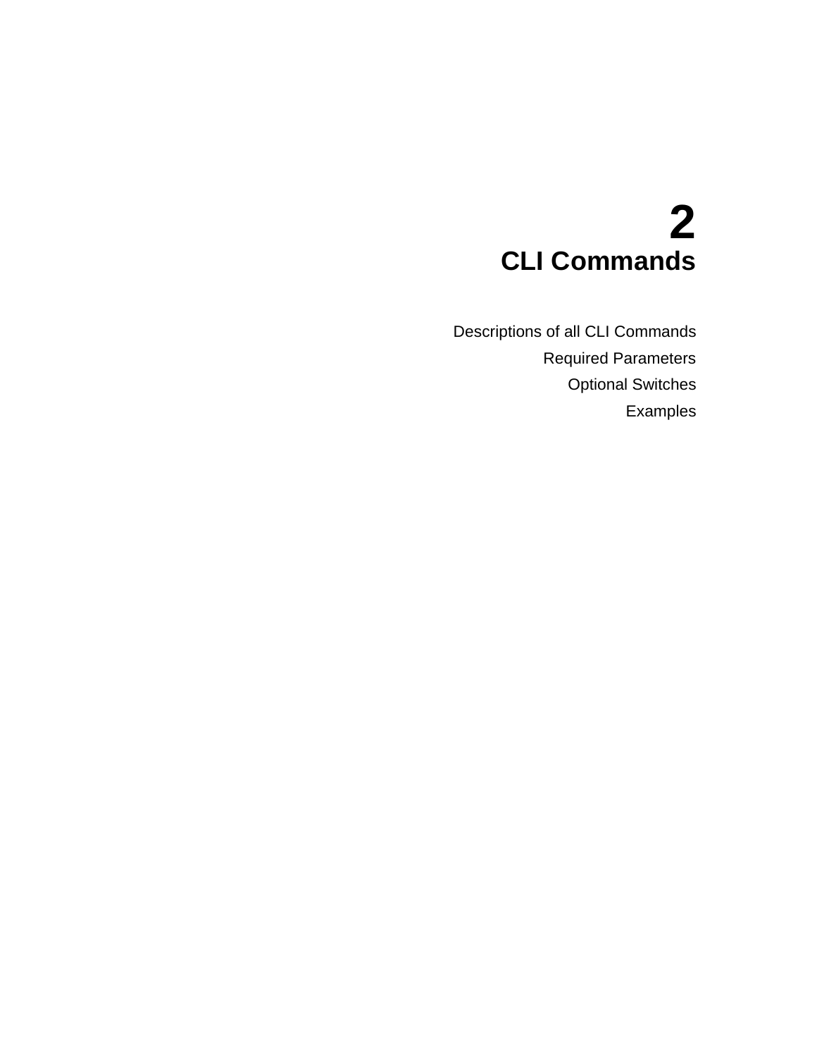# 2
# CLI Commands

Descriptions of all CLI Commands

Required Parameters

Optional Switches

Examples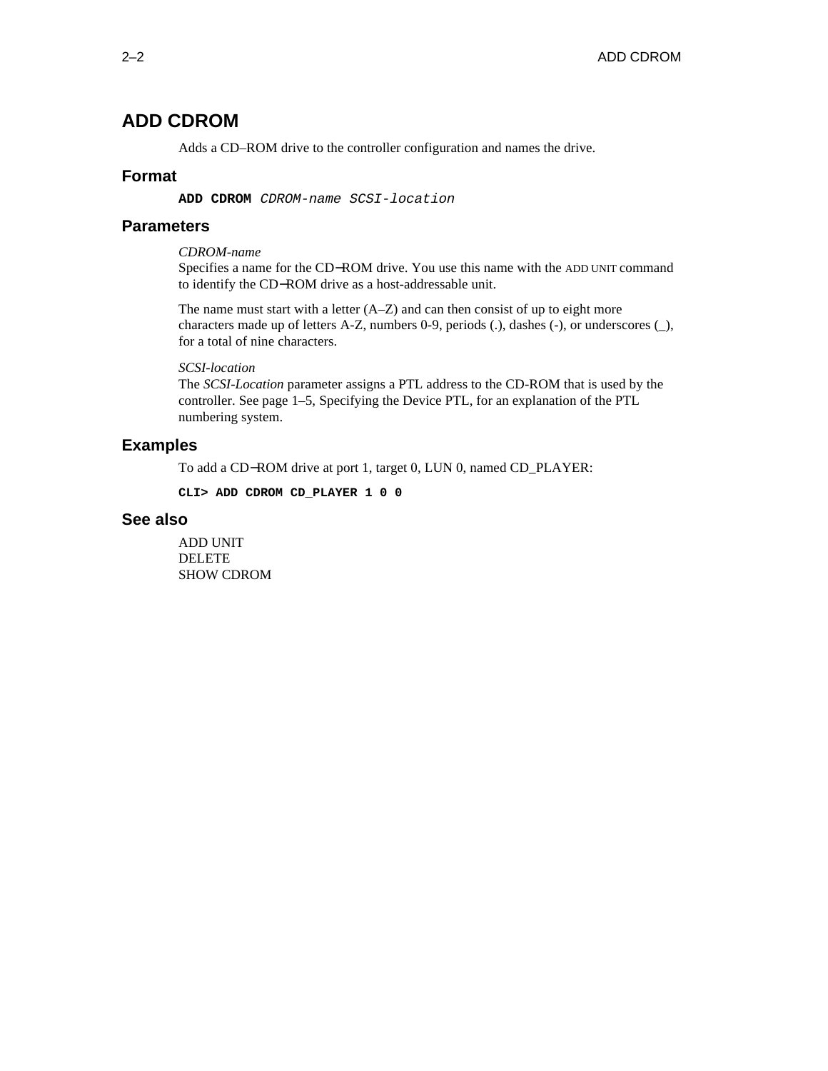# ADD CDROM

Adds a CD–ROM drive to the controller configuration and names the drive.

## Format

**ADD CDROM** *CDROM-name SCSI-location*

## Parameters

*CDROM-name*
Specifies a name for the CD−ROM drive. You use this name with the ADD UNIT command to identify the CD−ROM drive as a host-addressable unit.

The name must start with a letter (A–Z) and can then consist of up to eight more characters made up of letters A-Z, numbers 0-9, periods (.), dashes (-), or underscores (_), for a total of nine characters.

*SCSI-location*
The *SCSI-Location* parameter assigns a PTL address to the CD-ROM that is used by the controller. See page 1–5, Specifying the Device PTL, for an explanation of the PTL numbering system.

## Examples

To add a CD−ROM drive at port 1, target 0, LUN 0, named CD_PLAYER:

```
CLI> ADD CDROM CD_PLAYER 1 0 0
```

## See also

ADD UNIT
DELETE
SHOW CDROM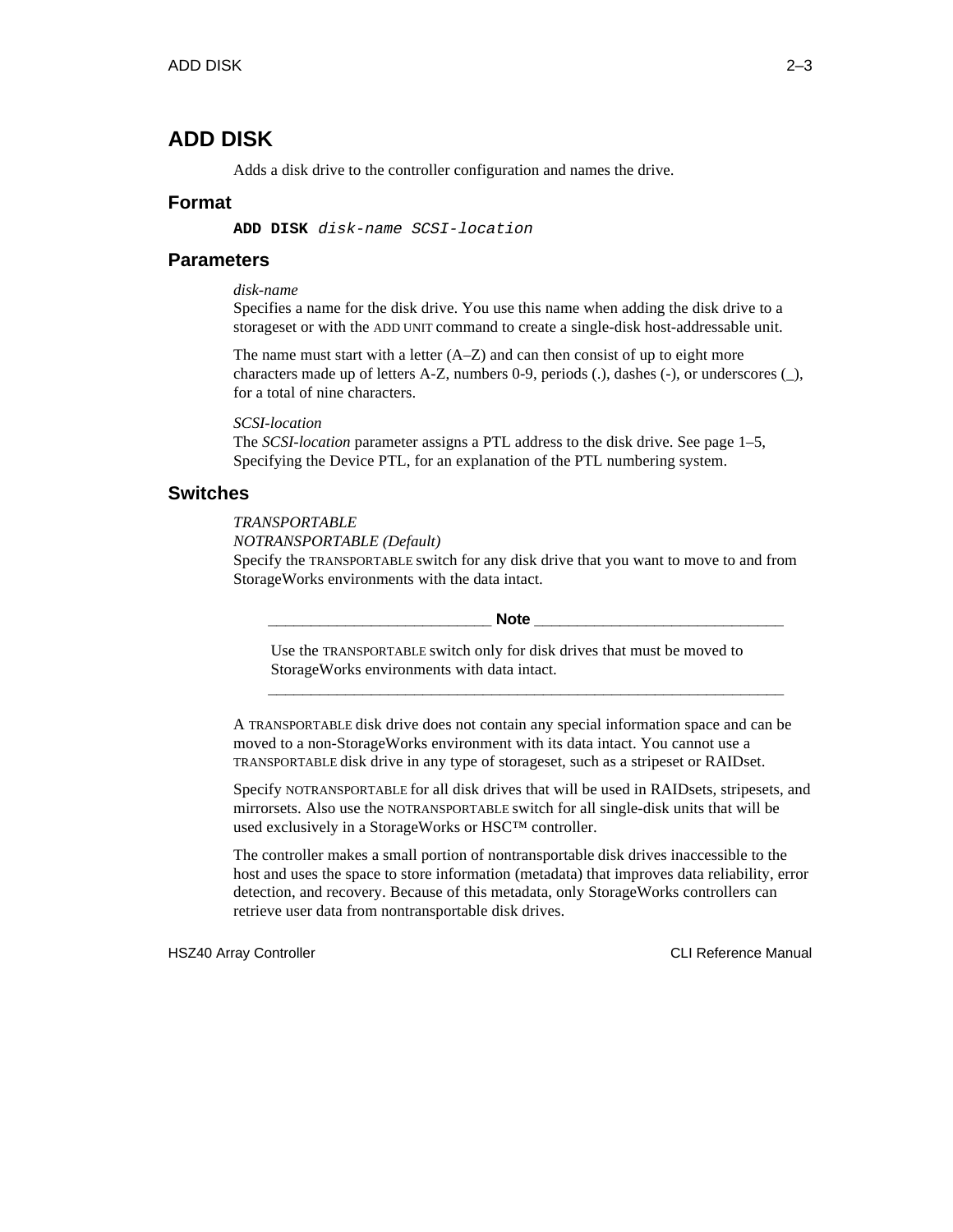# ADD DISK

Adds a disk drive to the controller configuration and names the drive.

## Format

**ADD DISK** *disk-name SCSI-location*

## Parameters

*disk-name*
Specifies a name for the disk drive. You use this name when adding the disk drive to a storageset or with the ADD UNIT command to create a single-disk host-addressable unit.

The name must start with a letter (A–Z) and can then consist of up to eight more characters made up of letters A-Z, numbers 0-9, periods (.), dashes (-), or underscores (_), for a total of nine characters.

*SCSI-location*
The *SCSI-location* parameter assigns a PTL address to the disk drive. See page 1–5, Specifying the Device PTL, for an explanation of the PTL numbering system.

## Switches

*TRANSPORTABLE*
*NOTRANSPORTABLE (Default)*
Specify the TRANSPORTABLE switch for any disk drive that you want to move to and from StorageWorks environments with the data intact.

> **Note**
>
> Use the TRANSPORTABLE switch only for disk drives that must be moved to StorageWorks environments with data intact.

A TRANSPORTABLE disk drive does not contain any special information space and can be moved to a non-StorageWorks environment with its data intact. You cannot use a TRANSPORTABLE disk drive in any type of storageset, such as a stripeset or RAIDset.

Specify NOTRANSPORTABLE for all disk drives that will be used in RAIDsets, stripesets, and mirrorsets. Also use the NOTRANSPORTABLE switch for all single-disk units that will be used exclusively in a StorageWorks or HSC™ controller.

The controller makes a small portion of nontransportable disk drives inaccessible to the host and uses the space to store information (metadata) that improves data reliability, error detection, and recovery. Because of this metadata, only StorageWorks controllers can retrieve user data from nontransportable disk drives.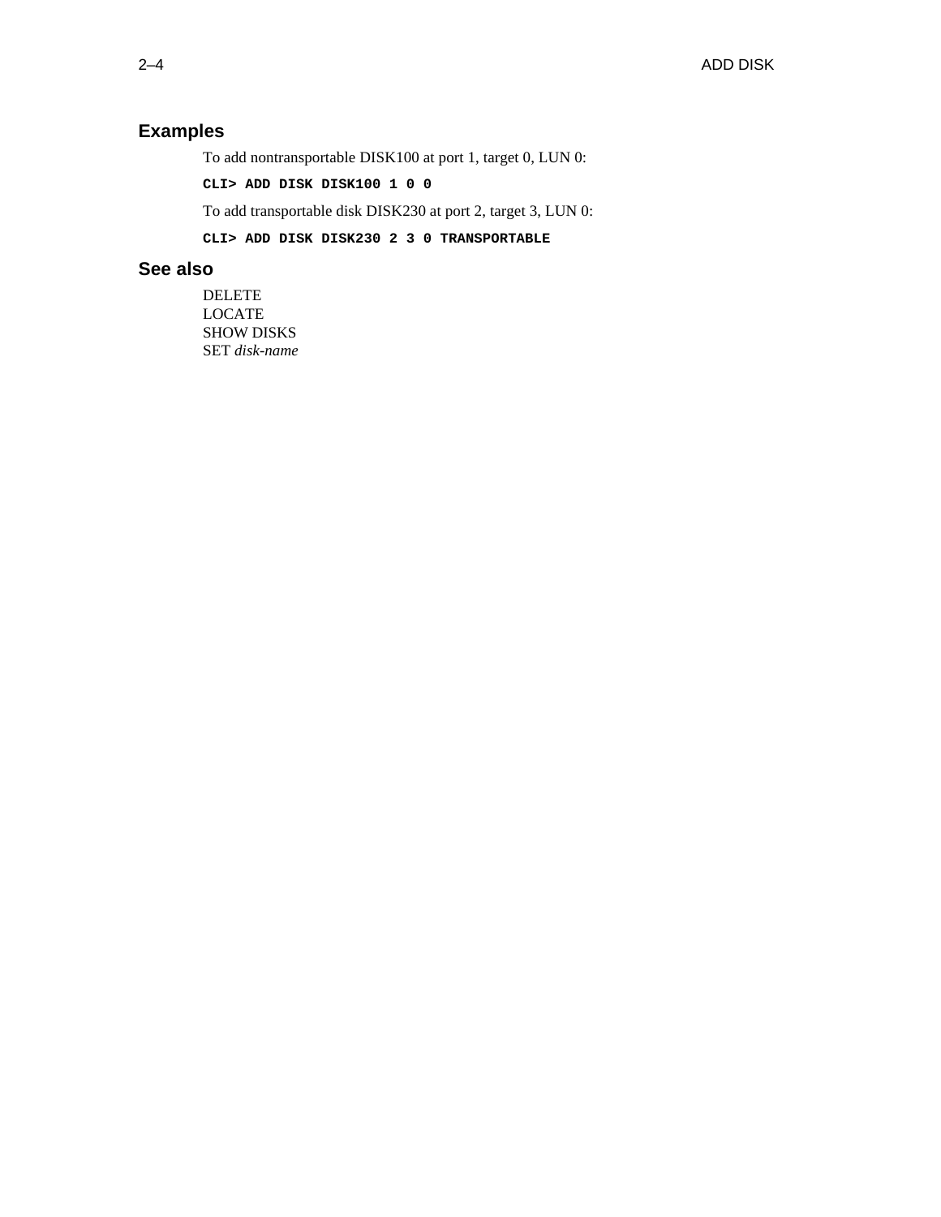## Examples

To add nontransportable DISK100 at port 1, target 0, LUN 0:

```
CLI> ADD DISK DISK100 1 0 0
```

To add transportable disk DISK230 at port 2, target 3, LUN 0:

```
CLI> ADD DISK DISK230 2 3 0 TRANSPORTABLE
```

## See also

DELETE
LOCATE
SHOW DISKS
SET *disk-name*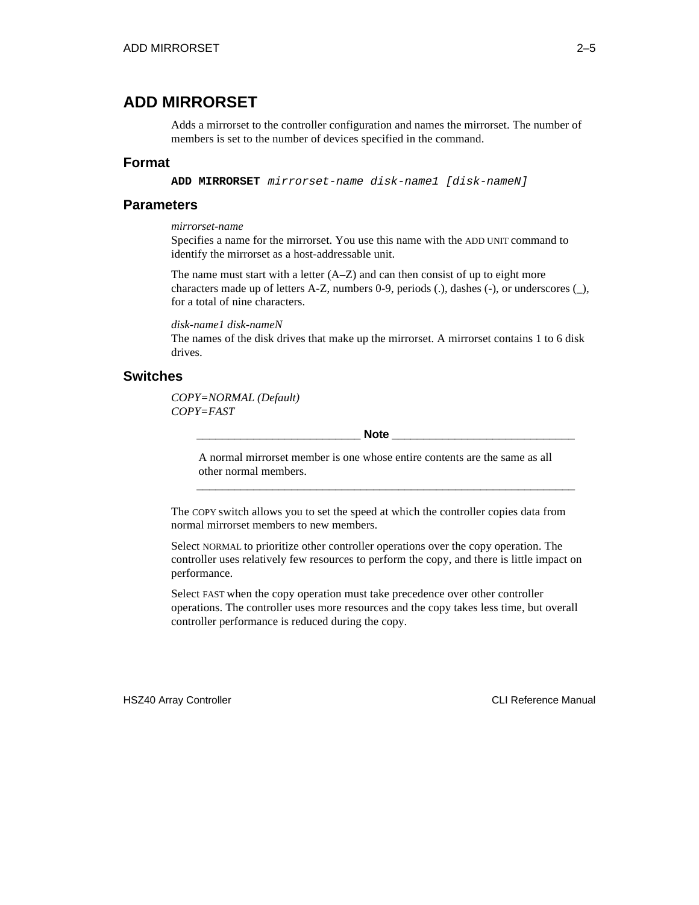# ADD MIRRORSET

Adds a mirrorset to the controller configuration and names the mirrorset. The number of members is set to the number of devices specified in the command.

## Format

```
ADD MIRRORSET mirrorset-name disk-name1 [disk-nameN]
```

## Parameters

*mirrorset-name*
Specifies a name for the mirrorset. You use this name with the ADD UNIT command to identify the mirrorset as a host-addressable unit.

The name must start with a letter (A–Z) and can then consist of up to eight more characters made up of letters A-Z, numbers 0-9, periods (.), dashes (-), or underscores (_), for a total of nine characters.

*disk-name1 disk-nameN*
The names of the disk drives that make up the mirrorset. A mirrorset contains 1 to 6 disk drives.

## Switches

*COPY=NORMAL (Default)*
*COPY=FAST*

> **Note**
>
> A normal mirrorset member is one whose entire contents are the same as all other normal members.

The COPY switch allows you to set the speed at which the controller copies data from normal mirrorset members to new members.

Select NORMAL to prioritize other controller operations over the copy operation. The controller uses relatively few resources to perform the copy, and there is little impact on performance.

Select FAST when the copy operation must take precedence over other controller operations. The controller uses more resources and the copy takes less time, but overall controller performance is reduced during the copy.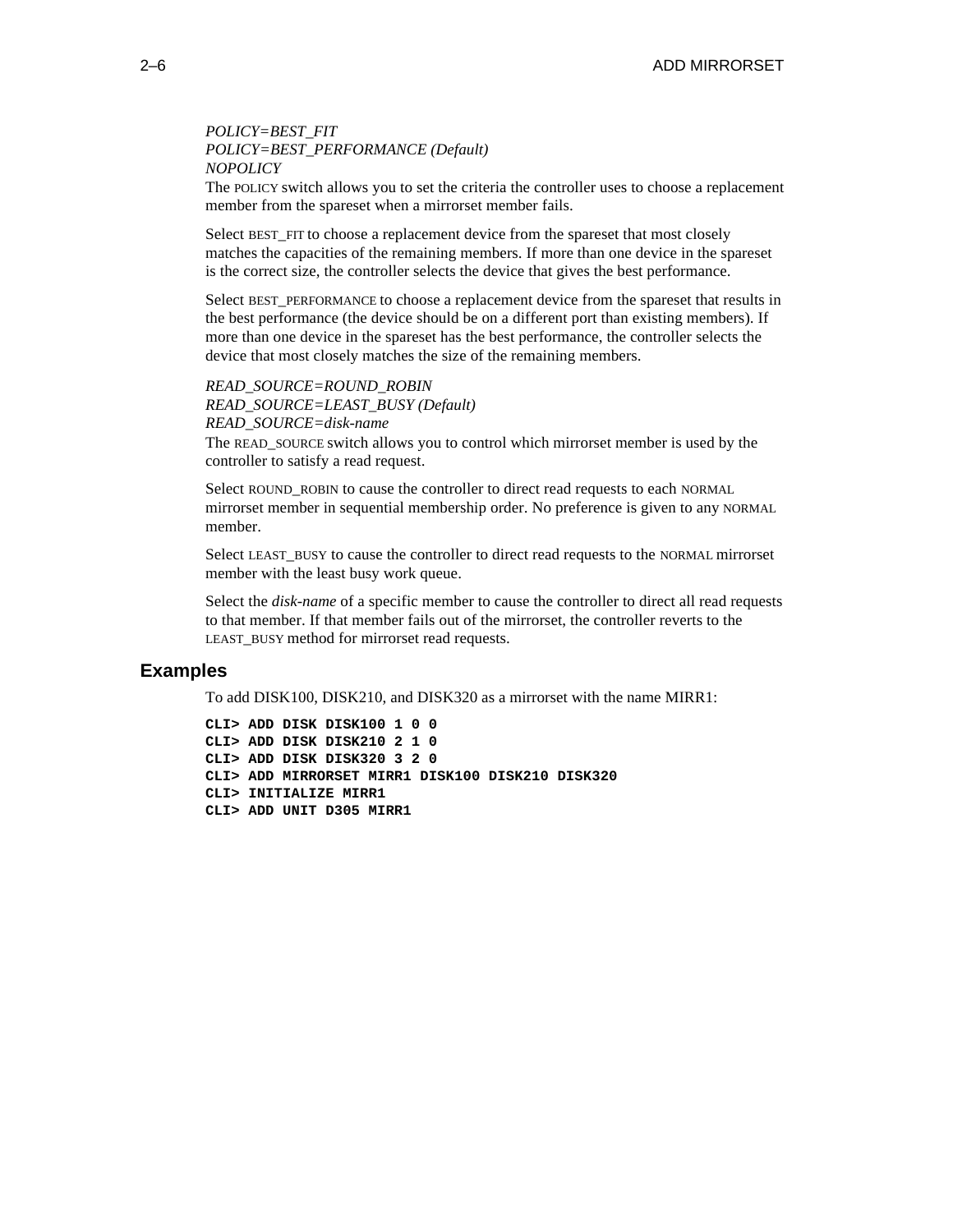*POLICY=BEST_FIT*
*POLICY=BEST_PERFORMANCE (Default)*
*NOPOLICY*
The POLICY switch allows you to set the criteria the controller uses to choose a replacement member from the spareset when a mirrorset member fails.

Select BEST_FIT to choose a replacement device from the spareset that most closely matches the capacities of the remaining members. If more than one device in the spareset is the correct size, the controller selects the device that gives the best performance.

Select BEST_PERFORMANCE to choose a replacement device from the spareset that results in the best performance (the device should be on a different port than existing members). If more than one device in the spareset has the best performance, the controller selects the device that most closely matches the size of the remaining members.

*READ_SOURCE=ROUND_ROBIN*
*READ_SOURCE=LEAST_BUSY (Default)*
*READ_SOURCE=disk-name*
The READ_SOURCE switch allows you to control which mirrorset member is used by the controller to satisfy a read request.

Select ROUND_ROBIN to cause the controller to direct read requests to each NORMAL mirrorset member in sequential membership order. No preference is given to any NORMAL member.

Select LEAST_BUSY to cause the controller to direct read requests to the NORMAL mirrorset member with the least busy work queue.

Select the *disk-name* of a specific member to cause the controller to direct all read requests to that member. If that member fails out of the mirrorset, the controller reverts to the LEAST_BUSY method for mirrorset read requests.

## Examples

To add DISK100, DISK210, and DISK320 as a mirrorset with the name MIRR1:

```
CLI> ADD DISK DISK100 1 0 0
CLI> ADD DISK DISK210 2 1 0
CLI> ADD DISK DISK320 3 2 0
CLI> ADD MIRRORSET MIRR1 DISK100 DISK210 DISK320
CLI> INITIALIZE MIRR1
CLI> ADD UNIT D305 MIRR1
```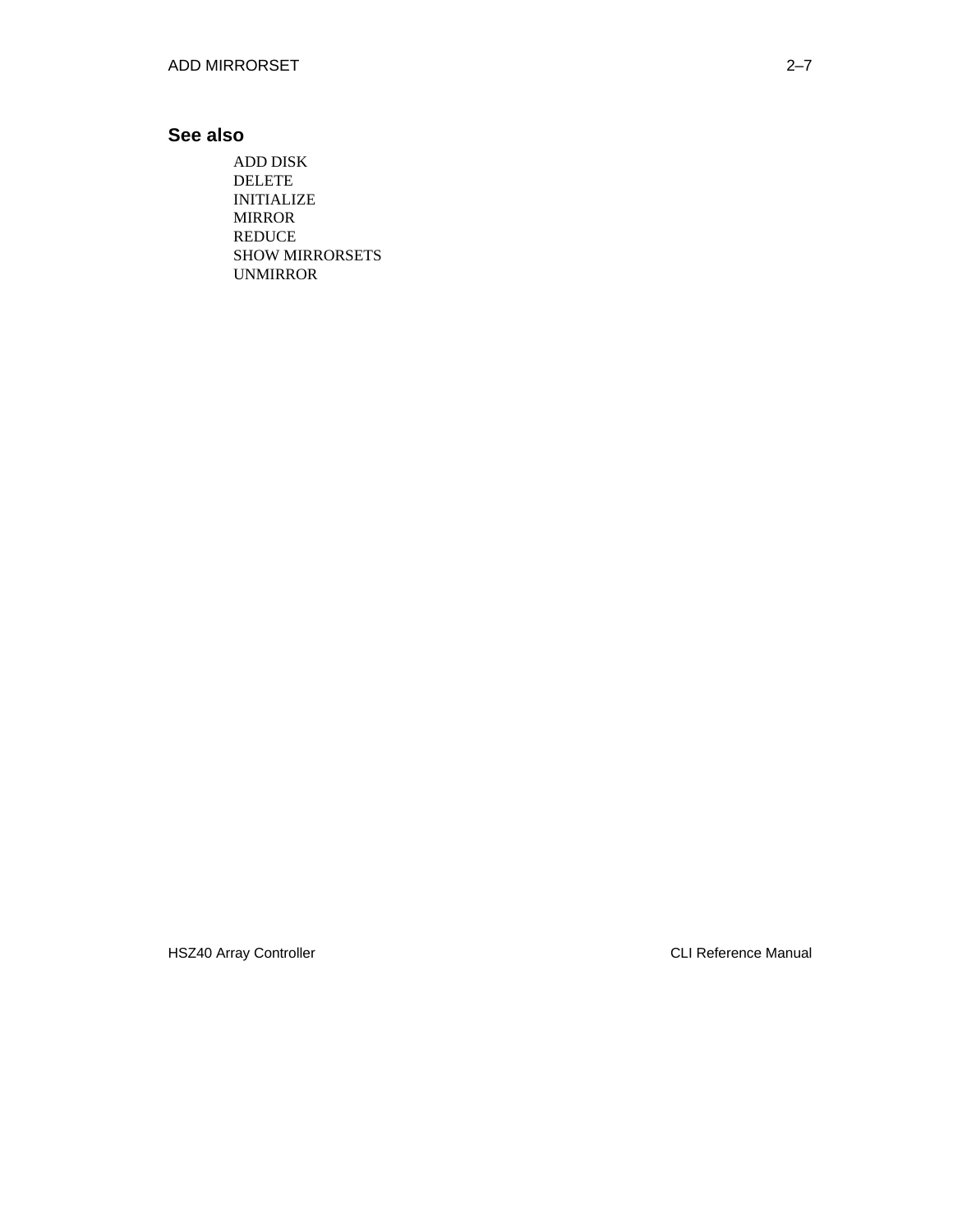## See also

ADD DISK
DELETE
INITIALIZE
MIRROR
REDUCE
SHOW MIRRORSETS
UNMIRROR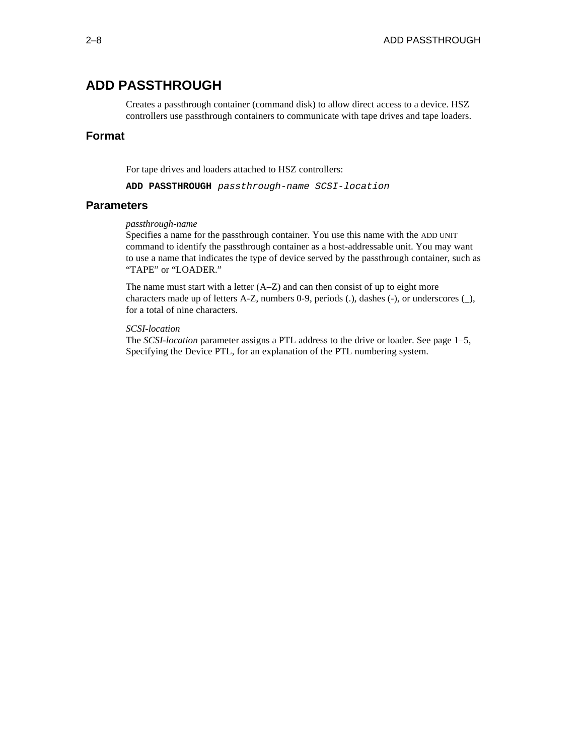# ADD PASSTHROUGH

Creates a passthrough container (command disk) to allow direct access to a device. HSZ controllers use passthrough containers to communicate with tape drives and tape loaders.

## Format

For tape drives and loaders attached to HSZ controllers:

**ADD PASSTHROUGH** *passthrough-name SCSI-location*

## Parameters

*passthrough-name*
Specifies a name for the passthrough container. You use this name with the ADD UNIT command to identify the passthrough container as a host-addressable unit. You may want to use a name that indicates the type of device served by the passthrough container, such as “TAPE” or “LOADER.”

The name must start with a letter (A–Z) and can then consist of up to eight more characters made up of letters A-Z, numbers 0-9, periods (.), dashes (-), or underscores (_), for a total of nine characters.

*SCSI-location*
The *SCSI-location* parameter assigns a PTL address to the drive or loader. See page 1–5, Specifying the Device PTL, for an explanation of the PTL numbering system.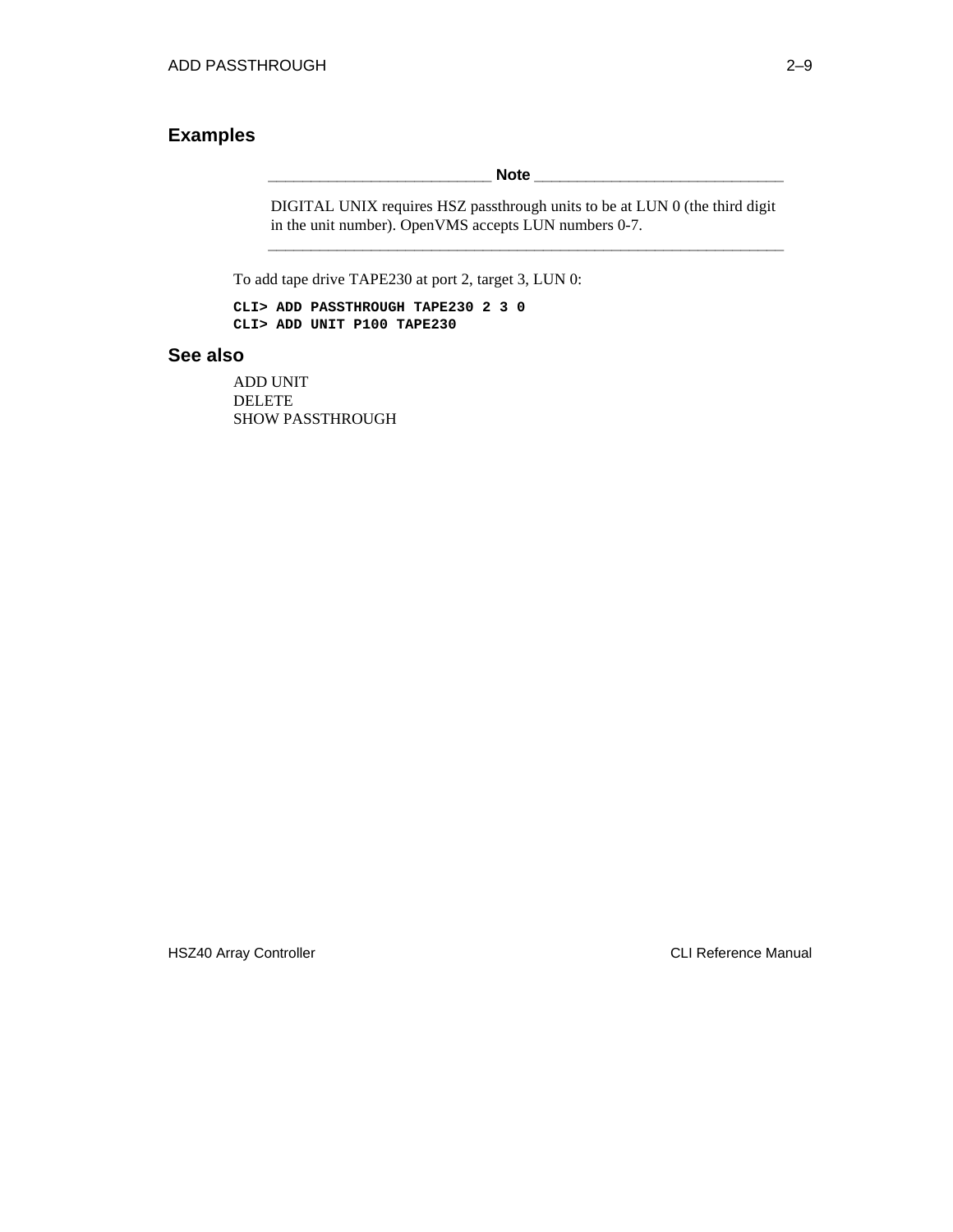## Examples

> **Note**
>
> DIGITAL UNIX requires HSZ passthrough units to be at LUN 0 (the third digit in the unit number). OpenVMS accepts LUN numbers 0-7.

To add tape drive TAPE230 at port 2, target 3, LUN 0:

```
CLI> ADD PASSTHROUGH TAPE230 2 3 0
CLI> ADD UNIT P100 TAPE230
```

## See also

ADD UNIT
DELETE
SHOW PASSTHROUGH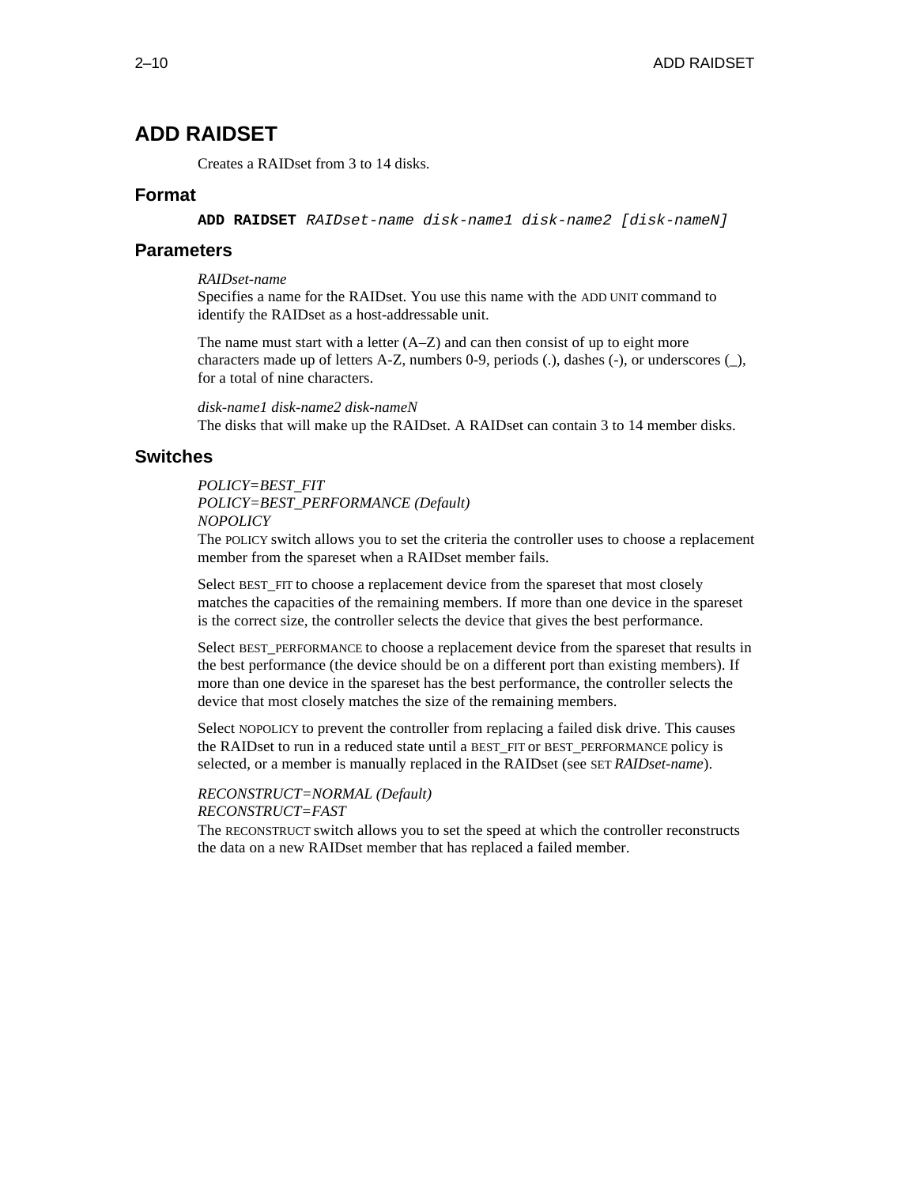# ADD RAIDSET

Creates a RAIDset from 3 to 14 disks.

## Format

**ADD RAIDSET** *RAIDset-name disk-name1 disk-name2 [disk-nameN]*

## Parameters

*RAIDset-name*
Specifies a name for the RAIDset. You use this name with the ADD UNIT command to identify the RAIDset as a host-addressable unit.

The name must start with a letter (A–Z) and can then consist of up to eight more characters made up of letters A-Z, numbers 0-9, periods (.), dashes (-), or underscores (_), for a total of nine characters.

*disk-name1 disk-name2 disk-nameN*
The disks that will make up the RAIDset. A RAIDset can contain 3 to 14 member disks.

## Switches

*POLICY=BEST_FIT*
*POLICY=BEST_PERFORMANCE (Default)*
*NOPOLICY*
The POLICY switch allows you to set the criteria the controller uses to choose a replacement member from the spareset when a RAIDset member fails.

Select BEST_FIT to choose a replacement device from the spareset that most closely matches the capacities of the remaining members. If more than one device in the spareset is the correct size, the controller selects the device that gives the best performance.

Select BEST_PERFORMANCE to choose a replacement device from the spareset that results in the best performance (the device should be on a different port than existing members). If more than one device in the spareset has the best performance, the controller selects the device that most closely matches the size of the remaining members.

Select NOPOLICY to prevent the controller from replacing a failed disk drive. This causes the RAIDset to run in a reduced state until a BEST_FIT or BEST_PERFORMANCE policy is selected, or a member is manually replaced in the RAIDset (see SET *RAIDset-name*).

*RECONSTRUCT=NORMAL (Default)*
*RECONSTRUCT=FAST*
The RECONSTRUCT switch allows you to set the speed at which the controller reconstructs the data on a new RAIDset member that has replaced a failed member.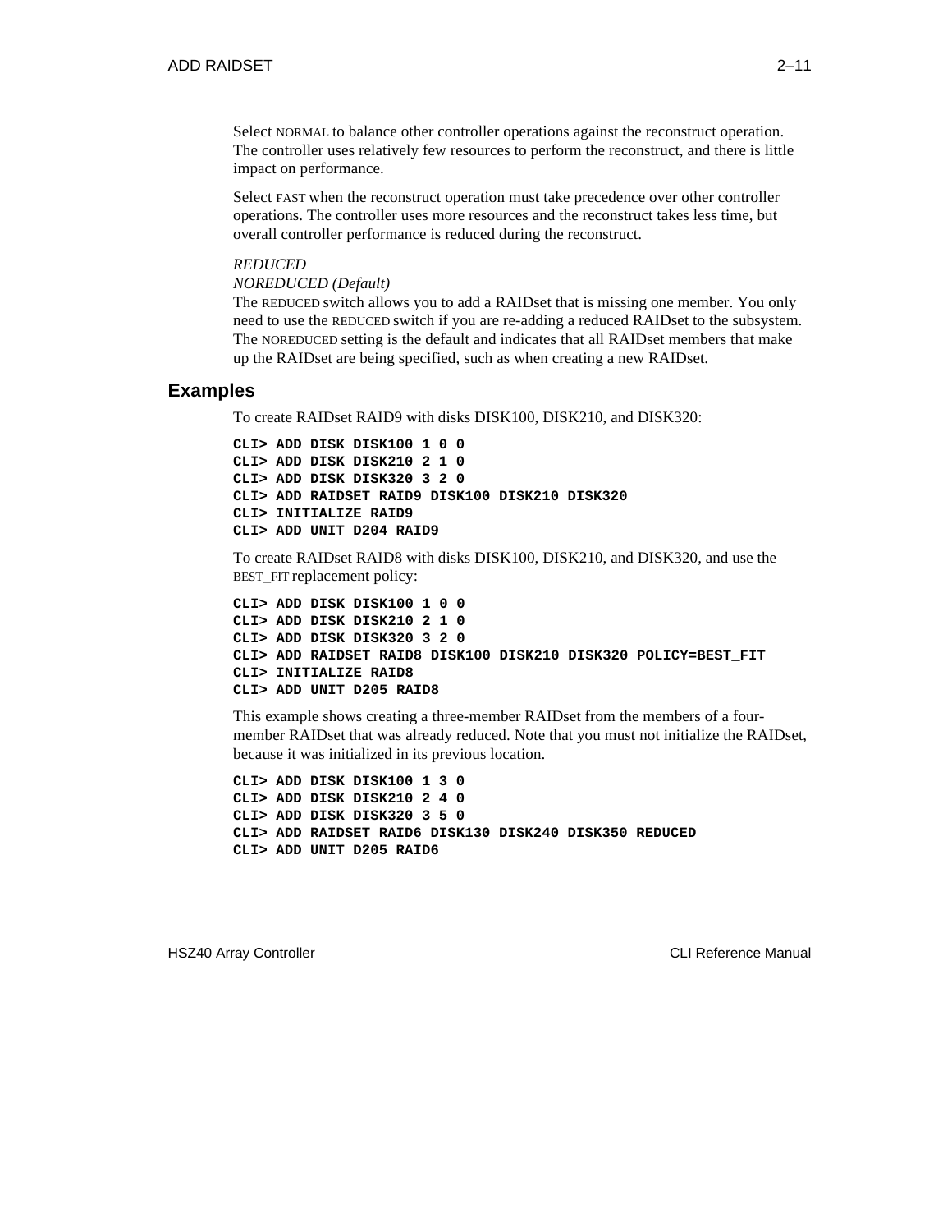Select NORMAL to balance other controller operations against the reconstruct operation. The controller uses relatively few resources to perform the reconstruct, and there is little impact on performance.

Select FAST when the reconstruct operation must take precedence over other controller operations. The controller uses more resources and the reconstruct takes less time, but overall controller performance is reduced during the reconstruct.

*REDUCED*
*NOREDUCED (Default)*
The REDUCED switch allows you to add a RAIDset that is missing one member. You only need to use the REDUCED switch if you are re-adding a reduced RAIDset to the subsystem. The NOREDUCED setting is the default and indicates that all RAIDset members that make up the RAIDset are being specified, such as when creating a new RAIDset.

## Examples

To create RAIDset RAID9 with disks DISK100, DISK210, and DISK320:

```
CLI> ADD DISK DISK100 1 0 0
CLI> ADD DISK DISK210 2 1 0
CLI> ADD DISK DISK320 3 2 0
CLI> ADD RAIDSET RAID9 DISK100 DISK210 DISK320
CLI> INITIALIZE RAID9
CLI> ADD UNIT D204 RAID9
```

To create RAIDset RAID8 with disks DISK100, DISK210, and DISK320, and use the BEST_FIT replacement policy:

```
CLI> ADD DISK DISK100 1 0 0
CLI> ADD DISK DISK210 2 1 0
CLI> ADD DISK DISK320 3 2 0
CLI> ADD RAIDSET RAID8 DISK100 DISK210 DISK320 POLICY=BEST_FIT
CLI> INITIALIZE RAID8
CLI> ADD UNIT D205 RAID8
```

This example shows creating a three-member RAIDset from the members of a four-member RAIDset that was already reduced. Note that you must not initialize the RAIDset, because it was initialized in its previous location.

```
CLI> ADD DISK DISK100 1 3 0
CLI> ADD DISK DISK210 2 4 0
CLI> ADD DISK DISK320 3 5 0
CLI> ADD RAIDSET RAID6 DISK130 DISK240 DISK350 REDUCED
CLI> ADD UNIT D205 RAID6
```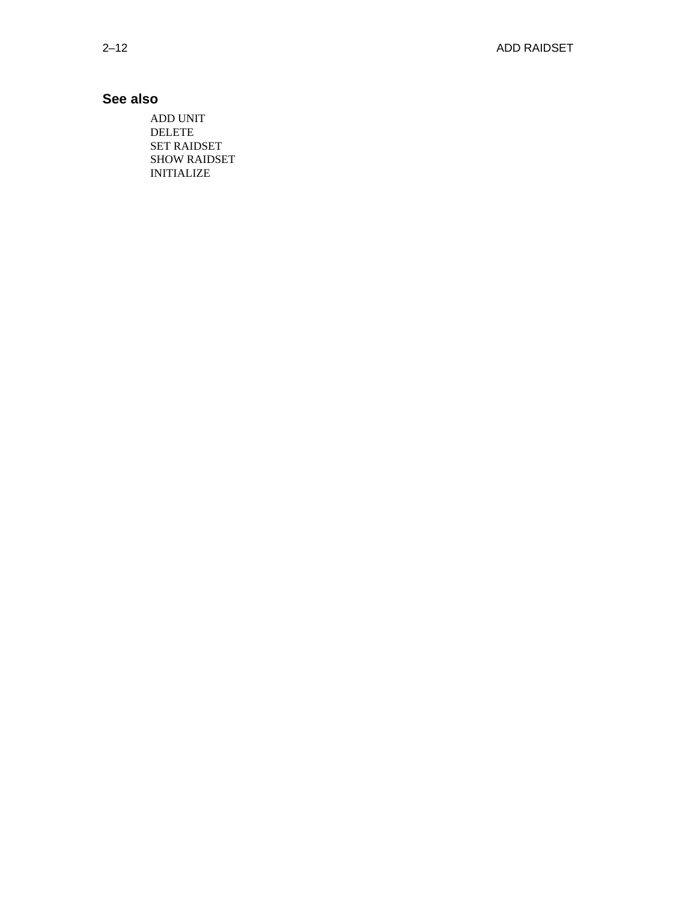### See also

ADD UNIT
DELETE
SET RAIDSET
SHOW RAIDSET
INITIALIZE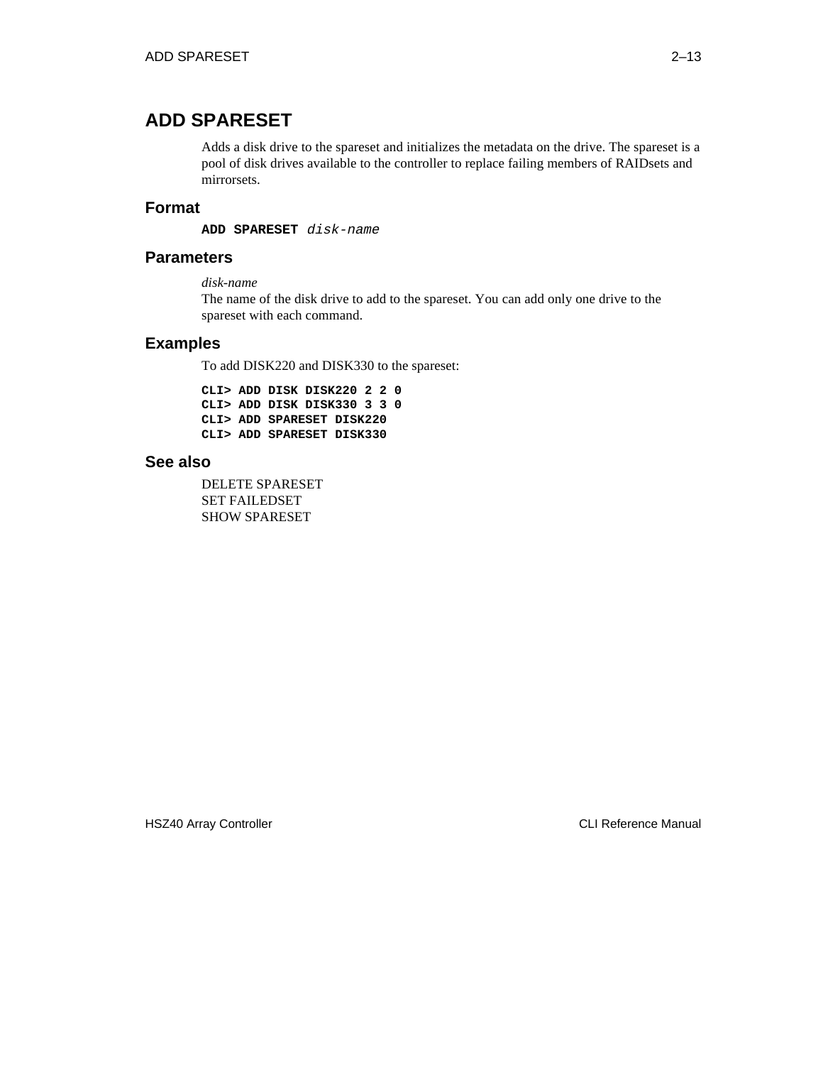# ADD SPARESET

Adds a disk drive to the spareset and initializes the metadata on the drive. The spareset is a pool of disk drives available to the controller to replace failing members of RAIDsets and mirrorsets.

## Format

**ADD SPARESET** *disk-name*

## Parameters

*disk-name*

The name of the disk drive to add to the spareset. You can add only one drive to the spareset with each command.

## Examples

To add DISK220 and DISK330 to the spareset:

```
CLI> ADD DISK DISK220 2 2 0
CLI> ADD DISK DISK330 3 3 0
CLI> ADD SPARESET DISK220
CLI> ADD SPARESET DISK330
```

## See also

DELETE SPARESET
SET FAILEDSET
SHOW SPARESET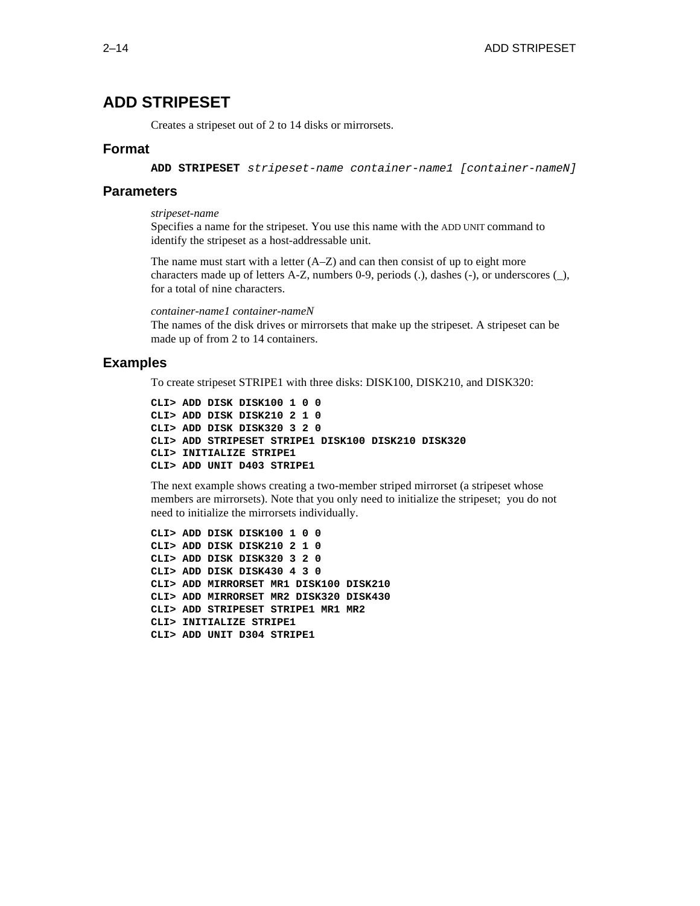# ADD STRIPESET

Creates a stripeset out of 2 to 14 disks or mirrorsets.

## Format

**ADD STRIPESET** *stripeset-name container-name1 [container-nameN]*

## Parameters

*stripeset-name*
Specifies a name for the stripeset. You use this name with the ADD UNIT command to identify the stripeset as a host-addressable unit.

The name must start with a letter (A–Z) and can then consist of up to eight more characters made up of letters A-Z, numbers 0-9, periods (.), dashes (-), or underscores (_), for a total of nine characters.

*container-name1 container-nameN*
The names of the disk drives or mirrorsets that make up the stripeset. A stripeset can be made up of from 2 to 14 containers.

## Examples

To create stripeset STRIPE1 with three disks: DISK100, DISK210, and DISK320:

```
CLI> ADD DISK DISK100 1 0 0
CLI> ADD DISK DISK210 2 1 0
CLI> ADD DISK DISK320 3 2 0
CLI> ADD STRIPESET STRIPE1 DISK100 DISK210 DISK320
CLI> INITIALIZE STRIPE1
CLI> ADD UNIT D403 STRIPE1
```

The next example shows creating a two-member striped mirrorset (a stripeset whose members are mirrorsets). Note that you only need to initialize the stripeset; you do not need to initialize the mirrorsets individually.

```
CLI> ADD DISK DISK100 1 0 0
CLI> ADD DISK DISK210 2 1 0
CLI> ADD DISK DISK320 3 2 0
CLI> ADD DISK DISK430 4 3 0
CLI> ADD MIRRORSET MR1 DISK100 DISK210
CLI> ADD MIRRORSET MR2 DISK320 DISK430
CLI> ADD STRIPESET STRIPE1 MR1 MR2
CLI> INITIALIZE STRIPE1
CLI> ADD UNIT D304 STRIPE1
```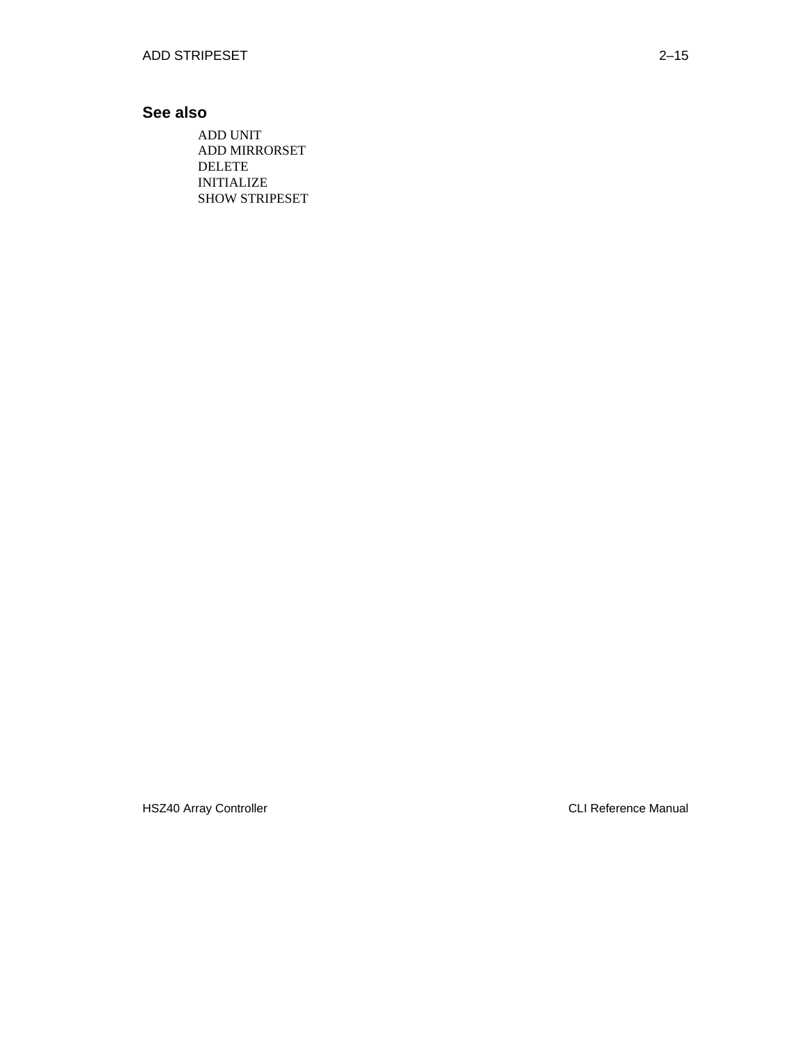## See also

ADD UNIT
ADD MIRRORSET
DELETE
INITIALIZE
SHOW STRIPESET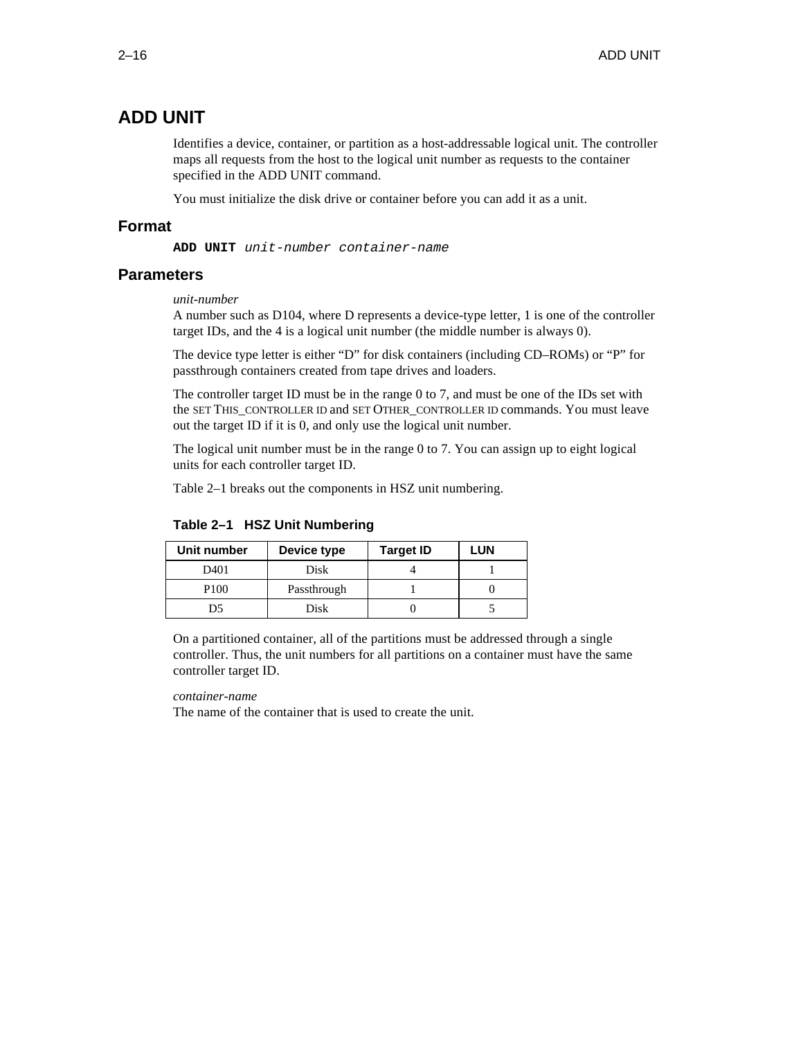# ADD UNIT

Identifies a device, container, or partition as a host-addressable logical unit. The controller maps all requests from the host to the logical unit number as requests to the container specified in the ADD UNIT command.

You must initialize the disk drive or container before you can add it as a unit.

## Format

**ADD UNIT** *unit-number container-name*

## Parameters

*unit-number*
A number such as D104, where D represents a device-type letter, 1 is one of the controller target IDs, and the 4 is a logical unit number (the middle number is always 0).

The device type letter is either "D" for disk containers (including CD–ROMs) or "P" for passthrough containers created from tape drives and loaders.

The controller target ID must be in the range 0 to 7, and must be one of the IDs set with the SET THIS_CONTROLLER ID and SET OTHER_CONTROLLER ID commands. You must leave out the target ID if it is 0, and only use the logical unit number.

The logical unit number must be in the range 0 to 7. You can assign up to eight logical units for each controller target ID.

Table 2–1 breaks out the components in HSZ unit numbering.

**Table 2–1 HSZ Unit Numbering**

| Unit number | Device type | Target ID | LUN |
|---|---|---|---|
| D401 | Disk | 4 | 1 |
| P100 | Passthrough | 1 | 0 |
| D5 | Disk | 0 | 5 |

On a partitioned container, all of the partitions must be addressed through a single controller. Thus, the unit numbers for all partitions on a container must have the same controller target ID.

*container-name*
The name of the container that is used to create the unit.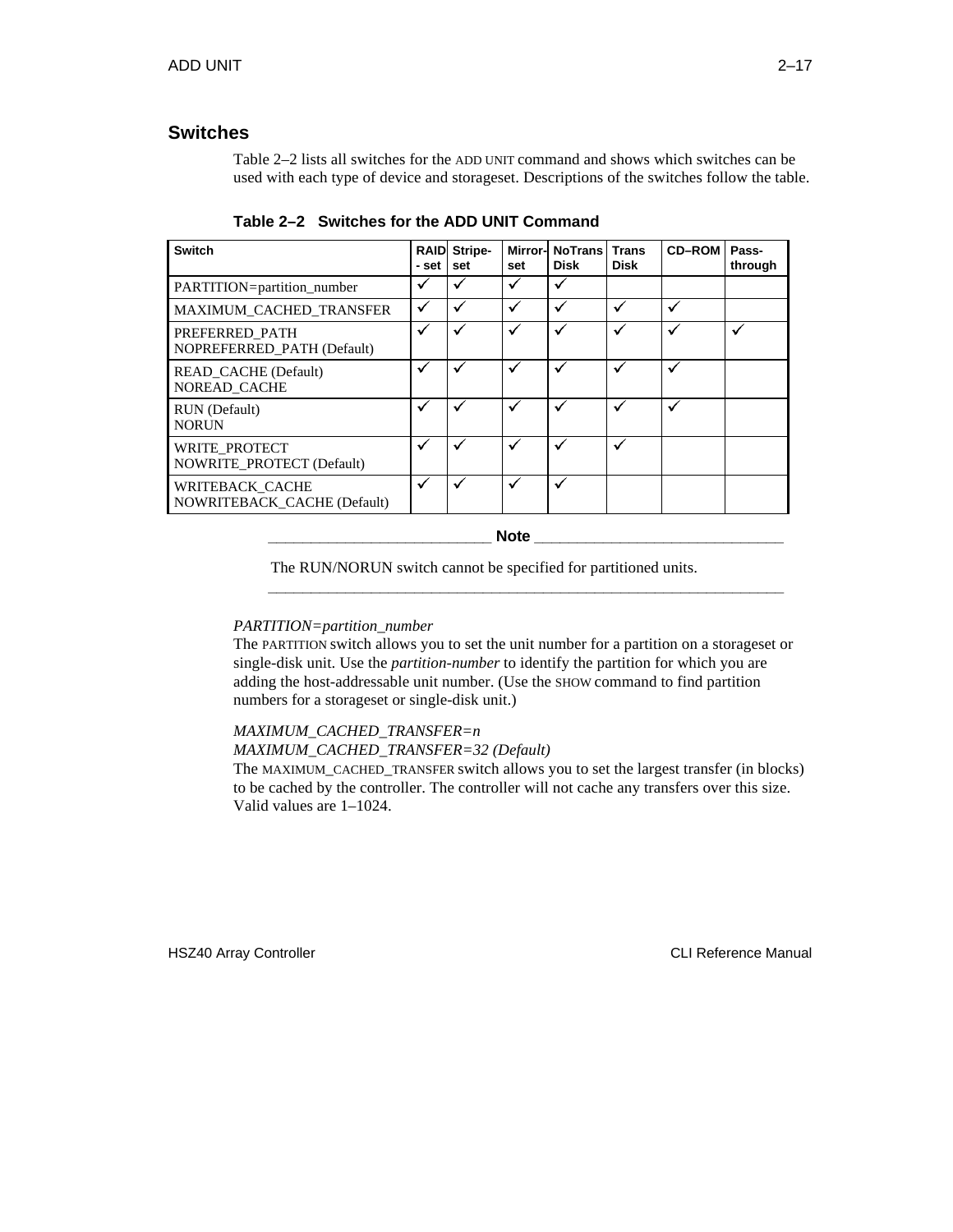## Switches

Table 2–2 lists all switches for the ADD UNIT command and shows which switches can be used with each type of device and storageset. Descriptions of the switches follow the table.

**Table 2–2 Switches for the ADD UNIT Command**

| Switch | RAID-set | Stripe-set | Mirror-set | NoTrans Disk | Trans Disk | CD–ROM | Pass-through |
|---|---|---|---|---|---|---|---|
| PARTITION=partition_number | ✓ | ✓ | ✓ | ✓ | | | |
| MAXIMUM_CACHED_TRANSFER | ✓ | ✓ | ✓ | ✓ | ✓ | ✓ | |
| PREFERRED_PATH<br>NOPREFERRED_PATH (Default) | ✓ | ✓ | ✓ | ✓ | ✓ | ✓ | ✓ |
| READ_CACHE (Default)<br>NOREAD_CACHE | ✓ | ✓ | ✓ | ✓ | ✓ | ✓ | |
| RUN (Default)<br>NORUN | ✓ | ✓ | ✓ | ✓ | ✓ | ✓ | |
| WRITE_PROTECT<br>NOWRITE_PROTECT (Default) | ✓ | ✓ | ✓ | ✓ | ✓ | | |
| WRITEBACK_CACHE<br>NOWRITEBACK_CACHE (Default) | ✓ | ✓ | ✓ | ✓ | | | |

**Note**

The RUN/NORUN switch cannot be specified for partitioned units.

---

*PARTITION=partition_number*

The PARTITION switch allows you to set the unit number for a partition on a storageset or single-disk unit. Use the *partition-number* to identify the partition for which you are adding the host-addressable unit number. (Use the SHOW command to find partition numbers for a storageset or single-disk unit.)

*MAXIMUM_CACHED_TRANSFER=n*
*MAXIMUM_CACHED_TRANSFER=32 (Default)*

The MAXIMUM_CACHED_TRANSFER switch allows you to set the largest transfer (in blocks) to be cached by the controller. The controller will not cache any transfers over this size. Valid values are 1–1024.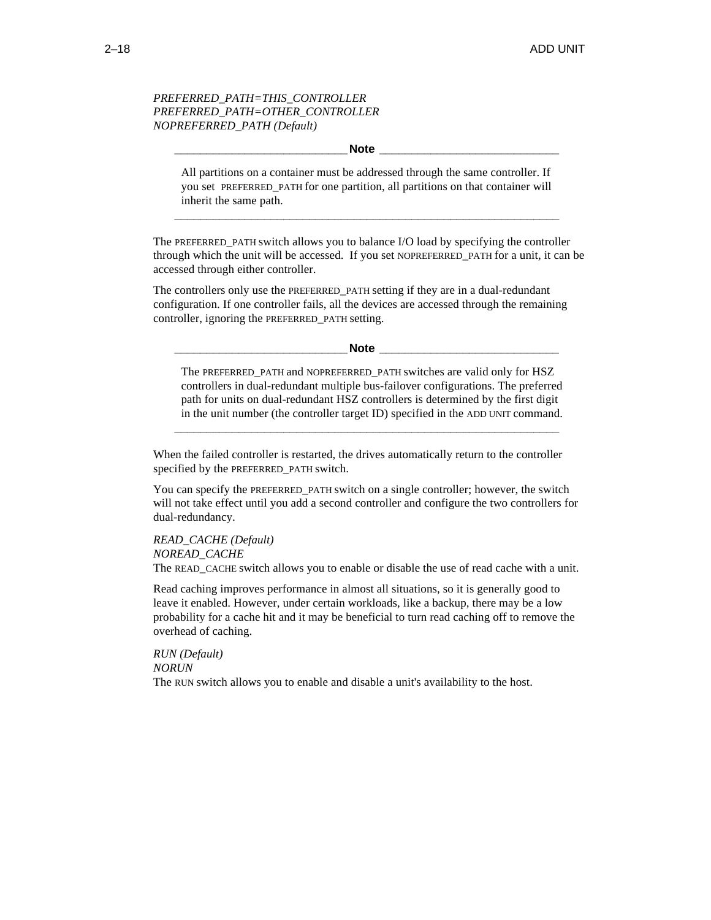*PREFERRED_PATH=THIS_CONTROLLER*
*PREFERRED_PATH=OTHER_CONTROLLER*
*NOPREFERRED_PATH (Default)*

> **Note**
>
> All partitions on a container must be addressed through the same controller. If you set PREFERRED_PATH for one partition, all partitions on that container will inherit the same path.

The PREFERRED_PATH switch allows you to balance I/O load by specifying the controller through which the unit will be accessed. If you set NOPREFERRED_PATH for a unit, it can be accessed through either controller.

The controllers only use the PREFERRED_PATH setting if they are in a dual-redundant configuration. If one controller fails, all the devices are accessed through the remaining controller, ignoring the PREFERRED_PATH setting.

> **Note**
>
> The PREFERRED_PATH and NOPREFERRED_PATH switches are valid only for HSZ controllers in dual-redundant multiple bus-failover configurations. The preferred path for units on dual-redundant HSZ controllers is determined by the first digit in the unit number (the controller target ID) specified in the ADD UNIT command.

When the failed controller is restarted, the drives automatically return to the controller specified by the PREFERRED_PATH switch.

You can specify the PREFERRED_PATH switch on a single controller; however, the switch will not take effect until you add a second controller and configure the two controllers for dual-redundancy.

*READ_CACHE (Default)*
*NOREAD_CACHE*
The READ_CACHE switch allows you to enable or disable the use of read cache with a unit.

Read caching improves performance in almost all situations, so it is generally good to leave it enabled. However, under certain workloads, like a backup, there may be a low probability for a cache hit and it may be beneficial to turn read caching off to remove the overhead of caching.

*RUN (Default)*
*NORUN*
The RUN switch allows you to enable and disable a unit's availability to the host.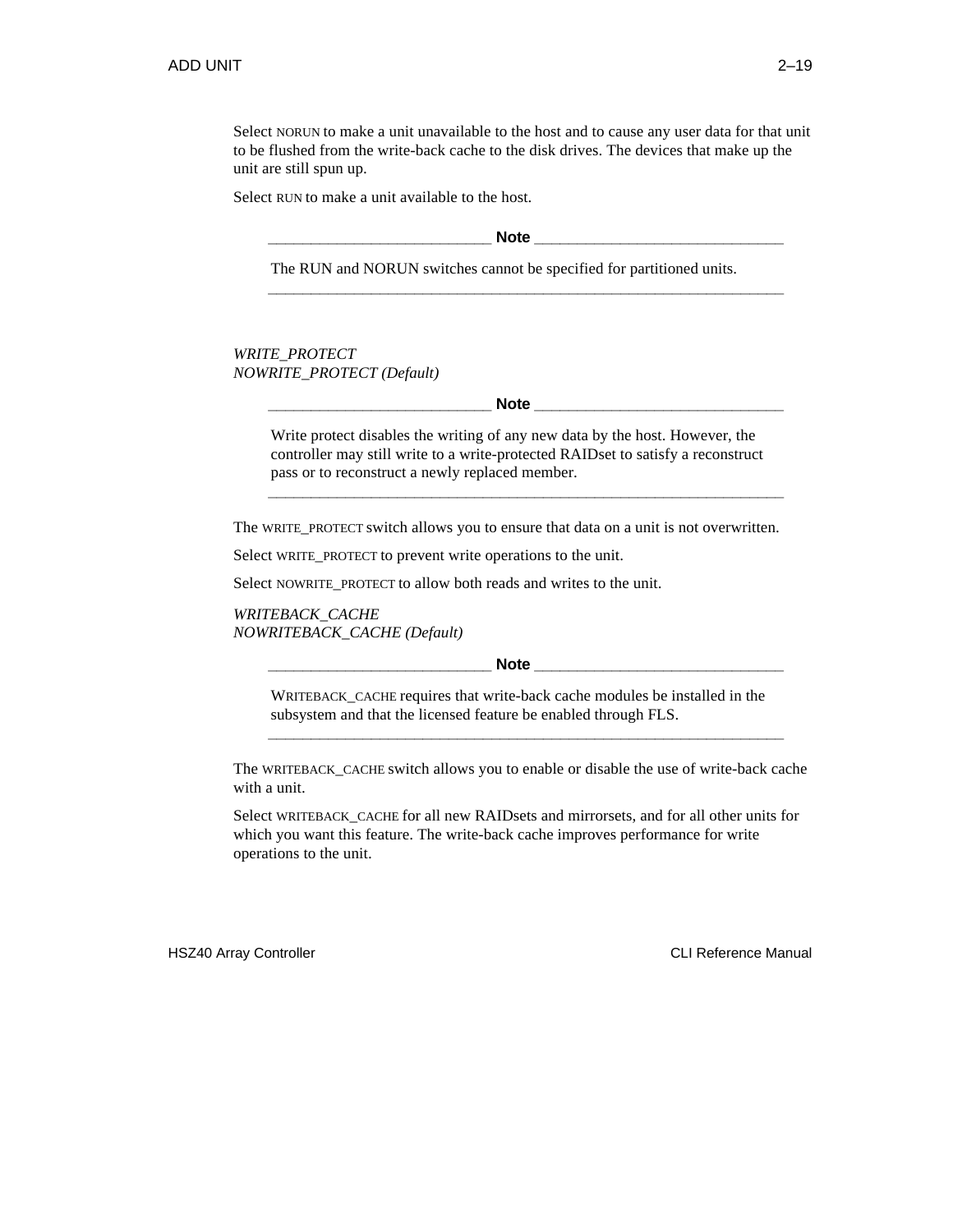Select NORUN to make a unit unavailable to the host and to cause any user data for that unit to be flushed from the write-back cache to the disk drives. The devices that make up the unit are still spun up.

Select RUN to make a unit available to the host.

> **Note**
>
> The RUN and NORUN switches cannot be specified for partitioned units.

*WRITE_PROTECT*
*NOWRITE_PROTECT (Default)*

> **Note**
>
> Write protect disables the writing of any new data by the host. However, the controller may still write to a write-protected RAIDset to satisfy a reconstruct pass or to reconstruct a newly replaced member.

The WRITE_PROTECT switch allows you to ensure that data on a unit is not overwritten.

Select WRITE_PROTECT to prevent write operations to the unit.

Select NOWRITE_PROTECT to allow both reads and writes to the unit.

*WRITEBACK_CACHE*
*NOWRITEBACK_CACHE (Default)*

> **Note**
>
> WRITEBACK_CACHE requires that write-back cache modules be installed in the subsystem and that the licensed feature be enabled through FLS.

The WRITEBACK_CACHE switch allows you to enable or disable the use of write-back cache with a unit.

Select WRITEBACK_CACHE for all new RAIDsets and mirrorsets, and for all other units for which you want this feature. The write-back cache improves performance for write operations to the unit.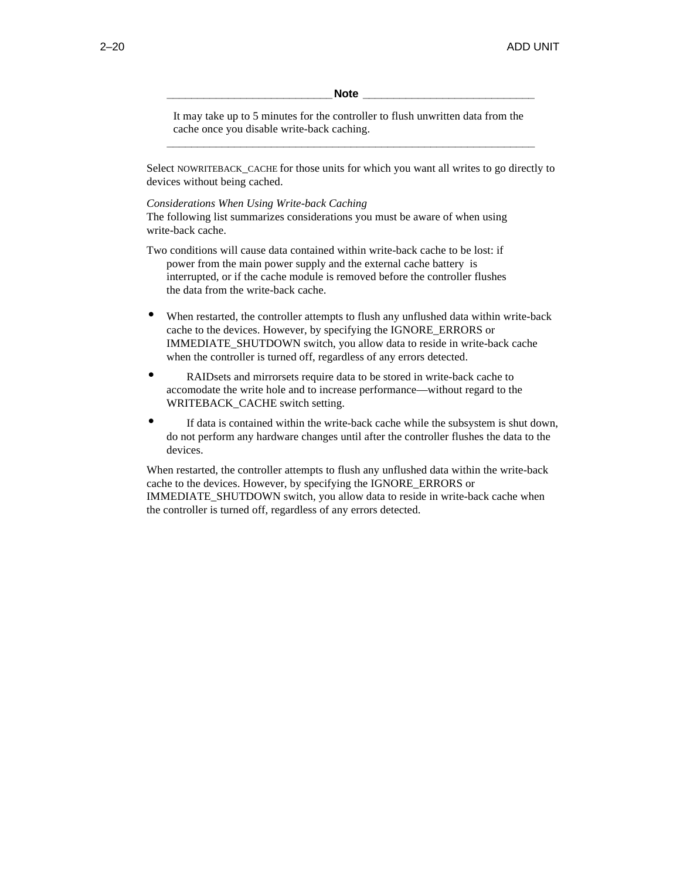> **Note**
>
> It may take up to 5 minutes for the controller to flush unwritten data from the cache once you disable write-back caching.

Select NOWRITEBACK_CACHE for those units for which you want all writes to go directly to devices without being cached.

*Considerations When Using Write-back Caching*
The following list summarizes considerations you must be aware of when using write-back cache.

Two conditions will cause data contained within write-back cache to be lost: if power from the main power supply and the external cache battery is interrupted, or if the cache module is removed before the controller flushes the data from the write-back cache.

- When restarted, the controller attempts to flush any unflushed data within write-back cache to the devices. However, by specifying the IGNORE_ERRORS or IMMEDIATE_SHUTDOWN switch, you allow data to reside in write-back cache when the controller is turned off, regardless of any errors detected.
- RAIDsets and mirrorsets require data to be stored in write-back cache to accomodate the write hole and to increase performance—without regard to the WRITEBACK_CACHE switch setting.
- If data is contained within the write-back cache while the subsystem is shut down, do not perform any hardware changes until after the controller flushes the data to the devices.

When restarted, the controller attempts to flush any unflushed data within the write-back cache to the devices. However, by specifying the IGNORE_ERRORS or IMMEDIATE_SHUTDOWN switch, you allow data to reside in write-back cache when the controller is turned off, regardless of any errors detected.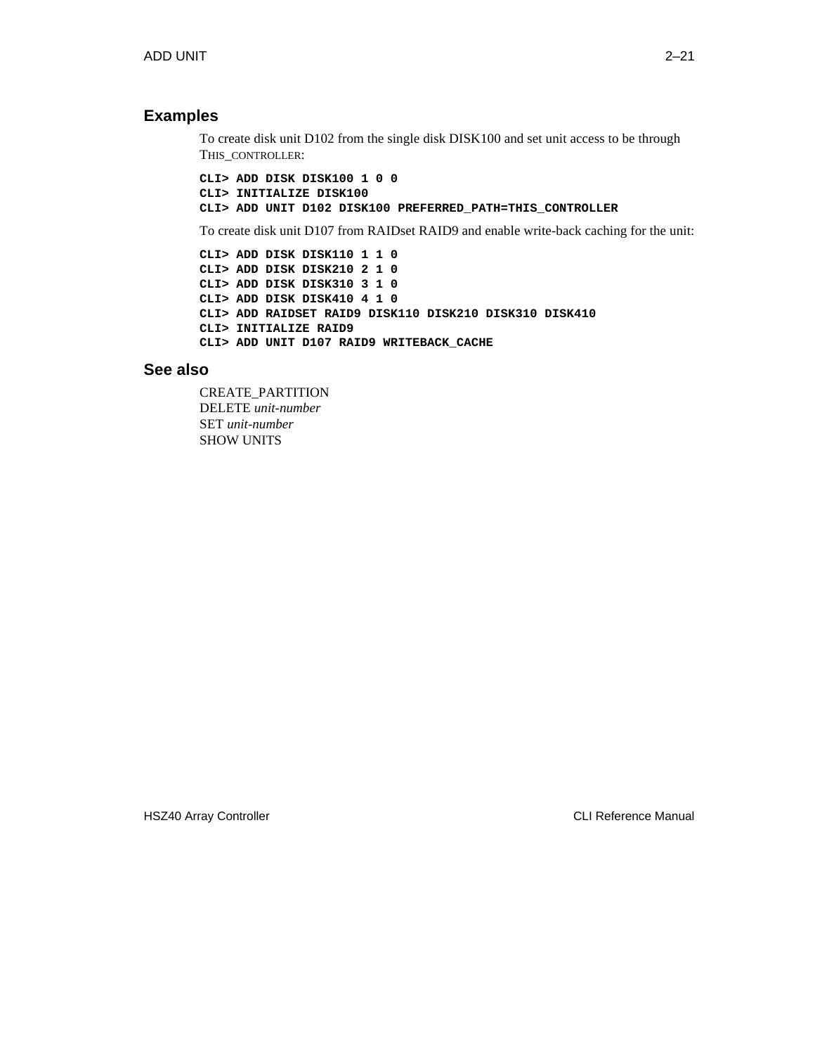## Examples

To create disk unit D102 from the single disk DISK100 and set unit access to be through THIS_CONTROLLER:

```
CLI> ADD DISK DISK100 1 0 0
CLI> INITIALIZE DISK100
CLI> ADD UNIT D102 DISK100 PREFERRED_PATH=THIS_CONTROLLER
```

To create disk unit D107 from RAIDset RAID9 and enable write-back caching for the unit:

```
CLI> ADD DISK DISK110 1 1 0
CLI> ADD DISK DISK210 2 1 0
CLI> ADD DISK DISK310 3 1 0
CLI> ADD DISK DISK410 4 1 0
CLI> ADD RAIDSET RAID9 DISK110 DISK210 DISK310 DISK410
CLI> INITIALIZE RAID9
CLI> ADD UNIT D107 RAID9 WRITEBACK_CACHE
```

## See also

CREATE_PARTITION
DELETE *unit-number*
SET *unit-number*
SHOW UNITS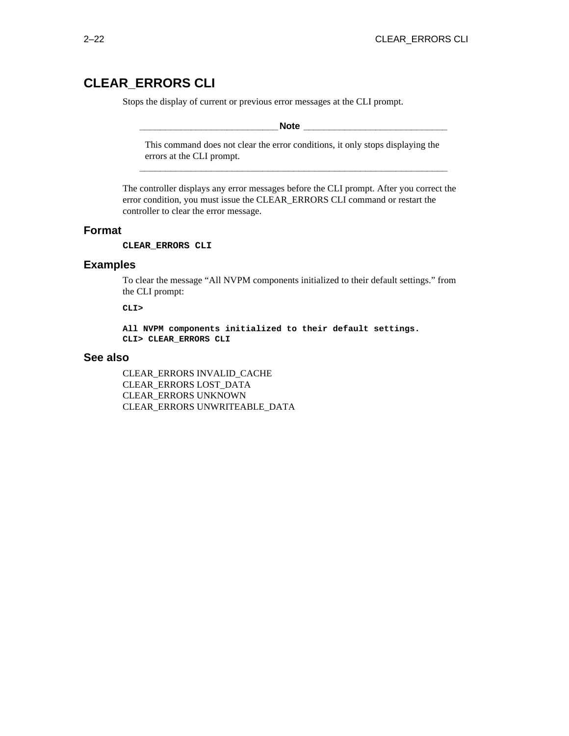# CLEAR_ERRORS CLI

Stops the display of current or previous error messages at the CLI prompt.

> **Note**
>
> This command does not clear the error conditions, it only stops displaying the errors at the CLI prompt.

The controller displays any error messages before the CLI prompt. After you correct the error condition, you must issue the CLEAR_ERRORS CLI command or restart the controller to clear the error message.

## Format

```
CLEAR_ERRORS CLI
```

## Examples

To clear the message “All NVPM components initialized to their default settings.” from the CLI prompt:

```
CLI>

All NVPM components initialized to their default settings.
CLI> CLEAR_ERRORS CLI
```

## See also

CLEAR_ERRORS INVALID_CACHE
CLEAR_ERRORS LOST_DATA
CLEAR_ERRORS UNKNOWN
CLEAR_ERRORS UNWRITEABLE_DATA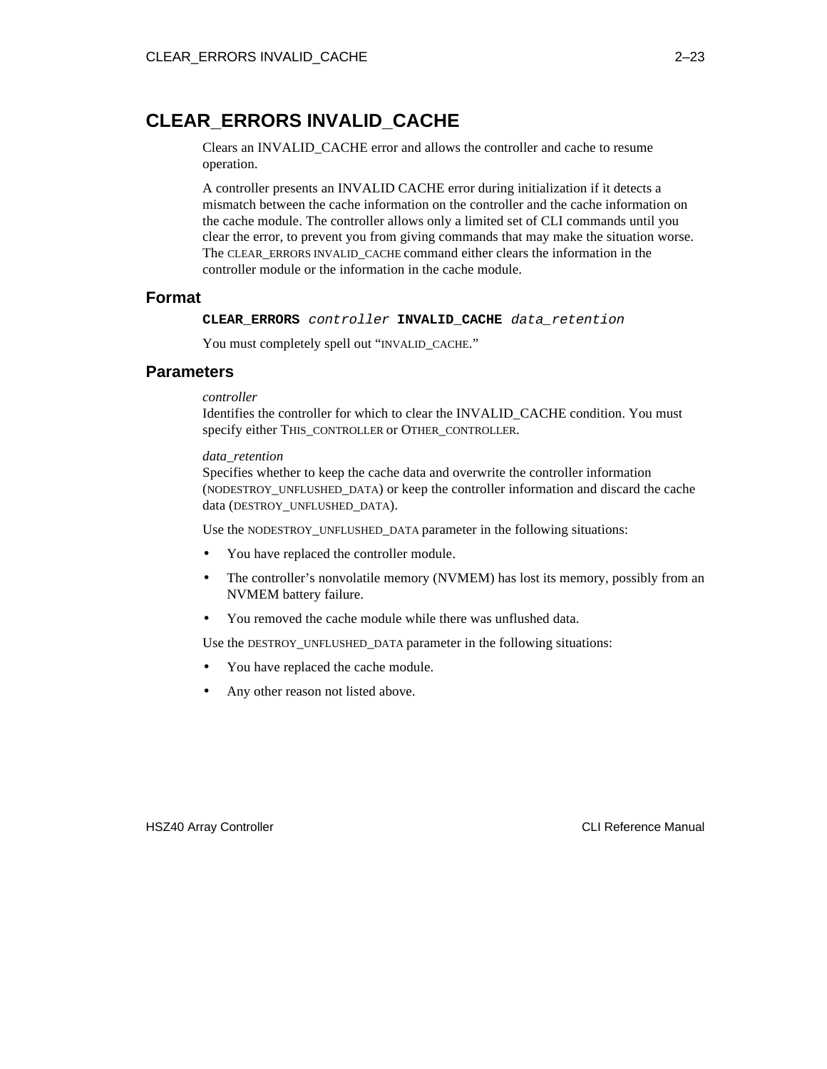# CLEAR_ERRORS INVALID_CACHE

Clears an INVALID_CACHE error and allows the controller and cache to resume operation.

A controller presents an INVALID CACHE error during initialization if it detects a mismatch between the cache information on the controller and the cache information on the cache module. The controller allows only a limited set of CLI commands until you clear the error, to prevent you from giving commands that may make the situation worse. The CLEAR_ERRORS INVALID_CACHE command either clears the information in the controller module or the information in the cache module.

## Format

**CLEAR_ERRORS** *controller* **INVALID_CACHE** *data_retention*

You must completely spell out "INVALID_CACHE."

## Parameters

*controller*
Identifies the controller for which to clear the INVALID_CACHE condition. You must specify either THIS_CONTROLLER or OTHER_CONTROLLER.

*data_retention*
Specifies whether to keep the cache data and overwrite the controller information (NODESTROY_UNFLUSHED_DATA) or keep the controller information and discard the cache data (DESTROY_UNFLUSHED_DATA).

Use the NODESTROY_UNFLUSHED_DATA parameter in the following situations:

- You have replaced the controller module.
- The controller's nonvolatile memory (NVMEM) has lost its memory, possibly from an NVMEM battery failure.
- You removed the cache module while there was unflushed data.

Use the DESTROY_UNFLUSHED_DATA parameter in the following situations:

- You have replaced the cache module.
- Any other reason not listed above.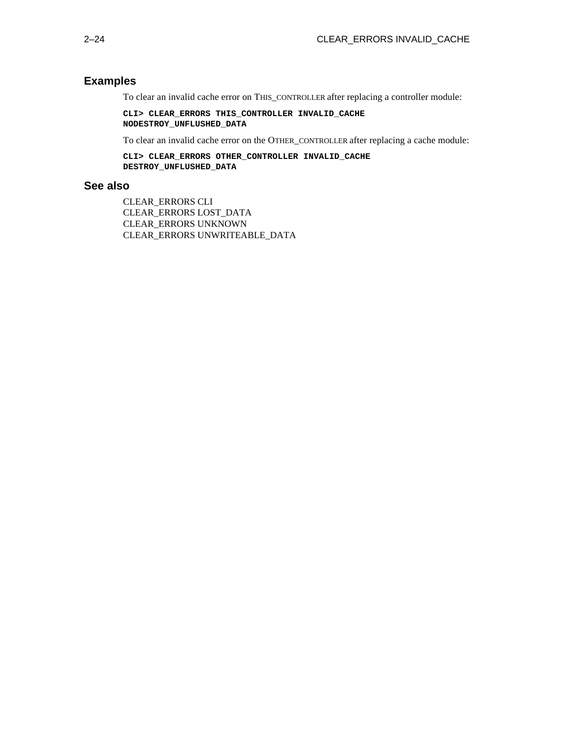## Examples

To clear an invalid cache error on THIS_CONTROLLER after replacing a controller module:

```
CLI> CLEAR_ERRORS THIS_CONTROLLER INVALID_CACHE
NODESTROY_UNFLUSHED_DATA
```

To clear an invalid cache error on the OTHER_CONTROLLER after replacing a cache module:

```
CLI> CLEAR_ERRORS OTHER_CONTROLLER INVALID_CACHE
DESTROY_UNFLUSHED_DATA
```

## See also

CLEAR_ERRORS CLI
CLEAR_ERRORS LOST_DATA
CLEAR_ERRORS UNKNOWN
CLEAR_ERRORS UNWRITEABLE_DATA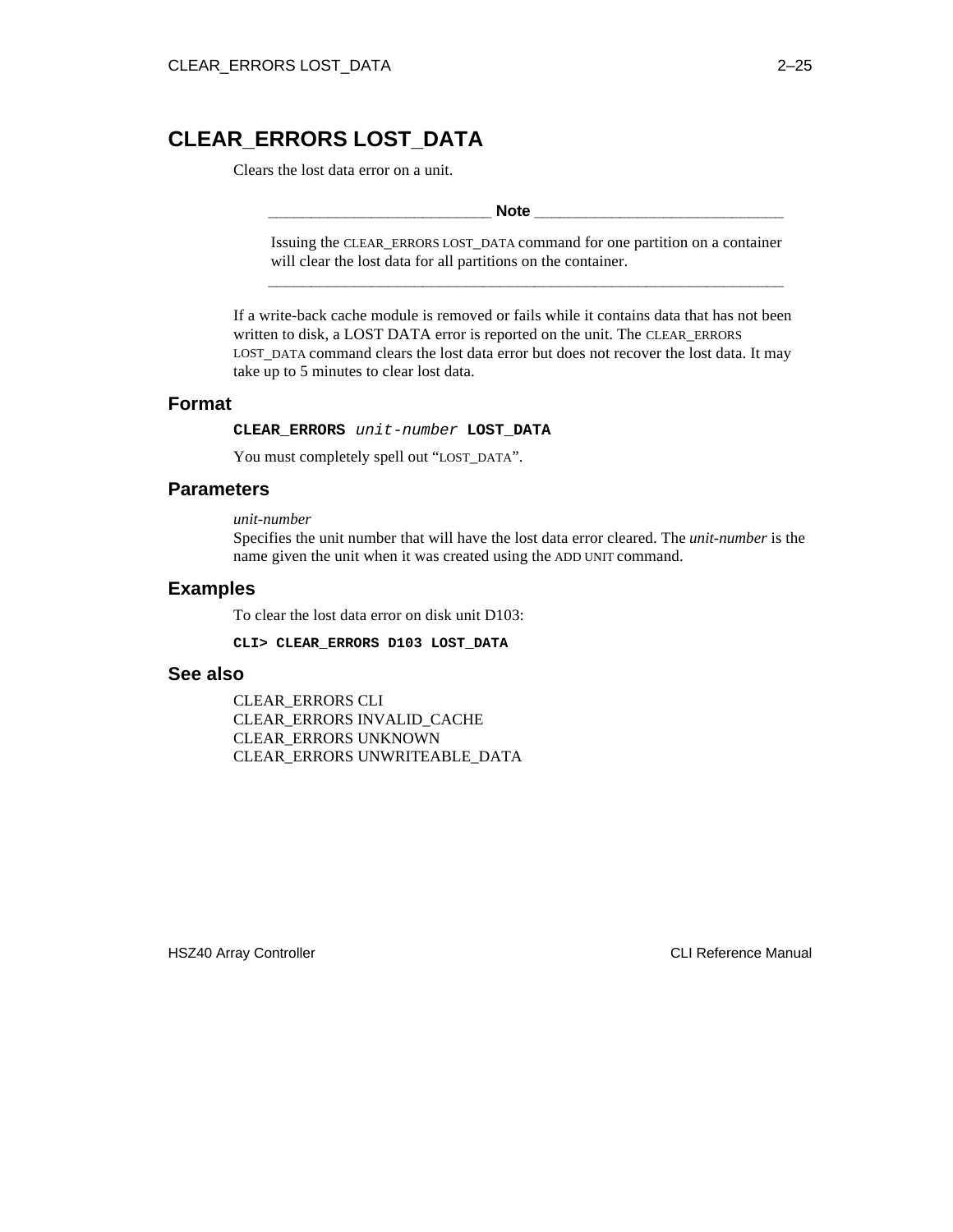# CLEAR_ERRORS LOST_DATA

Clears the lost data error on a unit.

> **Note**
>
> Issuing the CLEAR_ERRORS LOST_DATA command for one partition on a container will clear the lost data for all partitions on the container.

If a write-back cache module is removed or fails while it contains data that has not been written to disk, a LOST DATA error is reported on the unit. The CLEAR_ERRORS LOST_DATA command clears the lost data error but does not recover the lost data. It may take up to 5 minutes to clear lost data.

## Format

**CLEAR_ERRORS** *unit-number* **LOST_DATA**

You must completely spell out "LOST_DATA".

## Parameters

*unit-number*
Specifies the unit number that will have the lost data error cleared. The *unit-number* is the name given the unit when it was created using the ADD UNIT command.

## Examples

To clear the lost data error on disk unit D103:

```
CLI> CLEAR_ERRORS D103 LOST_DATA
```

## See also

CLEAR_ERRORS CLI
CLEAR_ERRORS INVALID_CACHE
CLEAR_ERRORS UNKNOWN
CLEAR_ERRORS UNWRITEABLE_DATA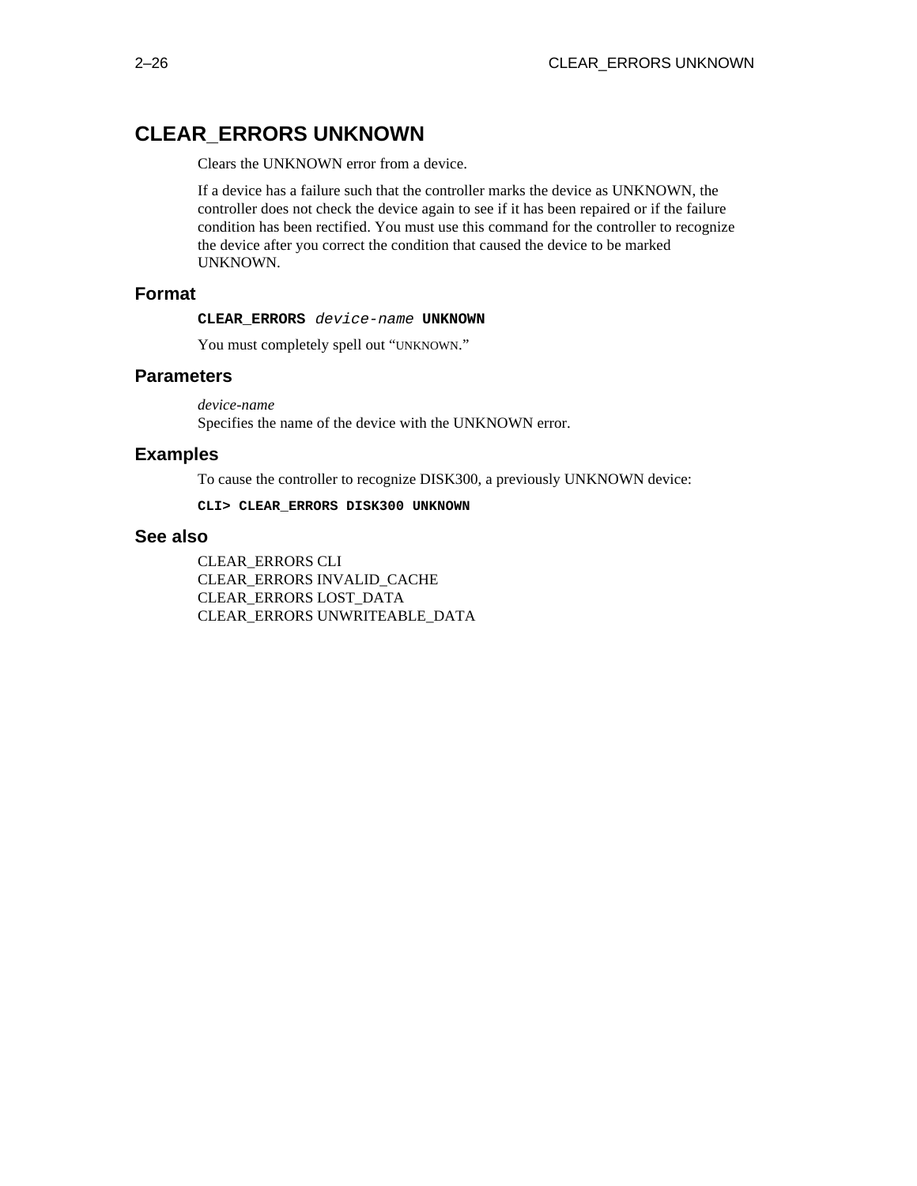# CLEAR_ERRORS UNKNOWN

Clears the UNKNOWN error from a device.

If a device has a failure such that the controller marks the device as UNKNOWN, the controller does not check the device again to see if it has been repaired or if the failure condition has been rectified. You must use this command for the controller to recognize the device after you correct the condition that caused the device to be marked UNKNOWN.

## Format

**CLEAR_ERRORS** *device-name* **UNKNOWN**

You must completely spell out "UNKNOWN."

## Parameters

*device-name*
Specifies the name of the device with the UNKNOWN error.

## Examples

To cause the controller to recognize DISK300, a previously UNKNOWN device:

```
CLI> CLEAR_ERRORS DISK300 UNKNOWN
```

## See also

CLEAR_ERRORS CLI
CLEAR_ERRORS INVALID_CACHE
CLEAR_ERRORS LOST_DATA
CLEAR_ERRORS UNWRITEABLE_DATA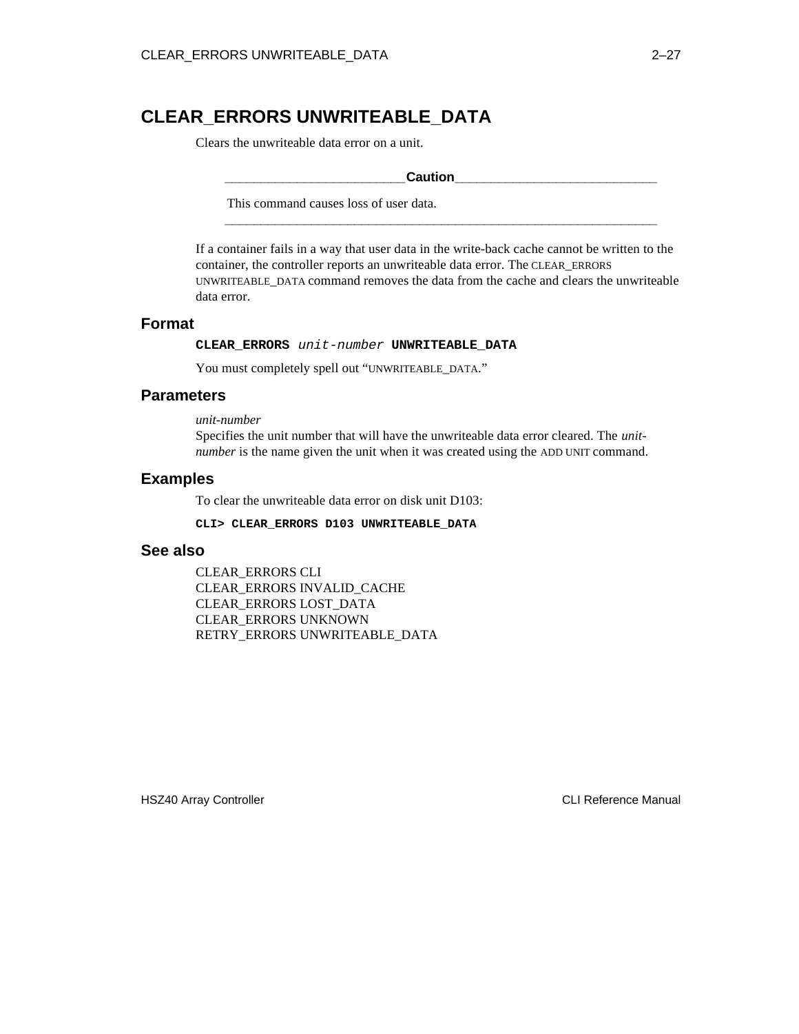# CLEAR_ERRORS UNWRITEABLE_DATA

Clears the unwriteable data error on a unit.

> **Caution**
>
> This command causes loss of user data.

If a container fails in a way that user data in the write-back cache cannot be written to the container, the controller reports an unwriteable data error. The CLEAR_ERRORS UNWRITEABLE_DATA command removes the data from the cache and clears the unwriteable data error.

## Format

**CLEAR_ERRORS** *unit-number* **UNWRITEABLE_DATA**

You must completely spell out "UNWRITEABLE_DATA."

## Parameters

*unit-number*
Specifies the unit number that will have the unwriteable data error cleared. The *unit-number* is the name given the unit when it was created using the ADD UNIT command.

## Examples

To clear the unwriteable data error on disk unit D103:

```
CLI> CLEAR_ERRORS D103 UNWRITEABLE_DATA
```

## See also

CLEAR_ERRORS CLI
CLEAR_ERRORS INVALID_CACHE
CLEAR_ERRORS LOST_DATA
CLEAR_ERRORS UNKNOWN
RETRY_ERRORS UNWRITEABLE_DATA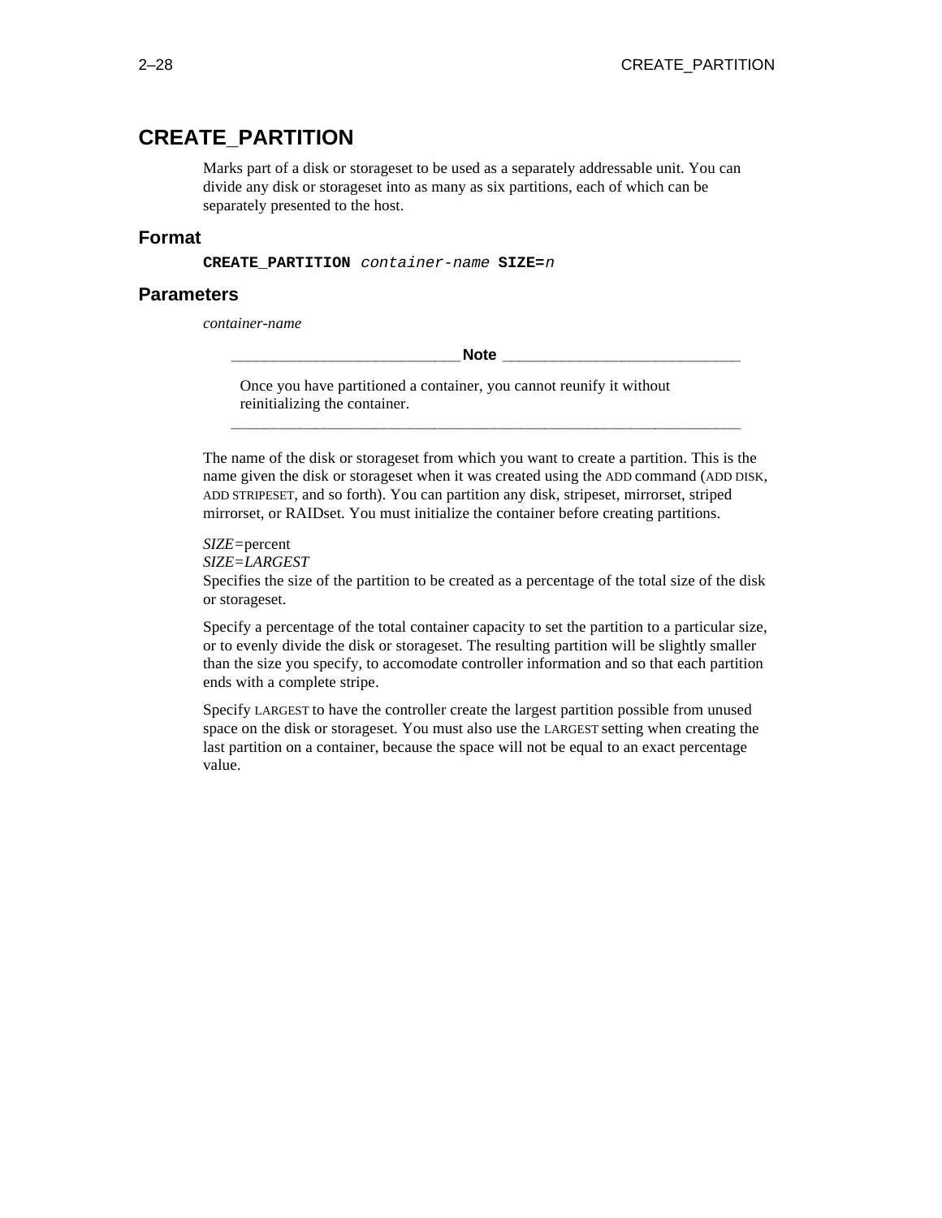# CREATE_PARTITION

Marks part of a disk or storageset to be used as a separately addressable unit. You can divide any disk or storageset into as many as six partitions, each of which can be separately presented to the host.

## Format

**CREATE_PARTITION** *container-name* **SIZE=***n*

## Parameters

*container-name*

> **Note**
>
> Once you have partitioned a container, you cannot reunify it without reinitializing the container.

The name of the disk or storageset from which you want to create a partition. This is the name given the disk or storageset when it was created using the ADD command (ADD DISK, ADD STRIPESET, and so forth). You can partition any disk, stripeset, mirrorset, striped mirrorset, or RAIDset. You must initialize the container before creating partitions.

*SIZE*=percent
*SIZE=LARGEST*
Specifies the size of the partition to be created as a percentage of the total size of the disk or storageset.

Specify a percentage of the total container capacity to set the partition to a particular size, or to evenly divide the disk or storageset. The resulting partition will be slightly smaller than the size you specify, to accomodate controller information and so that each partition ends with a complete stripe.

Specify LARGEST to have the controller create the largest partition possible from unused space on the disk or storageset. You must also use the LARGEST setting when creating the last partition on a container, because the space will not be equal to an exact percentage value.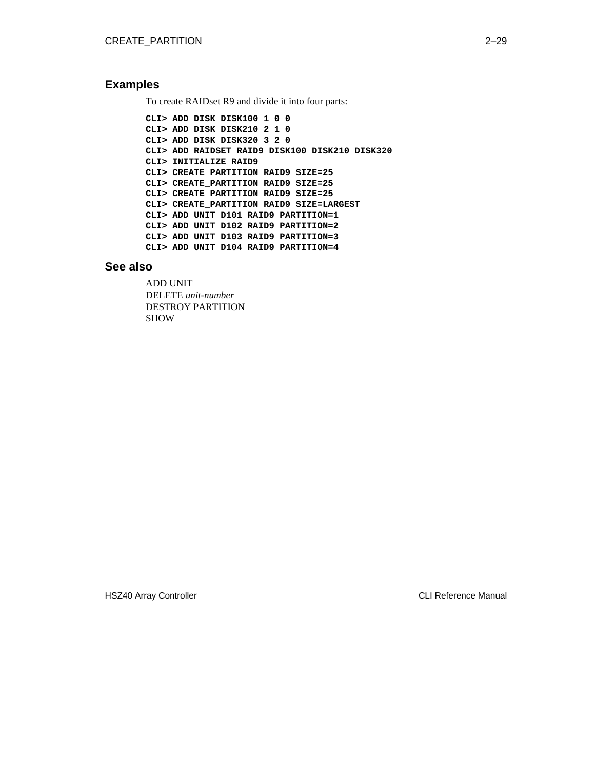## Examples

To create RAIDset R9 and divide it into four parts:

```
CLI> ADD DISK DISK100 1 0 0
CLI> ADD DISK DISK210 2 1 0
CLI> ADD DISK DISK320 3 2 0
CLI> ADD RAIDSET RAID9 DISK100 DISK210 DISK320
CLI> INITIALIZE RAID9
CLI> CREATE_PARTITION RAID9 SIZE=25
CLI> CREATE_PARTITION RAID9 SIZE=25
CLI> CREATE_PARTITION RAID9 SIZE=25
CLI> CREATE_PARTITION RAID9 SIZE=LARGEST
CLI> ADD UNIT D101 RAID9 PARTITION=1
CLI> ADD UNIT D102 RAID9 PARTITION=2
CLI> ADD UNIT D103 RAID9 PARTITION=3
CLI> ADD UNIT D104 RAID9 PARTITION=4
```

## See also

ADD UNIT
DELETE *unit-number*
DESTROY PARTITION
SHOW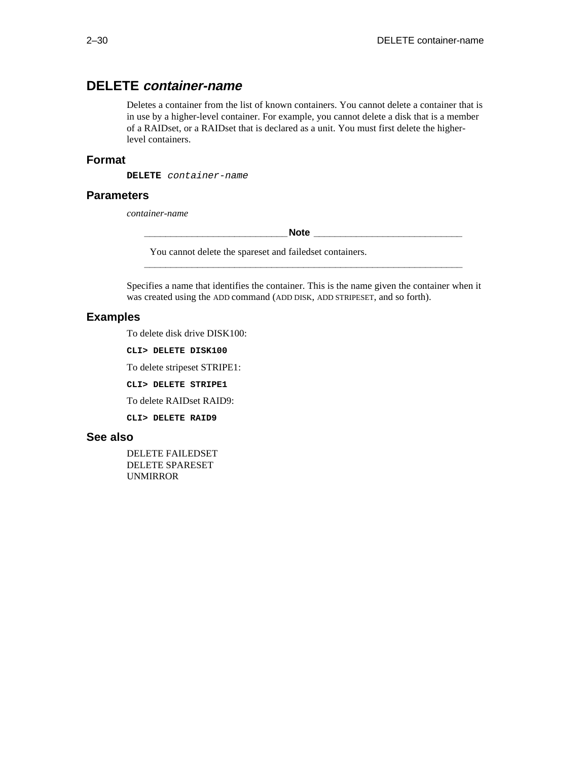## DELETE *container-name*

Deletes a container from the list of known containers. You cannot delete a container that is in use by a higher-level container. For example, you cannot delete a disk that is a member of a RAIDset, or a RAIDset that is declared as a unit. You must first delete the higher-level containers.

### Format

**DELETE** *container-name*

### Parameters

*container-name*

---

**Note**

You cannot delete the spareset and failedset containers.

---

Specifies a name that identifies the container. This is the name given the container when it was created using the ADD command (ADD DISK, ADD STRIPESET, and so forth).

### Examples

To delete disk drive DISK100:

```
CLI> DELETE DISK100
```

To delete stripeset STRIPE1:

```
CLI> DELETE STRIPE1
```

To delete RAIDset RAID9:

```
CLI> DELETE RAID9
```

### See also

DELETE FAILEDSET
DELETE SPARESET
UNMIRROR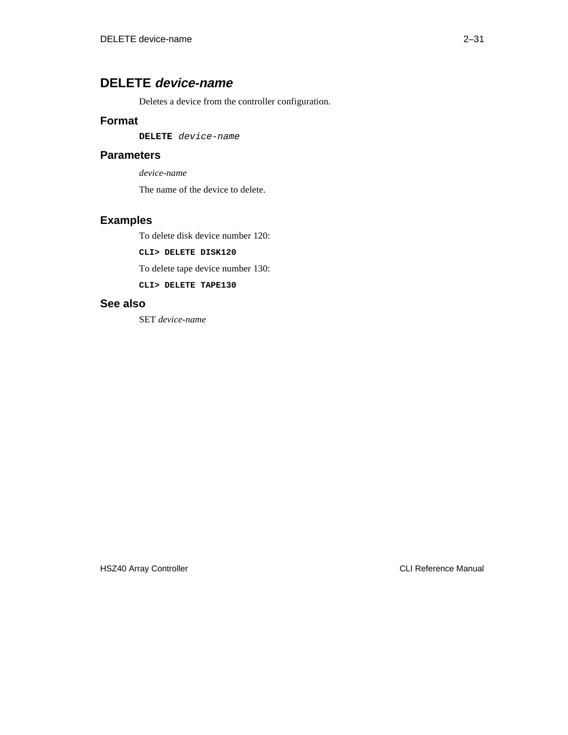# DELETE *device-name*

Deletes a device from the controller configuration.

## Format

**DELETE** *device-name*

## Parameters

*device-name*

The name of the device to delete.

## Examples

To delete disk device number 120:

```
CLI> DELETE DISK120
```

To delete tape device number 130:

```
CLI> DELETE TAPE130
```

## See also

SET *device-name*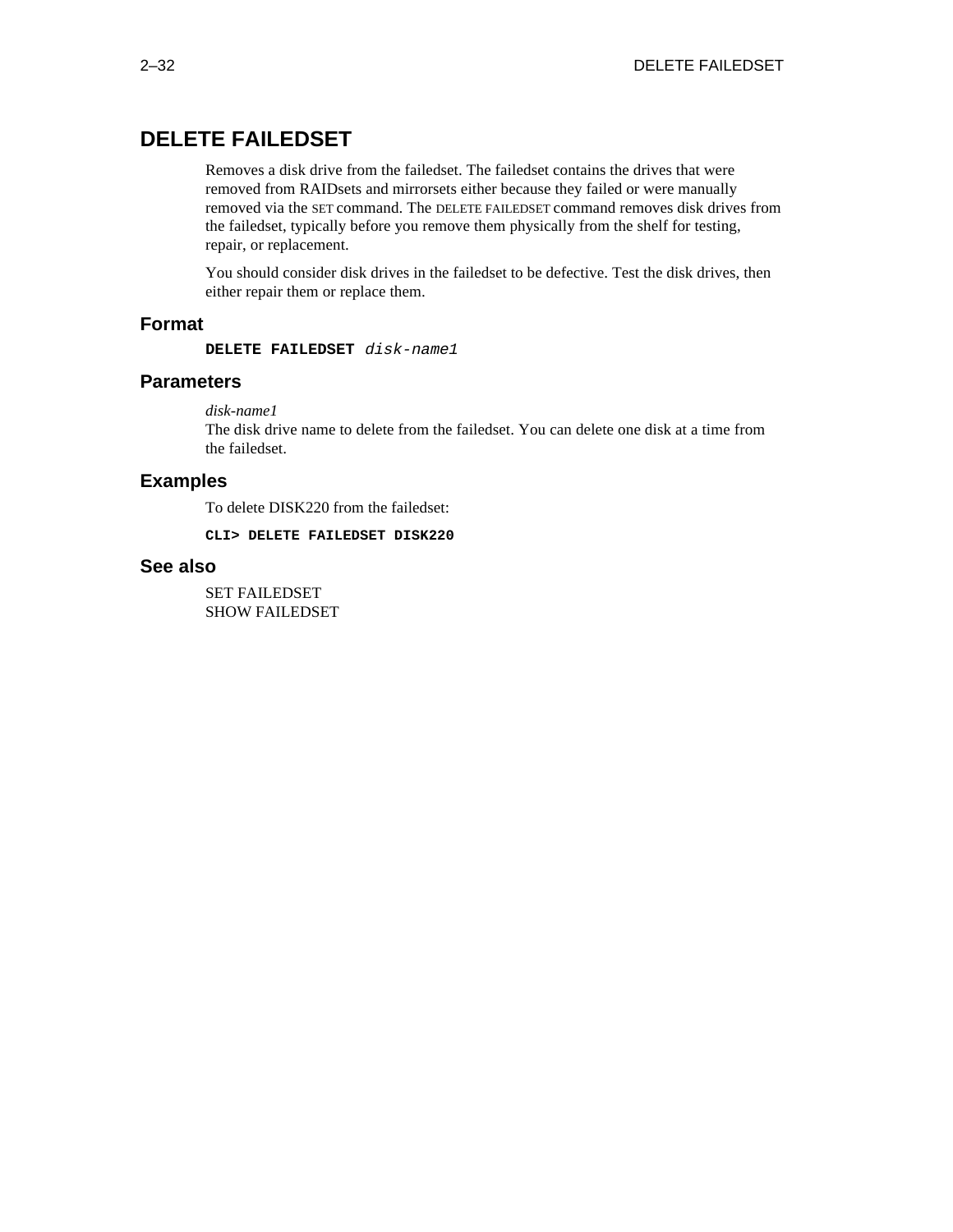# DELETE FAILEDSET

Removes a disk drive from the failedset. The failedset contains the drives that were removed from RAIDsets and mirrorsets either because they failed or were manually removed via the SET command. The DELETE FAILEDSET command removes disk drives from the failedset, typically before you remove them physically from the shelf for testing, repair, or replacement.

You should consider disk drives in the failedset to be defective. Test the disk drives, then either repair them or replace them.

## Format

**DELETE FAILEDSET** *disk-name1*

## Parameters

*disk-name1*
The disk drive name to delete from the failedset. You can delete one disk at a time from the failedset.

## Examples

To delete DISK220 from the failedset:

```
CLI> DELETE FAILEDSET DISK220
```

## See also

SET FAILEDSET
SHOW FAILEDSET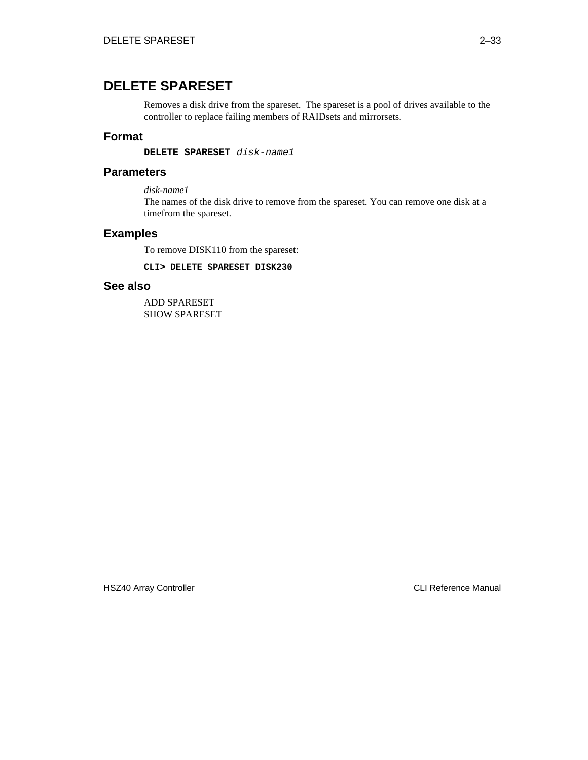# DELETE SPARESET

Removes a disk drive from the spareset. The spareset is a pool of drives available to the controller to replace failing members of RAIDsets and mirrorsets.

## Format

**DELETE SPARESET** *disk-name1*

## Parameters

*disk-name1*
The names of the disk drive to remove from the spareset. You can remove one disk at a timefrom the spareset.

## Examples

To remove DISK110 from the spareset:

```
CLI> DELETE SPARESET DISK230
```

## See also

ADD SPARESET
SHOW SPARESET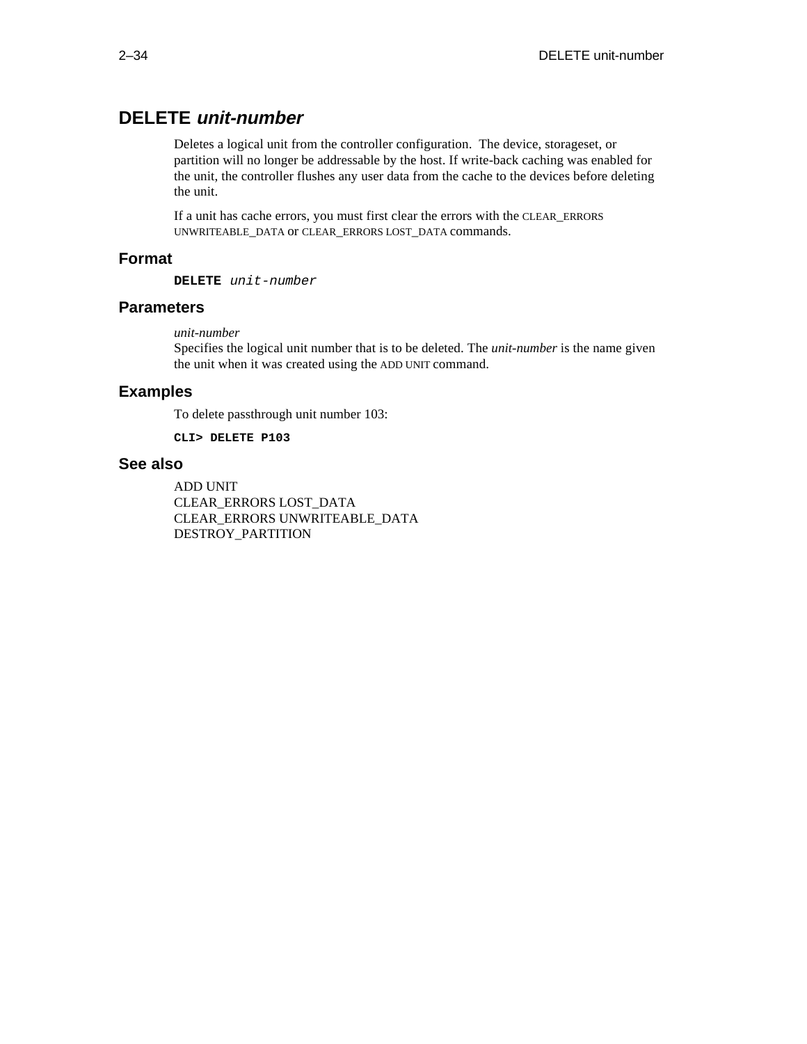# DELETE *unit-number*

Deletes a logical unit from the controller configuration. The device, storageset, or partition will no longer be addressable by the host. If write-back caching was enabled for the unit, the controller flushes any user data from the cache to the devices before deleting the unit.

If a unit has cache errors, you must first clear the errors with the CLEAR_ERRORS UNWRITEABLE_DATA or CLEAR_ERRORS LOST_DATA commands.

## Format

**DELETE** *unit-number*

## Parameters

*unit-number*
Specifies the logical unit number that is to be deleted. The *unit-number* is the name given the unit when it was created using the ADD UNIT command.

## Examples

To delete passthrough unit number 103:

```
CLI> DELETE P103
```

## See also

ADD UNIT
CLEAR_ERRORS LOST_DATA
CLEAR_ERRORS UNWRITEABLE_DATA
DESTROY_PARTITION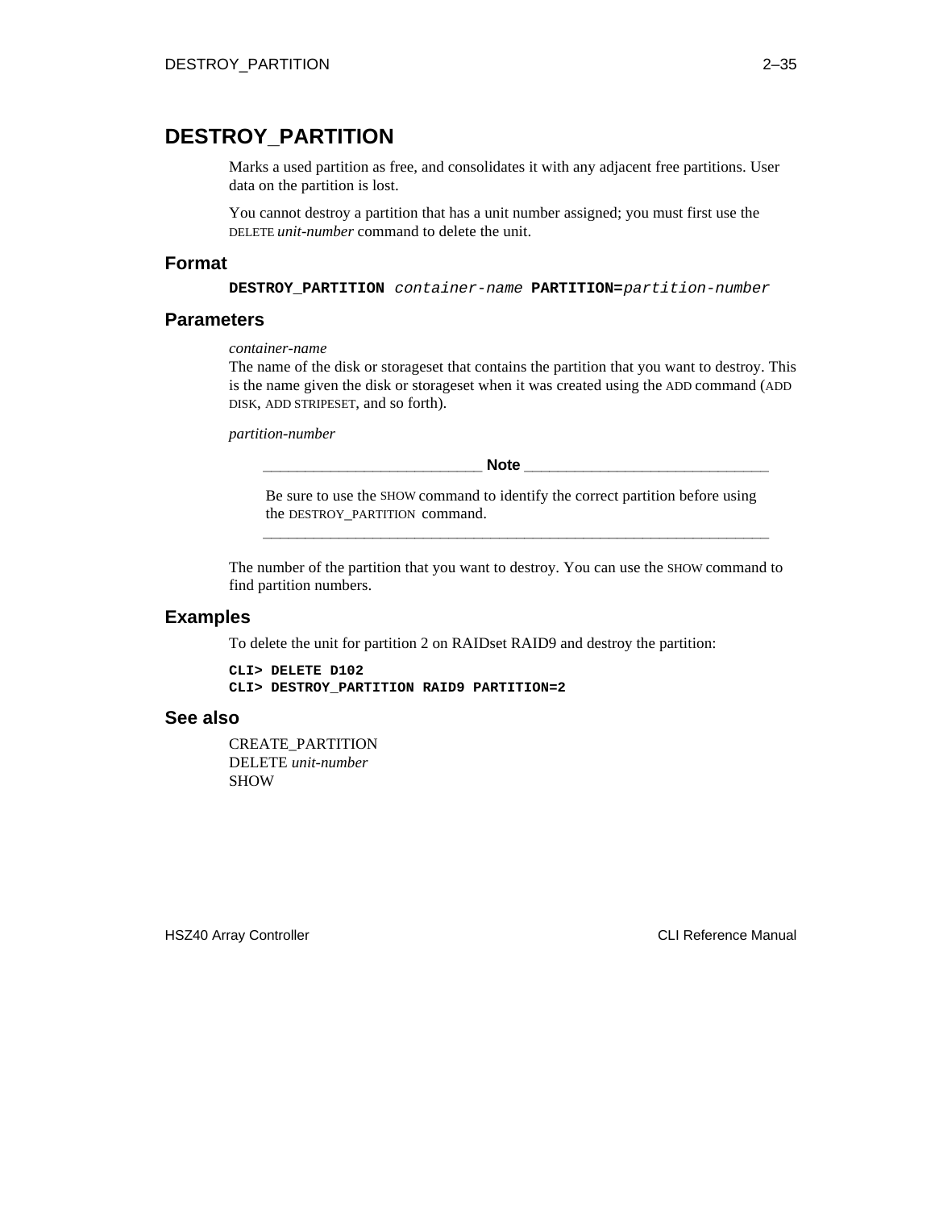# DESTROY_PARTITION

Marks a used partition as free, and consolidates it with any adjacent free partitions. User data on the partition is lost.

You cannot destroy a partition that has a unit number assigned; you must first use the DELETE *unit-number* command to delete the unit.

## Format

**DESTROY_PARTITION** *container-name* **PARTITION=***partition-number*

## Parameters

*container-name*
The name of the disk or storageset that contains the partition that you want to destroy. This is the name given the disk or storageset when it was created using the ADD command (ADD DISK, ADD STRIPESET, and so forth).

*partition-number*

> **Note**
>
> Be sure to use the SHOW command to identify the correct partition before using the DESTROY_PARTITION command.

The number of the partition that you want to destroy. You can use the SHOW command to find partition numbers.

## Examples

To delete the unit for partition 2 on RAIDset RAID9 and destroy the partition:

```
CLI> DELETE D102
CLI> DESTROY_PARTITION RAID9 PARTITION=2
```

## See also

CREATE_PARTITION
DELETE *unit-number*
SHOW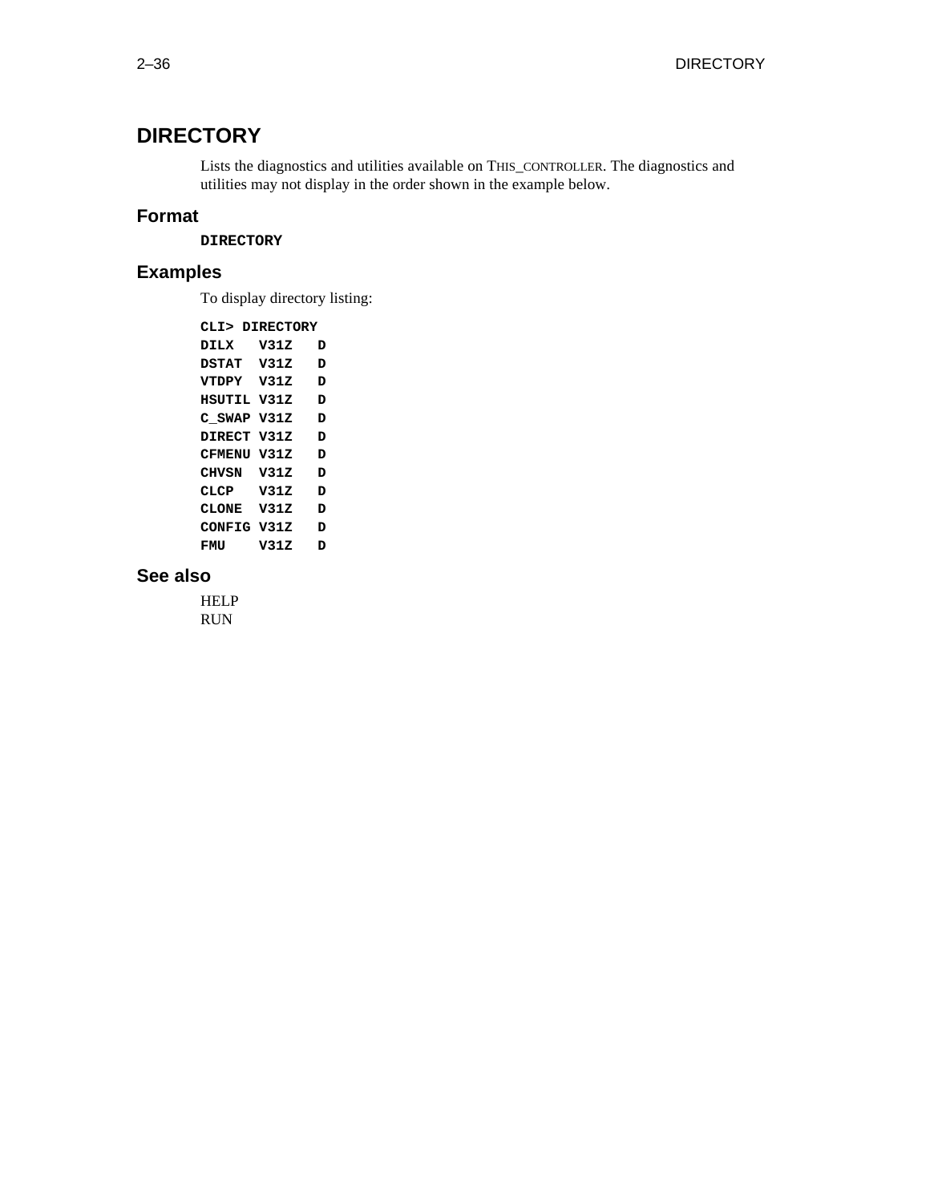# DIRECTORY

Lists the diagnostics and utilities available on THIS_CONTROLLER. The diagnostics and utilities may not display in the order shown in the example below.

## Format

**DIRECTORY**

## Examples

To display directory listing:

```
CLI> DIRECTORY
DILX   V31Z   D
DSTAT  V31Z   D
VTDPY  V31Z   D
HSUTIL V31Z   D
C_SWAP V31Z   D
DIRECT V31Z   D
CFMENU V31Z   D
CHVSN  V31Z   D
CLCP   V31Z   D
CLONE  V31Z   D
CONFIG V31Z   D
FMU    V31Z   D
```

## See also

HELP
RUN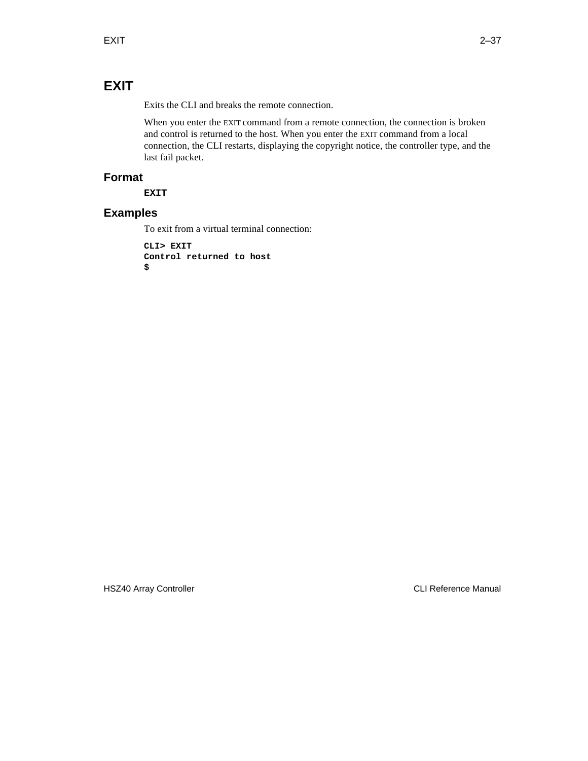# EXIT

Exits the CLI and breaks the remote connection.

When you enter the EXIT command from a remote connection, the connection is broken and control is returned to the host. When you enter the EXIT command from a local connection, the CLI restarts, displaying the copyright notice, the controller type, and the last fail packet.

## Format

**EXIT**

## Examples

To exit from a virtual terminal connection:

```
CLI> EXIT
Control returned to host
$
```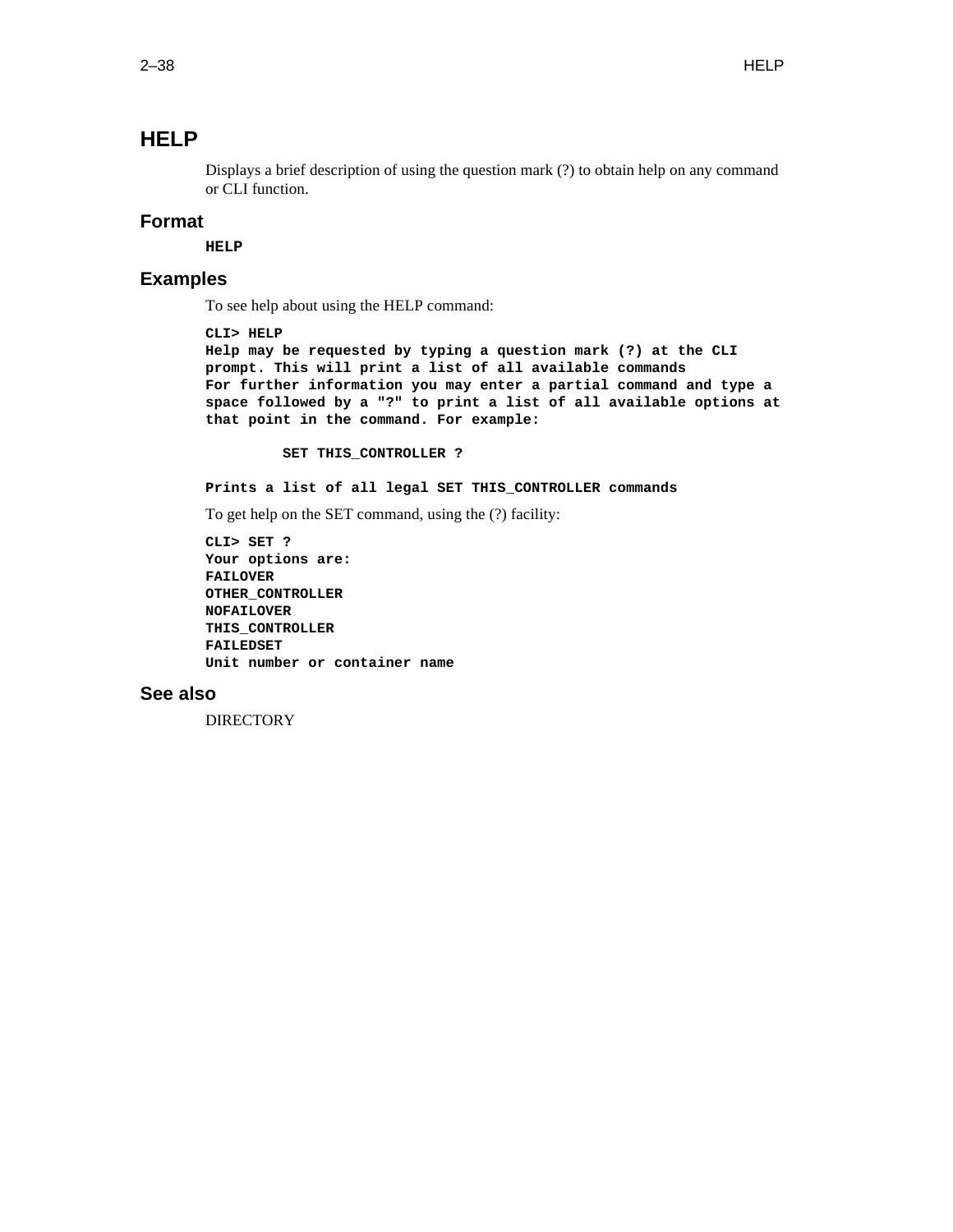# HELP

Displays a brief description of using the question mark (?) to obtain help on any command or CLI function.

## Format

**HELP**

## Examples

To see help about using the HELP command:

```
CLI> HELP
Help may be requested by typing a question mark (?) at the CLI
prompt. This will print a list of all available commands
For further information you may enter a partial command and type a
space followed by a "?" to print a list of all available options at
that point in the command. For example:

         SET THIS_CONTROLLER ?

Prints a list of all legal SET THIS_CONTROLLER commands
```

To get help on the SET command, using the (?) facility:

```
CLI> SET ?
Your options are:
FAILOVER
OTHER_CONTROLLER
NOFAILOVER
THIS_CONTROLLER
FAILEDSET
Unit number or container name
```

## See also

DIRECTORY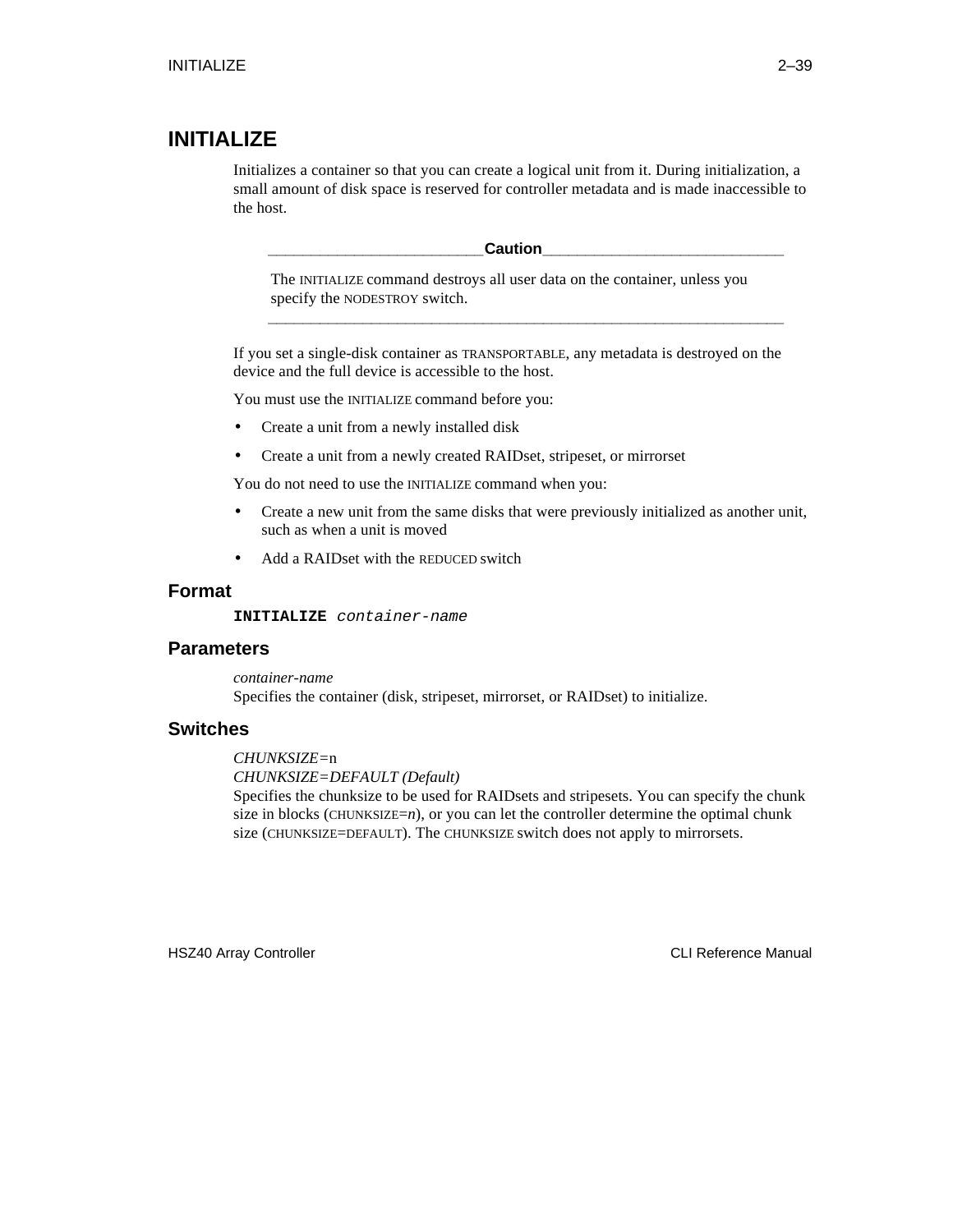# INITIALIZE

Initializes a container so that you can create a logical unit from it. During initialization, a small amount of disk space is reserved for controller metadata and is made inaccessible to the host.

> **Caution**
>
> The INITIALIZE command destroys all user data on the container, unless you specify the NODESTROY switch.

If you set a single-disk container as TRANSPORTABLE, any metadata is destroyed on the device and the full device is accessible to the host.

You must use the INITIALIZE command before you:

- Create a unit from a newly installed disk
- Create a unit from a newly created RAIDset, stripeset, or mirrorset

You do not need to use the INITIALIZE command when you:

- Create a new unit from the same disks that were previously initialized as another unit, such as when a unit is moved
- Add a RAIDset with the REDUCED switch

## Format

**INITIALIZE** *container-name*

## Parameters

*container-name*
Specifies the container (disk, stripeset, mirrorset, or RAIDset) to initialize.

## Switches

*CHUNKSIZE=*n
*CHUNKSIZE=DEFAULT (Default)*
Specifies the chunksize to be used for RAIDsets and stripesets. You can specify the chunk size in blocks (CHUNKSIZE=*n*), or you can let the controller determine the optimal chunk size (CHUNKSIZE=DEFAULT). The CHUNKSIZE switch does not apply to mirrorsets.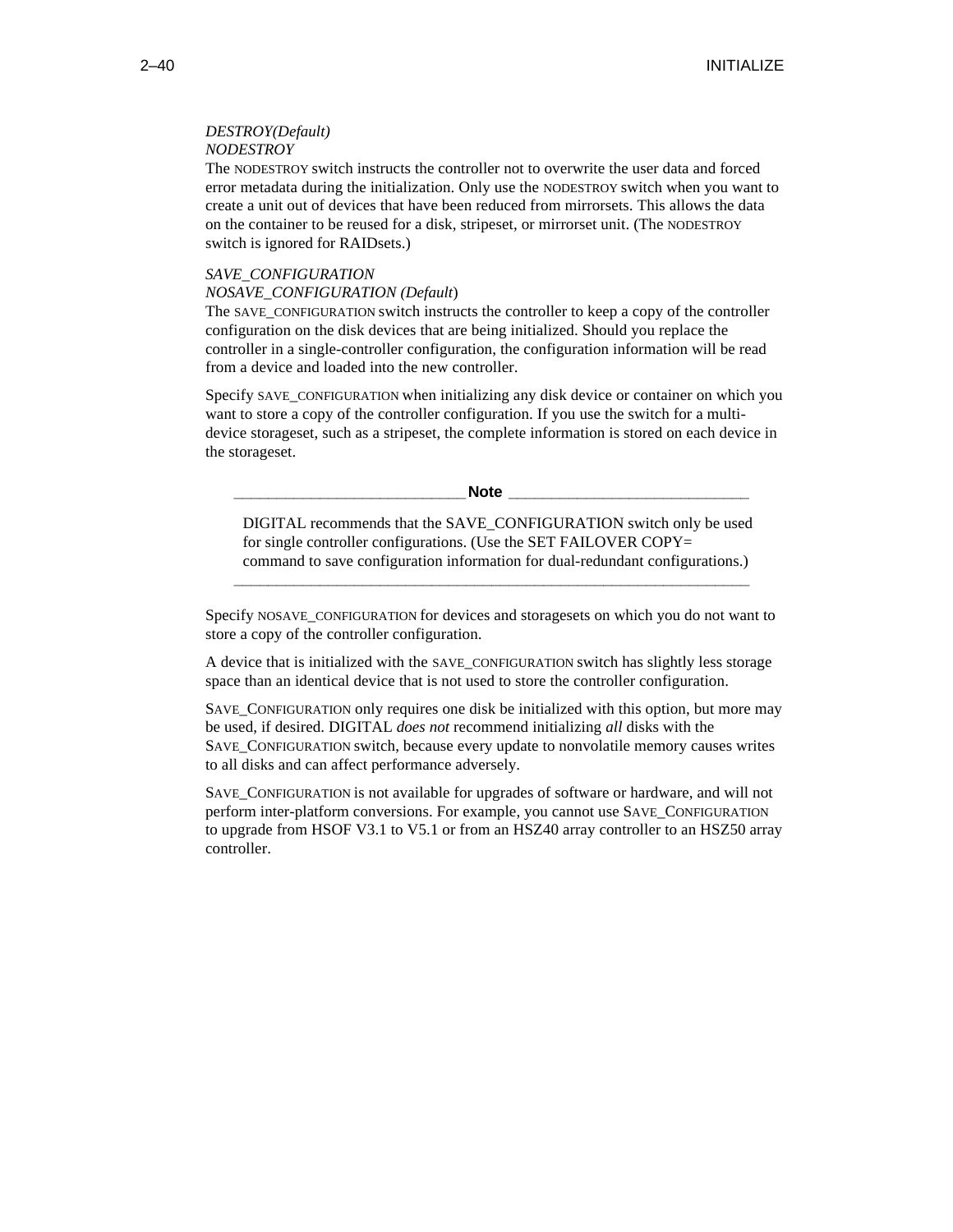*DESTROY(Default)*
*NODESTROY*
The NODESTROY switch instructs the controller not to overwrite the user data and forced error metadata during the initialization. Only use the NODESTROY switch when you want to create a unit out of devices that have been reduced from mirrorsets. This allows the data on the container to be reused for a disk, stripeset, or mirrorset unit. (The NODESTROY switch is ignored for RAIDsets.)

*SAVE_CONFIGURATION*
*NOSAVE_CONFIGURATION (Default)*
The SAVE_CONFIGURATION switch instructs the controller to keep a copy of the controller configuration on the disk devices that are being initialized. Should you replace the controller in a single-controller configuration, the configuration information will be read from a device and loaded into the new controller.

Specify SAVE_CONFIGURATION when initializing any disk device or container on which you want to store a copy of the controller configuration. If you use the switch for a multi-device storageset, such as a stripeset, the complete information is stored on each device in the storageset.

> **Note**
>
> DIGITAL recommends that the SAVE_CONFIGURATION switch only be used for single controller configurations. (Use the SET FAILOVER COPY= command to save configuration information for dual-redundant configurations.)

Specify NOSAVE_CONFIGURATION for devices and storagesets on which you do not want to store a copy of the controller configuration.

A device that is initialized with the SAVE_CONFIGURATION switch has slightly less storage space than an identical device that is not used to store the controller configuration.

SAVE_CONFIGURATION only requires one disk be initialized with this option, but more may be used, if desired. DIGITAL *does not* recommend initializing *all* disks with the SAVE_CONFIGURATION switch, because every update to nonvolatile memory causes writes to all disks and can affect performance adversely.

SAVE_CONFIGURATION is not available for upgrades of software or hardware, and will not perform inter-platform conversions. For example, you cannot use SAVE_CONFIGURATION to upgrade from HSOF V3.1 to V5.1 or from an HSZ40 array controller to an HSZ50 array controller.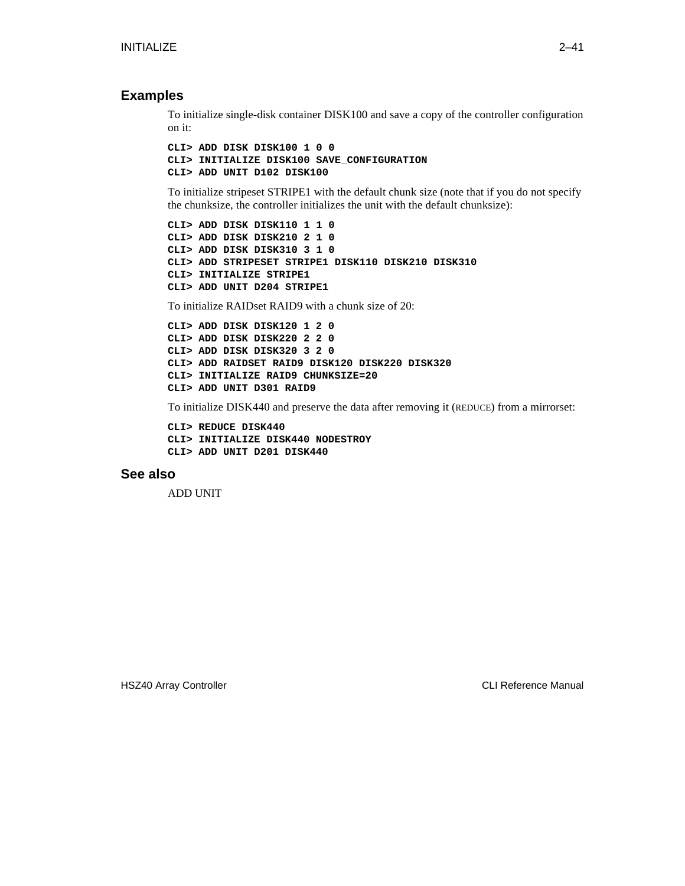## Examples

To initialize single-disk container DISK100 and save a copy of the controller configuration on it:

```
CLI> ADD DISK DISK100 1 0 0
CLI> INITIALIZE DISK100 SAVE_CONFIGURATION
CLI> ADD UNIT D102 DISK100
```

To initialize stripeset STRIPE1 with the default chunk size (note that if you do not specify the chunksize, the controller initializes the unit with the default chunksize):

```
CLI> ADD DISK DISK110 1 1 0
CLI> ADD DISK DISK210 2 1 0
CLI> ADD DISK DISK310 3 1 0
CLI> ADD STRIPESET STRIPE1 DISK110 DISK210 DISK310
CLI> INITIALIZE STRIPE1
CLI> ADD UNIT D204 STRIPE1
```

To initialize RAIDset RAID9 with a chunk size of 20:

```
CLI> ADD DISK DISK120 1 2 0
CLI> ADD DISK DISK220 2 2 0
CLI> ADD DISK DISK320 3 2 0
CLI> ADD RAIDSET RAID9 DISK120 DISK220 DISK320
CLI> INITIALIZE RAID9 CHUNKSIZE=20
CLI> ADD UNIT D301 RAID9
```

To initialize DISK440 and preserve the data after removing it (REDUCE) from a mirrorset:

```
CLI> REDUCE DISK440
CLI> INITIALIZE DISK440 NODESTROY
CLI> ADD UNIT D201 DISK440
```

## See also

ADD UNIT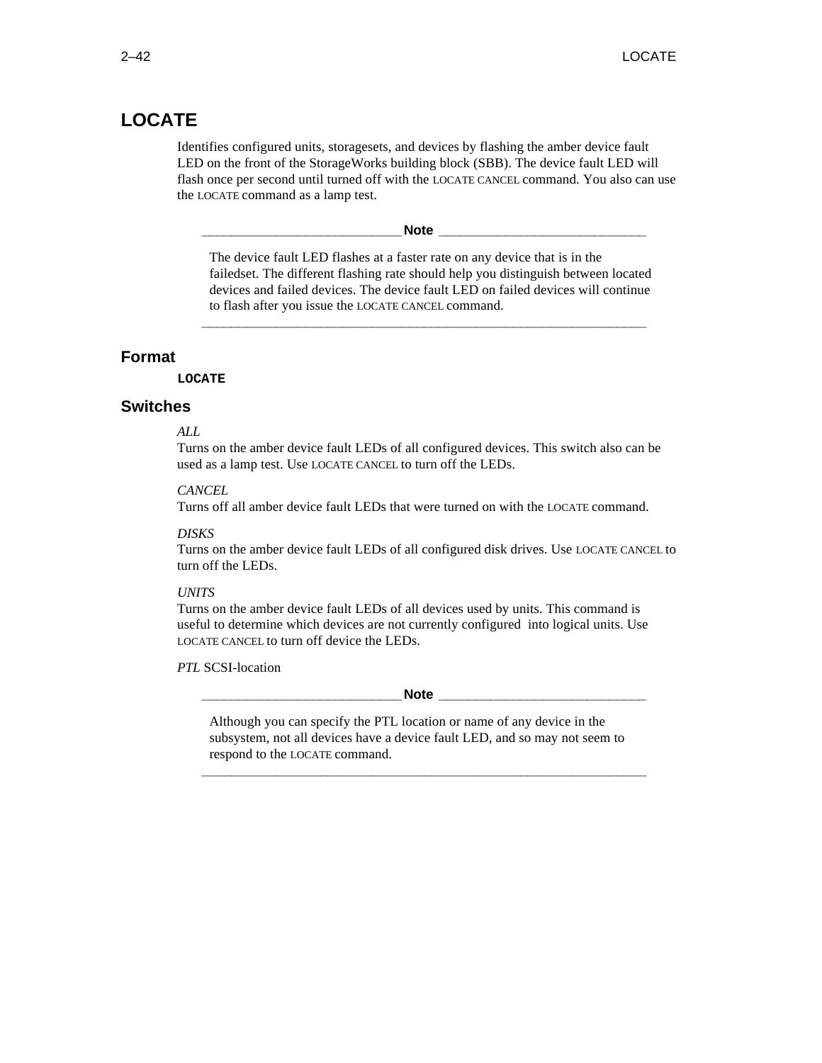# LOCATE

Identifies configured units, storagesets, and devices by flashing the amber device fault LED on the front of the StorageWorks building block (SBB). The device fault LED will flash once per second until turned off with the LOCATE CANCEL command. You also can use the LOCATE command as a lamp test.

**Note**

The device fault LED flashes at a faster rate on any device that is in the failedset. The different flashing rate should help you distinguish between located devices and failed devices. The device fault LED on failed devices will continue to flash after you issue the LOCATE CANCEL command.

## Format

**`LOCATE`**

## Switches

*ALL*
Turns on the amber device fault LEDs of all configured devices. This switch also can be used as a lamp test. Use LOCATE CANCEL to turn off the LEDs.

*CANCEL*
Turns off all amber device fault LEDs that were turned on with the LOCATE command.

*DISKS*
Turns on the amber device fault LEDs of all configured disk drives. Use LOCATE CANCEL to turn off the LEDs.

*UNITS*
Turns on the amber device fault LEDs of all devices used by units. This command is useful to determine which devices are not currently configured into logical units. Use LOCATE CANCEL to turn off device the LEDs.

*PTL* SCSI-location

**Note**

Although you can specify the PTL location or name of any device in the subsystem, not all devices have a device fault LED, and so may not seem to respond to the LOCATE command.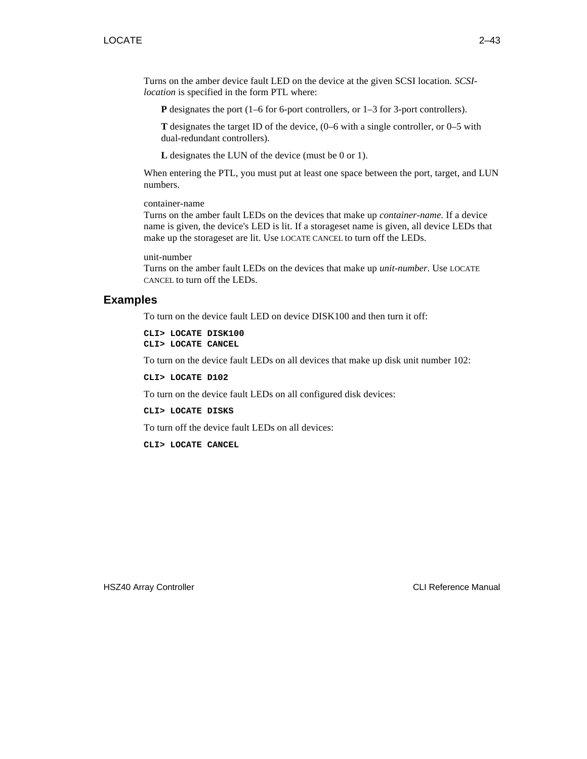Turns on the amber device fault LED on the device at the given SCSI location. *SCSI-location* is specified in the form PTL where:

**P** designates the port (1–6 for 6-port controllers, or 1–3 for 3-port controllers).

**T** designates the target ID of the device, (0–6 with a single controller, or 0–5 with dual-redundant controllers).

**L** designates the LUN of the device (must be 0 or 1).

When entering the PTL, you must put at least one space between the port, target, and LUN numbers.

container-name
Turns on the amber fault LEDs on the devices that make up *container-name*. If a device name is given, the device's LED is lit. If a storageset name is given, all device LEDs that make up the storageset are lit. Use LOCATE CANCEL to turn off the LEDs.

unit-number
Turns on the amber fault LEDs on the devices that make up *unit-number*. Use LOCATE CANCEL to turn off the LEDs.

## Examples

To turn on the device fault LED on device DISK100 and then turn it off:

```
CLI> LOCATE DISK100
CLI> LOCATE CANCEL
```

To turn on the device fault LEDs on all devices that make up disk unit number 102:

```
CLI> LOCATE D102
```

To turn on the device fault LEDs on all configured disk devices:

```
CLI> LOCATE DISKS
```

To turn off the device fault LEDs on all devices:

```
CLI> LOCATE CANCEL
```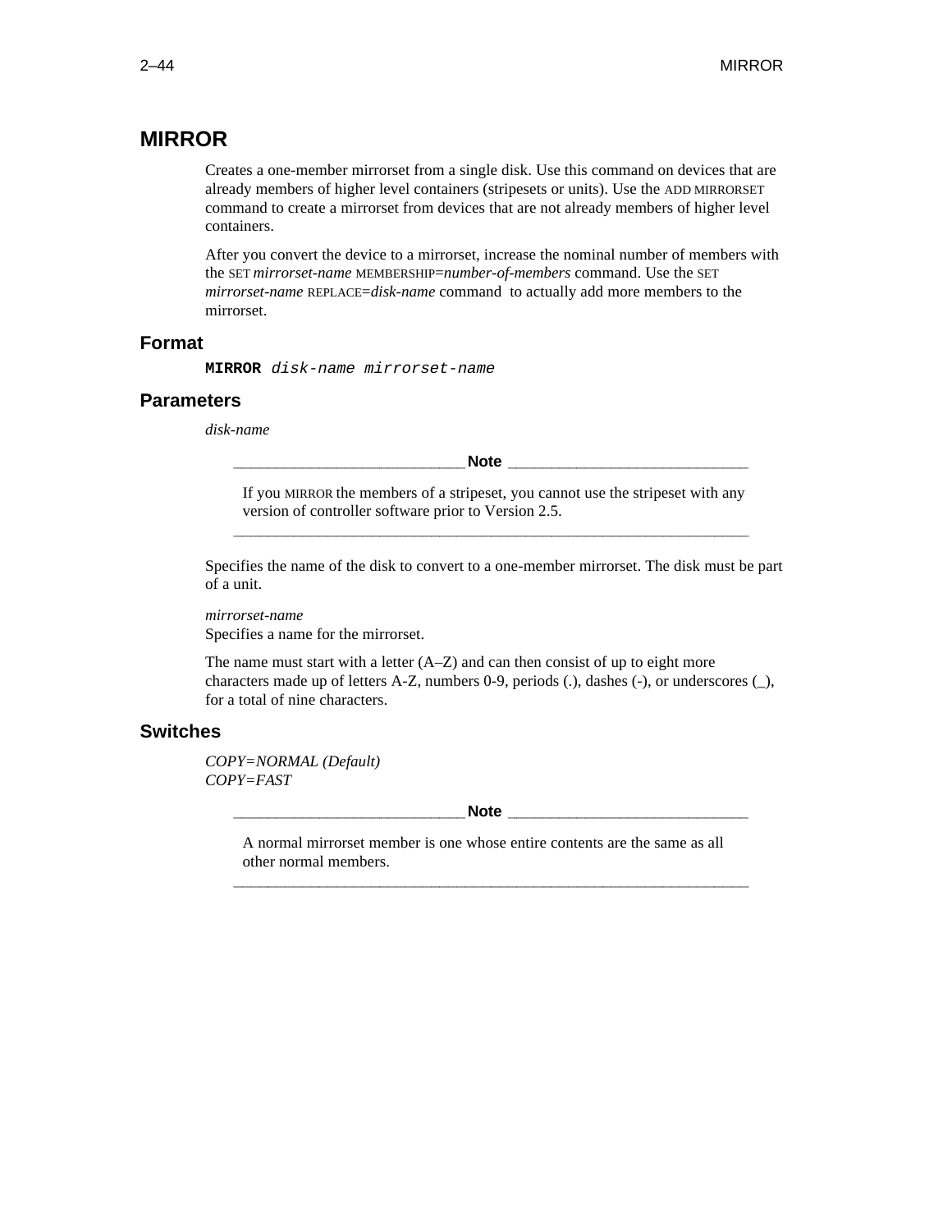# MIRROR

Creates a one-member mirrorset from a single disk. Use this command on devices that are already members of higher level containers (stripesets or units). Use the ADD MIRRORSET command to create a mirrorset from devices that are not already members of higher level containers.

After you convert the device to a mirrorset, increase the nominal number of members with the SET *mirrorset-name* MEMBERSHIP=*number-of-members* command. Use the SET *mirrorset-name* REPLACE=*disk-name* command to actually add more members to the mirrorset.

## Format

**MIRROR** *disk-name mirrorset-name*

## Parameters

*disk-name*

> **Note**
>
> If you MIRROR the members of a stripeset, you cannot use the stripeset with any version of controller software prior to Version 2.5.

Specifies the name of the disk to convert to a one-member mirrorset. The disk must be part of a unit.

*mirrorset-name*
Specifies a name for the mirrorset.

The name must start with a letter (A–Z) and can then consist of up to eight more characters made up of letters A-Z, numbers 0-9, periods (.), dashes (-), or underscores (_), for a total of nine characters.

## Switches

*COPY=NORMAL (Default)*
*COPY=FAST*

> **Note**
>
> A normal mirrorset member is one whose entire contents are the same as all other normal members.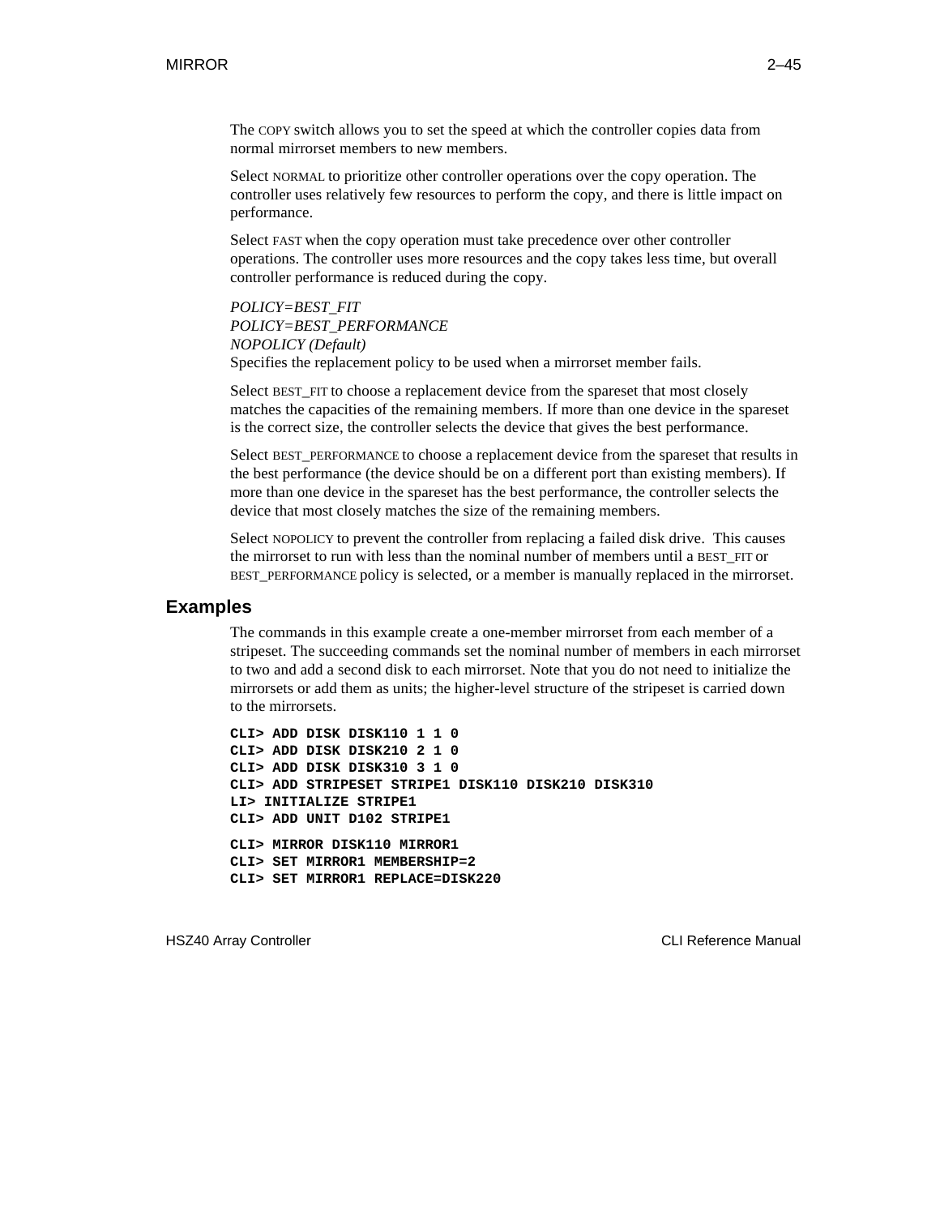The COPY switch allows you to set the speed at which the controller copies data from normal mirrorset members to new members.

Select NORMAL to prioritize other controller operations over the copy operation. The controller uses relatively few resources to perform the copy, and there is little impact on performance.

Select FAST when the copy operation must take precedence over other controller operations. The controller uses more resources and the copy takes less time, but overall controller performance is reduced during the copy.

*POLICY=BEST_FIT*
*POLICY=BEST_PERFORMANCE*
*NOPOLICY (Default)*
Specifies the replacement policy to be used when a mirrorset member fails.

Select BEST_FIT to choose a replacement device from the spareset that most closely matches the capacities of the remaining members. If more than one device in the spareset is the correct size, the controller selects the device that gives the best performance.

Select BEST_PERFORMANCE to choose a replacement device from the spareset that results in the best performance (the device should be on a different port than existing members). If more than one device in the spareset has the best performance, the controller selects the device that most closely matches the size of the remaining members.

Select NOPOLICY to prevent the controller from replacing a failed disk drive. This causes the mirrorset to run with less than the nominal number of members until a BEST_FIT or BEST_PERFORMANCE policy is selected, or a member is manually replaced in the mirrorset.

## Examples

The commands in this example create a one-member mirrorset from each member of a stripeset. The succeeding commands set the nominal number of members in each mirrorset to two and add a second disk to each mirrorset. Note that you do not need to initialize the mirrorsets or add them as units; the higher-level structure of the stripeset is carried down to the mirrorsets.

```
CLI> ADD DISK DISK110 1 1 0
CLI> ADD DISK DISK210 2 1 0
CLI> ADD DISK DISK310 3 1 0
CLI> ADD STRIPESET STRIPE1 DISK110 DISK210 DISK310
LI> INITIALIZE STRIPE1
CLI> ADD UNIT D102 STRIPE1

CLI> MIRROR DISK110 MIRROR1
CLI> SET MIRROR1 MEMBERSHIP=2
CLI> SET MIRROR1 REPLACE=DISK220
```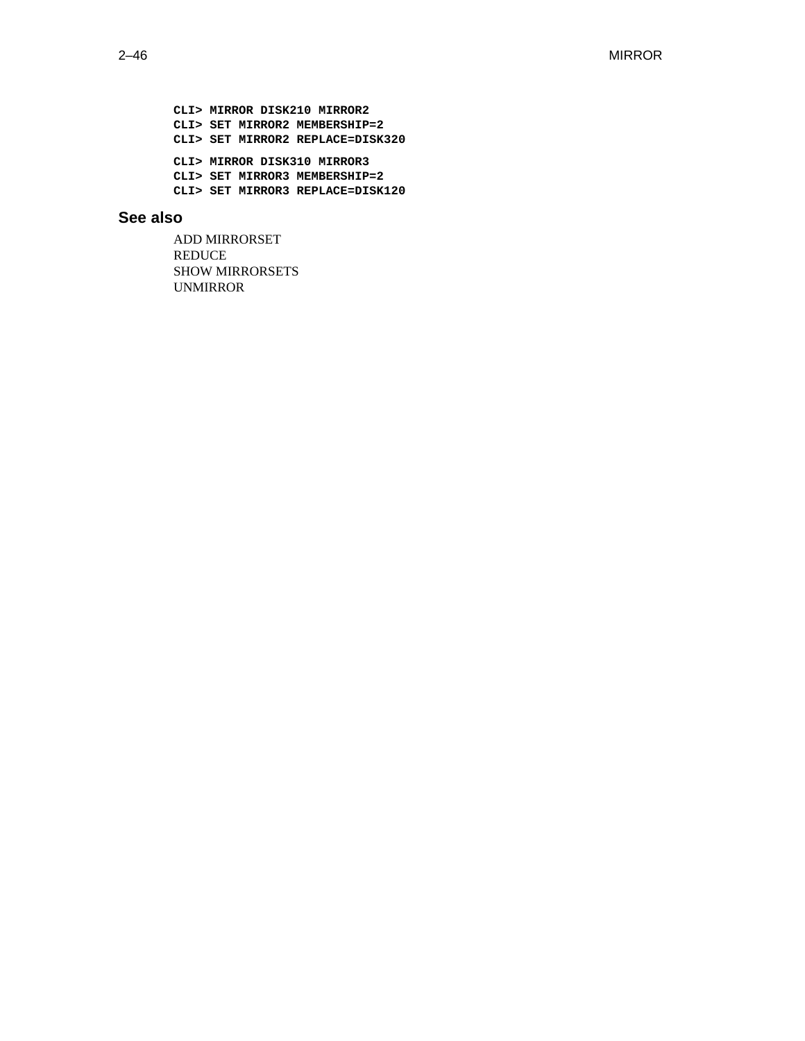```
CLI> MIRROR DISK210 MIRROR2
CLI> SET MIRROR2 MEMBERSHIP=2
CLI> SET MIRROR2 REPLACE=DISK320

CLI> MIRROR DISK310 MIRROR3
CLI> SET MIRROR3 MEMBERSHIP=2
CLI> SET MIRROR3 REPLACE=DISK120
```

## See also

ADD MIRRORSET
REDUCE
SHOW MIRRORSETS
UNMIRROR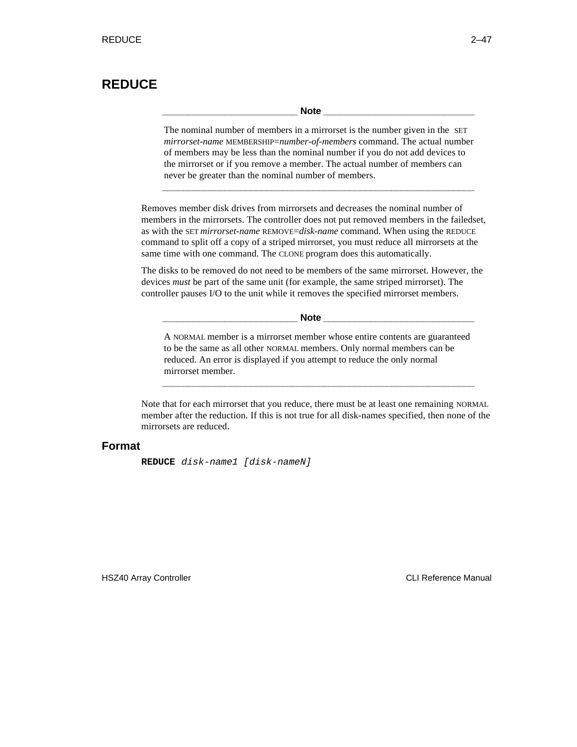# REDUCE

---

**Note**

The nominal number of members in a mirrorset is the number given in the SET *mirrorset-name* MEMBERSHIP=*number-of-members* command. The actual number of members may be less than the nominal number if you do not add devices to the mirrorset or if you remove a member. The actual number of members can never be greater than the nominal number of members.

---

Removes member disk drives from mirrorsets and decreases the nominal number of members in the mirrorsets. The controller does not put removed members in the failedset, as with the SET *mirrorset-name* REMOVE=*disk-name* command. When using the REDUCE command to split off a copy of a striped mirrorset, you must reduce all mirrorsets at the same time with one command. The CLONE program does this automatically.

The disks to be removed do not need to be members of the same mirrorset. However, the devices *must* be part of the same unit (for example, the same striped mirrorset). The controller pauses I/O to the unit while it removes the specified mirrorset members.

---

**Note**

A NORMAL member is a mirrorset member whose entire contents are guaranteed to be the same as all other NORMAL members. Only normal members can be reduced. An error is displayed if you attempt to reduce the only normal mirrorset member.

---

Note that for each mirrorset that you reduce, there must be at least one remaining NORMAL member after the reduction. If this is not true for all disk-name*s* specified, then none of the mirrorsets are reduced.

## Format

```
REDUCE disk-name1 [disk-nameN]
```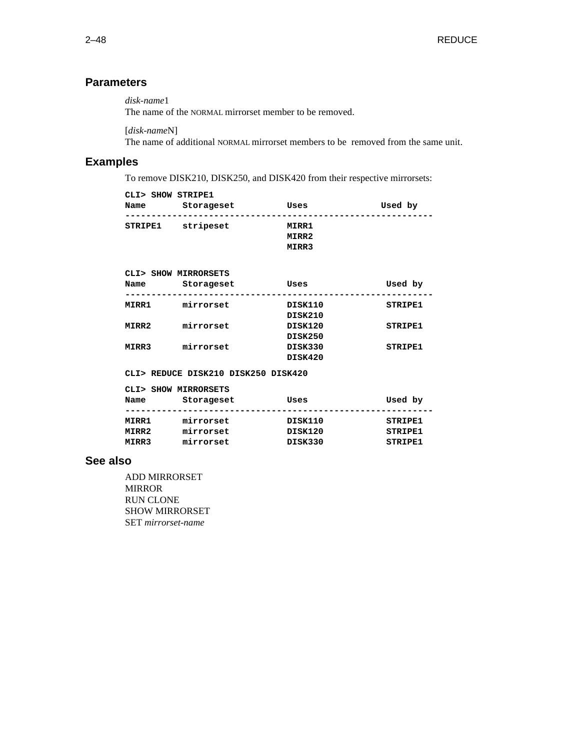## Parameters

*disk-name*1
The name of the NORMAL mirrorset member to be removed.

[*disk-name*N]
The name of additional NORMAL mirrorset members to be removed from the same unit.

## Examples

To remove DISK210, DISK250, and DISK420 from their respective mirrorsets:

```
CLI> SHOW STRIPE1
Name       Storageset          Uses             Used by
-----------------------------------------------------------
STRIPE1    stripeset           MIRR1
                               MIRR2
                               MIRR3


CLI> SHOW MIRRORSETS
Name       Storageset          Uses              Used by
-----------------------------------------------------------
MIRR1      mirrorset           DISK110           STRIPE1
                               DISK210
MIRR2      mirrorset           DISK120           STRIPE1
                               DISK250
MIRR3      mirrorset           DISK330           STRIPE1
                               DISK420

CLI> REDUCE DISK210 DISK250 DISK420

CLI> SHOW MIRRORSETS
Name       Storageset          Uses              Used by
-----------------------------------------------------------
MIRR1      mirrorset           DISK110           STRIPE1
MIRR2      mirrorset           DISK120           STRIPE1
MIRR3      mirrorset           DISK330           STRIPE1
```

## See also

ADD MIRRORSET
MIRROR
RUN CLONE
SHOW MIRRORSET
SET *mirrorset-name*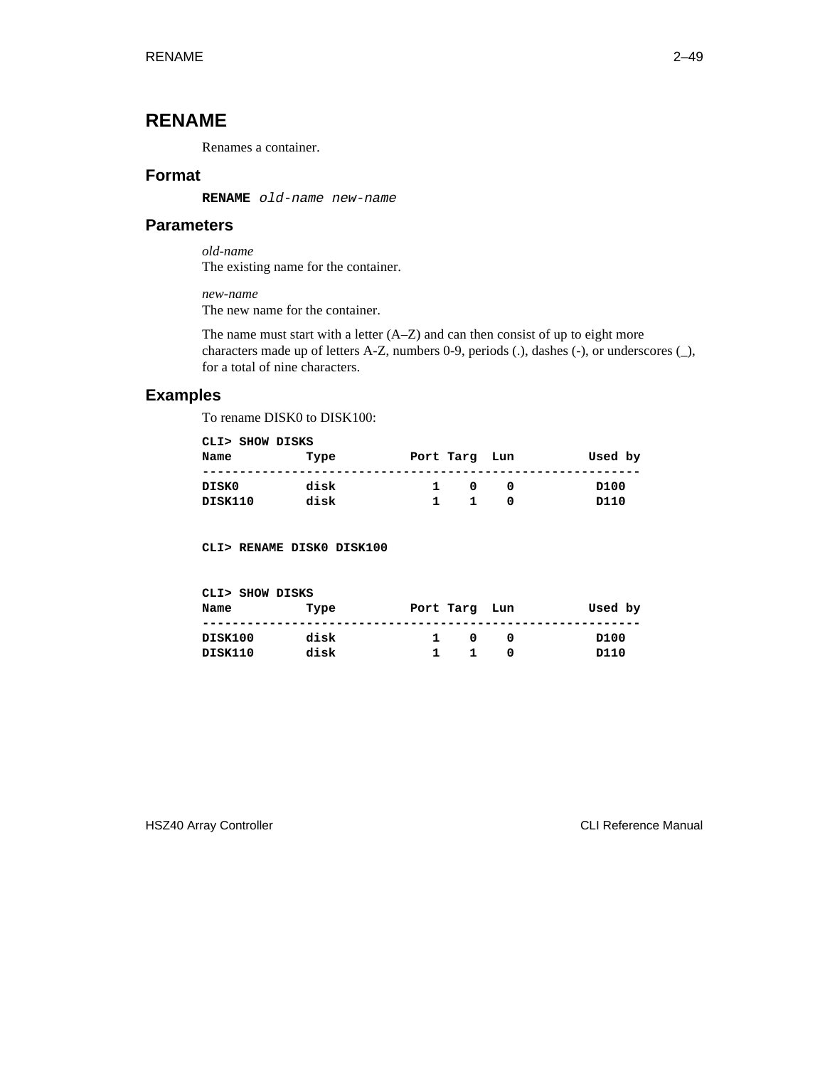# RENAME

Renames a container.

## Format

**RENAME** *old-name new-name*

## Parameters

*old-name*
The existing name for the container.

*new-name*
The new name for the container.

The name must start with a letter (A–Z) and can then consist of up to eight more characters made up of letters A-Z, numbers 0-9, periods (.), dashes (-), or underscores (_), for a total of nine characters.

## Examples

To rename DISK0 to DISK100:

```
CLI> SHOW DISKS
Name          Type          Port Targ  Lun          Used by
-----------------------------------------------------------
DISK0         disk             1    0    0           D100
DISK110       disk             1    1    0           D110


CLI> RENAME DISK0 DISK100


CLI> SHOW DISKS
Name          Type          Port Targ  Lun          Used by
-----------------------------------------------------------
DISK100       disk             1    0    0           D100
DISK110       disk             1    1    0           D110
```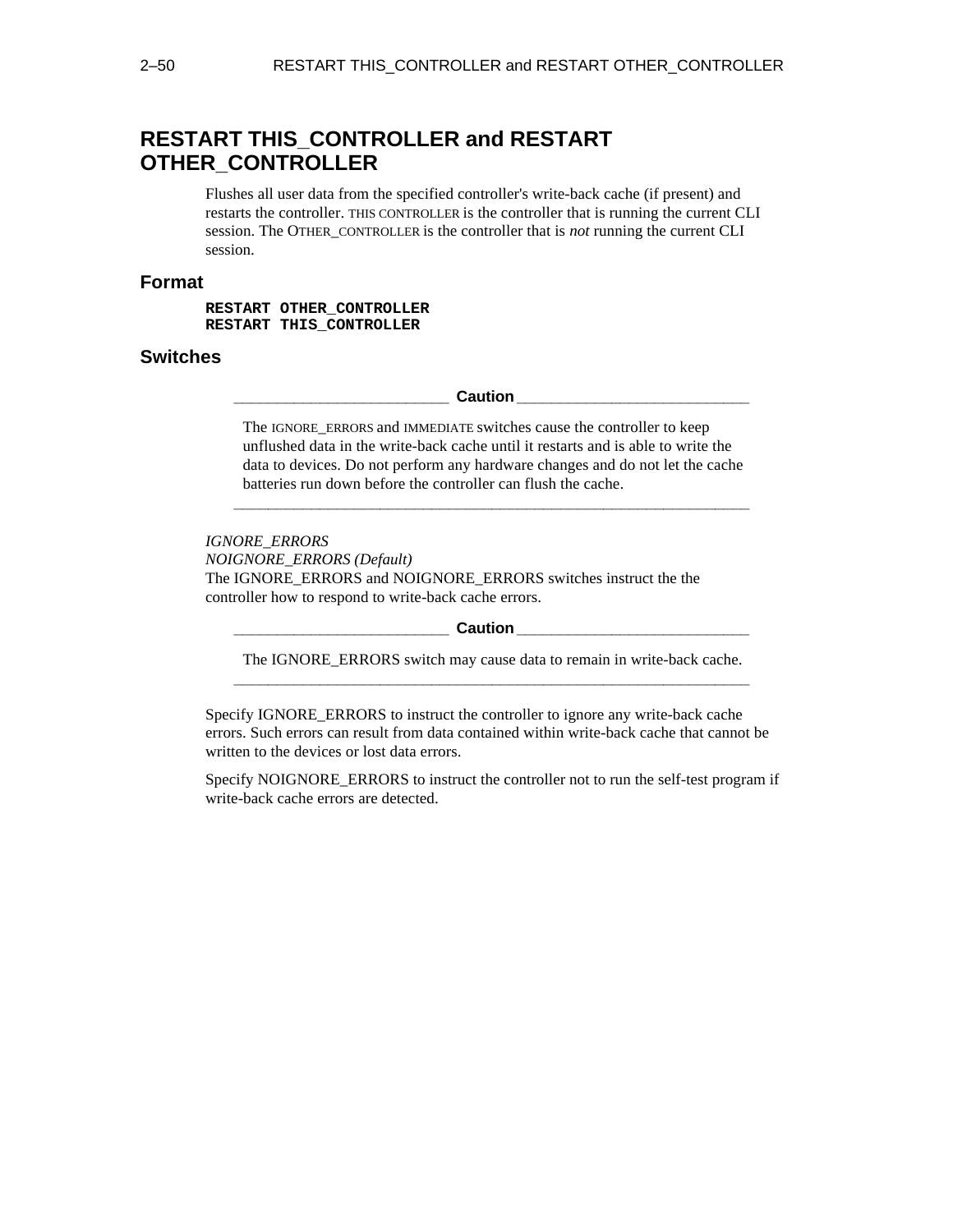# RESTART THIS_CONTROLLER and RESTART OTHER_CONTROLLER

Flushes all user data from the specified controller's write-back cache (if present) and restarts the controller. THIS CONTROLLER is the controller that is running the current CLI session. The OTHER_CONTROLLER is the controller that is *not* running the current CLI session.

## Format

```
RESTART OTHER_CONTROLLER
RESTART THIS_CONTROLLER
```

## Switches

**Caution**

> The IGNORE_ERRORS and IMMEDIATE switches cause the controller to keep unflushed data in the write-back cache until it restarts and is able to write the data to devices. Do not perform any hardware changes and do not let the cache batteries run down before the controller can flush the cache.

*IGNORE_ERRORS*
*NOIGNORE_ERRORS (Default)*
The IGNORE_ERRORS and NOIGNORE_ERRORS switches instruct the the controller how to respond to write-back cache errors.

**Caution**

> The IGNORE_ERRORS switch may cause data to remain in write-back cache.

Specify IGNORE_ERRORS to instruct the controller to ignore any write-back cache errors. Such errors can result from data contained within write-back cache that cannot be written to the devices or lost data errors.

Specify NOIGNORE_ERRORS to instruct the controller not to run the self-test program if write-back cache errors are detected.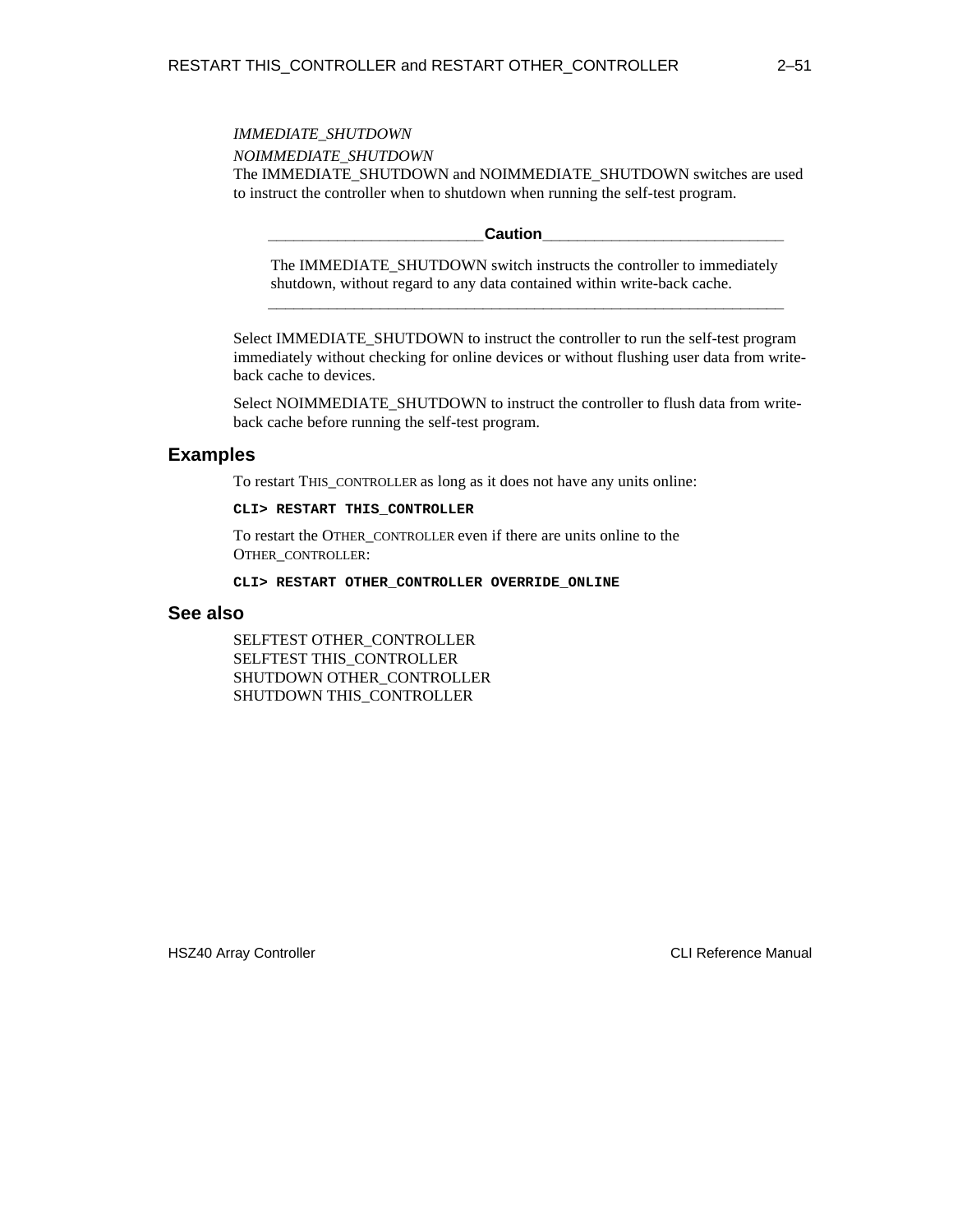*IMMEDIATE_SHUTDOWN*

*NOIMMEDIATE_SHUTDOWN*

The IMMEDIATE_SHUTDOWN and NOIMMEDIATE_SHUTDOWN switches are used to instruct the controller when to shutdown when running the self-test program.

---

**Caution**

The IMMEDIATE_SHUTDOWN switch instructs the controller to immediately shutdown, without regard to any data contained within write-back cache.

---

Select IMMEDIATE_SHUTDOWN to instruct the controller to run the self-test program immediately without checking for online devices or without flushing user data from write-back cache to devices.

Select NOIMMEDIATE_SHUTDOWN to instruct the controller to flush data from write-back cache before running the self-test program.

## Examples

To restart THIS_CONTROLLER as long as it does not have any units online:

```
CLI> RESTART THIS_CONTROLLER
```

To restart the OTHER_CONTROLLER even if there are units online to the OTHER_CONTROLLER:

```
CLI> RESTART OTHER_CONTROLLER OVERRIDE_ONLINE
```

## See also

SELFTEST OTHER_CONTROLLER
SELFTEST THIS_CONTROLLER
SHUTDOWN OTHER_CONTROLLER
SHUTDOWN THIS_CONTROLLER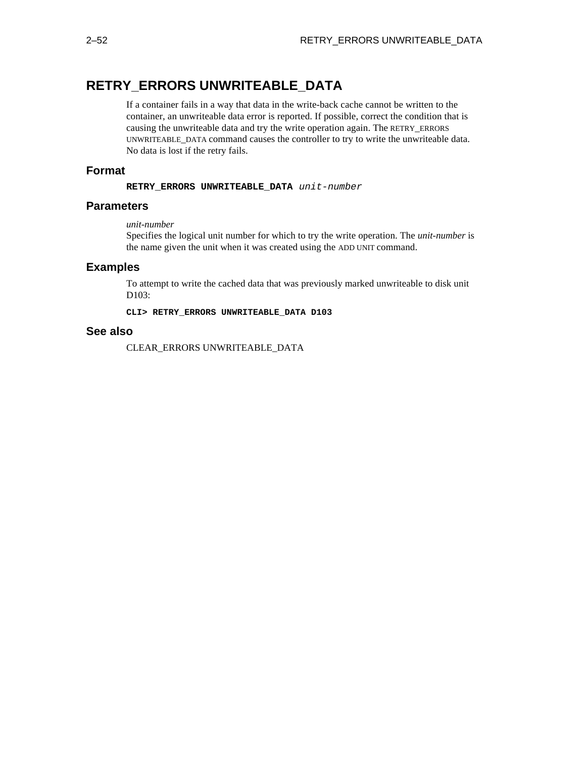# RETRY_ERRORS UNWRITEABLE_DATA

If a container fails in a way that data in the write-back cache cannot be written to the container, an unwriteable data error is reported. If possible, correct the condition that is causing the unwriteable data and try the write operation again. The RETRY_ERRORS UNWRITEABLE_DATA command causes the controller to try to write the unwriteable data. No data is lost if the retry fails.

## Format

**RETRY_ERRORS UNWRITEABLE_DATA** *unit-number*

## Parameters

*unit-number*
Specifies the logical unit number for which to try the write operation. The *unit-number* is the name given the unit when it was created using the ADD UNIT command.

## Examples

To attempt to write the cached data that was previously marked unwriteable to disk unit D103:

```
CLI> RETRY_ERRORS UNWRITEABLE_DATA D103
```

## See also

CLEAR_ERRORS UNWRITEABLE_DATA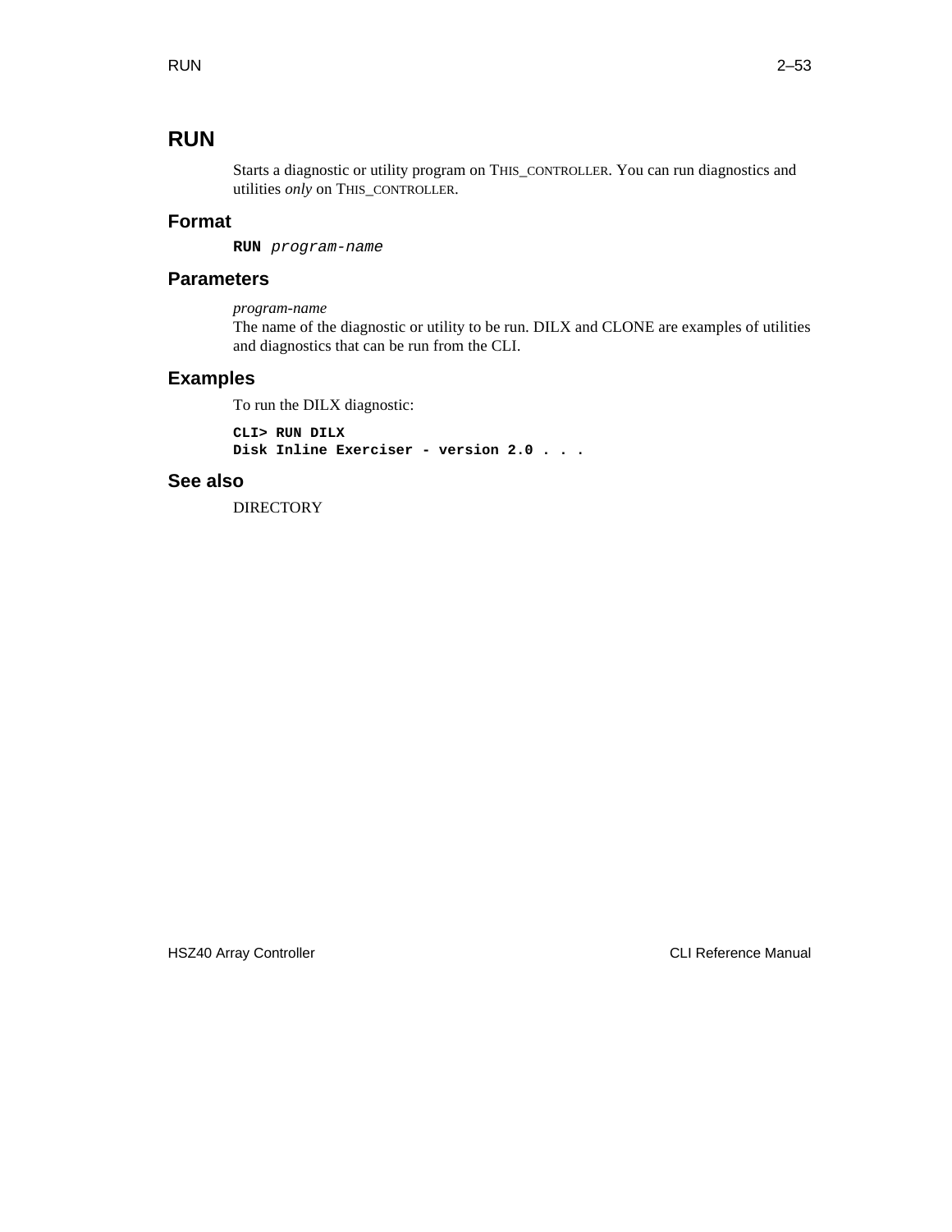# RUN

Starts a diagnostic or utility program on THIS_CONTROLLER. You can run diagnostics and utilities *only* on THIS_CONTROLLER.

## Format

**RUN** *program-name*

## Parameters

*program-name*
The name of the diagnostic or utility to be run. DILX and CLONE are examples of utilities and diagnostics that can be run from the CLI.

## Examples

To run the DILX diagnostic:

```
CLI> RUN DILX
Disk Inline Exerciser - version 2.0 . . .
```

## See also

DIRECTORY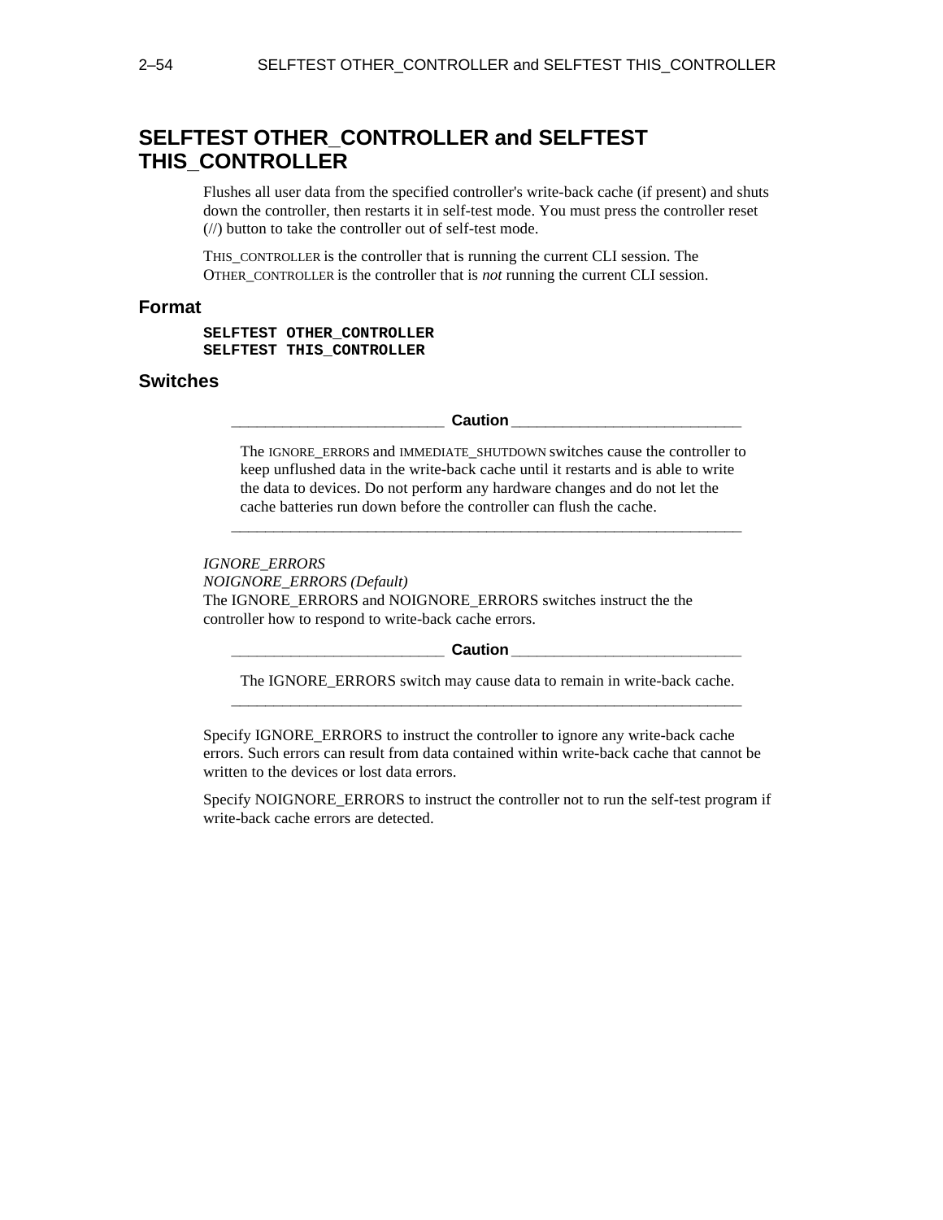## SELFTEST OTHER_CONTROLLER and SELFTEST THIS_CONTROLLER

Flushes all user data from the specified controller's write-back cache (if present) and shuts down the controller, then restarts it in self-test mode. You must press the controller reset (//) button to take the controller out of self-test mode.

THIS_CONTROLLER is the controller that is running the current CLI session. The OTHER_CONTROLLER is the controller that is *not* running the current CLI session.

### Format

```
SELFTEST OTHER_CONTROLLER
SELFTEST THIS_CONTROLLER
```

### Switches

**Caution**

> The IGNORE_ERRORS and IMMEDIATE_SHUTDOWN switches cause the controller to keep unflushed data in the write-back cache until it restarts and is able to write the data to devices. Do not perform any hardware changes and do not let the cache batteries run down before the controller can flush the cache.

*IGNORE_ERRORS*
*NOIGNORE_ERRORS (Default)*
The IGNORE_ERRORS and NOIGNORE_ERRORS switches instruct the the controller how to respond to write-back cache errors.

**Caution**

> The IGNORE_ERRORS switch may cause data to remain in write-back cache.

Specify IGNORE_ERRORS to instruct the controller to ignore any write-back cache errors. Such errors can result from data contained within write-back cache that cannot be written to the devices or lost data errors.

Specify NOIGNORE_ERRORS to instruct the controller not to run the self-test program if write-back cache errors are detected.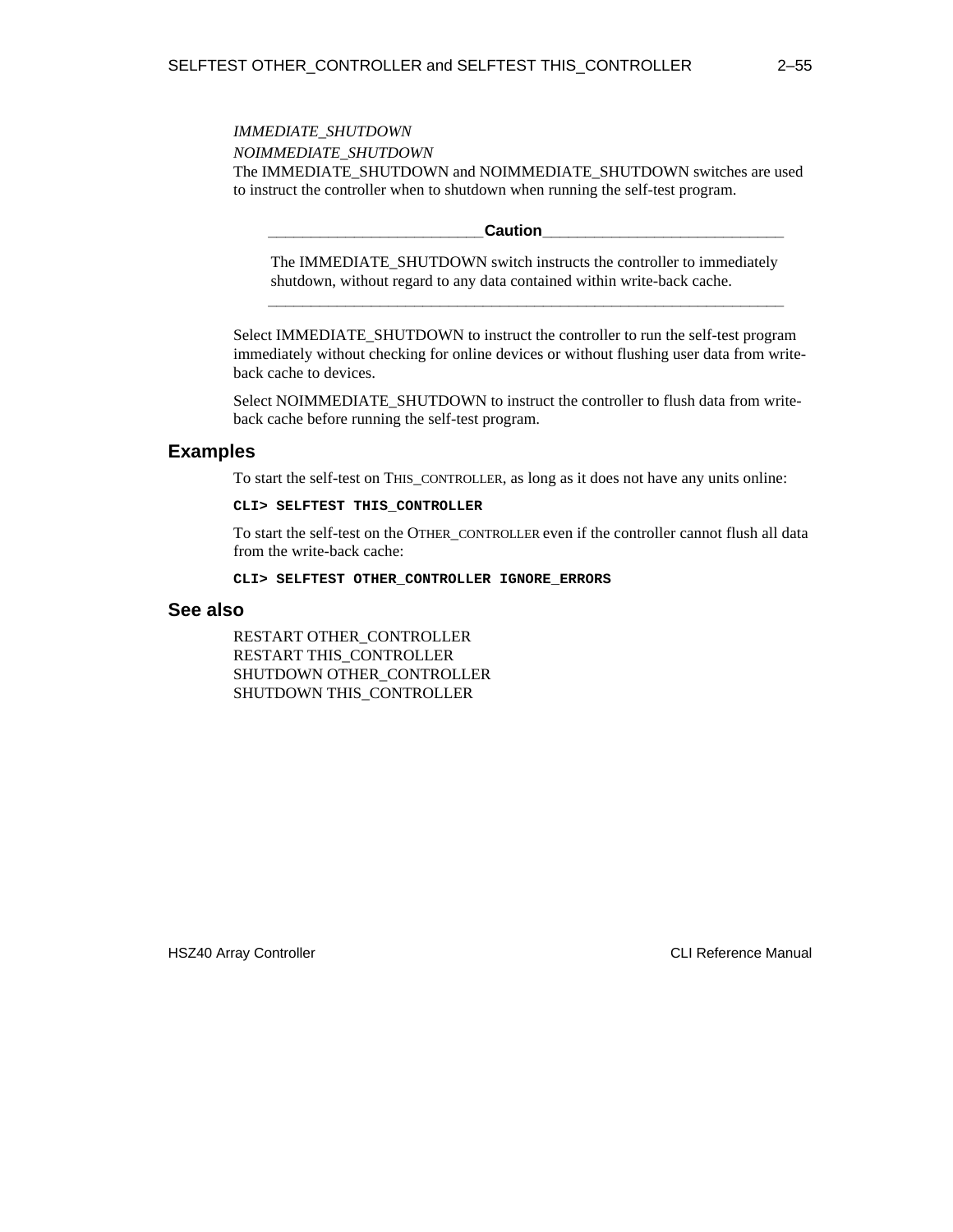*IMMEDIATE_SHUTDOWN*

*NOIMMEDIATE_SHUTDOWN*

The IMMEDIATE_SHUTDOWN and NOIMMEDIATE_SHUTDOWN switches are used to instruct the controller when to shutdown when running the self-test program.

**Caution**

The IMMEDIATE_SHUTDOWN switch instructs the controller to immediately shutdown, without regard to any data contained within write-back cache.

---

Select IMMEDIATE_SHUTDOWN to instruct the controller to run the self-test program immediately without checking for online devices or without flushing user data from write-back cache to devices.

Select NOIMMEDIATE_SHUTDOWN to instruct the controller to flush data from write-back cache before running the self-test program.

## Examples

To start the self-test on THIS_CONTROLLER, as long as it does not have any units online:

```
CLI> SELFTEST THIS_CONTROLLER
```

To start the self-test on the OTHER_CONTROLLER even if the controller cannot flush all data from the write-back cache:

```
CLI> SELFTEST OTHER_CONTROLLER IGNORE_ERRORS
```

## See also

RESTART OTHER_CONTROLLER
RESTART THIS_CONTROLLER
SHUTDOWN OTHER_CONTROLLER
SHUTDOWN THIS_CONTROLLER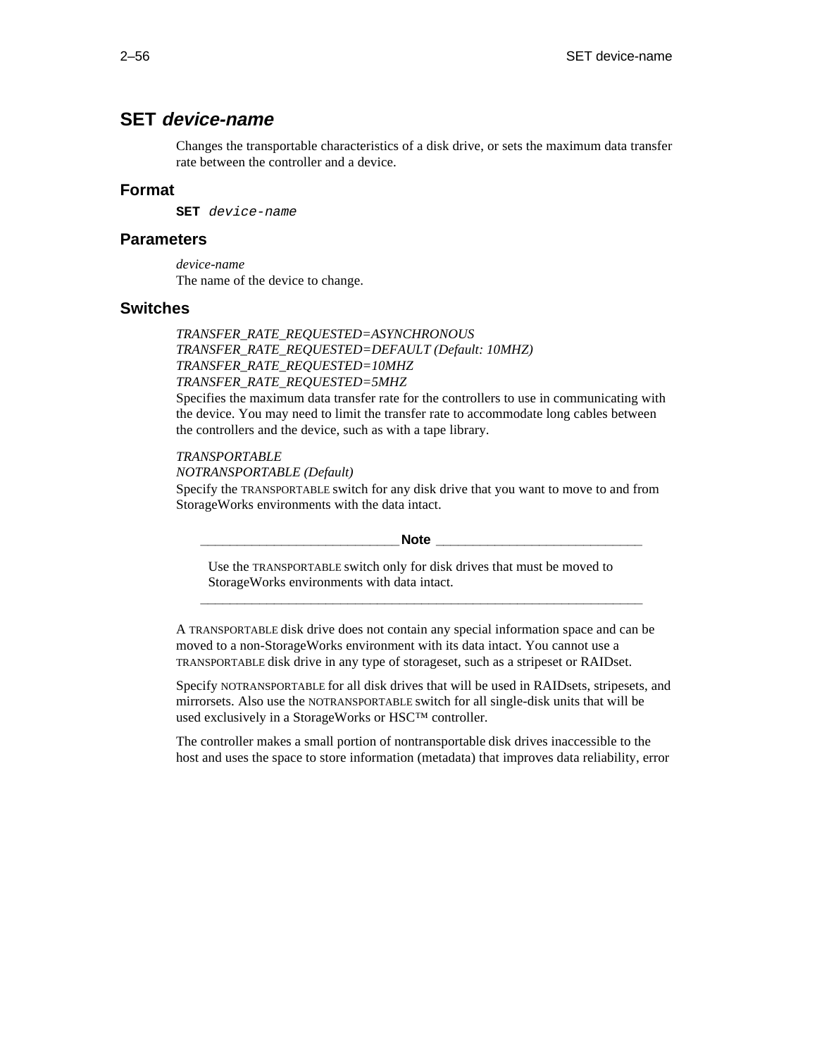# SET *device-name*

Changes the transportable characteristics of a disk drive, or sets the maximum data transfer rate between the controller and a device.

## Format

**SET** *device-name*

## Parameters

*device-name*
The name of the device to change.

## Switches

*TRANSFER_RATE_REQUESTED=ASYNCHRONOUS*
*TRANSFER_RATE_REQUESTED=DEFAULT (Default: 10MHZ)*
*TRANSFER_RATE_REQUESTED=10MHZ*
*TRANSFER_RATE_REQUESTED=5MHZ*
Specifies the maximum data transfer rate for the controllers to use in communicating with the device. You may need to limit the transfer rate to accommodate long cables between the controllers and the device, such as with a tape library.

*TRANSPORTABLE*
*NOTRANSPORTABLE (Default)*
Specify the TRANSPORTABLE switch for any disk drive that you want to move to and from StorageWorks environments with the data intact.

**Note**

Use the TRANSPORTABLE switch only for disk drives that must be moved to StorageWorks environments with data intact.

---

A TRANSPORTABLE disk drive does not contain any special information space and can be moved to a non-StorageWorks environment with its data intact. You cannot use a TRANSPORTABLE disk drive in any type of storageset, such as a stripeset or RAIDset.

Specify NOTRANSPORTABLE for all disk drives that will be used in RAIDsets, stripesets, and mirrorsets. Also use the NOTRANSPORTABLE switch for all single-disk units that will be used exclusively in a StorageWorks or HSC™ controller.

The controller makes a small portion of nontransportable disk drives inaccessible to the host and uses the space to store information (metadata) that improves data reliability, error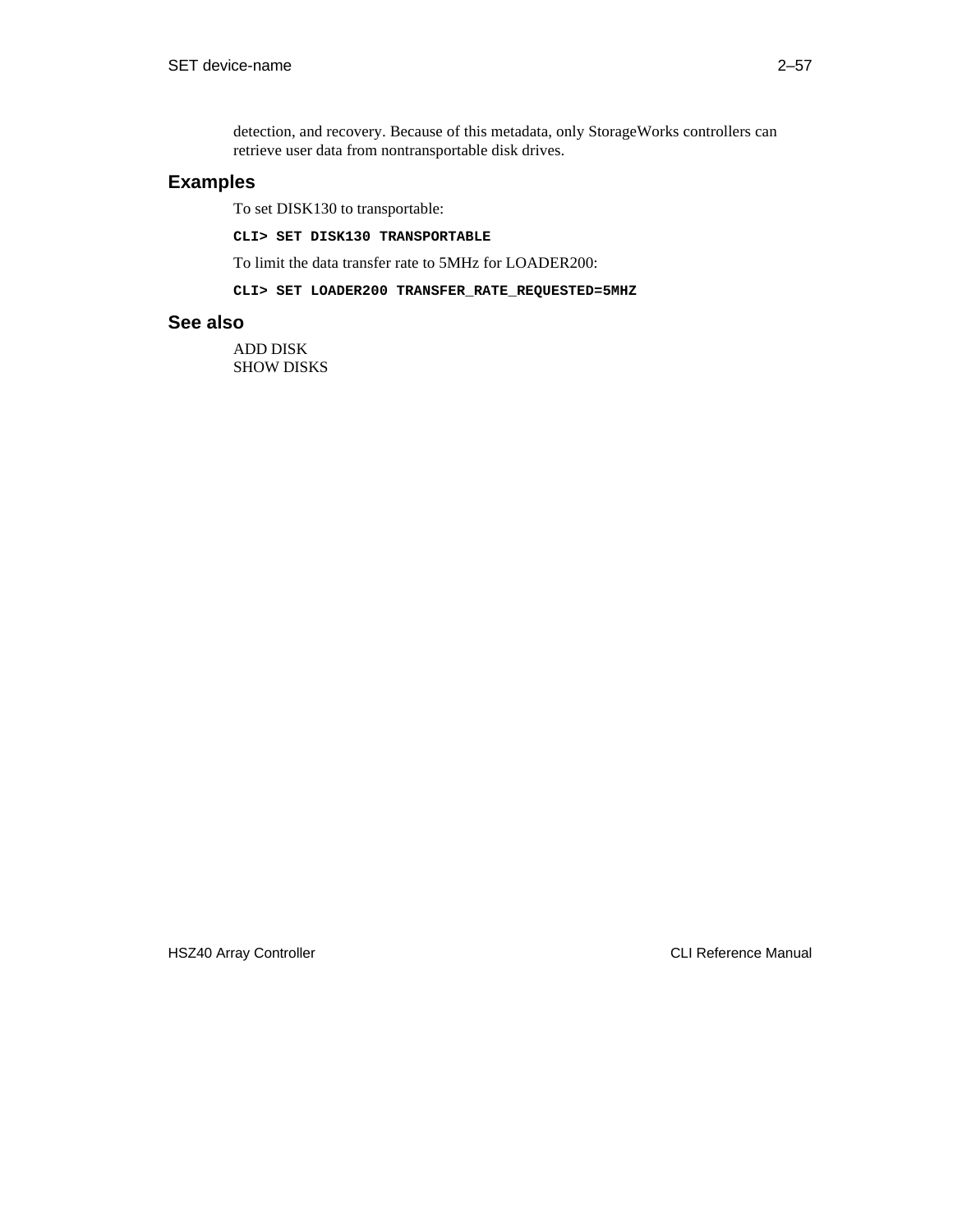detection, and recovery. Because of this metadata, only StorageWorks controllers can retrieve user data from nontransportable disk drives.

## Examples

To set DISK130 to transportable:

```
CLI> SET DISK130 TRANSPORTABLE
```

To limit the data transfer rate to 5MHz for LOADER200:

```
CLI> SET LOADER200 TRANSFER_RATE_REQUESTED=5MHZ
```

## See also

ADD DISK
SHOW DISKS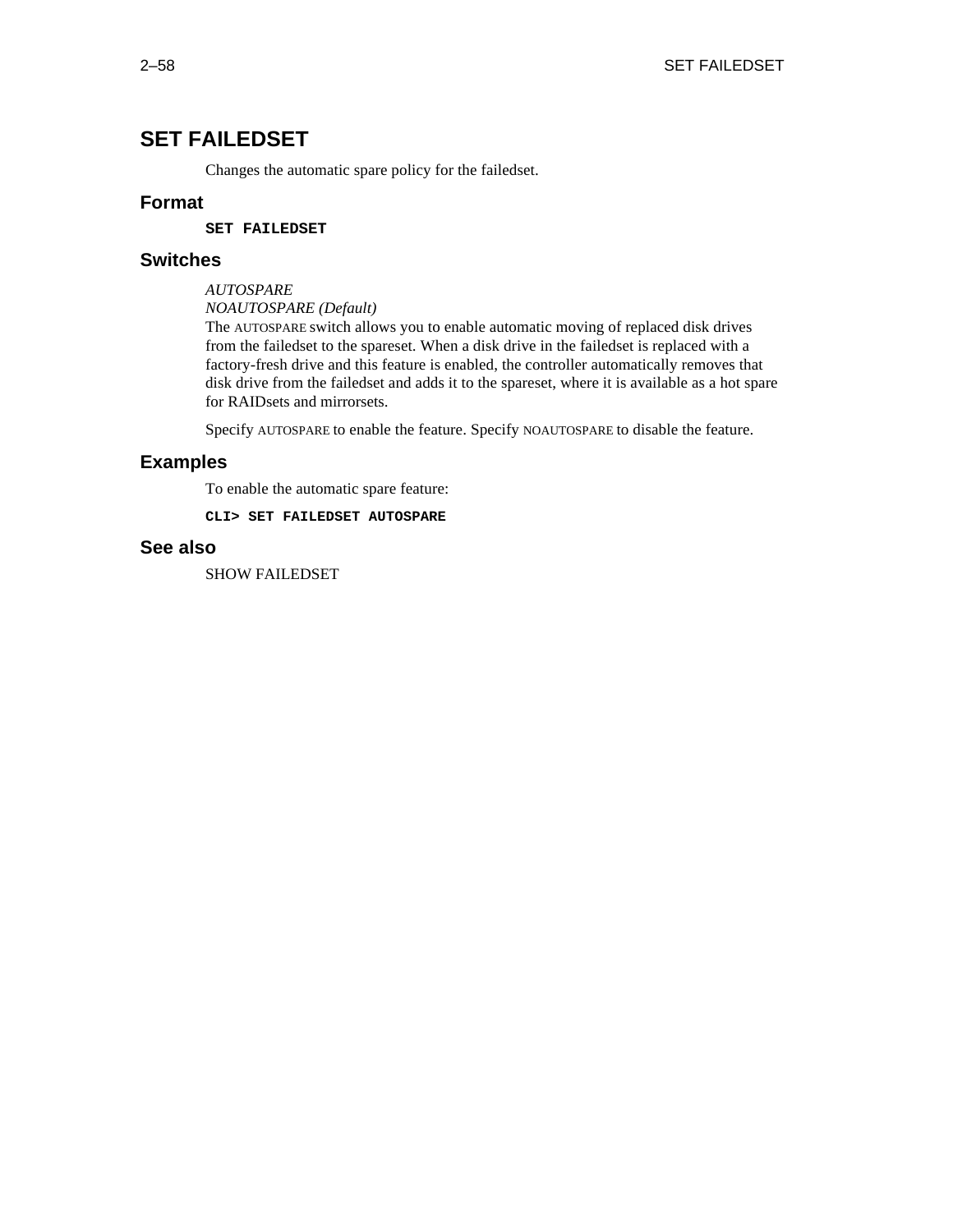# SET FAILEDSET

Changes the automatic spare policy for the failedset.

## Format

```
SET FAILEDSET
```

## Switches

*AUTOSPARE*
*NOAUTOSPARE (Default)*
The AUTOSPARE switch allows you to enable automatic moving of replaced disk drives from the failedset to the spareset. When a disk drive in the failedset is replaced with a factory-fresh drive and this feature is enabled, the controller automatically removes that disk drive from the failedset and adds it to the spareset, where it is available as a hot spare for RAIDsets and mirrorsets.

Specify AUTOSPARE to enable the feature. Specify NOAUTOSPARE to disable the feature.

## Examples

To enable the automatic spare feature:

```
CLI> SET FAILEDSET AUTOSPARE
```

## See also

SHOW FAILEDSET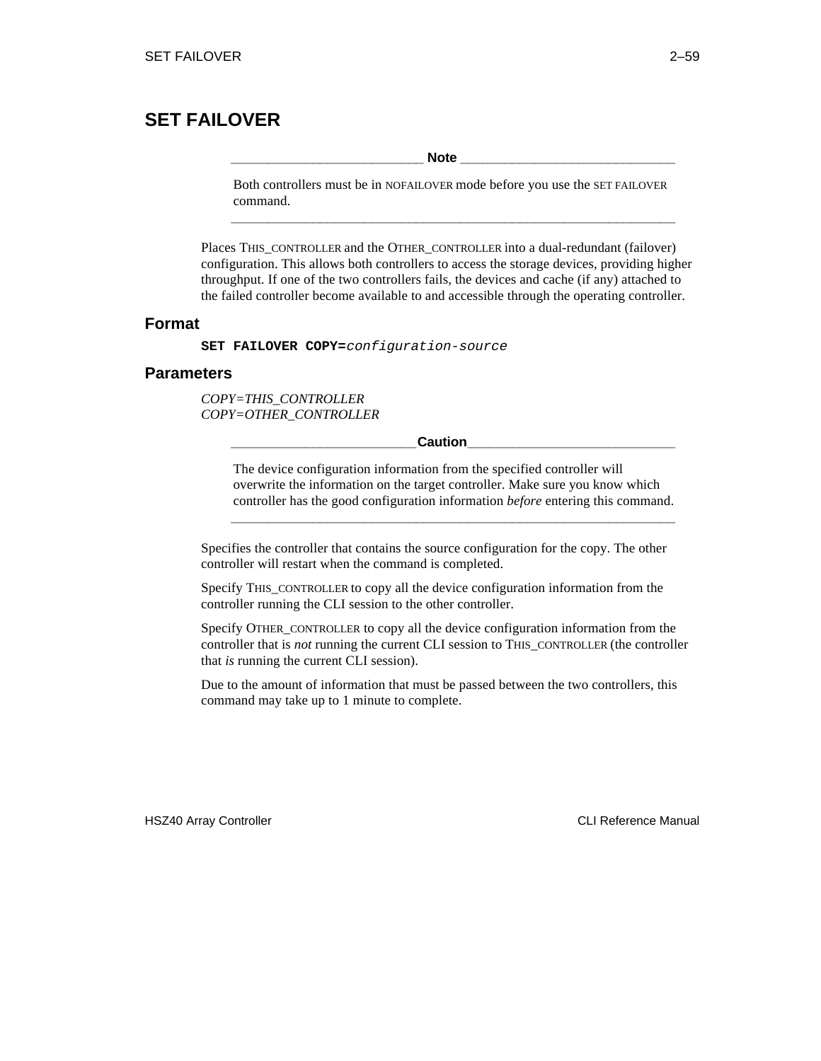# SET FAILOVER

> **Note**
>
> Both controllers must be in NOFAILOVER mode before you use the SET FAILOVER command.

Places THIS_CONTROLLER and the OTHER_CONTROLLER into a dual-redundant (failover) configuration. This allows both controllers to access the storage devices, providing higher throughput. If one of the two controllers fails, the devices and cache (if any) attached to the failed controller become available to and accessible through the operating controller.

## Format

**SET FAILOVER COPY=***configuration-source*

## Parameters

*COPY=THIS_CONTROLLER*
*COPY=OTHER_CONTROLLER*

> **Caution**
>
> The device configuration information from the specified controller will overwrite the information on the target controller. Make sure you know which controller has the good configuration information *before* entering this command.

Specifies the controller that contains the source configuration for the copy. The other controller will restart when the command is completed.

Specify THIS_CONTROLLER to copy all the device configuration information from the controller running the CLI session to the other controller.

Specify OTHER_CONTROLLER to copy all the device configuration information from the controller that is *not* running the current CLI session to THIS_CONTROLLER (the controller that *is* running the current CLI session).

Due to the amount of information that must be passed between the two controllers, this command may take up to 1 minute to complete.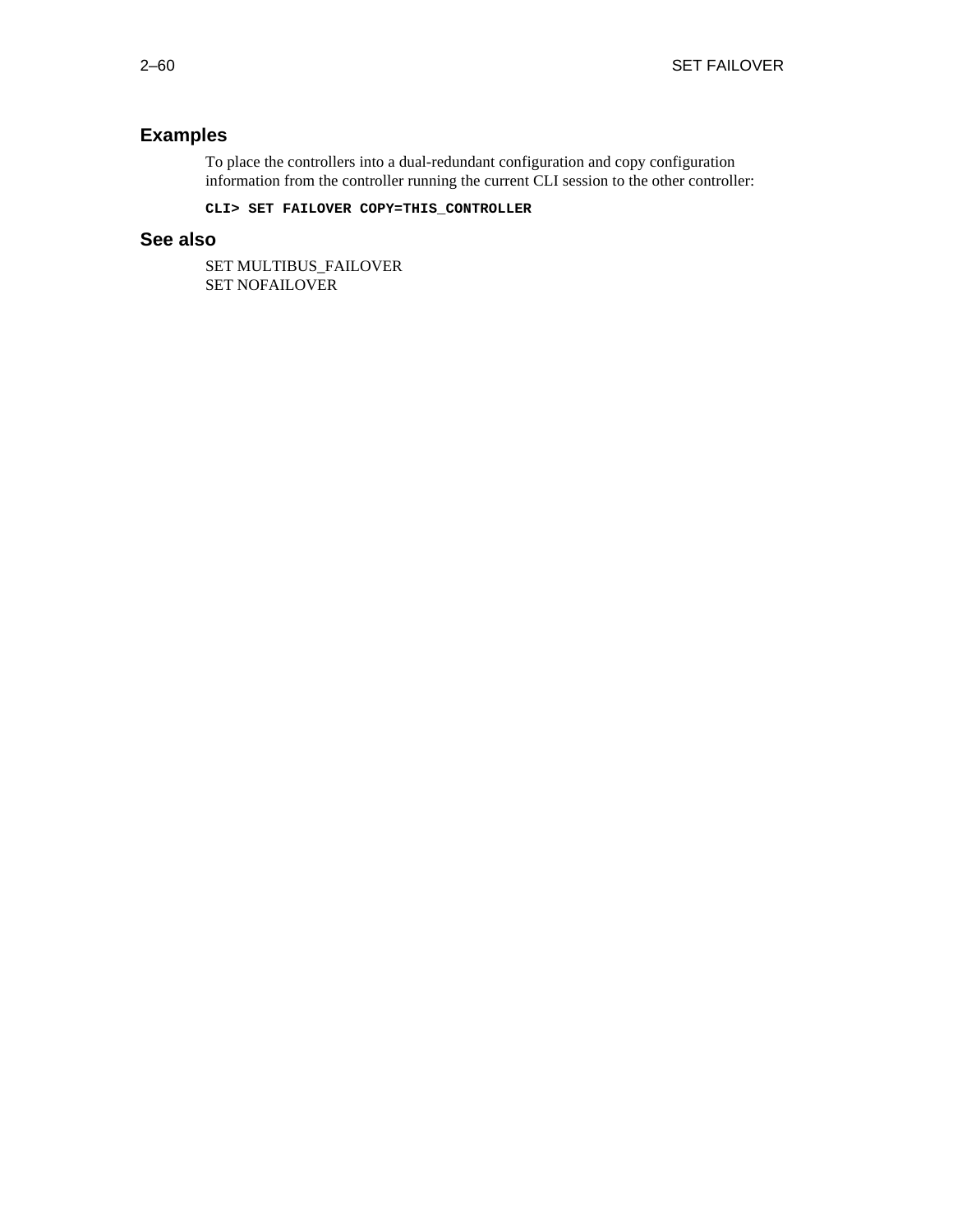## Examples

To place the controllers into a dual-redundant configuration and copy configuration information from the controller running the current CLI session to the other controller:

```
CLI> SET FAILOVER COPY=THIS_CONTROLLER
```

## See also

SET MULTIBUS_FAILOVER
SET NOFAILOVER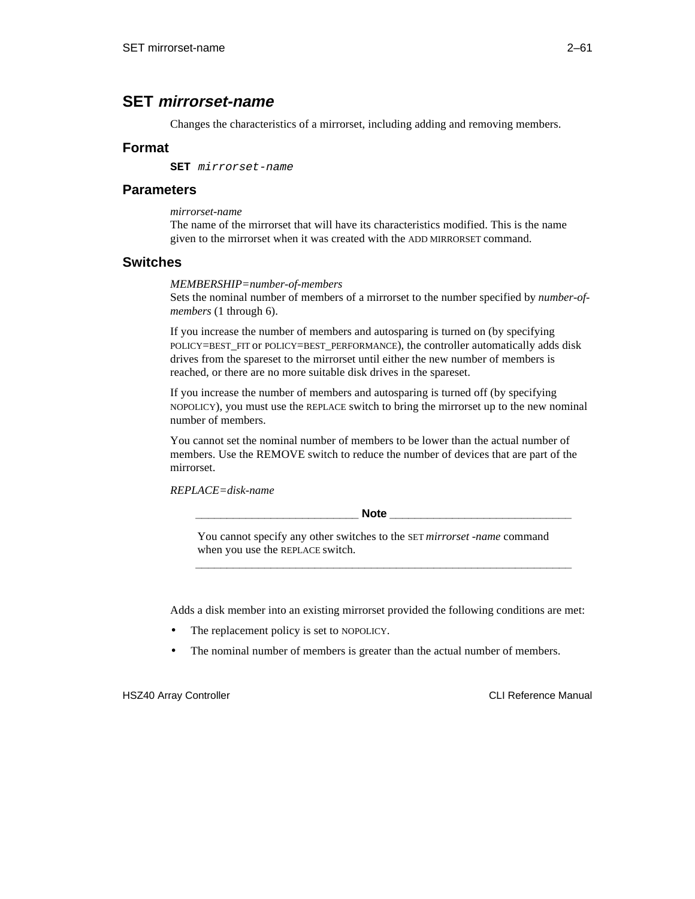## SET *mirrorset-name*

Changes the characteristics of a mirrorset, including adding and removing members.

### Format

```
SET mirrorset-name
```

### Parameters

*mirrorset-name*
The name of the mirrorset that will have its characteristics modified. This is the name given to the mirrorset when it was created with the ADD MIRRORSET command.

### Switches

*MEMBERSHIP=number-of-members*
Sets the nominal number of members of a mirrorset to the number specified by *number-of-members* (1 through 6).

If you increase the number of members and autosparing is turned on (by specifying POLICY=BEST_FIT or POLICY=BEST_PERFORMANCE), the controller automatically adds disk drives from the spareset to the mirrorset until either the new number of members is reached, or there are no more suitable disk drives in the spareset.

If you increase the number of members and autosparing is turned off (by specifying NOPOLICY), you must use the REPLACE switch to bring the mirrorset up to the new nominal number of members.

You cannot set the nominal number of members to be lower than the actual number of members. Use the REMOVE switch to reduce the number of devices that are part of the mirrorset.

*REPLACE=disk-name*

> **Note**
>
> You cannot specify any other switches to the SET *mirrorset -name* command when you use the REPLACE switch.

Adds a disk member into an existing mirrorset provided the following conditions are met:

- The replacement policy is set to NOPOLICY.
- The nominal number of members is greater than the actual number of members.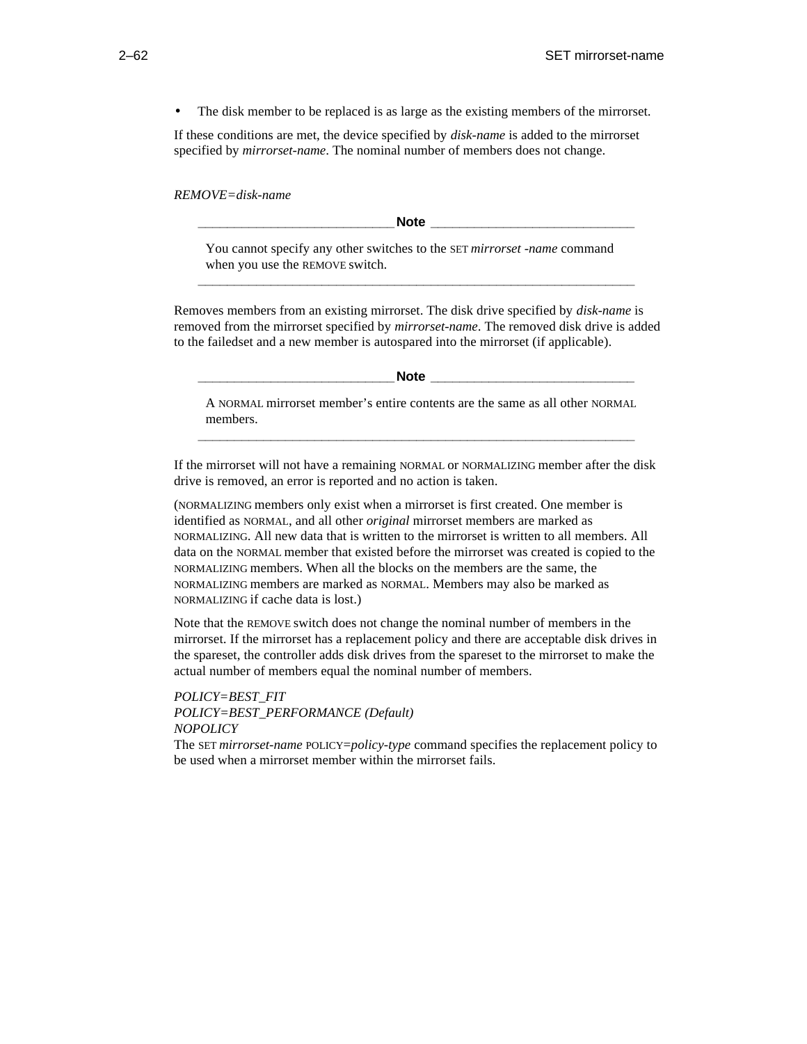- The disk member to be replaced is as large as the existing members of the mirrorset.

If these conditions are met, the device specified by *disk-name* is added to the mirrorset specified by *mirrorset-name*. The nominal number of members does not change.

*REMOVE=disk-name*

> **Note**
>
> You cannot specify any other switches to the SET *mirrorset -name* command when you use the REMOVE switch.

Removes members from an existing mirrorset. The disk drive specified by *disk-name* is removed from the mirrorset specified by *mirrorset-name*. The removed disk drive is added to the failedset and a new member is autospared into the mirrorset (if applicable).

> **Note**
>
> A NORMAL mirrorset member's entire contents are the same as all other NORMAL members.

If the mirrorset will not have a remaining NORMAL or NORMALIZING member after the disk drive is removed, an error is reported and no action is taken.

(NORMALIZING members only exist when a mirrorset is first created. One member is identified as NORMAL, and all other *original* mirrorset members are marked as NORMALIZING. All new data that is written to the mirrorset is written to all members. All data on the NORMAL member that existed before the mirrorset was created is copied to the NORMALIZING members. When all the blocks on the members are the same, the NORMALIZING members are marked as NORMAL. Members may also be marked as NORMALIZING if cache data is lost.)

Note that the REMOVE switch does not change the nominal number of members in the mirrorset. If the mirrorset has a replacement policy and there are acceptable disk drives in the spareset, the controller adds disk drives from the spareset to the mirrorset to make the actual number of members equal the nominal number of members.

*POLICY=BEST_FIT*
*POLICY=BEST_PERFORMANCE (Default)*
*NOPOLICY*
The SET *mirrorset-name* POLICY=*policy-type* command specifies the replacement policy to be used when a mirrorset member within the mirrorset fails.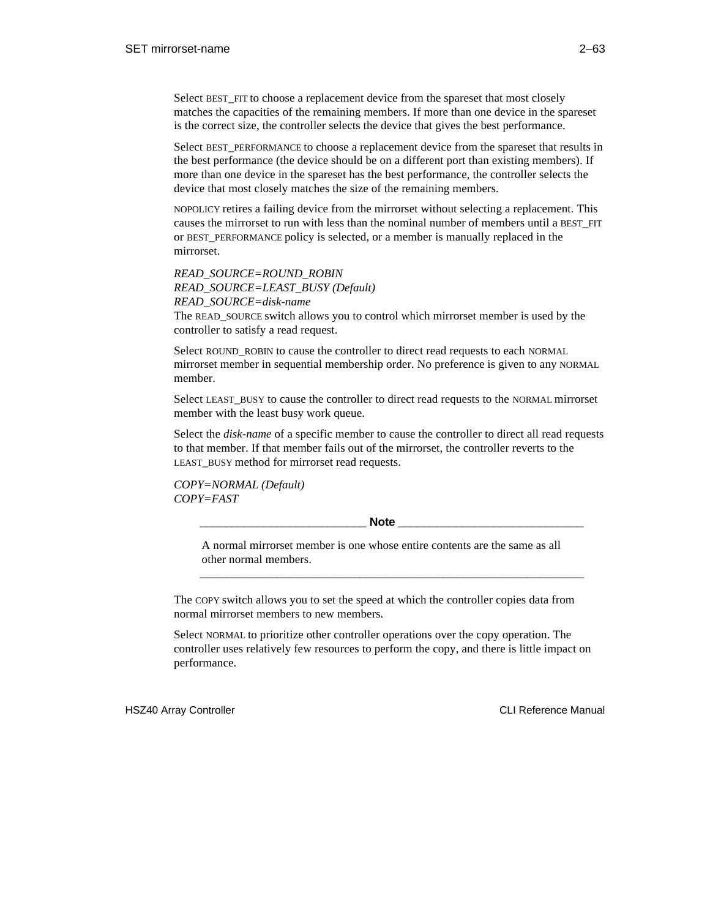Select BEST_FIT to choose a replacement device from the spareset that most closely matches the capacities of the remaining members. If more than one device in the spareset is the correct size, the controller selects the device that gives the best performance.

Select BEST_PERFORMANCE to choose a replacement device from the spareset that results in the best performance (the device should be on a different port than existing members). If more than one device in the spareset has the best performance, the controller selects the device that most closely matches the size of the remaining members.

NOPOLICY retires a failing device from the mirrorset without selecting a replacement. This causes the mirrorset to run with less than the nominal number of members until a BEST_FIT or BEST_PERFORMANCE policy is selected, or a member is manually replaced in the mirrorset.

*READ_SOURCE=ROUND_ROBIN*
*READ_SOURCE=LEAST_BUSY (Default)*
*READ_SOURCE=disk-name*
The READ_SOURCE switch allows you to control which mirrorset member is used by the controller to satisfy a read request.

Select ROUND_ROBIN to cause the controller to direct read requests to each NORMAL mirrorset member in sequential membership order. No preference is given to any NORMAL member.

Select LEAST_BUSY to cause the controller to direct read requests to the NORMAL mirrorset member with the least busy work queue.

Select the *disk-name* of a specific member to cause the controller to direct all read requests to that member. If that member fails out of the mirrorset, the controller reverts to the LEAST_BUSY method for mirrorset read requests.

*COPY=NORMAL (Default)*
*COPY=FAST*

**Note**

A normal mirrorset member is one whose entire contents are the same as all other normal members.

---

The COPY switch allows you to set the speed at which the controller copies data from normal mirrorset members to new members.

Select NORMAL to prioritize other controller operations over the copy operation. The controller uses relatively few resources to perform the copy, and there is little impact on performance.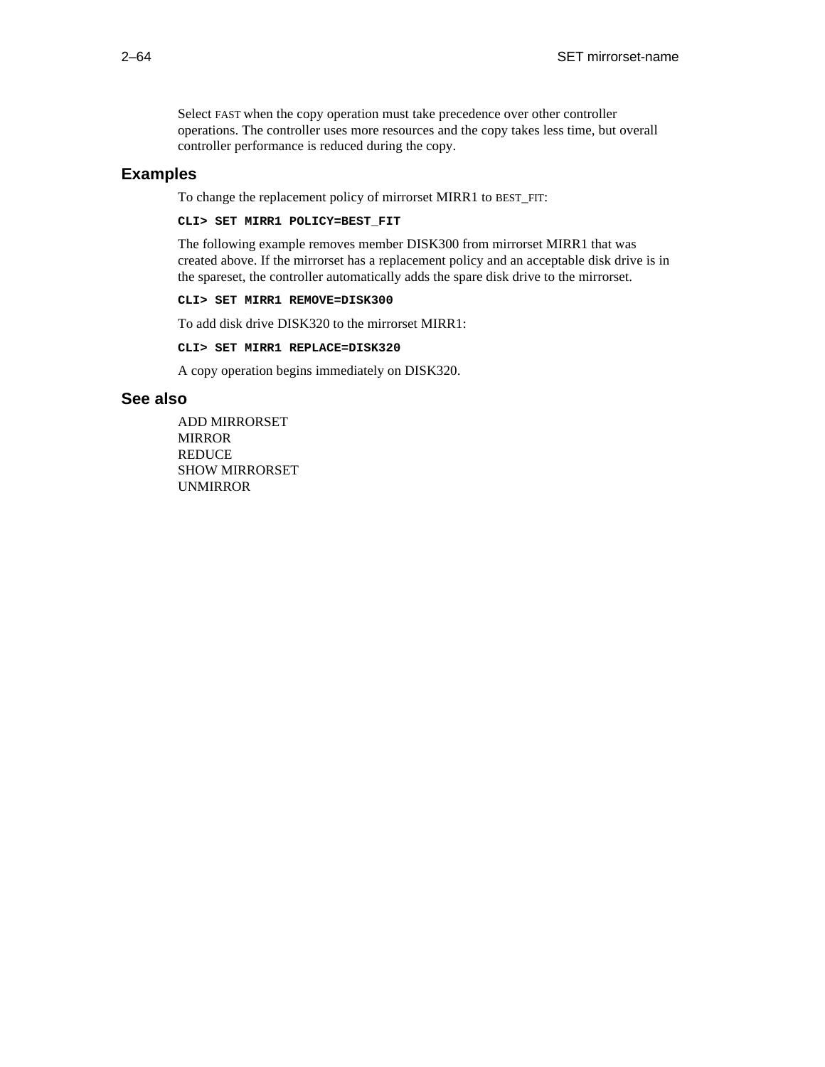Select FAST when the copy operation must take precedence over other controller operations. The controller uses more resources and the copy takes less time, but overall controller performance is reduced during the copy.

## Examples

To change the replacement policy of mirrorset MIRR1 to BEST_FIT:

```
CLI> SET MIRR1 POLICY=BEST_FIT
```

The following example removes member DISK300 from mirrorset MIRR1 that was created above. If the mirrorset has a replacement policy and an acceptable disk drive is in the spareset, the controller automatically adds the spare disk drive to the mirrorset.

```
CLI> SET MIRR1 REMOVE=DISK300
```

To add disk drive DISK320 to the mirrorset MIRR1:

```
CLI> SET MIRR1 REPLACE=DISK320
```

A copy operation begins immediately on DISK320.

## See also

ADD MIRRORSET
MIRROR
REDUCE
SHOW MIRRORSET
UNMIRROR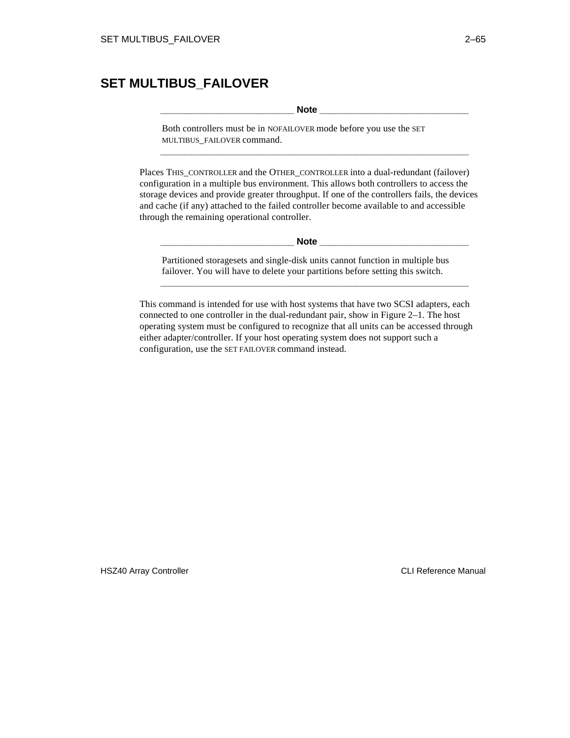## SET MULTIBUS_FAILOVER

---

**Note**

Both controllers must be in NOFAILOVER mode before you use the SET MULTIBUS_FAILOVER command.

---

Places THIS_CONTROLLER and the OTHER_CONTROLLER into a dual-redundant (failover) configuration in a multiple bus environment. This allows both controllers to access the storage devices and provide greater throughput. If one of the controllers fails, the devices and cache (if any) attached to the failed controller become available to and accessible through the remaining operational controller.

---

**Note**

Partitioned storagesets and single-disk units cannot function in multiple bus failover. You will have to delete your partitions before setting this switch.

---

This command is intended for use with host systems that have two SCSI adapters, each connected to one controller in the dual-redundant pair, show in Figure 2–1. The host operating system must be configured to recognize that all units can be accessed through either adapter/controller. If your host operating system does not support such a configuration, use the SET FAILOVER command instead.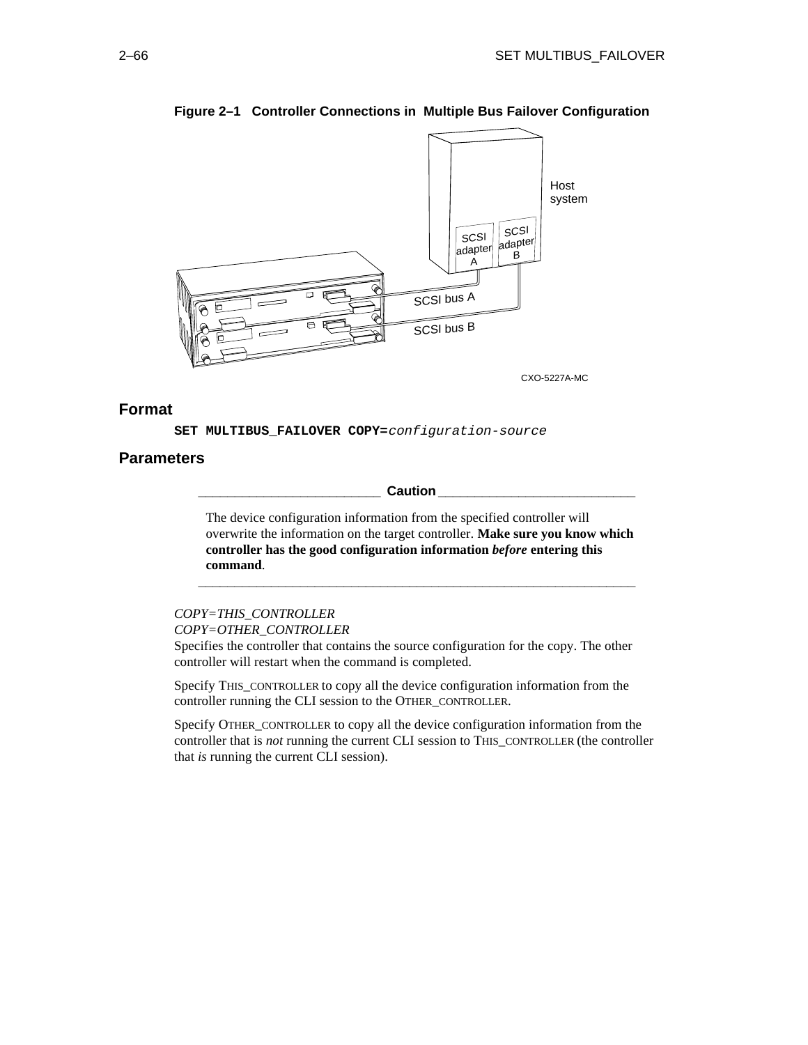**Figure 2–1 Controller Connections in Multiple Bus Failover Configuration**

## Format

```
SET MULTIBUS_FAILOVER COPY=configuration-source
```

## Parameters

**Caution**

The device configuration information from the specified controller will overwrite the information on the target controller. **Make sure you know which controller has the good configuration information *before* entering this command**.

*COPY=THIS_CONTROLLER*
*COPY=OTHER_CONTROLLER*
Specifies the controller that contains the source configuration for the copy. The other controller will restart when the command is completed.

Specify THIS_CONTROLLER to copy all the device configuration information from the controller running the CLI session to the OTHER_CONTROLLER.

Specify OTHER_CONTROLLER to copy all the device configuration information from the controller that is *not* running the current CLI session to THIS_CONTROLLER (the controller that *is* running the current CLI session).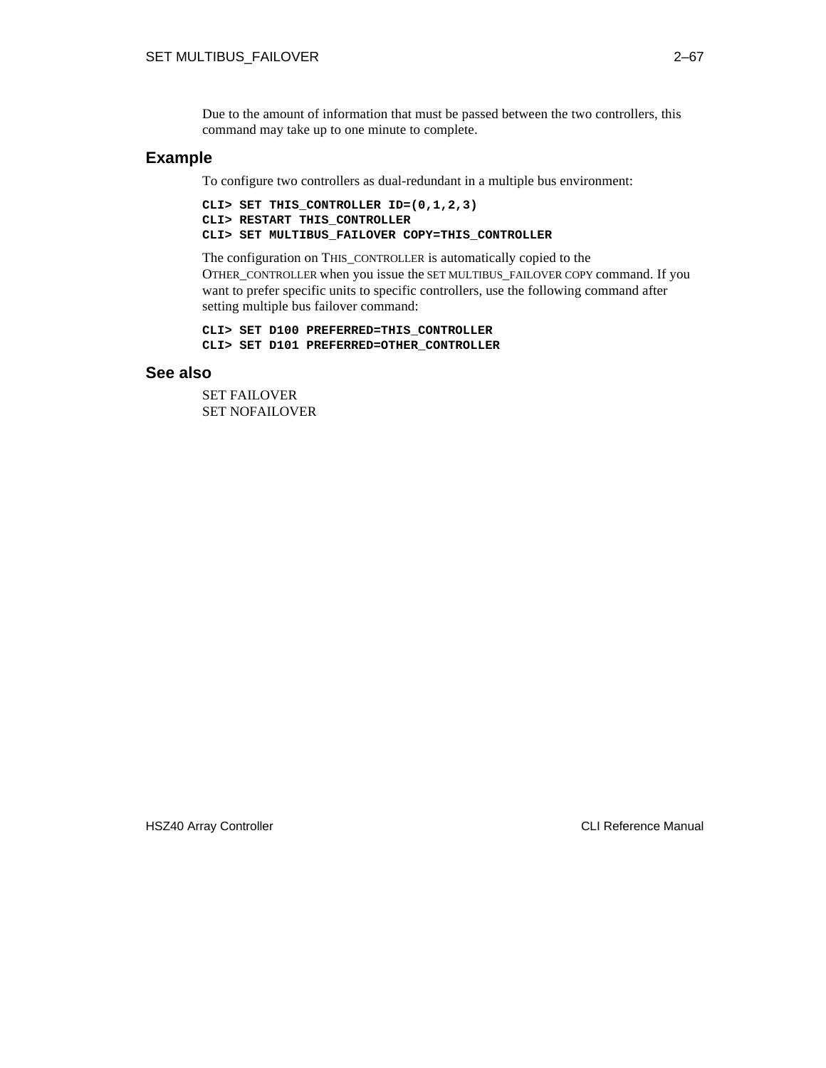Due to the amount of information that must be passed between the two controllers, this command may take up to one minute to complete.

## Example

To configure two controllers as dual-redundant in a multiple bus environment:

```
CLI> SET THIS_CONTROLLER ID=(0,1,2,3)
CLI> RESTART THIS_CONTROLLER
CLI> SET MULTIBUS_FAILOVER COPY=THIS_CONTROLLER
```

The configuration on THIS_CONTROLLER is automatically copied to the OTHER_CONTROLLER when you issue the SET MULTIBUS_FAILOVER COPY command. If you want to prefer specific units to specific controllers, use the following command after setting multiple bus failover command:

```
CLI> SET D100 PREFERRED=THIS_CONTROLLER
CLI> SET D101 PREFERRED=OTHER_CONTROLLER
```

## See also

SET FAILOVER
SET NOFAILOVER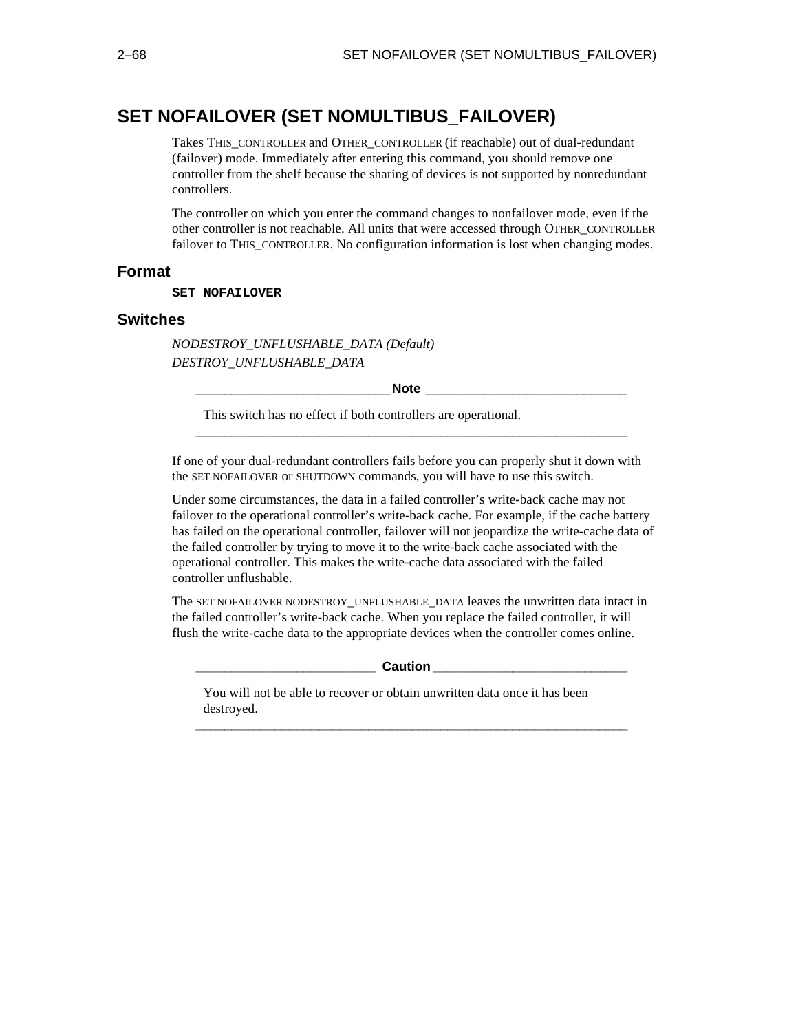# SET NOFAILOVER (SET NOMULTIBUS_FAILOVER)

Takes THIS_CONTROLLER and OTHER_CONTROLLER (if reachable) out of dual-redundant (failover) mode. Immediately after entering this command, you should remove one controller from the shelf because the sharing of devices is not supported by nonredundant controllers.

The controller on which you enter the command changes to nonfailover mode, even if the other controller is not reachable. All units that were accessed through OTHER_CONTROLLER failover to THIS_CONTROLLER. No configuration information is lost when changing modes.

## Format

```
SET NOFAILOVER
```

## Switches

*NODESTROY_UNFLUSHABLE_DATA (Default)*
*DESTROY_UNFLUSHABLE_DATA*

> **Note**
>
> This switch has no effect if both controllers are operational.

If one of your dual-redundant controllers fails before you can properly shut it down with the SET NOFAILOVER or SHUTDOWN commands, you will have to use this switch.

Under some circumstances, the data in a failed controller's write-back cache may not failover to the operational controller's write-back cache. For example, if the cache battery has failed on the operational controller, failover will not jeopardize the write-cache data of the failed controller by trying to move it to the write-back cache associated with the operational controller. This makes the write-cache data associated with the failed controller unflushable.

The SET NOFAILOVER NODESTROY_UNFLUSHABLE_DATA leaves the unwritten data intact in the failed controller's write-back cache. When you replace the failed controller, it will flush the write-cache data to the appropriate devices when the controller comes online.

> **Caution**
>
> You will not be able to recover or obtain unwritten data once it has been destroyed.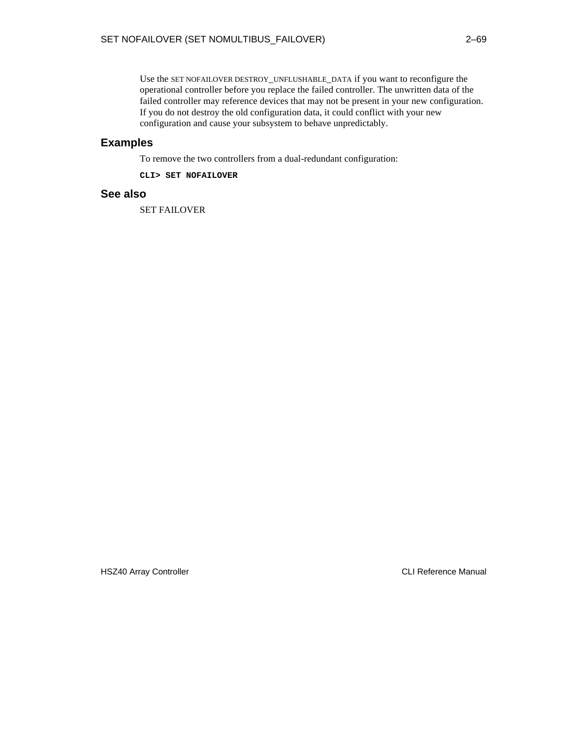Use the SET NOFAILOVER DESTROY_UNFLUSHABLE_DATA if you want to reconfigure the operational controller before you replace the failed controller. The unwritten data of the failed controller may reference devices that may not be present in your new configuration. If you do not destroy the old configuration data, it could conflict with your new configuration and cause your subsystem to behave unpredictably.

## Examples

To remove the two controllers from a dual-redundant configuration:

```
CLI> SET NOFAILOVER
```

## See also

SET FAILOVER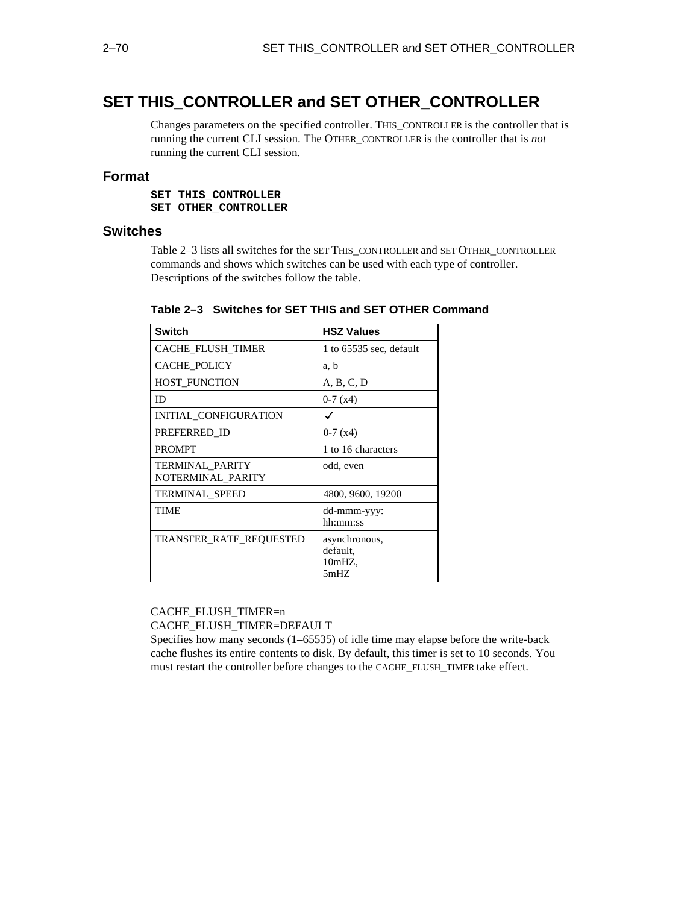# SET THIS_CONTROLLER and SET OTHER_CONTROLLER

Changes parameters on the specified controller. THIS_CONTROLLER is the controller that is running the current CLI session. The OTHER_CONTROLLER is the controller that is *not* running the current CLI session.

## Format

```
SET THIS_CONTROLLER
SET OTHER_CONTROLLER
```

## Switches

Table 2–3 lists all switches for the SET THIS_CONTROLLER and SET OTHER_CONTROLLER commands and shows which switches can be used with each type of controller. Descriptions of the switches follow the table.

**Table 2–3 Switches for SET THIS and SET OTHER Command**

| Switch | HSZ Values |
|---|---|
| CACHE_FLUSH_TIMER | 1 to 65535 sec, default |
| CACHE_POLICY | a, b |
| HOST_FUNCTION | A, B, C, D |
| ID | 0-7 (x4) |
| INITIAL_CONFIGURATION | ✓ |
| PREFERRED_ID | 0-7 (x4) |
| PROMPT | 1 to 16 characters |
| TERMINAL_PARITY<br>NOTERMINAL_PARITY | odd, even |
| TERMINAL_SPEED | 4800, 9600, 19200 |
| TIME | dd-mmm-yyy:<br>hh:mm:ss |
| TRANSFER_RATE_REQUESTED | asynchronous,<br>default,<br>10mHZ,<br>5mHZ |

CACHE_FLUSH_TIMER=n
CACHE_FLUSH_TIMER=DEFAULT
Specifies how many seconds (1–65535) of idle time may elapse before the write-back cache flushes its entire contents to disk. By default, this timer is set to 10 seconds. You must restart the controller before changes to the CACHE_FLUSH_TIMER take effect.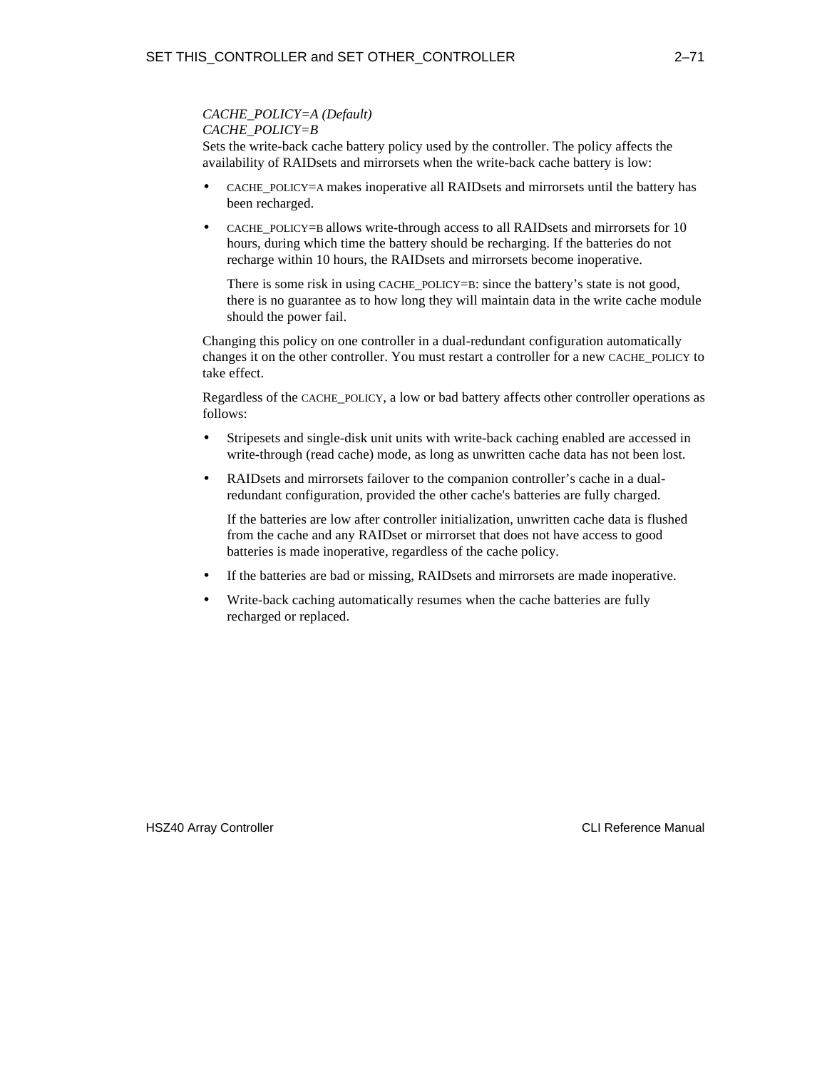*CACHE_POLICY=A (Default)*
*CACHE_POLICY=B*
Sets the write-back cache battery policy used by the controller. The policy affects the availability of RAIDsets and mirrorsets when the write-back cache battery is low:

- CACHE_POLICY=A makes inoperative all RAIDsets and mirrorsets until the battery has been recharged.
- CACHE_POLICY=B allows write-through access to all RAIDsets and mirrorsets for 10 hours, during which time the battery should be recharging. If the batteries do not recharge within 10 hours, the RAIDsets and mirrorsets become inoperative.

  There is some risk in using CACHE_POLICY=B: since the battery's state is not good, there is no guarantee as to how long they will maintain data in the write cache module should the power fail.

Changing this policy on one controller in a dual-redundant configuration automatically changes it on the other controller. You must restart a controller for a new CACHE_POLICY to take effect.

Regardless of the CACHE_POLICY, a low or bad battery affects other controller operations as follows:

- Stripesets and single-disk unit units with write-back caching enabled are accessed in write-through (read cache) mode, as long as unwritten cache data has not been lost.
- RAIDsets and mirrorsets failover to the companion controller's cache in a dual-redundant configuration, provided the other cache's batteries are fully charged.

  If the batteries are low after controller initialization, unwritten cache data is flushed from the cache and any RAIDset or mirrorset that does not have access to good batteries is made inoperative, regardless of the cache policy.
- If the batteries are bad or missing, RAIDsets and mirrorsets are made inoperative.
- Write-back caching automatically resumes when the cache batteries are fully recharged or replaced.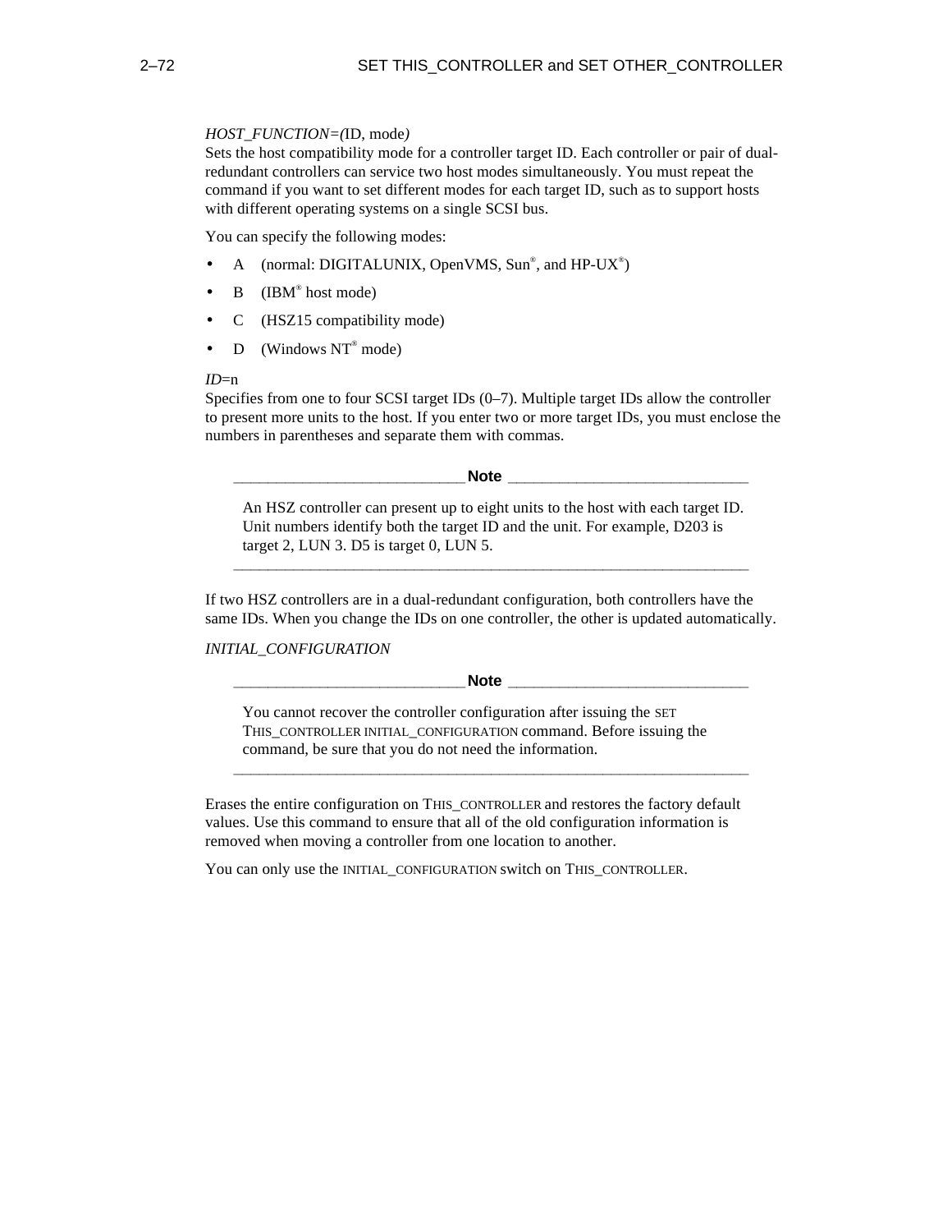*HOST_FUNCTION=(*ID, mode*)*
Sets the host compatibility mode for a controller target ID. Each controller or pair of dual-redundant controllers can service two host modes simultaneously. You must repeat the command if you want to set different modes for each target ID, such as to support hosts with different operating systems on a single SCSI bus.

You can specify the following modes:

- A (normal: DIGITALUNIX, OpenVMS, Sun®, and HP-UX®)
- B (IBM® host mode)
- C (HSZ15 compatibility mode)
- D (Windows NT® mode)

*ID*=n
Specifies from one to four SCSI target IDs (0–7). Multiple target IDs allow the controller to present more units to the host. If you enter two or more target IDs, you must enclose the numbers in parentheses and separate them with commas.

**Note**

> An HSZ controller can present up to eight units to the host with each target ID. Unit numbers identify both the target ID and the unit. For example, D203 is target 2, LUN 3. D5 is target 0, LUN 5.

If two HSZ controllers are in a dual-redundant configuration, both controllers have the same IDs. When you change the IDs on one controller, the other is updated automatically.

*INITIAL_CONFIGURATION*

**Note**

> You cannot recover the controller configuration after issuing the SET THIS_CONTROLLER INITIAL_CONFIGURATION command. Before issuing the command, be sure that you do not need the information.

Erases the entire configuration on THIS_CONTROLLER and restores the factory default values. Use this command to ensure that all of the old configuration information is removed when moving a controller from one location to another.

You can only use the INITIAL_CONFIGURATION switch on THIS_CONTROLLER.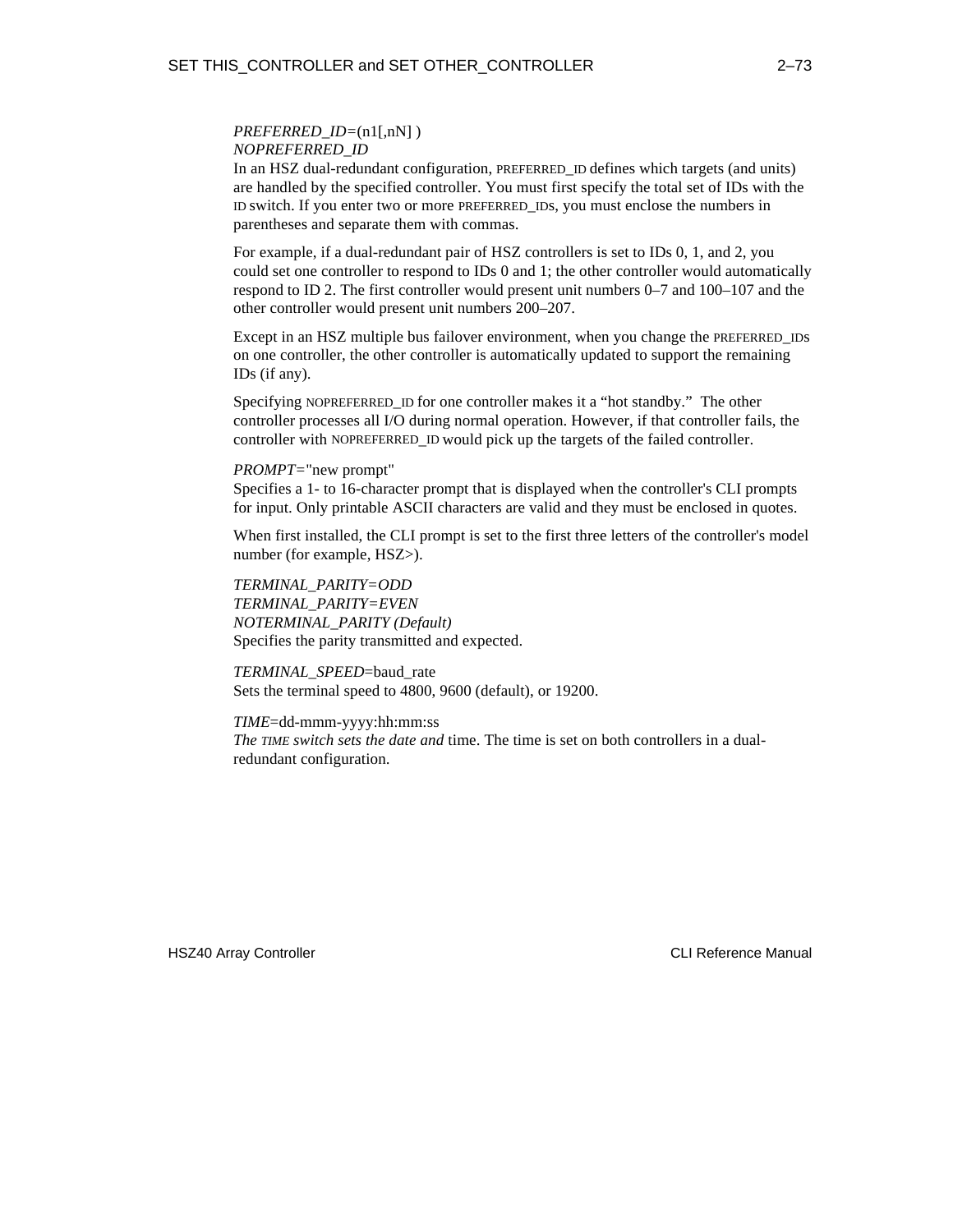*PREFERRED_ID*=(n1[,nN] )
*NOPREFERRED_ID*
In an HSZ dual-redundant configuration, PREFERRED_ID defines which targets (and units) are handled by the specified controller. You must first specify the total set of IDs with the ID switch. If you enter two or more PREFERRED_IDs, you must enclose the numbers in parentheses and separate them with commas.

For example, if a dual-redundant pair of HSZ controllers is set to IDs 0, 1, and 2, you could set one controller to respond to IDs 0 and 1; the other controller would automatically respond to ID 2. The first controller would present unit numbers 0–7 and 100–107 and the other controller would present unit numbers 200–207.

Except in an HSZ multiple bus failover environment, when you change the PREFERRED_IDs on one controller, the other controller is automatically updated to support the remaining IDs (if any).

Specifying NOPREFERRED_ID for one controller makes it a “hot standby.” The other controller processes all I/O during normal operation. However, if that controller fails, the controller with NOPREFERRED_ID would pick up the targets of the failed controller.

*PROMPT*="new prompt"
Specifies a 1- to 16-character prompt that is displayed when the controller's CLI prompts for input. Only printable ASCII characters are valid and they must be enclosed in quotes.

When first installed, the CLI prompt is set to the first three letters of the controller's model number (for example, HSZ>).

*TERMINAL_PARITY=ODD*
*TERMINAL_PARITY=EVEN*
*NOTERMINAL_PARITY (Default)*
Specifies the parity transmitted and expected.

*TERMINAL_SPEED*=baud_rate
Sets the terminal speed to 4800, 9600 (default), or 19200.

*TIME*=dd-mmm-yyyy:hh:mm:ss
*The TIME switch sets the date and* time. The time is set on both controllers in a dual-redundant configuration.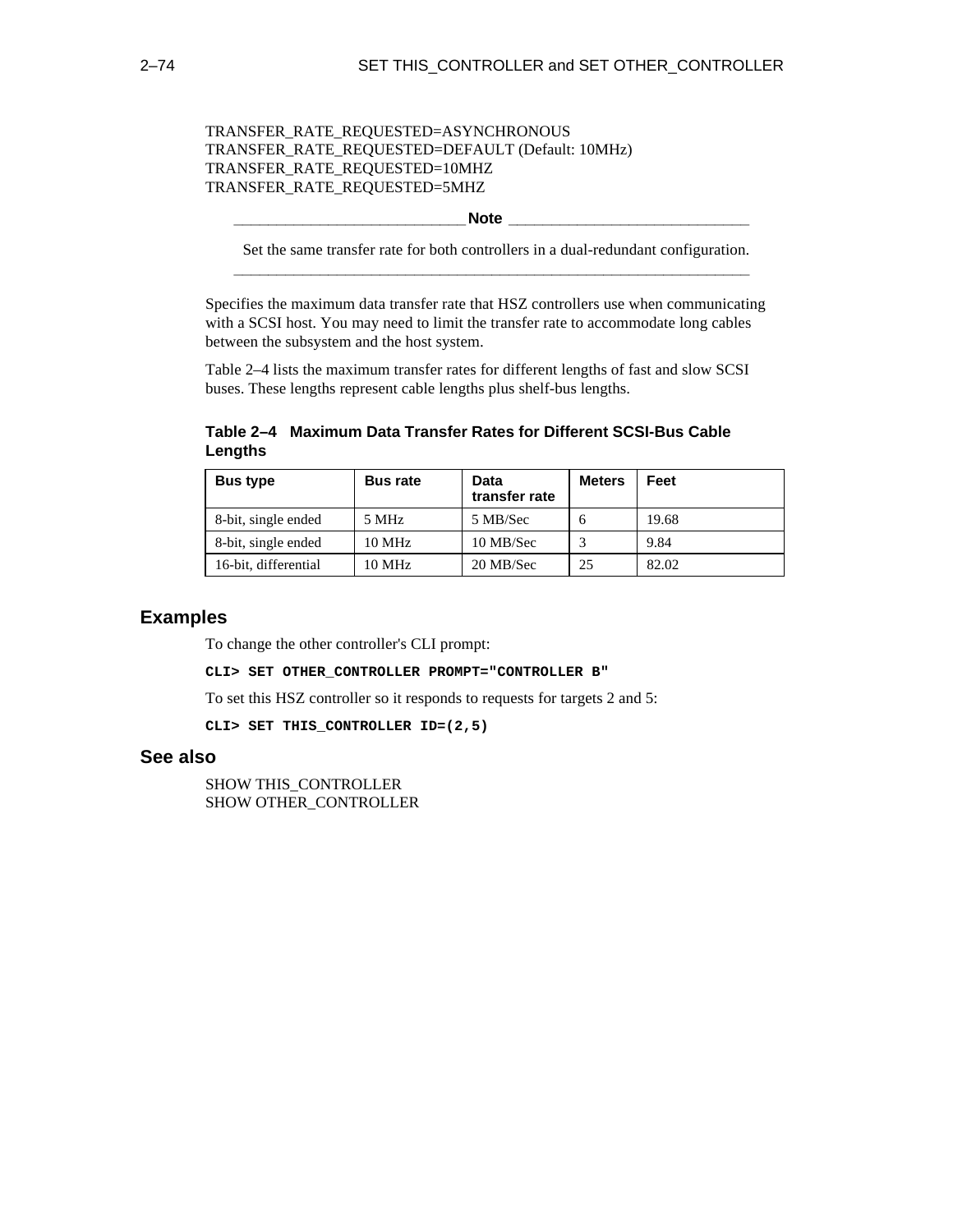TRANSFER_RATE_REQUESTED=ASYNCHRONOUS
TRANSFER_RATE_REQUESTED=DEFAULT (Default: 10MHz)
TRANSFER_RATE_REQUESTED=10MHZ
TRANSFER_RATE_REQUESTED=5MHZ

**Note**

Set the same transfer rate for both controllers in a dual-redundant configuration.

---

Specifies the maximum data transfer rate that HSZ controllers use when communicating with a SCSI host. You may need to limit the transfer rate to accommodate long cables between the subsystem and the host system.

Table 2–4 lists the maximum transfer rates for different lengths of fast and slow SCSI buses. These lengths represent cable lengths plus shelf-bus lengths.

**Table 2–4 Maximum Data Transfer Rates for Different SCSI-Bus Cable Lengths**

| Bus type | Bus rate | Data transfer rate | Meters | Feet |
|---|---|---|---|---|
| 8-bit, single ended | 5 MHz | 5 MB/Sec | 6 | 19.68 |
| 8-bit, single ended | 10 MHz | 10 MB/Sec | 3 | 9.84 |
| 16-bit, differential | 10 MHz | 20 MB/Sec | 25 | 82.02 |

## Examples

To change the other controller's CLI prompt:

```
CLI> SET OTHER_CONTROLLER PROMPT="CONTROLLER B"
```

To set this HSZ controller so it responds to requests for targets 2 and 5:

```
CLI> SET THIS_CONTROLLER ID=(2,5)
```

## See also

SHOW THIS_CONTROLLER
SHOW OTHER_CONTROLLER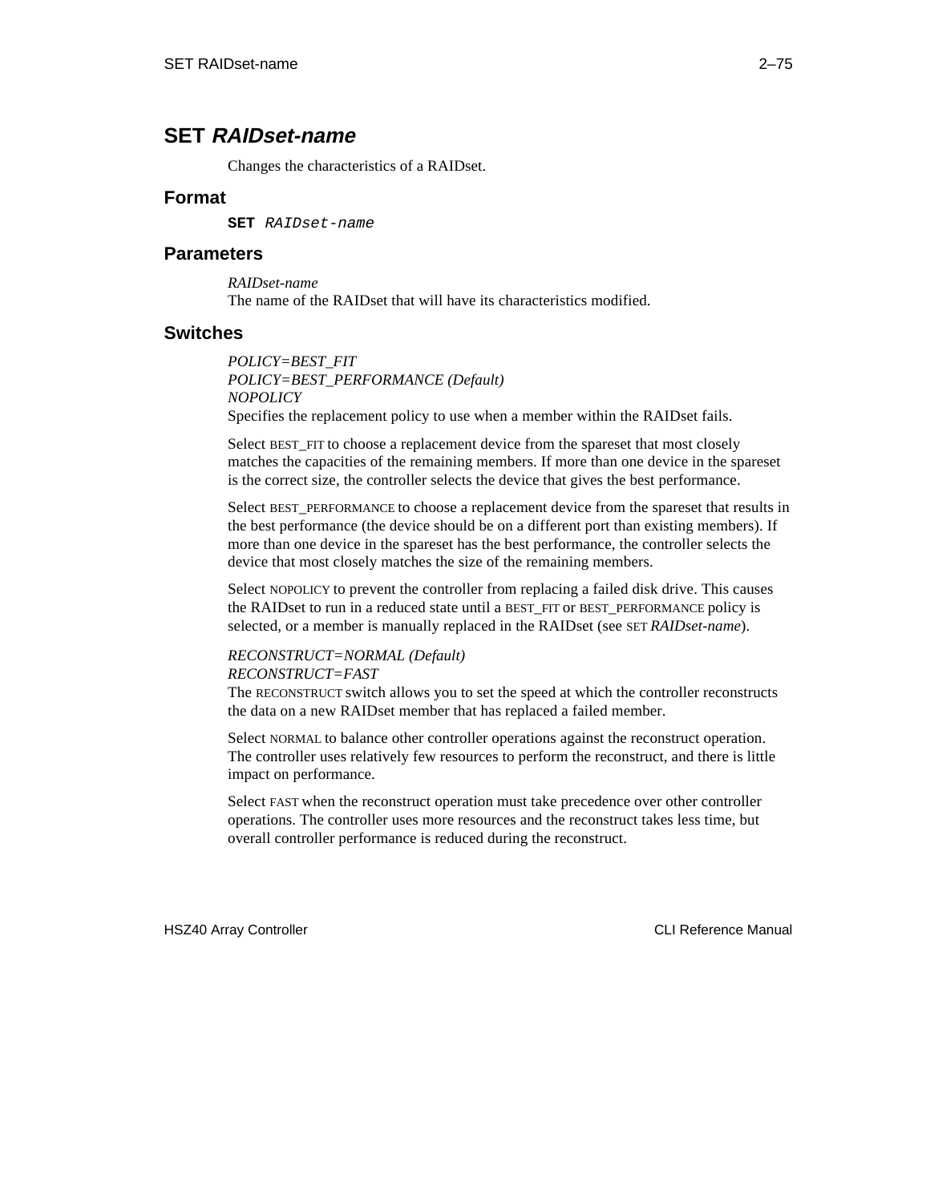## SET *RAIDset-name*

Changes the characteristics of a RAIDset.

### Format

**SET** *RAIDset-name*

### Parameters

*RAIDset-name*
The name of the RAIDset that will have its characteristics modified.

### Switches

*POLICY=BEST_FIT*
*POLICY=BEST_PERFORMANCE (Default)*
*NOPOLICY*
Specifies the replacement policy to use when a member within the RAIDset fails.

Select BEST_FIT to choose a replacement device from the spareset that most closely matches the capacities of the remaining members. If more than one device in the spareset is the correct size, the controller selects the device that gives the best performance.

Select BEST_PERFORMANCE to choose a replacement device from the spareset that results in the best performance (the device should be on a different port than existing members). If more than one device in the spareset has the best performance, the controller selects the device that most closely matches the size of the remaining members.

Select NOPOLICY to prevent the controller from replacing a failed disk drive. This causes the RAIDset to run in a reduced state until a BEST_FIT or BEST_PERFORMANCE policy is selected, or a member is manually replaced in the RAIDset (see SET *RAIDset-name*).

*RECONSTRUCT=NORMAL (Default)*
*RECONSTRUCT=FAST*
The RECONSTRUCT switch allows you to set the speed at which the controller reconstructs the data on a new RAIDset member that has replaced a failed member.

Select NORMAL to balance other controller operations against the reconstruct operation. The controller uses relatively few resources to perform the reconstruct, and there is little impact on performance.

Select FAST when the reconstruct operation must take precedence over other controller operations. The controller uses more resources and the reconstruct takes less time, but overall controller performance is reduced during the reconstruct.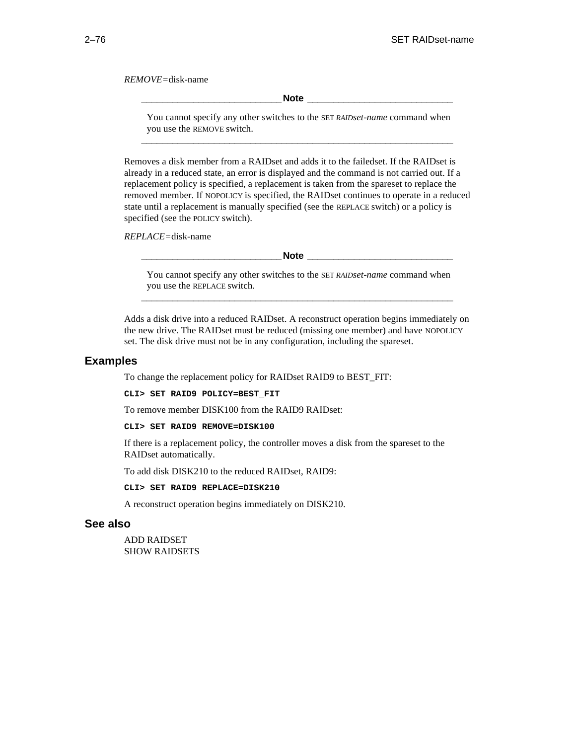*REMOVE=*disk-name

> **Note**
>
> You cannot specify any other switches to the SET *RAIDset-name* command when you use the REMOVE switch.

Removes a disk member from a RAIDset and adds it to the failedset. If the RAIDset is already in a reduced state, an error is displayed and the command is not carried out. If a replacement policy is specified, a replacement is taken from the spareset to replace the removed member. If NOPOLICY is specified, the RAIDset continues to operate in a reduced state until a replacement is manually specified (see the REPLACE switch) or a policy is specified (see the POLICY switch).

*REPLACE=*disk-name

> **Note**
>
> You cannot specify any other switches to the SET *RAIDset-name* command when you use the REPLACE switch.

Adds a disk drive into a reduced RAIDset. A reconstruct operation begins immediately on the new drive. The RAIDset must be reduced (missing one member) and have NOPOLICY set. The disk drive must not be in any configuration, including the spareset.

## Examples

To change the replacement policy for RAIDset RAID9 to BEST_FIT:

```
CLI> SET RAID9 POLICY=BEST_FIT
```

To remove member DISK100 from the RAID9 RAIDset:

```
CLI> SET RAID9 REMOVE=DISK100
```

If there is a replacement policy, the controller moves a disk from the spareset to the RAIDset automatically.

To add disk DISK210 to the reduced RAIDset, RAID9:

```
CLI> SET RAID9 REPLACE=DISK210
```

A reconstruct operation begins immediately on DISK210.

## See also

ADD RAIDSET
SHOW RAIDSETS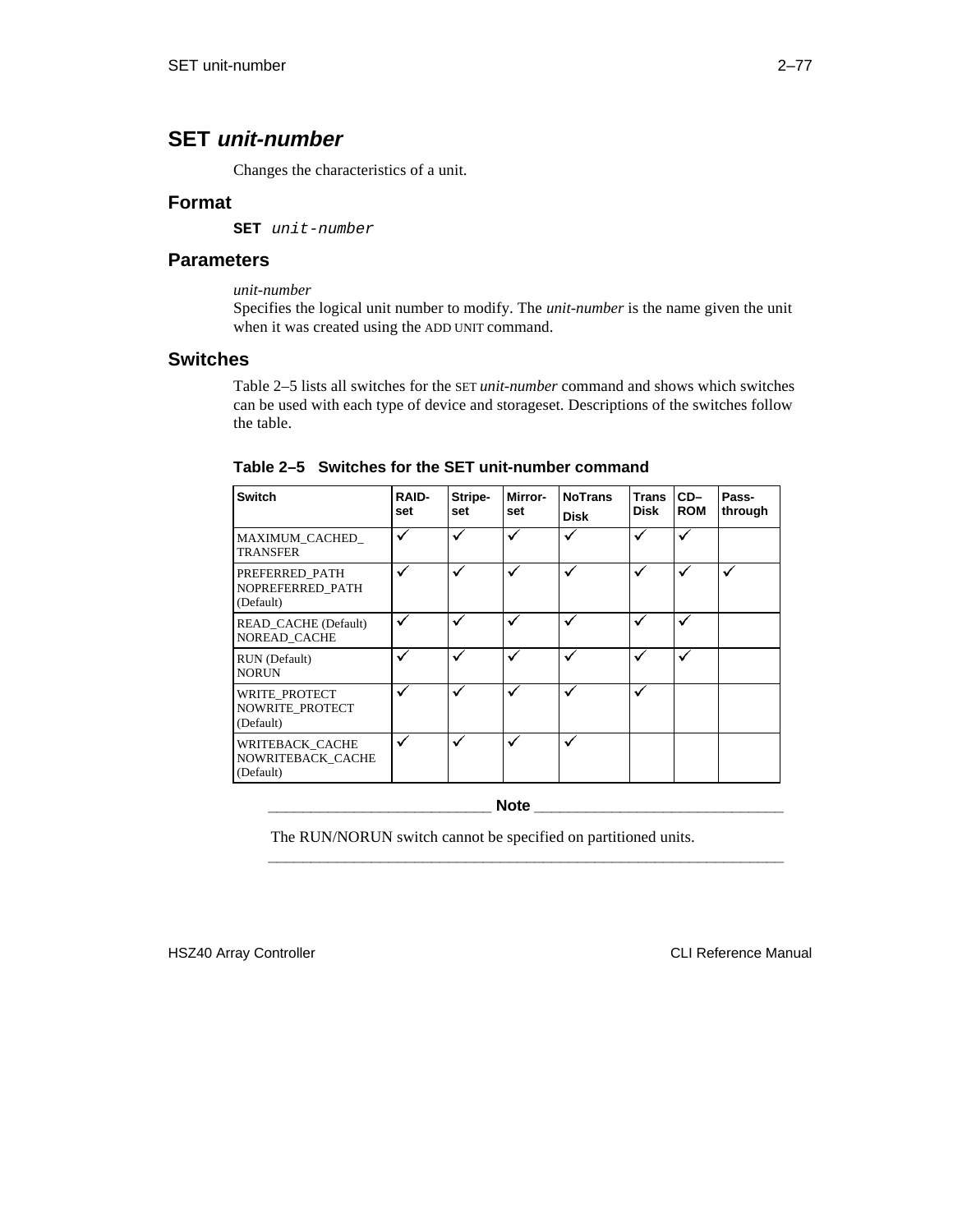# SET *unit-number*

Changes the characteristics of a unit.

## Format

**SET** *unit-number*

## Parameters

*unit-number*

Specifies the logical unit number to modify. The *unit-number* is the name given the unit when it was created using the ADD UNIT command.

## Switches

Table 2–5 lists all switches for the SET *unit-number* command and shows which switches can be used with each type of device and storageset. Descriptions of the switches follow the table.

**Table 2–5 Switches for the SET unit-number command**

| Switch | RAID-set | Stripe-set | Mirror-set | NoTrans Disk | Trans Disk | CD–ROM | Pass-through |
|---|---|---|---|---|---|---|---|
| MAXIMUM_CACHED_TRANSFER | ✓ | ✓ | ✓ | ✓ | ✓ | ✓ | |
| PREFERRED_PATH<br>NOPREFERRED_PATH (Default) | ✓ | ✓ | ✓ | ✓ | ✓ | ✓ | ✓ |
| READ_CACHE (Default)<br>NOREAD_CACHE | ✓ | ✓ | ✓ | ✓ | ✓ | ✓ | |
| RUN (Default)<br>NORUN | ✓ | ✓ | ✓ | ✓ | ✓ | ✓ | |
| WRITE_PROTECT<br>NOWRITE_PROTECT (Default) | ✓ | ✓ | ✓ | ✓ | ✓ | | |
| WRITEBACK_CACHE<br>NOWRITEBACK_CACHE (Default) | ✓ | ✓ | ✓ | ✓ | | | |

**Note**

The RUN/NORUN switch cannot be specified on partitioned units.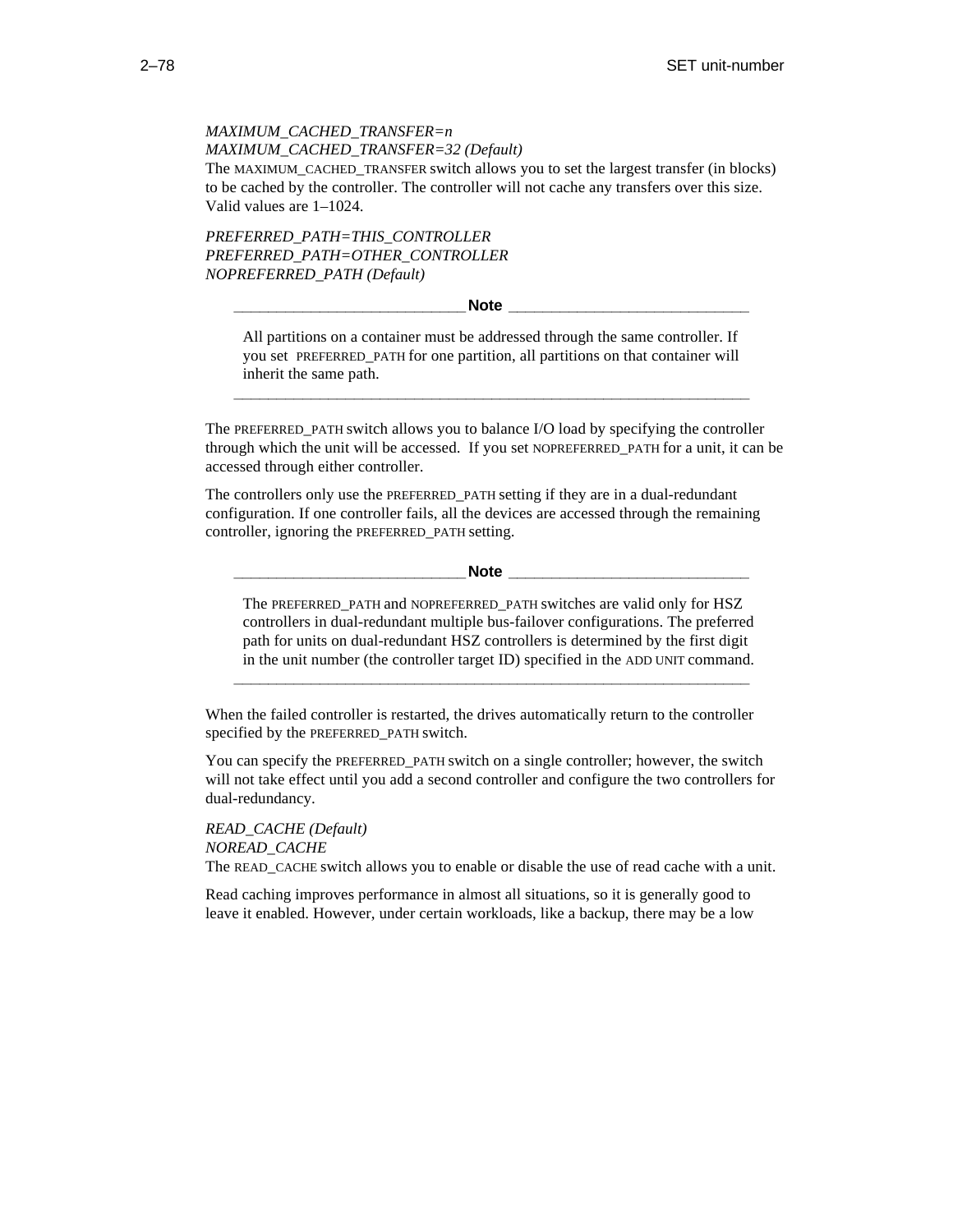*MAXIMUM_CACHED_TRANSFER=n*
*MAXIMUM_CACHED_TRANSFER=32 (Default)*
The MAXIMUM_CACHED_TRANSFER switch allows you to set the largest transfer (in blocks) to be cached by the controller. The controller will not cache any transfers over this size. Valid values are 1–1024.

*PREFERRED_PATH=THIS_CONTROLLER*
*PREFERRED_PATH=OTHER_CONTROLLER*
*NOPREFERRED_PATH (Default)*

---

**Note**

All partitions on a container must be addressed through the same controller. If you set PREFERRED_PATH for one partition, all partitions on that container will inherit the same path.

---

The PREFERRED_PATH switch allows you to balance I/O load by specifying the controller through which the unit will be accessed. If you set NOPREFERRED_PATH for a unit, it can be accessed through either controller.

The controllers only use the PREFERRED_PATH setting if they are in a dual-redundant configuration. If one controller fails, all the devices are accessed through the remaining controller, ignoring the PREFERRED_PATH setting.

---

**Note**

The PREFERRED_PATH and NOPREFERRED_PATH switches are valid only for HSZ controllers in dual-redundant multiple bus-failover configurations. The preferred path for units on dual-redundant HSZ controllers is determined by the first digit in the unit number (the controller target ID) specified in the ADD UNIT command.

---

When the failed controller is restarted, the drives automatically return to the controller specified by the PREFERRED_PATH switch.

You can specify the PREFERRED_PATH switch on a single controller; however, the switch will not take effect until you add a second controller and configure the two controllers for dual-redundancy.

*READ_CACHE (Default)*
*NOREAD_CACHE*
The READ_CACHE switch allows you to enable or disable the use of read cache with a unit.

Read caching improves performance in almost all situations, so it is generally good to leave it enabled. However, under certain workloads, like a backup, there may be a low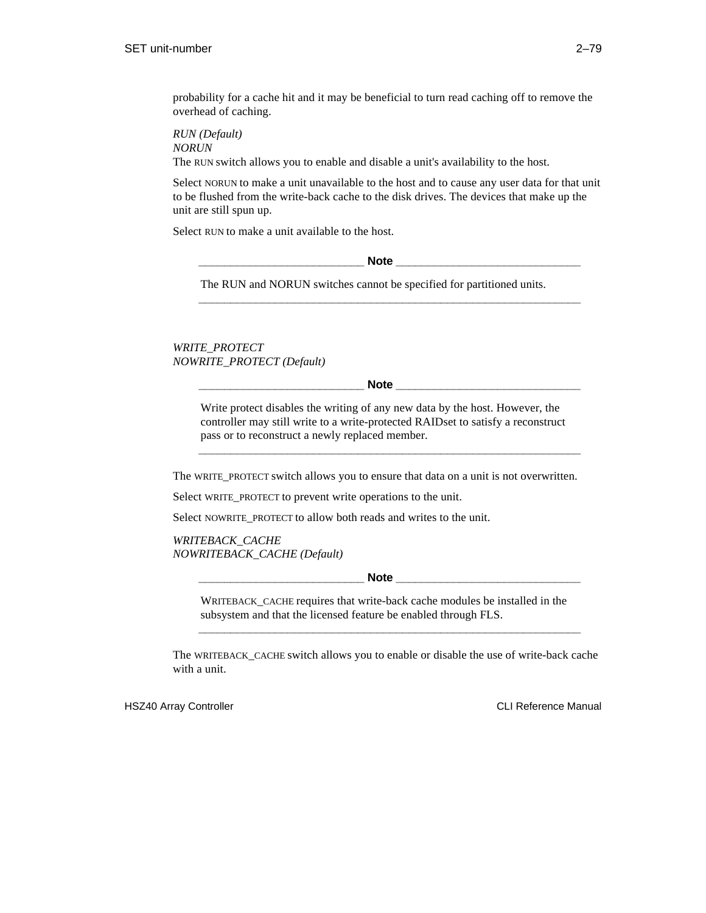probability for a cache hit and it may be beneficial to turn read caching off to remove the overhead of caching.

*RUN (Default)*
*NORUN*
The RUN switch allows you to enable and disable a unit's availability to the host.

Select NORUN to make a unit unavailable to the host and to cause any user data for that unit to be flushed from the write-back cache to the disk drives. The devices that make up the unit are still spun up.

Select RUN to make a unit available to the host.

---

**Note**

The RUN and NORUN switches cannot be specified for partitioned units.

---

*WRITE_PROTECT*
*NOWRITE_PROTECT (Default)*

---

**Note**

Write protect disables the writing of any new data by the host. However, the controller may still write to a write-protected RAIDset to satisfy a reconstruct pass or to reconstruct a newly replaced member.

---

The WRITE_PROTECT switch allows you to ensure that data on a unit is not overwritten.

Select WRITE_PROTECT to prevent write operations to the unit.

Select NOWRITE_PROTECT to allow both reads and writes to the unit.

*WRITEBACK_CACHE*
*NOWRITEBACK_CACHE (Default)*

---

**Note**

WRITEBACK_CACHE requires that write-back cache modules be installed in the subsystem and that the licensed feature be enabled through FLS.

---

The WRITEBACK_CACHE switch allows you to enable or disable the use of write-back cache with a unit.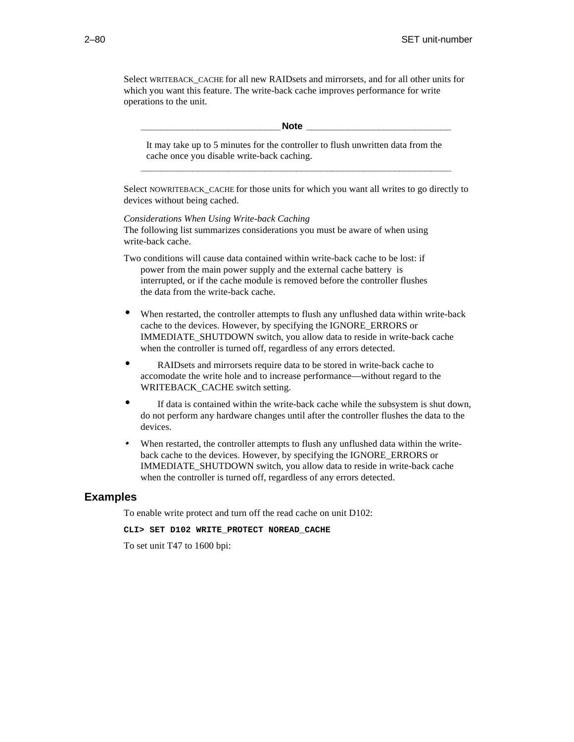Select WRITEBACK_CACHE for all new RAIDsets and mirrorsets, and for all other units for which you want this feature. The write-back cache improves performance for write operations to the unit.

> **Note**
>
> It may take up to 5 minutes for the controller to flush unwritten data from the cache once you disable write-back caching.

Select NOWRITEBACK_CACHE for those units for which you want all writes to go directly to devices without being cached.

*Considerations When Using Write-back Caching*
The following list summarizes considerations you must be aware of when using write-back cache.

Two conditions will cause data contained within write-back cache to be lost: if power from the main power supply and the external cache battery is interrupted, or if the cache module is removed before the controller flushes the data from the write-back cache.

- When restarted, the controller attempts to flush any unflushed data within write-back cache to the devices. However, by specifying the IGNORE_ERRORS or IMMEDIATE_SHUTDOWN switch, you allow data to reside in write-back cache when the controller is turned off, regardless of any errors detected.
- RAIDsets and mirrorsets require data to be stored in write-back cache to accomodate the write hole and to increase performance—without regard to the WRITEBACK_CACHE switch setting.
- If data is contained within the write-back cache while the subsystem is shut down, do not perform any hardware changes until after the controller flushes the data to the devices.
- When restarted, the controller attempts to flush any unflushed data within the write-back cache to the devices. However, by specifying the IGNORE_ERRORS or IMMEDIATE_SHUTDOWN switch, you allow data to reside in write-back cache when the controller is turned off, regardless of any errors detected.

## Examples

To enable write protect and turn off the read cache on unit D102:

```
CLI> SET D102 WRITE_PROTECT NOREAD_CACHE
```

To set unit T47 to 1600 bpi: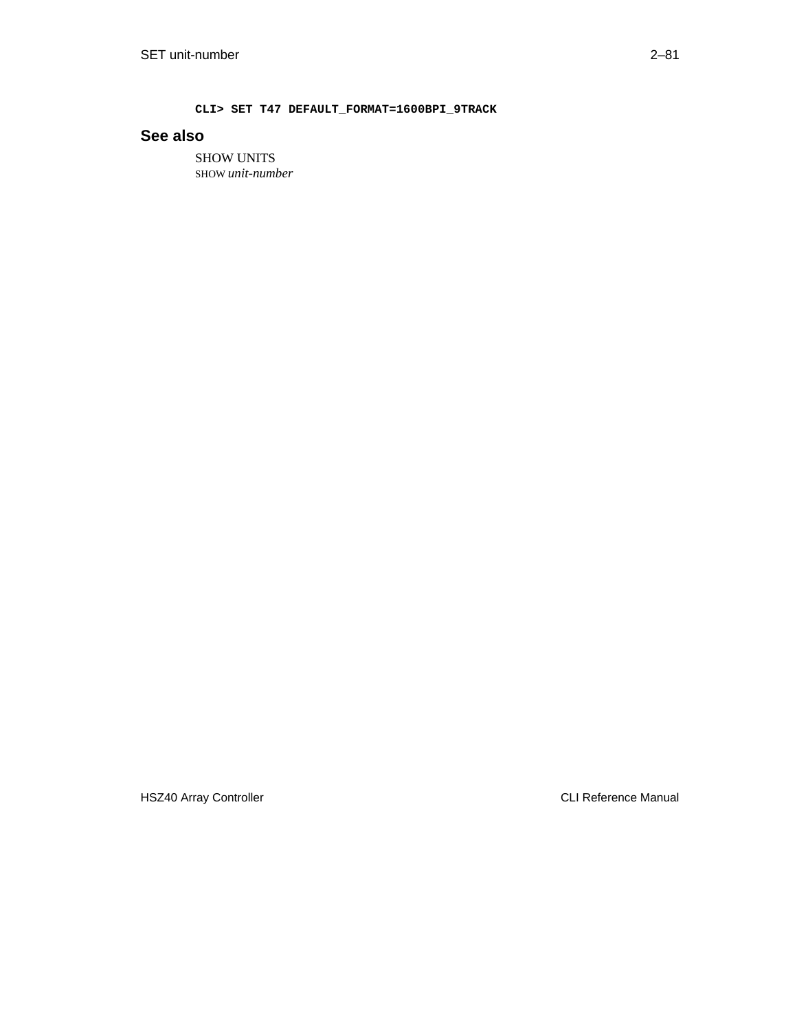```
CLI> SET T47 DEFAULT_FORMAT=1600BPI_9TRACK
```

## See also

SHOW UNITS
SHOW *unit-number*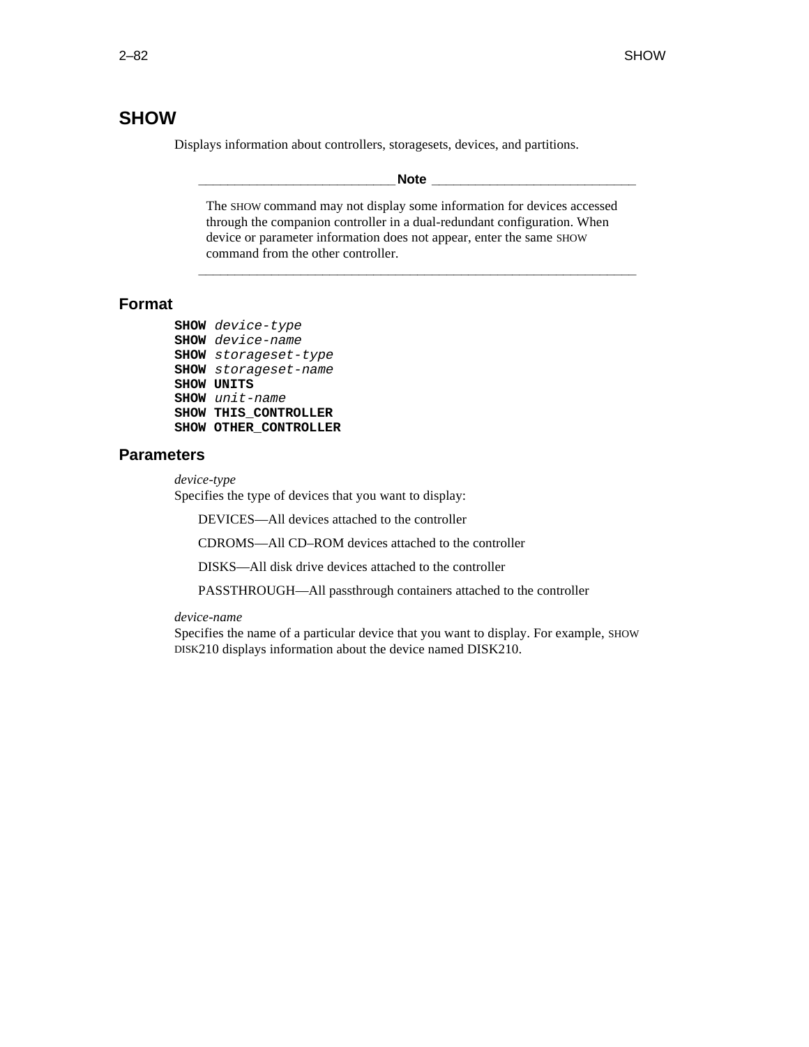## SHOW

Displays information about controllers, storagesets, devices, and partitions.

---

**Note**

The SHOW command may not display some information for devices accessed through the companion controller in a dual-redundant configuration. When device or parameter information does not appear, enter the same SHOW command from the other controller.

---

### Format

```
SHOW device-type
SHOW device-name
SHOW storageset-type
SHOW storageset-name
SHOW UNITS
SHOW unit-name
SHOW THIS_CONTROLLER
SHOW OTHER_CONTROLLER
```

### Parameters

*device-type*
Specifies the type of devices that you want to display:

DEVICES—All devices attached to the controller

CDROMS—All CD–ROM devices attached to the controller

DISKS—All disk drive devices attached to the controller

PASSTHROUGH—All passthrough containers attached to the controller

*device-name*
Specifies the name of a particular device that you want to display. For example, SHOW DISK210 displays information about the device named DISK210.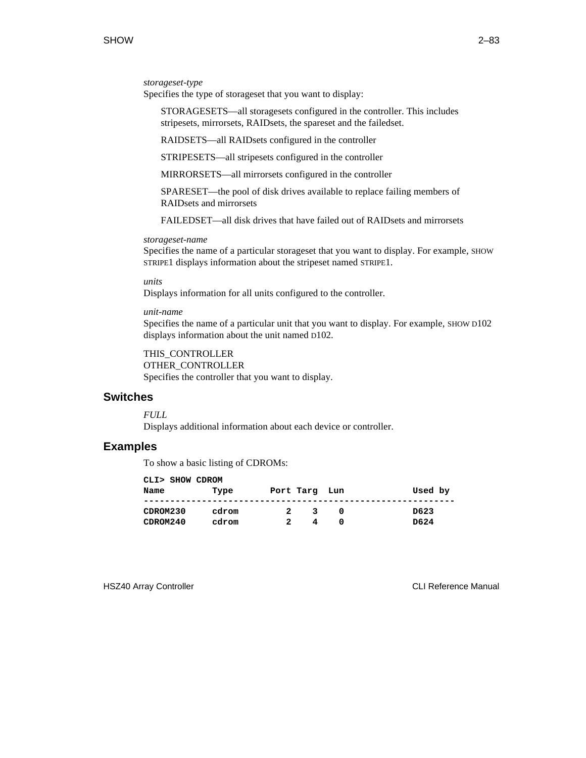*storageset-type*
Specifies the type of storageset that you want to display:

STORAGESETS—all storagesets configured in the controller. This includes stripesets, mirrorsets, RAIDsets, the spareset and the failedset.

RAIDSETS—all RAIDsets configured in the controller

STRIPESETS—all stripesets configured in the controller

MIRRORSETS—all mirrorsets configured in the controller

SPARESET—the pool of disk drives available to replace failing members of RAIDsets and mirrorsets

FAILEDSET—all disk drives that have failed out of RAIDsets and mirrorsets

*storageset-name*
Specifies the name of a particular storageset that you want to display. For example, SHOW STRIPE1 displays information about the stripeset named STRIPE1.

*units*
Displays information for all units configured to the controller.

*unit-name*
Specifies the name of a particular unit that you want to display. For example, SHOW D102 displays information about the unit named D102.

THIS_CONTROLLER
OTHER_CONTROLLER
Specifies the controller that you want to display.

## Switches

*FULL*
Displays additional information about each device or controller.

## Examples

To show a basic listing of CDROMs:

```
CLI> SHOW CDROM
Name         Type       Port Targ  Lun             Used by
-----------------------------------------------------------
CDROM230     cdrom         2    3    0             D623
CDROM240     cdrom         2    4    0             D624
```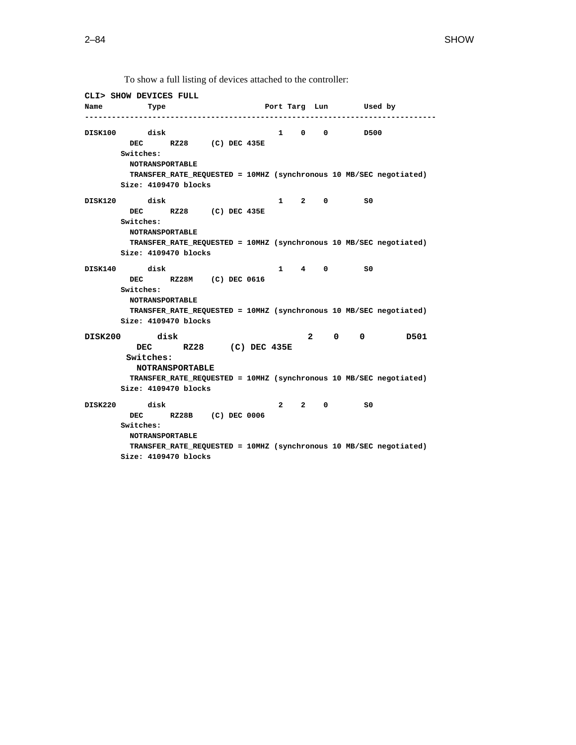To show a full listing of devices attached to the controller:

```
CLI> SHOW DEVICES FULL
Name         Type                     Port Targ  Lun       Used by
------------------------------------------------------------------------------

DISK100      disk                       1    0    0       D500
          DEC      RZ28     (C) DEC 435E
        Switches:
          NOTRANSPORTABLE
          TRANSFER_RATE_REQUESTED = 10MHZ (synchronous 10 MB/SEC negotiated)
        Size: 4109470 blocks

DISK120      disk                       1    2    0       S0
          DEC      RZ28     (C) DEC 435E
        Switches:
          NOTRANSPORTABLE
          TRANSFER_RATE_REQUESTED = 10MHZ (synchronous 10 MB/SEC negotiated)
        Size: 4109470 blocks

DISK140      disk                       1    4    0       S0
          DEC      RZ28M    (C) DEC 0616
        Switches:
          NOTRANSPORTABLE
          TRANSFER_RATE_REQUESTED = 10MHZ (synchronous 10 MB/SEC negotiated)
        Size: 4109470 blocks

DISK200      disk                       2    0    0       D501
          DEC      RZ28     (C) DEC 435E
        Switches:
          NOTRANSPORTABLE
          TRANSFER_RATE_REQUESTED = 10MHZ (synchronous 10 MB/SEC negotiated)
        Size: 4109470 blocks

DISK220      disk                       2    2    0       S0
          DEC      RZ28B    (C) DEC 0006
        Switches:
          NOTRANSPORTABLE
          TRANSFER_RATE_REQUESTED = 10MHZ (synchronous 10 MB/SEC negotiated)
        Size: 4109470 blocks
```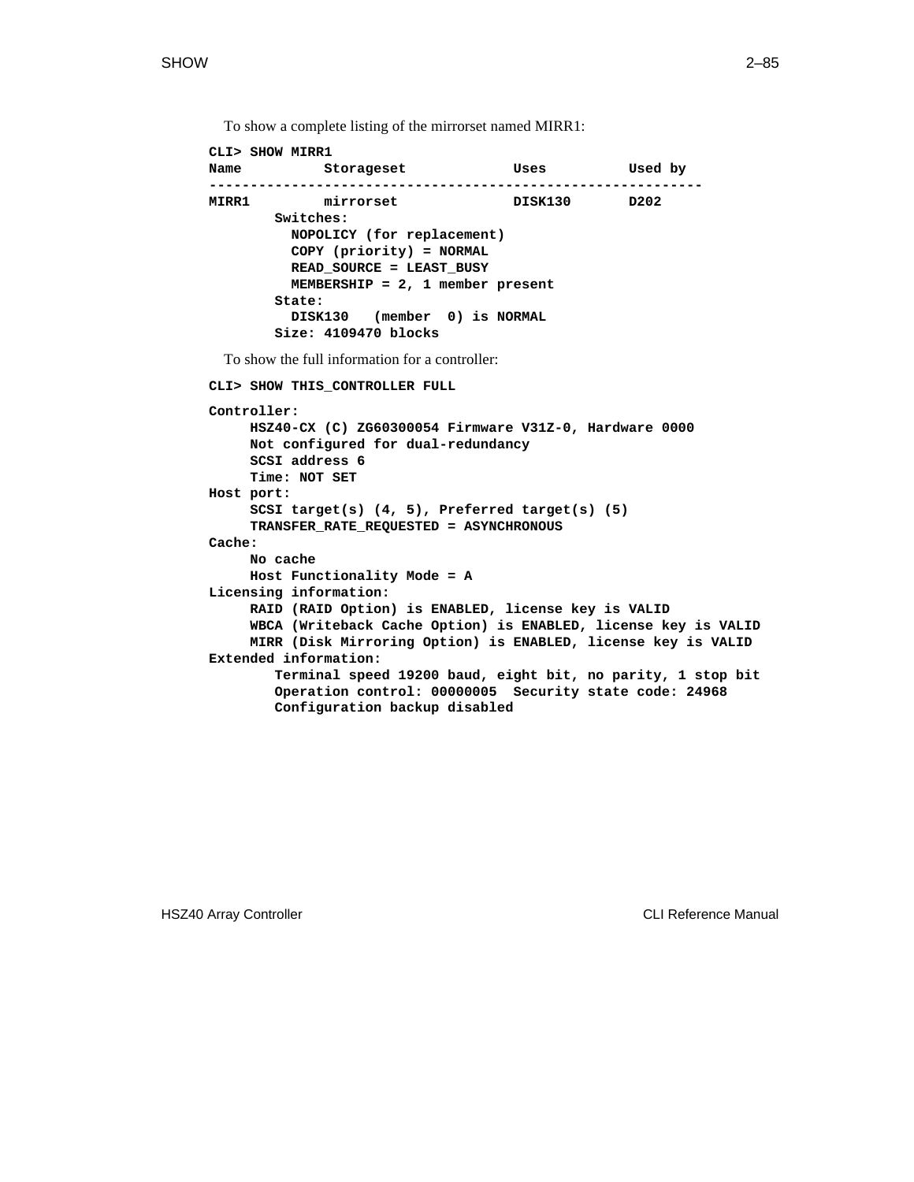To show a complete listing of the mirrorset named MIRR1:

```
CLI> SHOW MIRR1
Name          Storageset             Uses          Used by
------------------------------------------------------------
MIRR1         mirrorset              DISK130       D202
        Switches:
          NOPOLICY (for replacement)
          COPY (priority) = NORMAL
          READ_SOURCE = LEAST_BUSY
          MEMBERSHIP = 2, 1 member present
        State:
          DISK130   (member  0) is NORMAL
        Size: 4109470 blocks
```

To show the full information for a controller:

```
CLI> SHOW THIS_CONTROLLER FULL

Controller:
     HSZ40-CX (C) ZG60300054 Firmware V31Z-0, Hardware 0000
     Not configured for dual-redundancy
     SCSI address 6
     Time: NOT SET
Host port:
     SCSI target(s) (4, 5), Preferred target(s) (5)
     TRANSFER_RATE_REQUESTED = ASYNCHRONOUS
Cache:
     No cache
     Host Functionality Mode = A
Licensing information:
     RAID (RAID Option) is ENABLED, license key is VALID
     WBCA (Writeback Cache Option) is ENABLED, license key is VALID
     MIRR (Disk Mirroring Option) is ENABLED, license key is VALID
Extended information:
        Terminal speed 19200 baud, eight bit, no parity, 1 stop bit
        Operation control: 00000005  Security state code: 24968
        Configuration backup disabled
```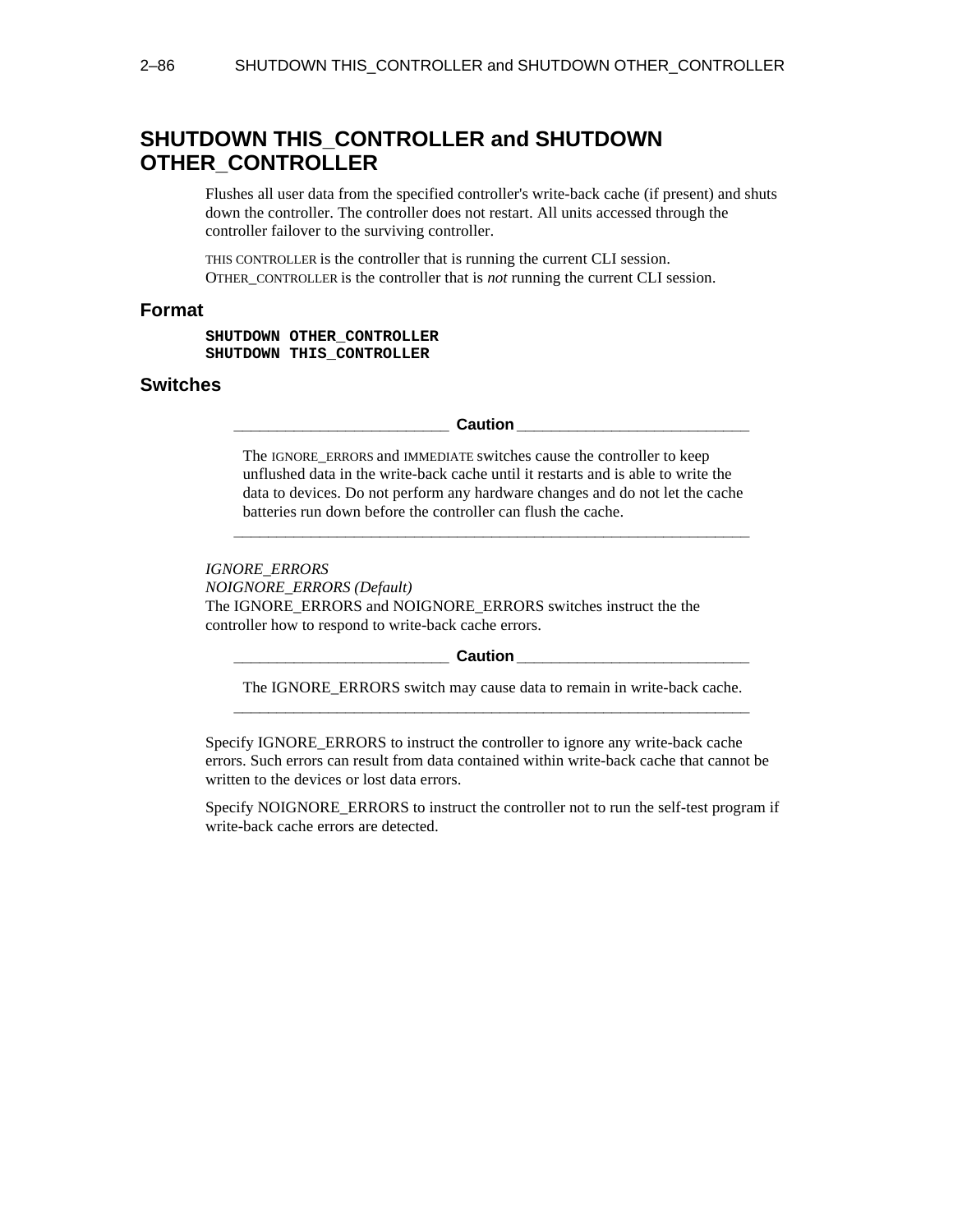## SHUTDOWN THIS_CONTROLLER and SHUTDOWN OTHER_CONTROLLER

Flushes all user data from the specified controller's write-back cache (if present) and shuts down the controller. The controller does not restart. All units accessed through the controller failover to the surviving controller.

THIS CONTROLLER is the controller that is running the current CLI session. OTHER_CONTROLLER is the controller that is *not* running the current CLI session.

### Format

```
SHUTDOWN OTHER_CONTROLLER
SHUTDOWN THIS_CONTROLLER
```

### Switches

> **Caution**
>
> The IGNORE_ERRORS and IMMEDIATE switches cause the controller to keep unflushed data in the write-back cache until it restarts and is able to write the data to devices. Do not perform any hardware changes and do not let the cache batteries run down before the controller can flush the cache.

*IGNORE_ERRORS*
*NOIGNORE_ERRORS (Default)*
The IGNORE_ERRORS and NOIGNORE_ERRORS switches instruct the the controller how to respond to write-back cache errors.

> **Caution**
>
> The IGNORE_ERRORS switch may cause data to remain in write-back cache.

Specify IGNORE_ERRORS to instruct the controller to ignore any write-back cache errors. Such errors can result from data contained within write-back cache that cannot be written to the devices or lost data errors.

Specify NOIGNORE_ERRORS to instruct the controller not to run the self-test program if write-back cache errors are detected.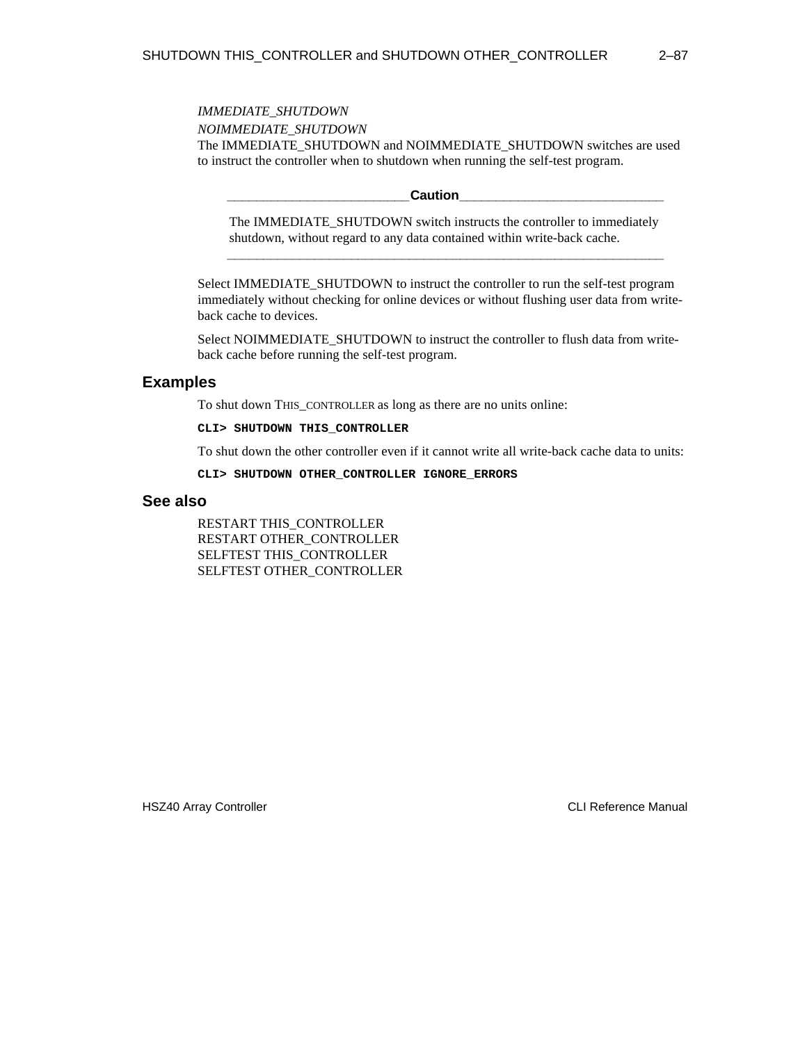*IMMEDIATE_SHUTDOWN*

*NOIMMEDIATE_SHUTDOWN*

The IMMEDIATE_SHUTDOWN and NOIMMEDIATE_SHUTDOWN switches are used to instruct the controller when to shutdown when running the self-test program.

---

**Caution**

The IMMEDIATE_SHUTDOWN switch instructs the controller to immediately shutdown, without regard to any data contained within write-back cache.

---

Select IMMEDIATE_SHUTDOWN to instruct the controller to run the self-test program immediately without checking for online devices or without flushing user data from write-back cache to devices.

Select NOIMMEDIATE_SHUTDOWN to instruct the controller to flush data from write-back cache before running the self-test program.

## Examples

To shut down THIS_CONTROLLER as long as there are no units online:

```
CLI> SHUTDOWN THIS_CONTROLLER
```

To shut down the other controller even if it cannot write all write-back cache data to units:

```
CLI> SHUTDOWN OTHER_CONTROLLER IGNORE_ERRORS
```

## See also

RESTART THIS_CONTROLLER
RESTART OTHER_CONTROLLER
SELFTEST THIS_CONTROLLER
SELFTEST OTHER_CONTROLLER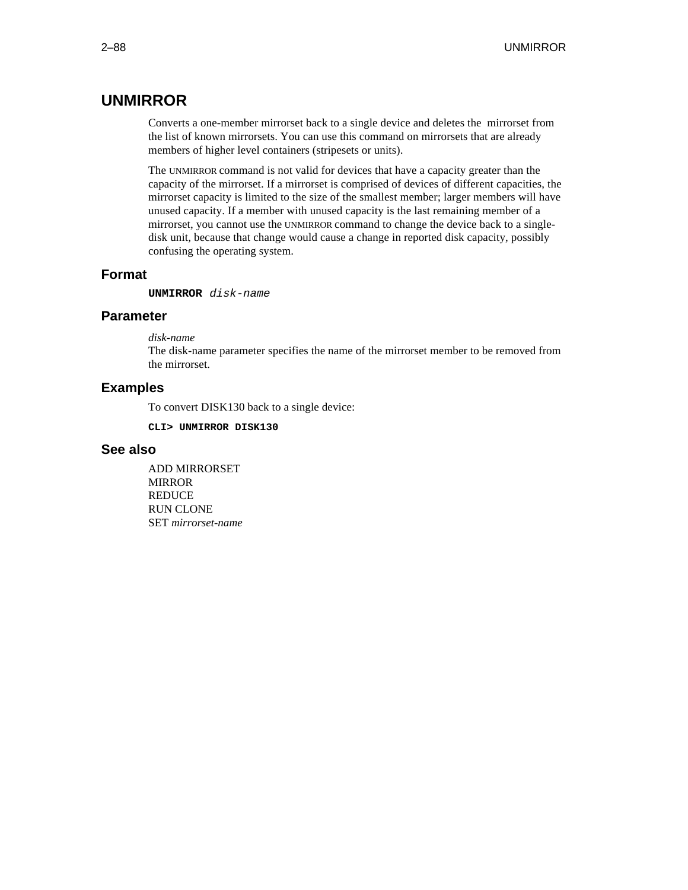# UNMIRROR

Converts a one-member mirrorset back to a single device and deletes the mirrorset from the list of known mirrorsets. You can use this command on mirrorsets that are already members of higher level containers (stripesets or units).

The UNMIRROR command is not valid for devices that have a capacity greater than the capacity of the mirrorset. If a mirrorset is comprised of devices of different capacities, the mirrorset capacity is limited to the size of the smallest member; larger members will have unused capacity. If a member with unused capacity is the last remaining member of a mirrorset, you cannot use the UNMIRROR command to change the device back to a single-disk unit, because that change would cause a change in reported disk capacity, possibly confusing the operating system.

## Format

**UNMIRROR** *disk-name*

## Parameter

*disk-name*
The disk-name parameter specifies the name of the mirrorset member to be removed from the mirrorset.

## Examples

To convert DISK130 back to a single device:

```
CLI> UNMIRROR DISK130
```

## See also

ADD MIRRORSET
MIRROR
REDUCE
RUN CLONE
SET *mirrorset-name*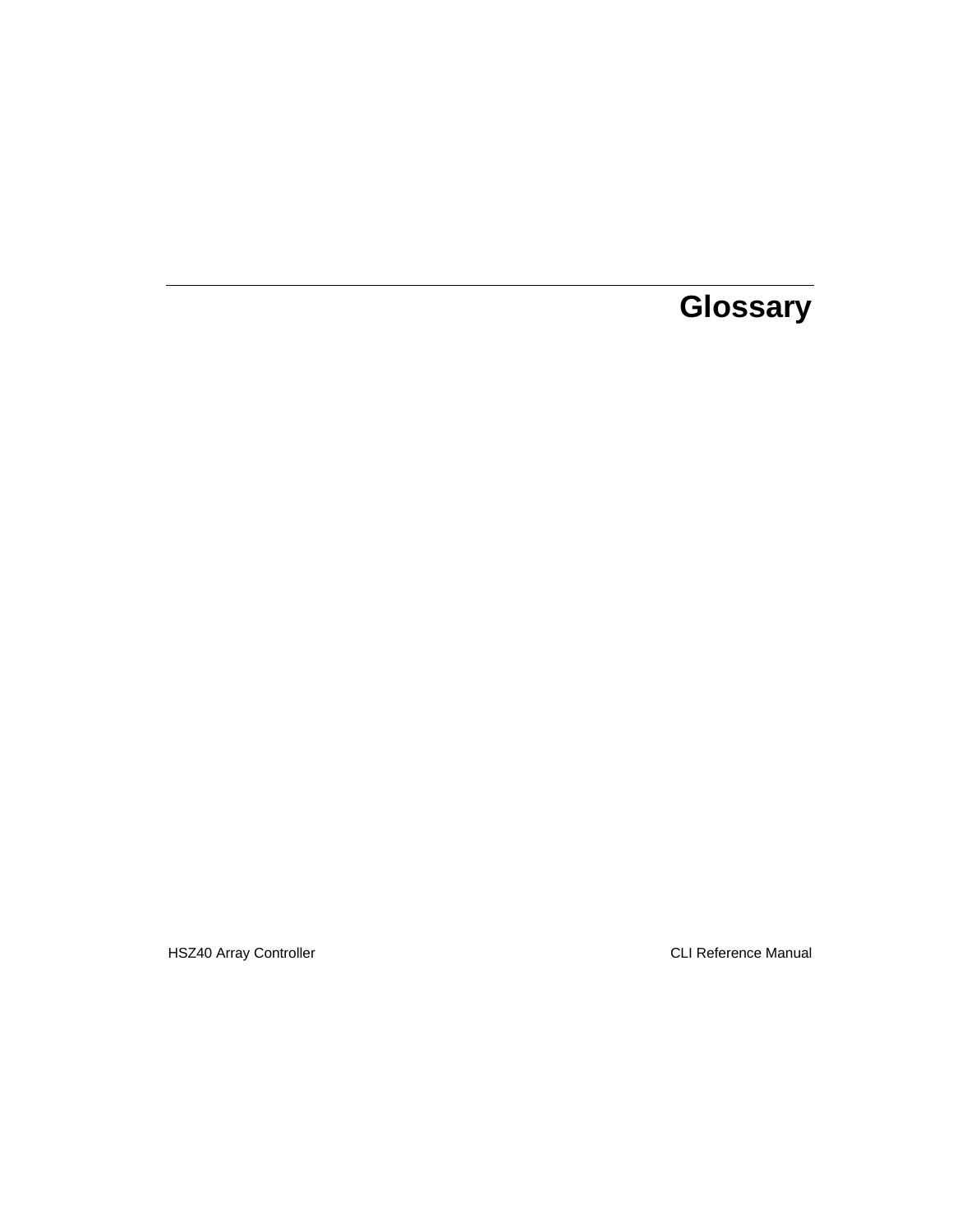# Glossary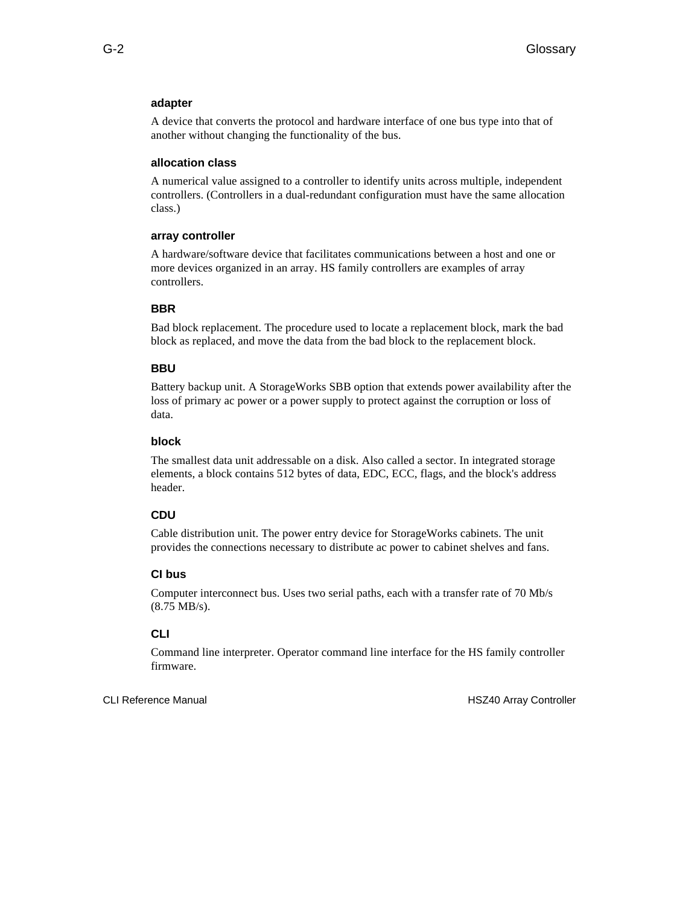### adapter

A device that converts the protocol and hardware interface of one bus type into that of another without changing the functionality of the bus.

### allocation class

A numerical value assigned to a controller to identify units across multiple, independent controllers. (Controllers in a dual-redundant configuration must have the same allocation class.)

### array controller

A hardware/software device that facilitates communications between a host and one or more devices organized in an array. HS family controllers are examples of array controllers.

### BBR

Bad block replacement. The procedure used to locate a replacement block, mark the bad block as replaced, and move the data from the bad block to the replacement block.

### BBU

Battery backup unit. A StorageWorks SBB option that extends power availability after the loss of primary ac power or a power supply to protect against the corruption or loss of data.

### block

The smallest data unit addressable on a disk. Also called a sector. In integrated storage elements, a block contains 512 bytes of data, EDC, ECC, flags, and the block's address header.

### CDU

Cable distribution unit. The power entry device for StorageWorks cabinets. The unit provides the connections necessary to distribute ac power to cabinet shelves and fans.

### CI bus

Computer interconnect bus. Uses two serial paths, each with a transfer rate of 70 Mb/s (8.75 MB/s).

### CLI

Command line interpreter. Operator command line interface for the HS family controller firmware.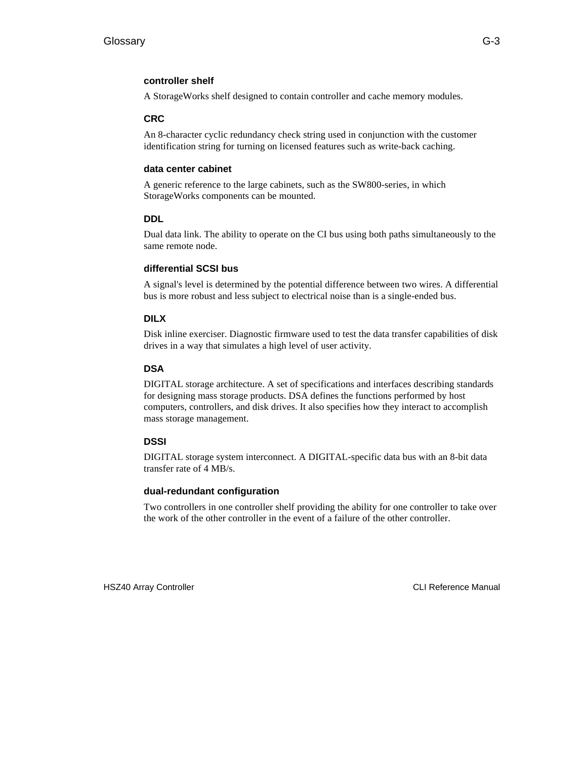### controller shelf

A StorageWorks shelf designed to contain controller and cache memory modules.

### CRC

An 8-character cyclic redundancy check string used in conjunction with the customer identification string for turning on licensed features such as write-back caching.

### data center cabinet

A generic reference to the large cabinets, such as the SW800-series, in which StorageWorks components can be mounted.

### DDL

Dual data link. The ability to operate on the CI bus using both paths simultaneously to the same remote node.

### differential SCSI bus

A signal's level is determined by the potential difference between two wires. A differential bus is more robust and less subject to electrical noise than is a single-ended bus.

### DILX

Disk inline exerciser. Diagnostic firmware used to test the data transfer capabilities of disk drives in a way that simulates a high level of user activity.

### DSA

DIGITAL storage architecture. A set of specifications and interfaces describing standards for designing mass storage products. DSA defines the functions performed by host computers, controllers, and disk drives. It also specifies how they interact to accomplish mass storage management.

### DSSI

DIGITAL storage system interconnect. A DIGITAL-specific data bus with an 8-bit data transfer rate of 4 MB/s.

### dual-redundant configuration

Two controllers in one controller shelf providing the ability for one controller to take over the work of the other controller in the event of a failure of the other controller.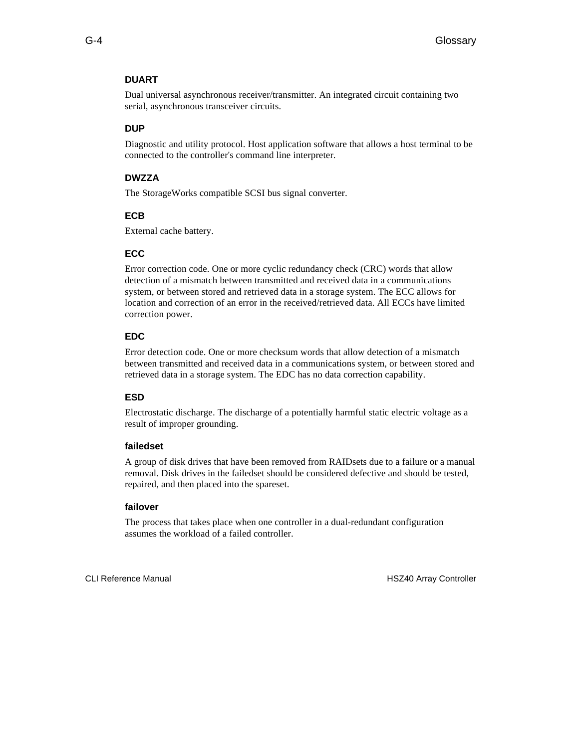### DUART

Dual universal asynchronous receiver/transmitter. An integrated circuit containing two serial, asynchronous transceiver circuits.

### DUP

Diagnostic and utility protocol. Host application software that allows a host terminal to be connected to the controller's command line interpreter.

### DWZZA

The StorageWorks compatible SCSI bus signal converter.

### ECB

External cache battery.

### ECC

Error correction code. One or more cyclic redundancy check (CRC) words that allow detection of a mismatch between transmitted and received data in a communications system, or between stored and retrieved data in a storage system. The ECC allows for location and correction of an error in the received/retrieved data. All ECCs have limited correction power.

### EDC

Error detection code. One or more checksum words that allow detection of a mismatch between transmitted and received data in a communications system, or between stored and retrieved data in a storage system. The EDC has no data correction capability.

### ESD

Electrostatic discharge. The discharge of a potentially harmful static electric voltage as a result of improper grounding.

### failedset

A group of disk drives that have been removed from RAIDsets due to a failure or a manual removal. Disk drives in the failedset should be considered defective and should be tested, repaired, and then placed into the spareset.

### failover

The process that takes place when one controller in a dual-redundant configuration assumes the workload of a failed controller.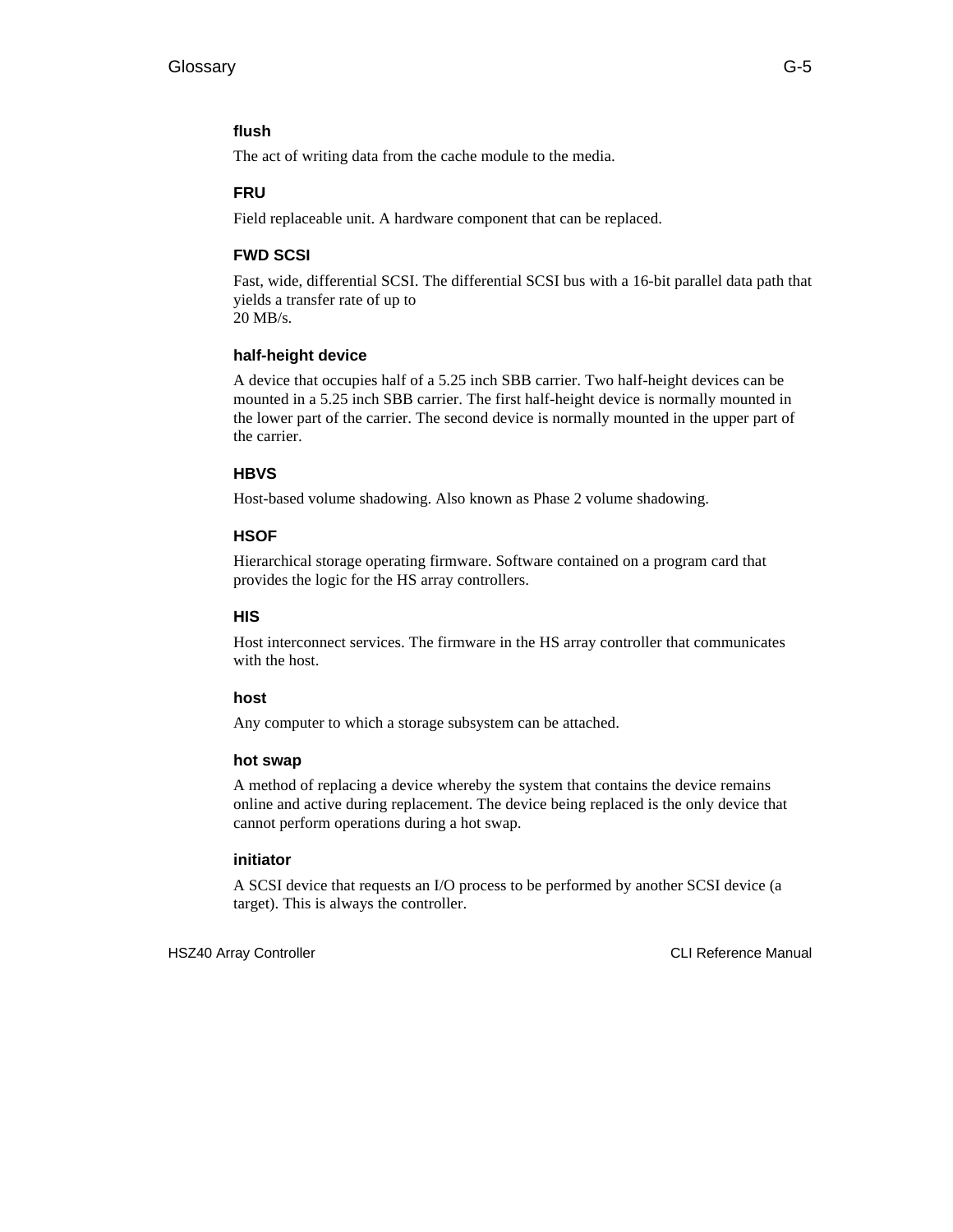### flush

The act of writing data from the cache module to the media.

### FRU

Field replaceable unit. A hardware component that can be replaced.

### FWD SCSI

Fast, wide, differential SCSI. The differential SCSI bus with a 16-bit parallel data path that yields a transfer rate of up to
20 MB/s.

### half-height device

A device that occupies half of a 5.25 inch SBB carrier. Two half-height devices can be mounted in a 5.25 inch SBB carrier. The first half-height device is normally mounted in the lower part of the carrier. The second device is normally mounted in the upper part of the carrier.

### HBVS

Host-based volume shadowing. Also known as Phase 2 volume shadowing.

### HSOF

Hierarchical storage operating firmware. Software contained on a program card that provides the logic for the HS array controllers.

### HIS

Host interconnect services. The firmware in the HS array controller that communicates with the host.

### host

Any computer to which a storage subsystem can be attached.

### hot swap

A method of replacing a device whereby the system that contains the device remains online and active during replacement. The device being replaced is the only device that cannot perform operations during a hot swap.

### initiator

A SCSI device that requests an I/O process to be performed by another SCSI device (a target). This is always the controller.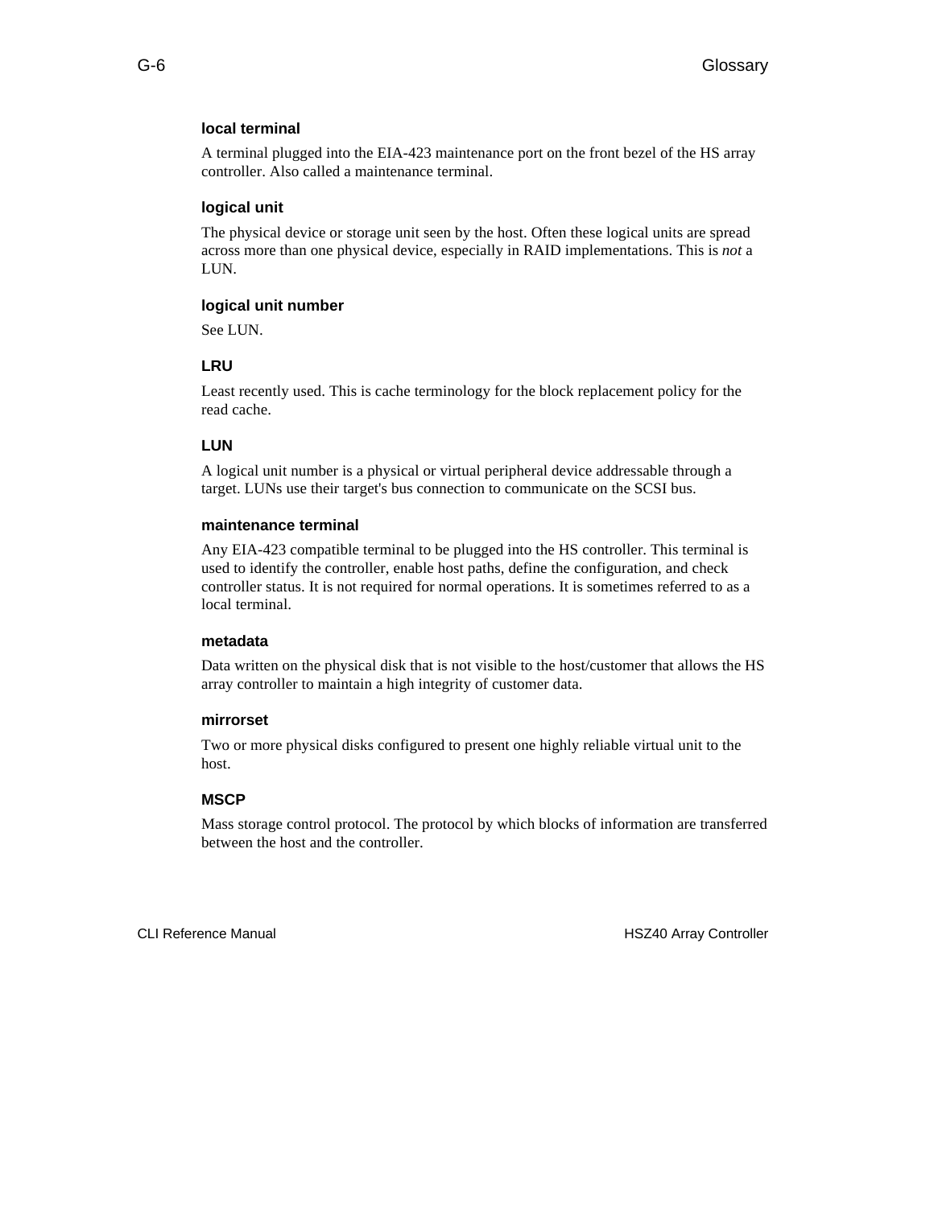### local terminal

A terminal plugged into the EIA-423 maintenance port on the front bezel of the HS array controller. Also called a maintenance terminal.

### logical unit

The physical device or storage unit seen by the host. Often these logical units are spread across more than one physical device, especially in RAID implementations. This is *not* a LUN.

### logical unit number

See LUN.

### LRU

Least recently used. This is cache terminology for the block replacement policy for the read cache.

### LUN

A logical unit number is a physical or virtual peripheral device addressable through a target. LUNs use their target's bus connection to communicate on the SCSI bus.

### maintenance terminal

Any EIA-423 compatible terminal to be plugged into the HS controller. This terminal is used to identify the controller, enable host paths, define the configuration, and check controller status. It is not required for normal operations. It is sometimes referred to as a local terminal.

### metadata

Data written on the physical disk that is not visible to the host/customer that allows the HS array controller to maintain a high integrity of customer data.

### mirrorset

Two or more physical disks configured to present one highly reliable virtual unit to the host.

### MSCP

Mass storage control protocol. The protocol by which blocks of information are transferred between the host and the controller.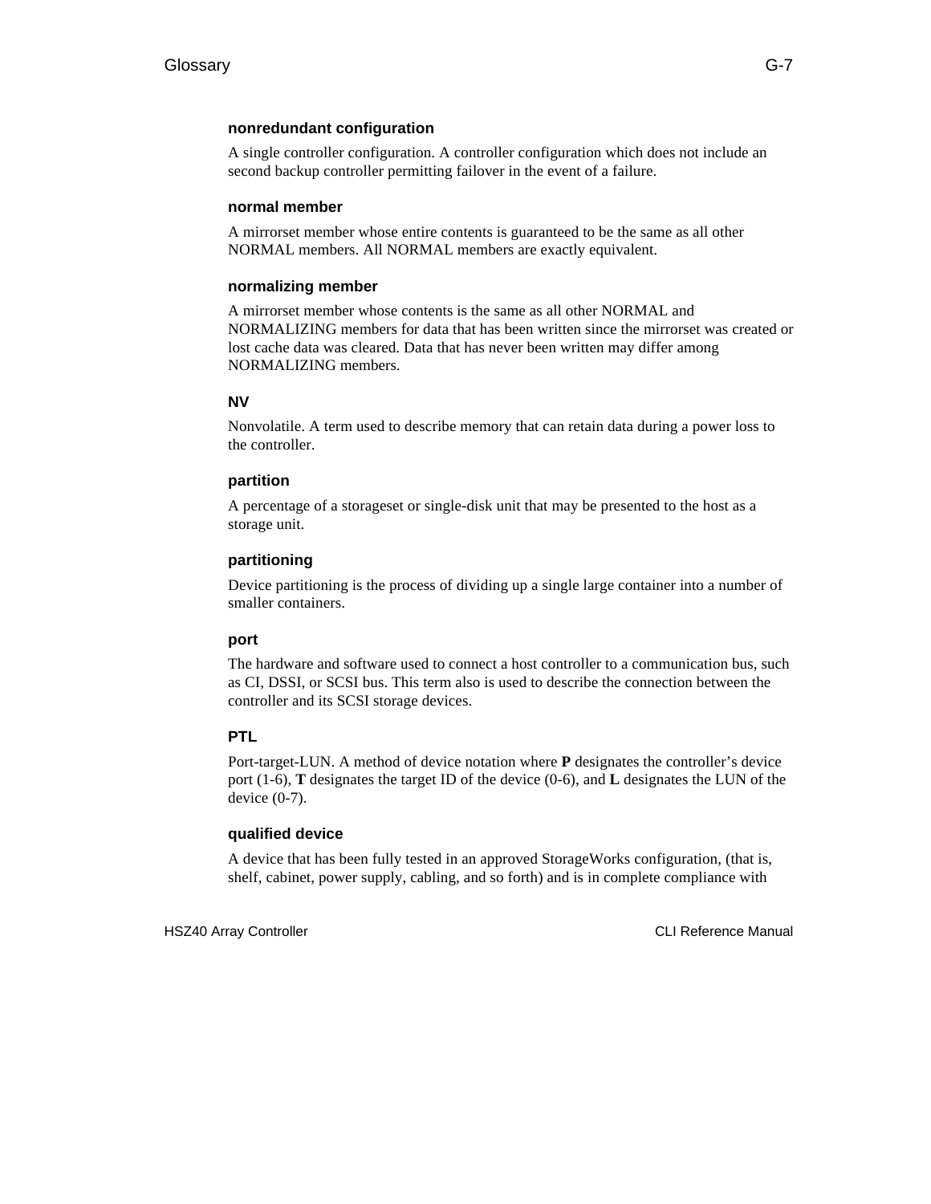### nonredundant configuration

A single controller configuration. A controller configuration which does not include an second backup controller permitting failover in the event of a failure.

### normal member

A mirrorset member whose entire contents is guaranteed to be the same as all other NORMAL members. All NORMAL members are exactly equivalent.

### normalizing member

A mirrorset member whose contents is the same as all other NORMAL and NORMALIZING members for data that has been written since the mirrorset was created or lost cache data was cleared. Data that has never been written may differ among NORMALIZING members.

### NV

Nonvolatile. A term used to describe memory that can retain data during a power loss to the controller.

### partition

A percentage of a storageset or single-disk unit that may be presented to the host as a storage unit.

### partitioning

Device partitioning is the process of dividing up a single large container into a number of smaller containers.

### port

The hardware and software used to connect a host controller to a communication bus, such as CI, DSSI, or SCSI bus. This term also is used to describe the connection between the controller and its SCSI storage devices.

### PTL

Port-target-LUN. A method of device notation where **P** designates the controller's device port (1-6), **T** designates the target ID of the device (0-6), and **L** designates the LUN of the device (0-7).

### qualified device

A device that has been fully tested in an approved StorageWorks configuration, (that is, shelf, cabinet, power supply, cabling, and so forth) and is in complete compliance with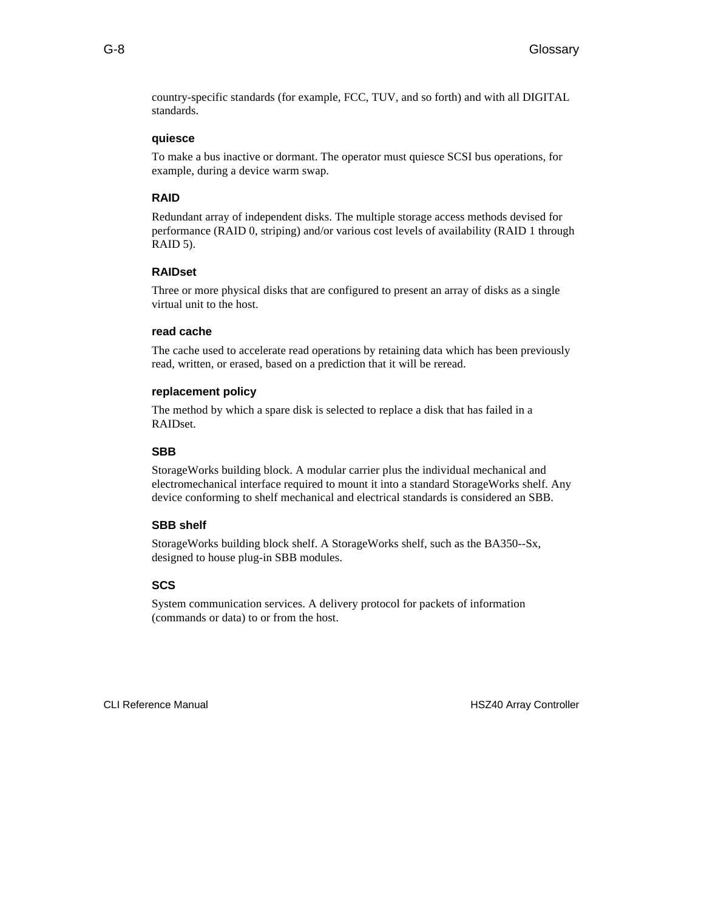country-specific standards (for example, FCC, TUV, and so forth) and with all DIGITAL standards.

### quiesce

To make a bus inactive or dormant. The operator must quiesce SCSI bus operations, for example, during a device warm swap.

### RAID

Redundant array of independent disks. The multiple storage access methods devised for performance (RAID 0, striping) and/or various cost levels of availability (RAID 1 through RAID 5).

### RAIDset

Three or more physical disks that are configured to present an array of disks as a single virtual unit to the host.

### read cache

The cache used to accelerate read operations by retaining data which has been previously read, written, or erased, based on a prediction that it will be reread.

### replacement policy

The method by which a spare disk is selected to replace a disk that has failed in a RAIDset.

### SBB

StorageWorks building block. A modular carrier plus the individual mechanical and electromechanical interface required to mount it into a standard StorageWorks shelf. Any device conforming to shelf mechanical and electrical standards is considered an SBB.

### SBB shelf

StorageWorks building block shelf. A StorageWorks shelf, such as the BA350--Sx, designed to house plug-in SBB modules.

### SCS

System communication services. A delivery protocol for packets of information (commands or data) to or from the host.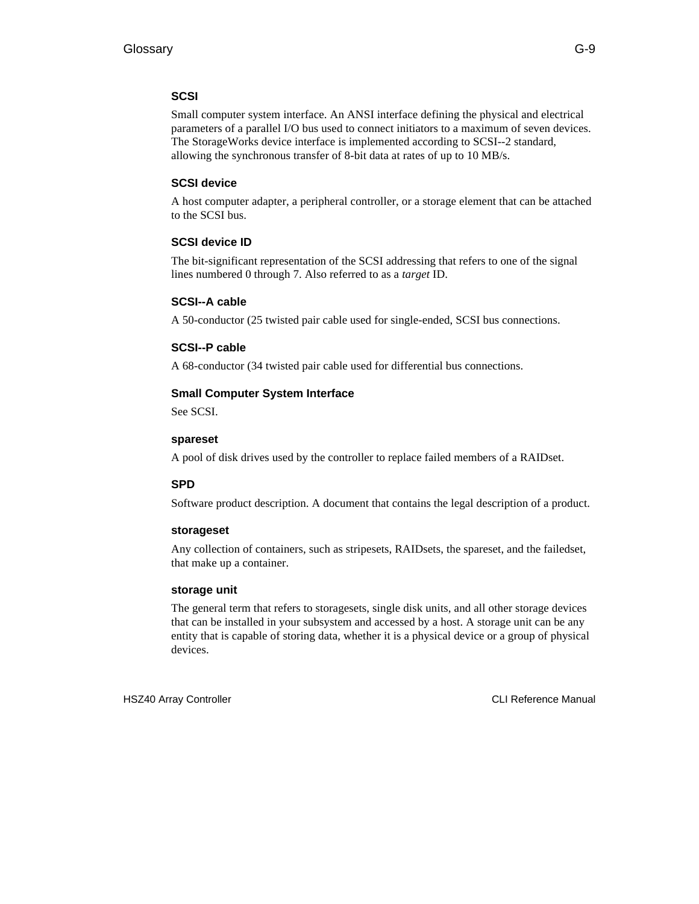### SCSI

Small computer system interface. An ANSI interface defining the physical and electrical parameters of a parallel I/O bus used to connect initiators to a maximum of seven devices. The StorageWorks device interface is implemented according to SCSI--2 standard, allowing the synchronous transfer of 8-bit data at rates of up to 10 MB/s.

### SCSI device

A host computer adapter, a peripheral controller, or a storage element that can be attached to the SCSI bus.

### SCSI device ID

The bit-significant representation of the SCSI addressing that refers to one of the signal lines numbered 0 through 7. Also referred to as a *target* ID.

### SCSI--A cable

A 50-conductor (25 twisted pair cable used for single-ended, SCSI bus connections.

### SCSI--P cable

A 68-conductor (34 twisted pair cable used for differential bus connections.

### Small Computer System Interface

See SCSI.

### spareset

A pool of disk drives used by the controller to replace failed members of a RAIDset.

### SPD

Software product description. A document that contains the legal description of a product.

### storageset

Any collection of containers, such as stripesets, RAIDsets, the spareset, and the failedset, that make up a container.

### storage unit

The general term that refers to storagesets, single disk units, and all other storage devices that can be installed in your subsystem and accessed by a host. A storage unit can be any entity that is capable of storing data, whether it is a physical device or a group of physical devices.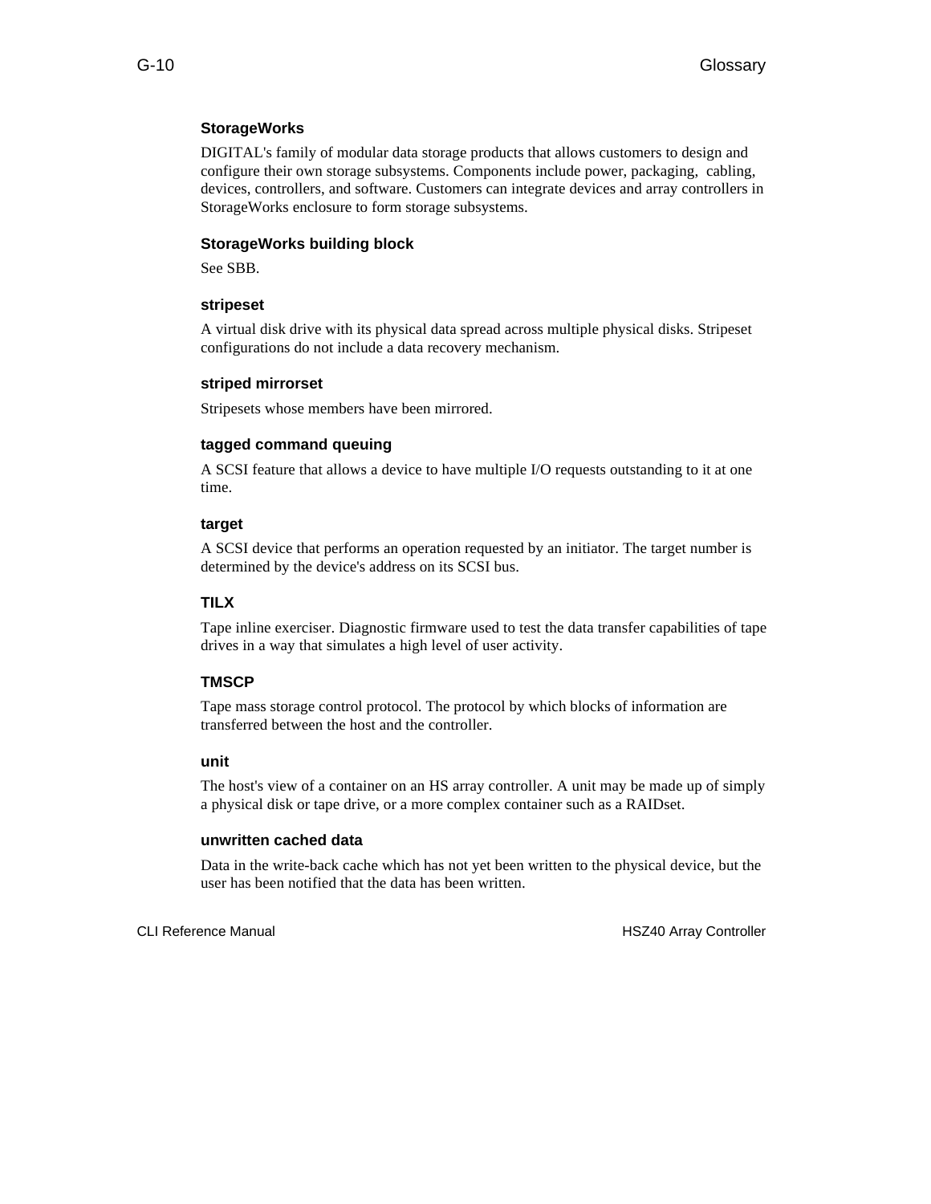### StorageWorks

DIGITAL's family of modular data storage products that allows customers to design and configure their own storage subsystems. Components include power, packaging, cabling, devices, controllers, and software. Customers can integrate devices and array controllers in StorageWorks enclosure to form storage subsystems.

### StorageWorks building block

See SBB.

### stripeset

A virtual disk drive with its physical data spread across multiple physical disks. Stripeset configurations do not include a data recovery mechanism.

### striped mirrorset

Stripesets whose members have been mirrored.

### tagged command queuing

A SCSI feature that allows a device to have multiple I/O requests outstanding to it at one time.

### target

A SCSI device that performs an operation requested by an initiator. The target number is determined by the device's address on its SCSI bus.

### TILX

Tape inline exerciser. Diagnostic firmware used to test the data transfer capabilities of tape drives in a way that simulates a high level of user activity.

### TMSCP

Tape mass storage control protocol. The protocol by which blocks of information are transferred between the host and the controller.

### unit

The host's view of a container on an HS array controller. A unit may be made up of simply a physical disk or tape drive, or a more complex container such as a RAIDset.

### unwritten cached data

Data in the write-back cache which has not yet been written to the physical device, but the user has been notified that the data has been written.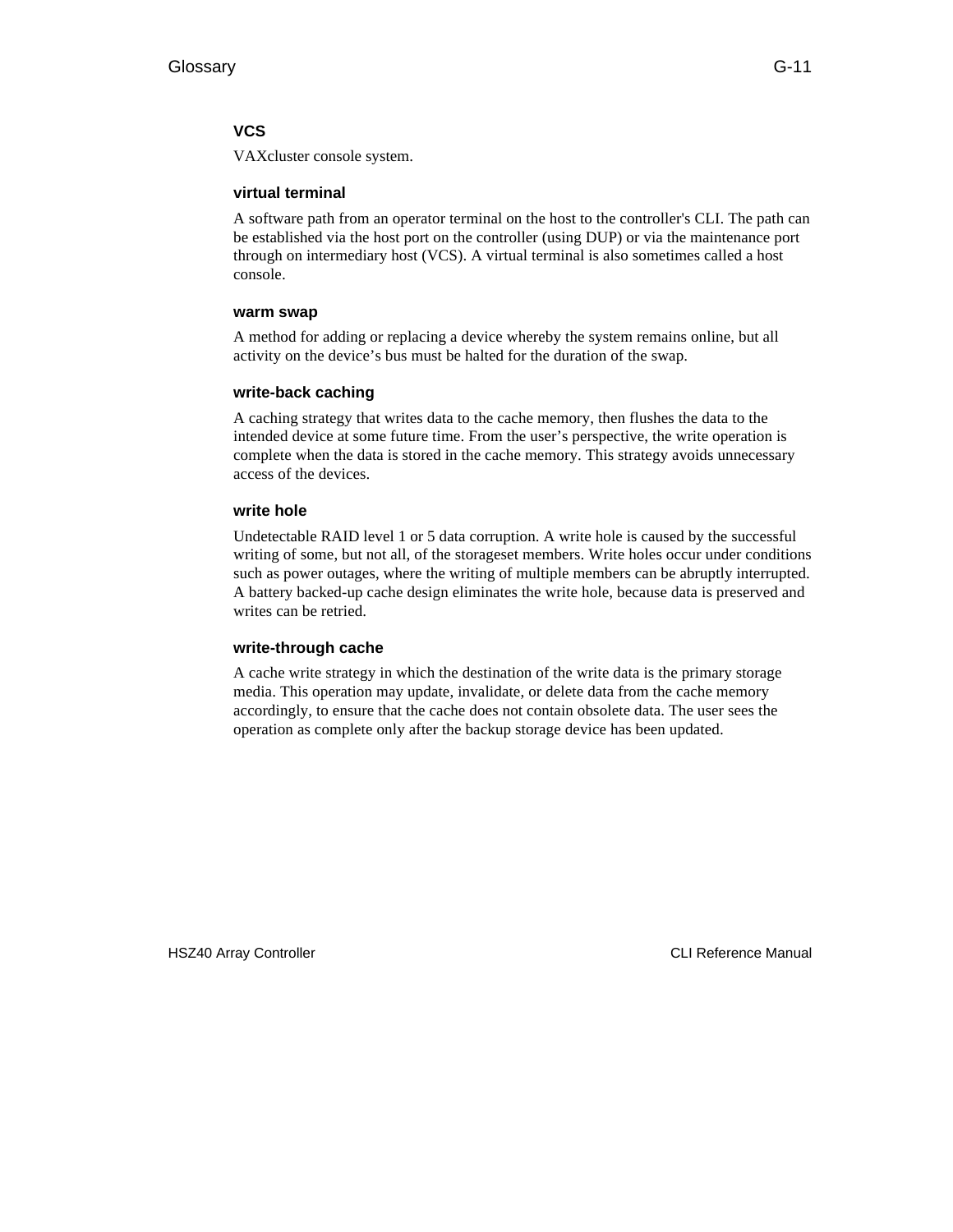### VCS

VAXcluster console system.

### virtual terminal

A software path from an operator terminal on the host to the controller's CLI. The path can be established via the host port on the controller (using DUP) or via the maintenance port through on intermediary host (VCS). A virtual terminal is also sometimes called a host console.

### warm swap

A method for adding or replacing a device whereby the system remains online, but all activity on the device's bus must be halted for the duration of the swap.

### write-back caching

A caching strategy that writes data to the cache memory, then flushes the data to the intended device at some future time. From the user's perspective, the write operation is complete when the data is stored in the cache memory. This strategy avoids unnecessary access of the devices.

### write hole

Undetectable RAID level 1 or 5 data corruption. A write hole is caused by the successful writing of some, but not all, of the storageset members. Write holes occur under conditions such as power outages, where the writing of multiple members can be abruptly interrupted. A battery backed-up cache design eliminates the write hole, because data is preserved and writes can be retried.

### write-through cache

A cache write strategy in which the destination of the write data is the primary storage media. This operation may update, invalidate, or delete data from the cache memory accordingly, to ensure that the cache does not contain obsolete data. The user sees the operation as complete only after the backup storage device has been updated.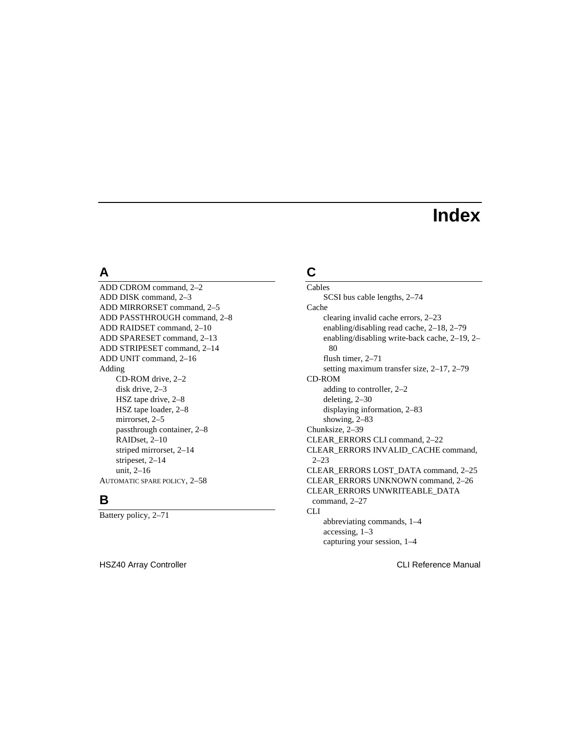# Index

## A

ADD CDROM command, 2–2
ADD DISK command, 2–3
ADD MIRRORSET command, 2–5
ADD PASSTHROUGH command, 2–8
ADD RAIDSET command, 2–10
ADD SPARESET command, 2–13
ADD STRIPESET command, 2–14
ADD UNIT command, 2–16
Adding
- CD-ROM drive, 2–2
- disk drive, 2–3
- HSZ tape drive, 2–8
- HSZ tape loader, 2–8
- mirrorset, 2–5
- passthrough container, 2–8
- RAIDset, 2–10
- striped mirrorset, 2–14
- stripeset, 2–14
- unit, 2–16

AUTOMATIC SPARE POLICY, 2–58

## B

Battery policy, 2–71

## C

Cables
- SCSI bus cable lengths, 2–74

Cache
- clearing invalid cache errors, 2–23
- enabling/disabling read cache, 2–18, 2–79
- enabling/disabling write-back cache, 2–19, 2–80
- flush timer, 2–71
- setting maximum transfer size, 2–17, 2–79

CD-ROM
- adding to controller, 2–2
- deleting, 2–30
- displaying information, 2–83
- showing, 2–83

Chunksize, 2–39
CLEAR_ERRORS CLI command, 2–22
CLEAR_ERRORS INVALID_CACHE command, 2–23
CLEAR_ERRORS LOST_DATA command, 2–25
CLEAR_ERRORS UNKNOWN command, 2–26
CLEAR_ERRORS UNWRITEABLE_DATA command, 2–27
CLI
- abbreviating commands, 1–4
- accessing, 1–3
- capturing your session, 1–4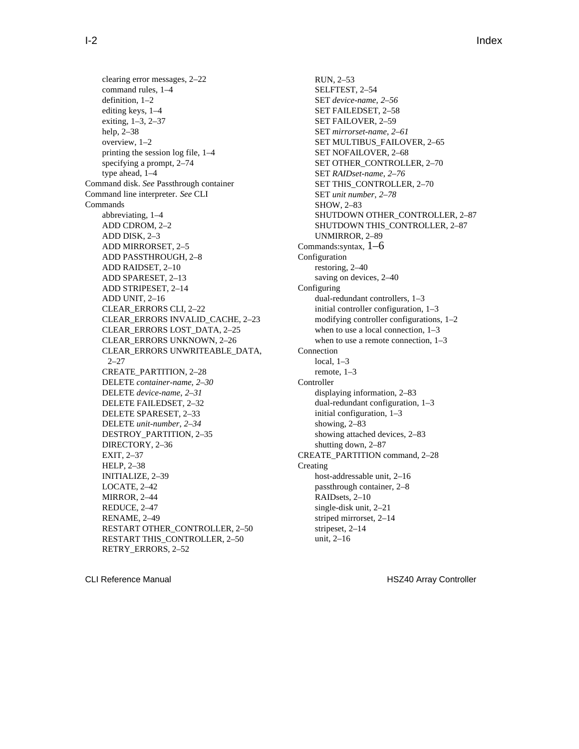clearing error messages, 2–22
command rules, 1–4
definition, 1–2
editing keys, 1–4
exiting, 1–3, 2–37
help, 2–38
overview, 1–2
printing the session log file, 1–4
specifying a prompt, 2–74
type ahead, 1–4

Command disk. *See* Passthrough container

Command line interpreter. *See* CLI

Commands
abbreviating, 1–4
ADD CDROM, 2–2
ADD DISK, 2–3
ADD MIRRORSET, 2–5
ADD PASSTHROUGH, 2–8
ADD RAIDSET, 2–10
ADD SPARESET, 2–13
ADD STRIPESET, 2–14
ADD UNIT, 2–16
CLEAR_ERRORS CLI, 2–22
CLEAR_ERRORS INVALID_CACHE, 2–23
CLEAR_ERRORS LOST_DATA, 2–25
CLEAR_ERRORS UNKNOWN, 2–26
CLEAR_ERRORS UNWRITEABLE_DATA, 2–27
CREATE_PARTITION, 2–28
DELETE *container-name, 2–30*
DELETE *device-name, 2–31*
DELETE FAILEDSET, 2–32
DELETE SPARESET, 2–33
DELETE *unit-number, 2–34*
DESTROY_PARTITION, 2–35
DIRECTORY, 2–36
EXIT, 2–37
HELP, 2–38
INITIALIZE, 2–39
LOCATE, 2–42
MIRROR, 2–44
REDUCE, 2–47
RENAME, 2–49
RESTART OTHER_CONTROLLER, 2–50
RESTART THIS_CONTROLLER, 2–50
RETRY_ERRORS, 2–52
RUN, 2–53
SELFTEST, 2–54
SET *device-name, 2–56*
SET FAILEDSET, 2–58
SET FAILOVER, 2–59
SET *mirrorset-name, 2–61*
SET MULTIBUS_FAILOVER, 2–65
SET NOFAILOVER, 2–68
SET OTHER_CONTROLLER, 2–70
SET *RAIDset-name, 2–76*
SET THIS_CONTROLLER, 2–70
SET *unit number, 2–78*
SHOW, 2–83
SHUTDOWN OTHER_CONTROLLER, 2–87
SHUTDOWN THIS_CONTROLLER, 2–87
UNMIRROR, 2–89

Commands:syntax, 1–6

Configuration
restoring, 2–40
saving on devices, 2–40

Configuring
dual-redundant controllers, 1–3
initial controller configuration, 1–3
modifying controller configurations, 1–2
when to use a local connection, 1–3
when to use a remote connection, 1–3

Connection
local, 1–3
remote, 1–3

Controller
displaying information, 2–83
dual-redundant configuration, 1–3
initial configuration, 1–3
showing, 2–83
showing attached devices, 2–83
shutting down, 2–87

CREATE_PARTITION command, 2–28

Creating
host-addressable unit, 2–16
passthrough container, 2–8
RAIDsets, 2–10
single-disk unit, 2–21
striped mirrorset, 2–14
stripeset, 2–14
unit, 2–16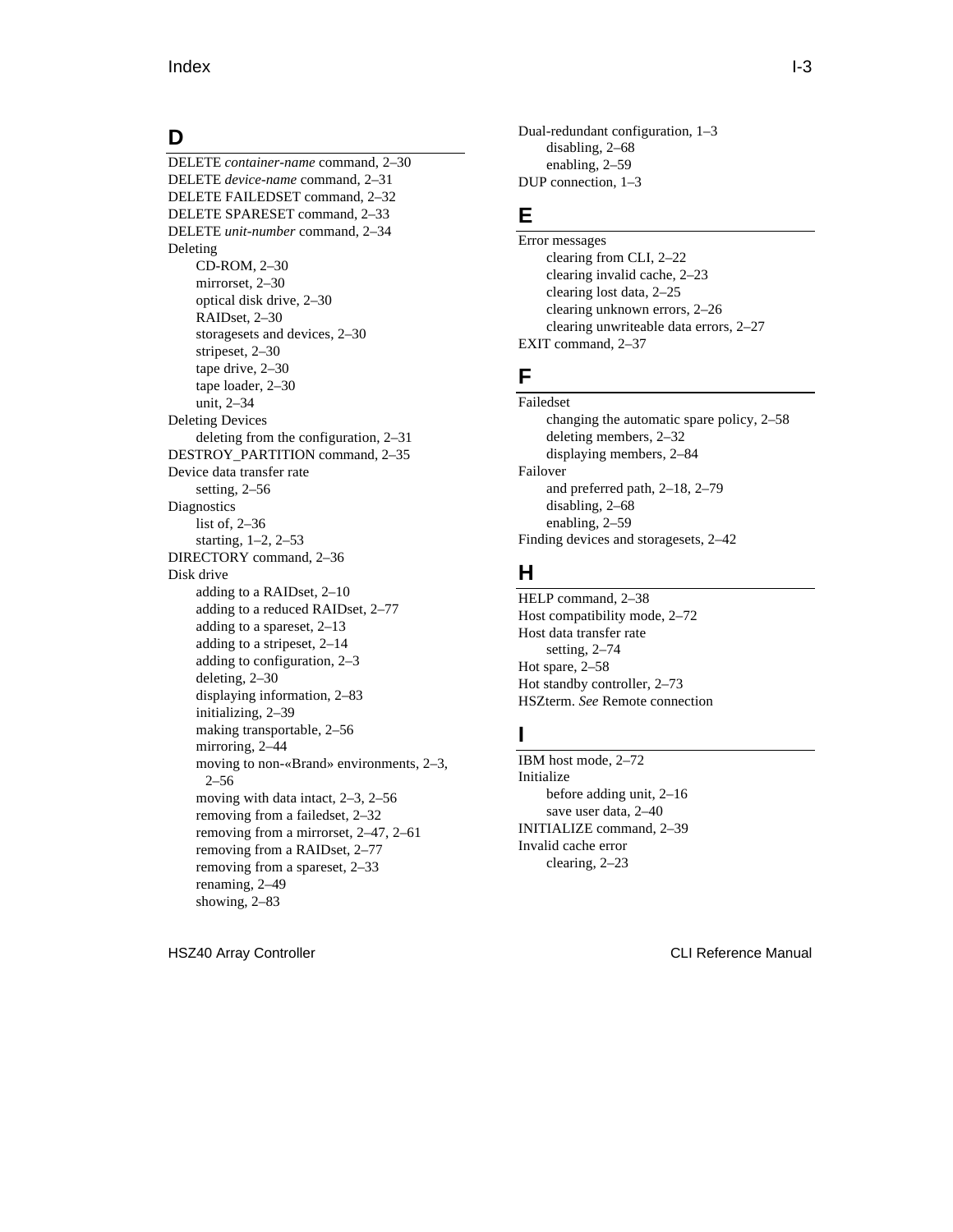## D

DELETE *container-name* command, 2–30
DELETE *device-name* command, 2–31
DELETE FAILEDSET command, 2–32
DELETE SPARESET command, 2–33
DELETE *unit-number* command, 2–34
Deleting
  CD-ROM, 2–30
  mirrorset, 2–30
  optical disk drive, 2–30
  RAIDset, 2–30
  storagesets and devices, 2–30
  stripeset, 2–30
  tape drive, 2–30
  tape loader, 2–30
  unit, 2–34
Deleting Devices
  deleting from the configuration, 2–31
DESTROY_PARTITION command, 2–35
Device data transfer rate
  setting, 2–56
Diagnostics
  list of, 2–36
  starting, 1–2, 2–53
DIRECTORY command, 2–36
Disk drive
  adding to a RAIDset, 2–10
  adding to a reduced RAIDset, 2–77
  adding to a spareset, 2–13
  adding to a stripeset, 2–14
  adding to configuration, 2–3
  deleting, 2–30
  displaying information, 2–83
  initializing, 2–39
  making transportable, 2–56
  mirroring, 2–44
  moving to non-«Brand» environments, 2–3, 2–56
  moving with data intact, 2–3, 2–56
  removing from a failedset, 2–32
  removing from a mirrorset, 2–47, 2–61
  removing from a RAIDset, 2–77
  removing from a spareset, 2–33
  renaming, 2–49
  showing, 2–83
Dual-redundant configuration, 1–3
  disabling, 2–68
  enabling, 2–59
DUP connection, 1–3

## E

Error messages
  clearing from CLI, 2–22
  clearing invalid cache, 2–23
  clearing lost data, 2–25
  clearing unknown errors, 2–26
  clearing unwriteable data errors, 2–27
EXIT command, 2–37

## F

Failedset
  changing the automatic spare policy, 2–58
  deleting members, 2–32
  displaying members, 2–84
Failover
  and preferred path, 2–18, 2–79
  disabling, 2–68
  enabling, 2–59
Finding devices and storagesets, 2–42

## H

HELP command, 2–38
Host compatibility mode, 2–72
Host data transfer rate
  setting, 2–74
Hot spare, 2–58
Hot standby controller, 2–73
HSZterm. *See* Remote connection

## I

IBM host mode, 2–72
Initialize
  before adding unit, 2–16
  save user data, 2–40
INITIALIZE command, 2–39
Invalid cache error
  clearing, 2–23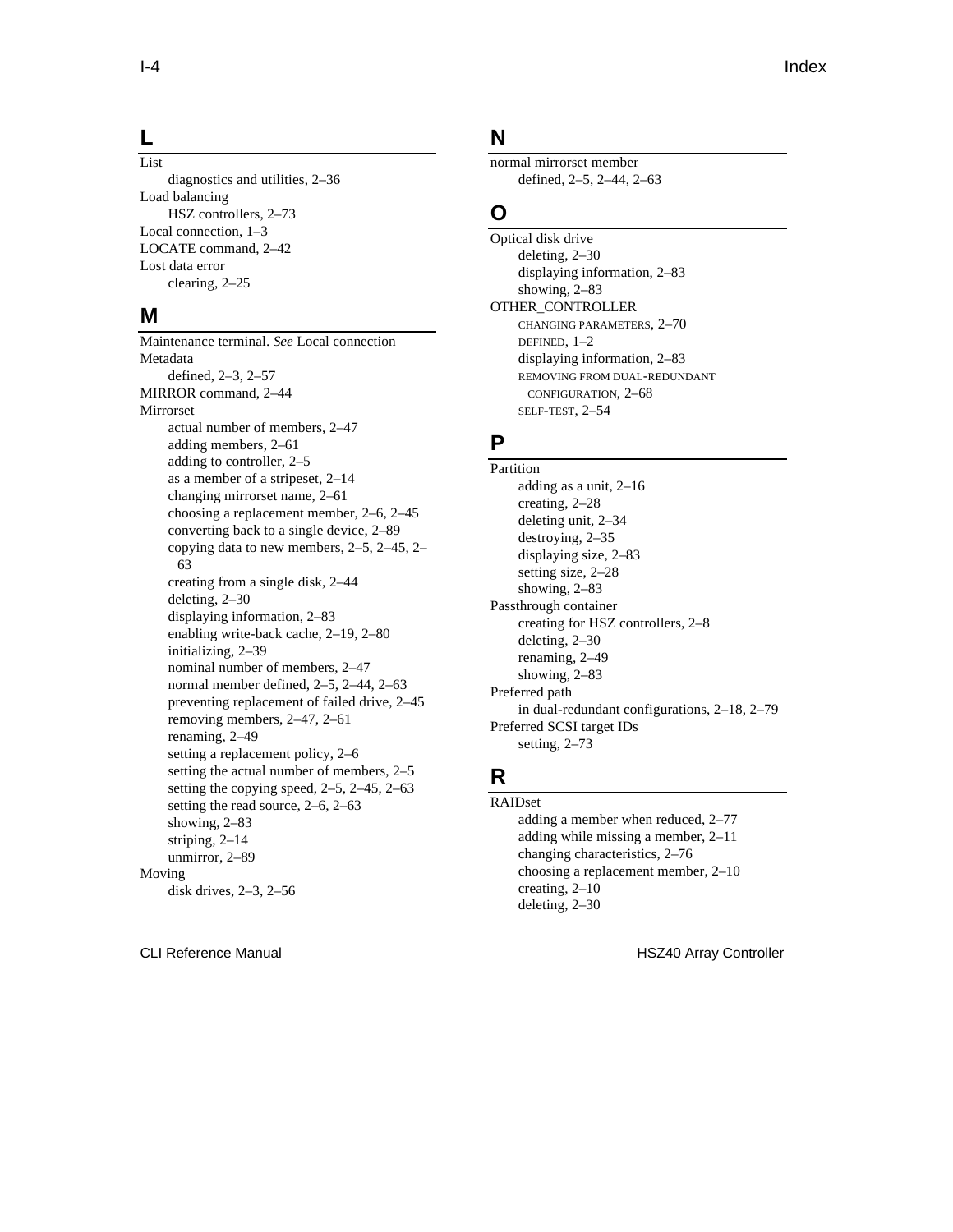## L

List
- diagnostics and utilities, 2–36

Load balancing
- HSZ controllers, 2–73

Local connection, 1–3

LOCATE command, 2–42

Lost data error
- clearing, 2–25

## M

Maintenance terminal. *See* Local connection

Metadata
- defined, 2–3, 2–57

MIRROR command, 2–44

Mirrorset
- actual number of members, 2–47
- adding members, 2–61
- adding to controller, 2–5
- as a member of a stripeset, 2–14
- changing mirrorset name, 2–61
- choosing a replacement member, 2–6, 2–45
- converting back to a single device, 2–89
- copying data to new members, 2–5, 2–45, 2–63
- creating from a single disk, 2–44
- deleting, 2–30
- displaying information, 2–83
- enabling write-back cache, 2–19, 2–80
- initializing, 2–39
- nominal number of members, 2–47
- normal member defined, 2–5, 2–44, 2–63
- preventing replacement of failed drive, 2–45
- removing members, 2–47, 2–61
- renaming, 2–49
- setting a replacement policy, 2–6
- setting the actual number of members, 2–5
- setting the copying speed, 2–5, 2–45, 2–63
- setting the read source, 2–6, 2–63
- showing, 2–83
- striping, 2–14
- unmirror, 2–89

Moving
- disk drives, 2–3, 2–56

## N

normal mirrorset member
- defined, 2–5, 2–44, 2–63

## O

Optical disk drive
- deleting, 2–30
- displaying information, 2–83
- showing, 2–83

OTHER_CONTROLLER
- CHANGING PARAMETERS, 2–70
- DEFINED, 1–2
- displaying information, 2–83
- REMOVING FROM DUAL-REDUNDANT CONFIGURATION, 2–68
- SELF-TEST, 2–54

## P

Partition
- adding as a unit, 2–16
- creating, 2–28
- deleting unit, 2–34
- destroying, 2–35
- displaying size, 2–83
- setting size, 2–28
- showing, 2–83

Passthrough container
- creating for HSZ controllers, 2–8
- deleting, 2–30
- renaming, 2–49
- showing, 2–83

Preferred path
- in dual-redundant configurations, 2–18, 2–79

Preferred SCSI target IDs
- setting, 2–73

## R

RAIDset
- adding a member when reduced, 2–77
- adding while missing a member, 2–11
- changing characteristics, 2–76
- choosing a replacement member, 2–10
- creating, 2–10
- deleting, 2–30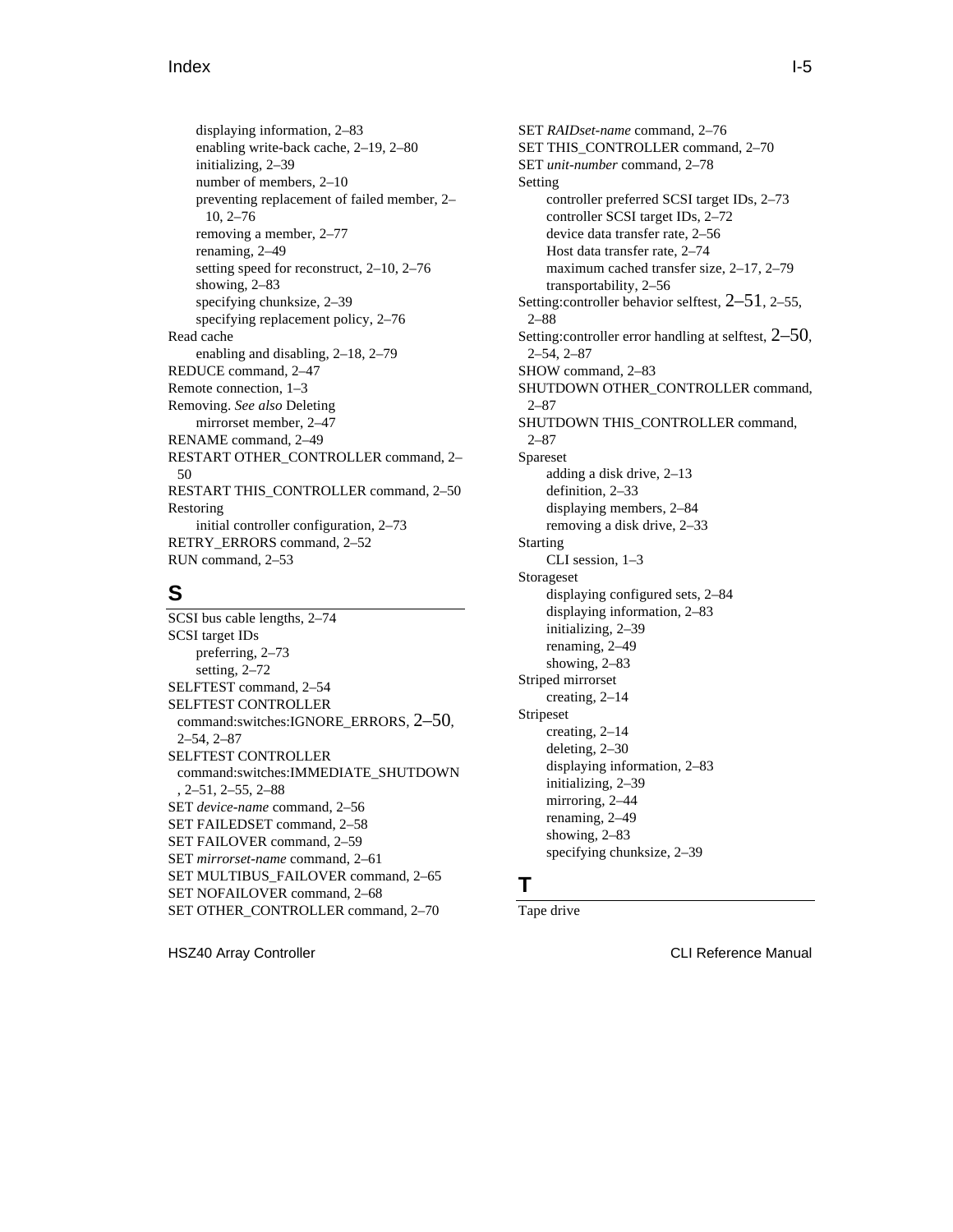- displaying information, 2–83
- enabling write-back cache, 2–19, 2–80
- initializing, 2–39
- number of members, 2–10
- preventing replacement of failed member, 2–10, 2–76
- removing a member, 2–77
- renaming, 2–49
- setting speed for reconstruct, 2–10, 2–76
- showing, 2–83
- specifying chunksize, 2–39
- specifying replacement policy, 2–76

Read cache
- enabling and disabling, 2–18, 2–79

REDUCE command, 2–47

Remote connection, 1–3

Removing. *See also* Deleting
- mirrorset member, 2–47

RENAME command, 2–49

RESTART OTHER_CONTROLLER command, 2–50

RESTART THIS_CONTROLLER command, 2–50

Restoring
- initial controller configuration, 2–73

RETRY_ERRORS command, 2–52

RUN command, 2–53

## S

SCSI bus cable lengths, 2–74

SCSI target IDs
- preferring, 2–73
- setting, 2–72

SELFTEST command, 2–54

SELFTEST CONTROLLER command:switches:IGNORE_ERRORS, 2–50, 2–54, 2–87

SELFTEST CONTROLLER command:switches:IMMEDIATE_SHUTDOWN, 2–51, 2–55, 2–88

SET *device-name* command, 2–56

SET FAILEDSET command, 2–58

SET FAILOVER command, 2–59

SET *mirrorset-name* command, 2–61

SET MULTIBUS_FAILOVER command, 2–65

SET NOFAILOVER command, 2–68

SET OTHER_CONTROLLER command, 2–70

SET *RAIDset-name* command, 2–76

SET THIS_CONTROLLER command, 2–70

SET *unit-number* command, 2–78

Setting
- controller preferred SCSI target IDs, 2–73
- controller SCSI target IDs, 2–72
- device data transfer rate, 2–56
- Host data transfer rate, 2–74
- maximum cached transfer size, 2–17, 2–79
- transportability, 2–56

Setting:controller behavior selftest, 2–51, 2–55, 2–88

Setting:controller error handling at selftest, 2–50, 2–54, 2–87

SHOW command, 2–83

SHUTDOWN OTHER_CONTROLLER command, 2–87

SHUTDOWN THIS_CONTROLLER command, 2–87

Spareset
- adding a disk drive, 2–13
- definition, 2–33
- displaying members, 2–84
- removing a disk drive, 2–33

Starting
- CLI session, 1–3

Storageset
- displaying configured sets, 2–84
- displaying information, 2–83
- initializing, 2–39
- renaming, 2–49
- showing, 2–83

Striped mirrorset
- creating, 2–14

Stripeset
- creating, 2–14
- deleting, 2–30
- displaying information, 2–83
- initializing, 2–39
- mirroring, 2–44
- renaming, 2–49
- showing, 2–83
- specifying chunksize, 2–39

## T

Tape drive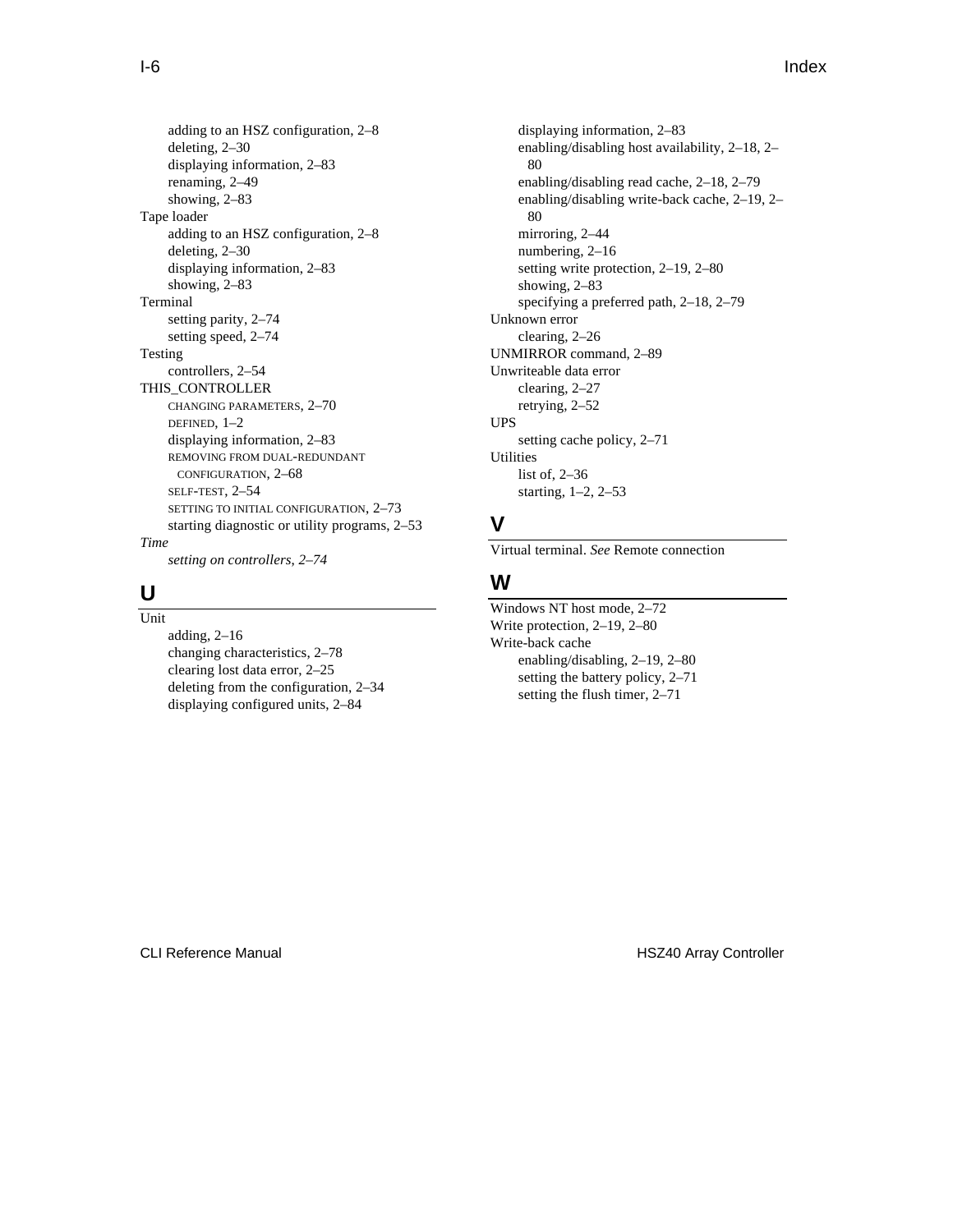adding to an HSZ configuration, 2–8
deleting, 2–30
displaying information, 2–83
renaming, 2–49
showing, 2–83

Tape loader
adding to an HSZ configuration, 2–8
deleting, 2–30
displaying information, 2–83
showing, 2–83

Terminal
setting parity, 2–74
setting speed, 2–74

Testing
controllers, 2–54

THIS_CONTROLLER
CHANGING PARAMETERS, 2–70
DEFINED, 1–2
displaying information, 2–83
REMOVING FROM DUAL-REDUNDANT CONFIGURATION, 2–68
SELF-TEST, 2–54
SETTING TO INITIAL CONFIGURATION, 2–73
starting diagnostic or utility programs, 2–53

*Time*
*setting on controllers, 2–74*

## U

Unit
adding, 2–16
changing characteristics, 2–78
clearing lost data error, 2–25
deleting from the configuration, 2–34
displaying configured units, 2–84
displaying information, 2–83
enabling/disabling host availability, 2–18, 2–80
enabling/disabling read cache, 2–18, 2–79
enabling/disabling write-back cache, 2–19, 2–80
mirroring, 2–44
numbering, 2–16
setting write protection, 2–19, 2–80
showing, 2–83
specifying a preferred path, 2–18, 2–79

Unknown error
clearing, 2–26

UNMIRROR command, 2–89

Unwriteable data error
clearing, 2–27
retrying, 2–52

UPS
setting cache policy, 2–71

Utilities
list of, 2–36
starting, 1–2, 2–53

## V

Virtual terminal. *See* Remote connection

## W

Windows NT host mode, 2–72
Write protection, 2–19, 2–80
Write-back cache
enabling/disabling, 2–19, 2–80
setting the battery policy, 2–71
setting the flush timer, 2–71